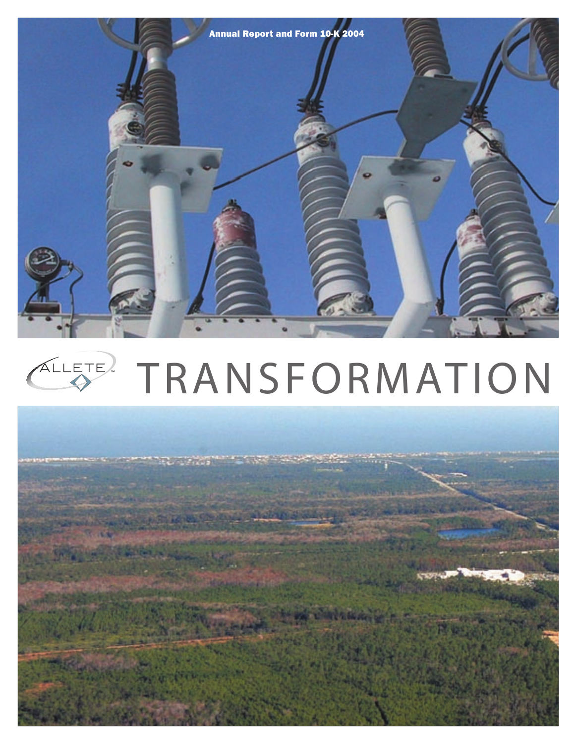Annual Report and Form 10-K 2004

ALLETE™

# TRANSFORMATION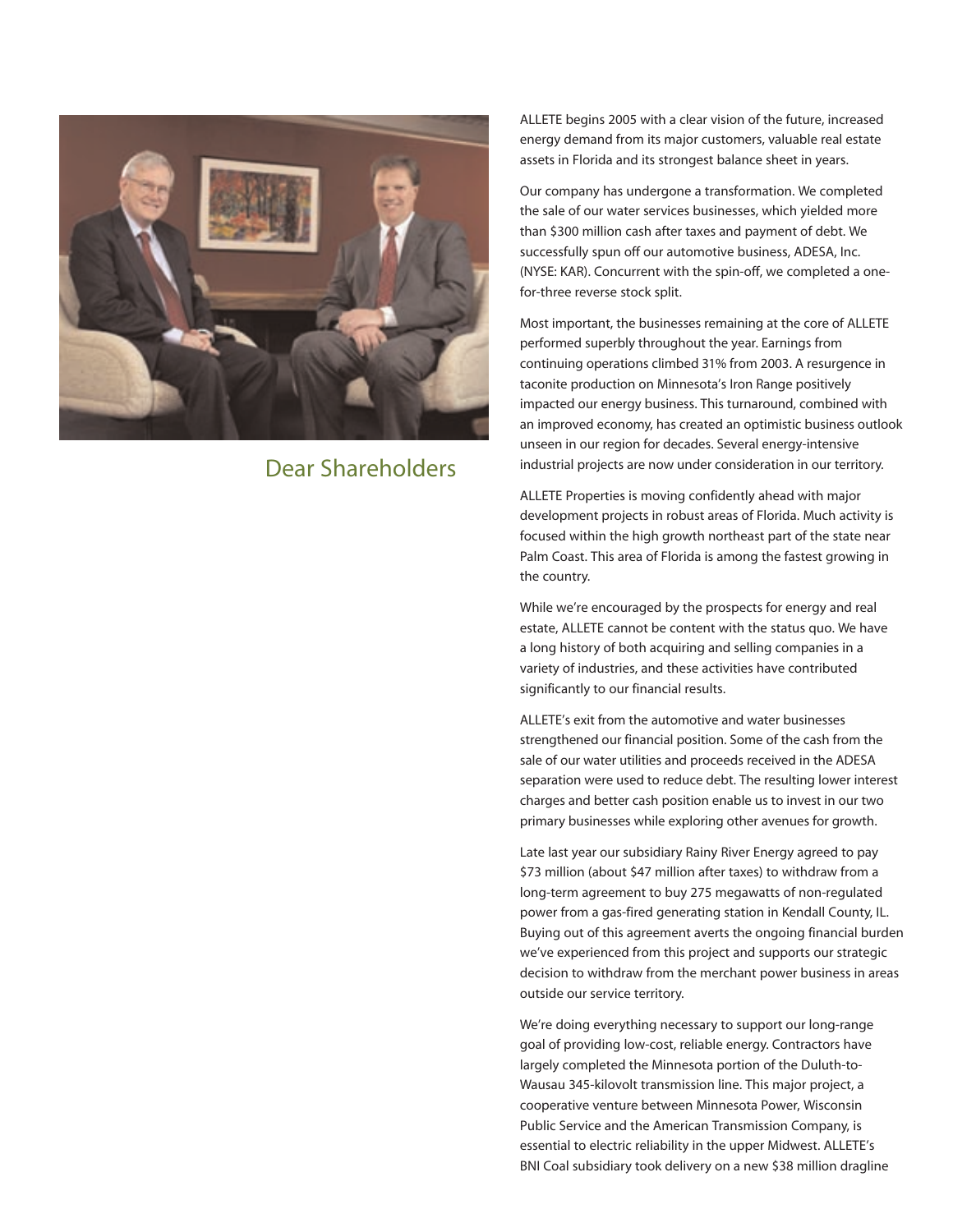## Dear Shareholders

ALLETE begins 2005 with a clear vision of the future, increased energy demand from its major customers, valuable real estate assets in Florida and its strongest balance sheet in years.

Our company has undergone a transformation. We completed the sale of our water services businesses, which yielded more than $300 million cash after taxes and payment of debt. We successfully spun off our automotive business, ADESA, Inc. (NYSE: KAR). Concurrent with the spin-off, we completed a one-for-three reverse stock split.

Most important, the businesses remaining at the core of ALLETE performed superbly throughout the year. Earnings from continuing operations climbed 31% from 2003. A resurgence in taconite production on Minnesota's Iron Range positively impacted our energy business. This turnaround, combined with an improved economy, has created an optimistic business outlook unseen in our region for decades. Several energy-intensive industrial projects are now under consideration in our territory.

ALLETE Properties is moving confidently ahead with major development projects in robust areas of Florida. Much activity is focused within the high growth northeast part of the state near Palm Coast. This area of Florida is among the fastest growing in the country.

While we're encouraged by the prospects for energy and real estate, ALLETE cannot be content with the status quo. We have a long history of both acquiring and selling companies in a variety of industries, and these activities have contributed significantly to our financial results.

ALLETE's exit from the automotive and water businesses strengthened our financial position. Some of the cash from the sale of our water utilities and proceeds received in the ADESA separation were used to reduce debt. The resulting lower interest charges and better cash position enable us to invest in our two primary businesses while exploring other avenues for growth.

Late last year our subsidiary Rainy River Energy agreed to pay $73 million (about $47 million after taxes) to withdraw from a long-term agreement to buy 275 megawatts of non-regulated power from a gas-fired generating station in Kendall County, IL. Buying out of this agreement averts the ongoing financial burden we've experienced from this project and supports our strategic decision to withdraw from the merchant power business in areas outside our service territory.

We're doing everything necessary to support our long-range goal of providing low-cost, reliable energy. Contractors have largely completed the Minnesota portion of the Duluth-to-Wausau 345-kilovolt transmission line. This major project, a cooperative venture between Minnesota Power, Wisconsin Public Service and the American Transmission Company, is essential to electric reliability in the upper Midwest. ALLETE's BNI Coal subsidiary took delivery on a new $38 million dragline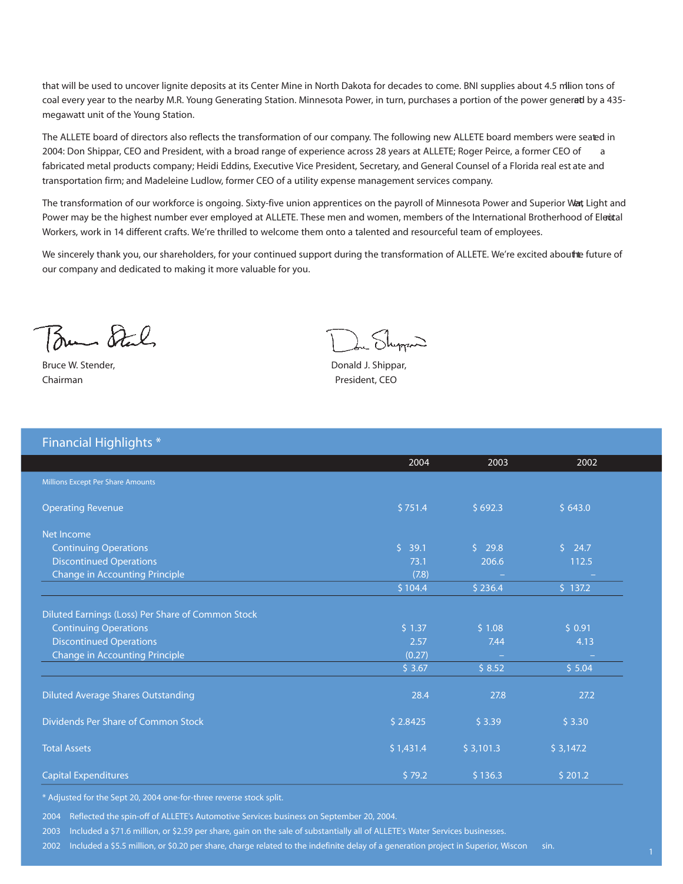that will be used to uncover lignite deposits at its Center Mine in North Dakota for decades to come. BNI supplies about 4.5 million tons of coal every year to the nearby M.R. Young Generating Station. Minnesota Power, in turn, purchases a portion of the power generated by a 435-megawatt unit of the Young Station.

The ALLETE board of directors also reflects the transformation of our company. The following new ALLETE board members were seated in 2004: Don Shippar, CEO and President, with a broad range of experience across 28 years at ALLETE; Roger Peirce, a former CEO of a fabricated metal products company; Heidi Eddins, Executive Vice President, Secretary, and General Counsel of a Florida real estate and transportation firm; and Madeleine Ludlow, former CEO of a utility expense management services company.

The transformation of our workforce is ongoing. Sixty-five union apprentices on the payroll of Minnesota Power and Superior Water, Light and Power may be the highest number ever employed at ALLETE. These men and women, members of the International Brotherhood of Electrical Workers, work in 14 different crafts. We're thrilled to welcome them onto a talented and resourceful team of employees.

We sincerely thank you, our shareholders, for your continued support during the transformation of ALLETE. We're excited about the future of our company and dedicated to making it more valuable for you.

Bruce W. Stender,
Chairman

Donald J. Shippar,
President, CEO

## Financial Highlights *

| Millions Except Per Share Amounts | 2004 | 2003 | 2002 |
|---|---|---|---|
| Operating Revenue | $ 751.4 | $ 692.3 | $ 643.0 |
| Net Income | | | |
| Continuing Operations | $ 39.1 | $ 29.8 | $ 24.7 |
| Discontinued Operations | 73.1 | 206.6 | 112.5 |
| Change in Accounting Principle | (7.8) | – | – |
| | $ 104.4 | $ 236.4 | $ 137.2 |
| Diluted Earnings (Loss) Per Share of Common Stock | | | |
| Continuing Operations | $ 1.37 | $ 1.08 | $ 0.91 |
| Discontinued Operations | 2.57 | 7.44 | 4.13 |
| Change in Accounting Principle | (0.27) | – | – |
| | $ 3.67 | $ 8.52 | $ 5.04 |
| Diluted Average Shares Outstanding | 28.4 | 27.8 | 27.2 |
| Dividends Per Share of Common Stock | $ 2.8425 | $ 3.39 | $ 3.30 |
| Total Assets | $ 1,431.4 | $ 3,101.3 | $ 3,147.2 |
| Capital Expenditures | $ 79.2 | $ 136.3 | $ 201.2 |

* Adjusted for the Sept 20, 2004 one-for-three reverse stock split.

2004 Reflected the spin-off of ALLETE's Automotive Services business on September 20, 2004.

2003 Included a $71.6 million, or $2.59 per share, gain on the sale of substantially all of ALLETE's Water Services businesses.

2002 Included a $5.5 million, or $0.20 per share, charge related to the indefinite delay of a generation project in Superior, Wisconsin.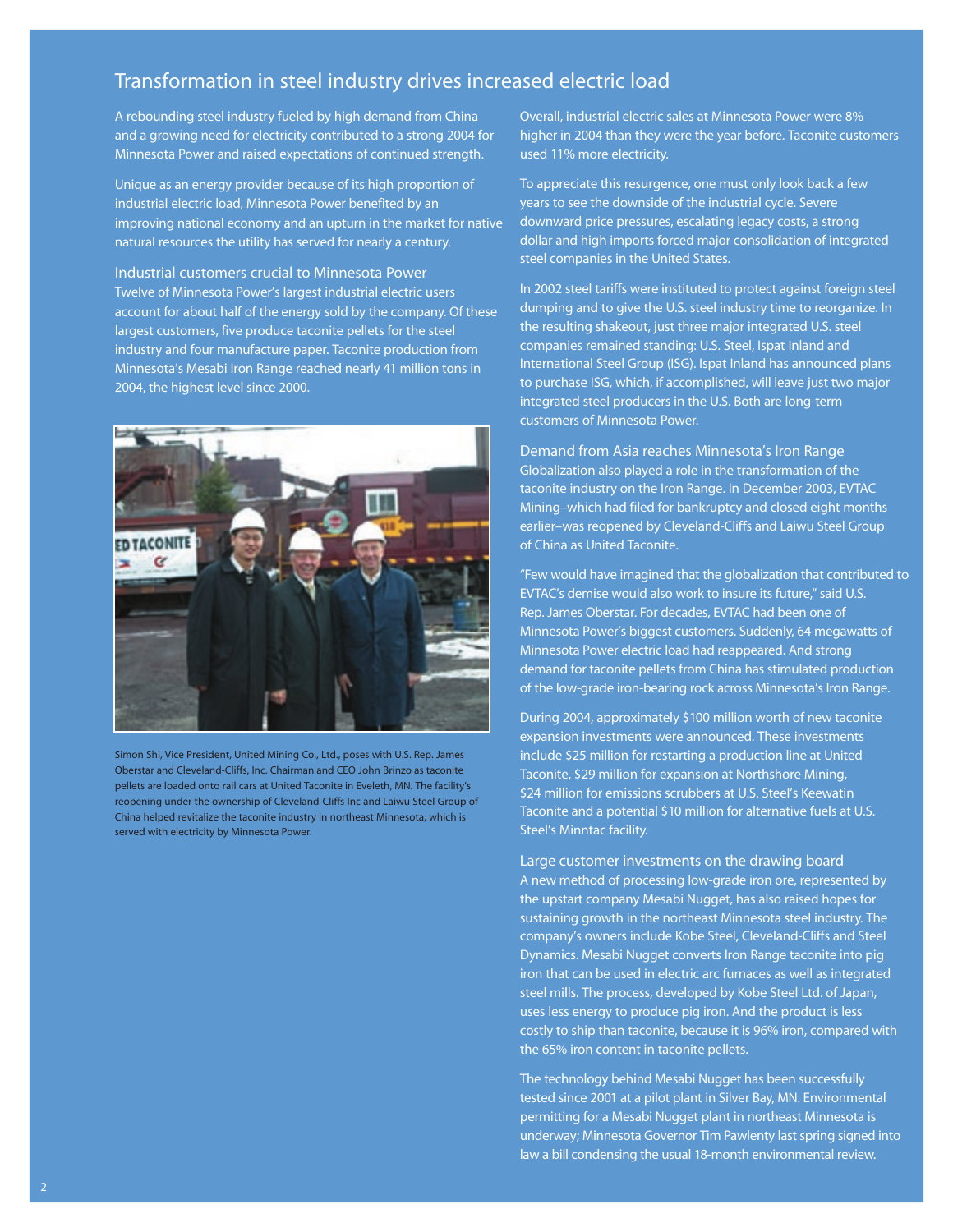# Transformation in steel industry drives increased electric load

A rebounding steel industry fueled by high demand from China and a growing need for electricity contributed to a strong 2004 for Minnesota Power and raised expectations of continued strength.

Unique as an energy provider because of its high proportion of industrial electric load, Minnesota Power benefited by an improving national economy and an upturn in the market for native natural resources the utility has served for nearly a century.

## Industrial customers crucial to Minnesota Power

Twelve of Minnesota Power's largest industrial electric users account for about half of the energy sold by the company. Of these largest customers, five produce taconite pellets for the steel industry and four manufacture paper. Taconite production from Minnesota's Mesabi Iron Range reached nearly 41 million tons in 2004, the highest level since 2000.

Simon Shi, Vice President, United Mining Co., Ltd., poses with U.S. Rep. James Oberstar and Cleveland-Cliffs, Inc. Chairman and CEO John Brinzo as taconite pellets are loaded onto rail cars at United Taconite in Eveleth, MN. The facility's reopening under the ownership of Cleveland-Cliffs Inc and Laiwu Steel Group of China helped revitalize the taconite industry in northeast Minnesota, which is served with electricity by Minnesota Power.

Overall, industrial electric sales at Minnesota Power were 8% higher in 2004 than they were the year before. Taconite customers used 11% more electricity.

To appreciate this resurgence, one must only look back a few years to see the downside of the industrial cycle. Severe downward price pressures, escalating legacy costs, a strong dollar and high imports forced major consolidation of integrated steel companies in the United States.

In 2002 steel tariffs were instituted to protect against foreign steel dumping and to give the U.S. steel industry time to reorganize. In the resulting shakeout, just three major integrated U.S. steel companies remained standing: U.S. Steel, Ispat Inland and International Steel Group (ISG). Ispat Inland has announced plans to purchase ISG, which, if accomplished, will leave just two major integrated steel producers in the U.S. Both are long-term customers of Minnesota Power.

## Demand from Asia reaches Minnesota's Iron Range

Globalization also played a role in the transformation of the taconite industry on the Iron Range. In December 2003, EVTAC Mining–which had filed for bankruptcy and closed eight months earlier–was reopened by Cleveland-Cliffs and Laiwu Steel Group of China as United Taconite.

"Few would have imagined that the globalization that contributed to EVTAC's demise would also work to insure its future," said U.S. Rep. James Oberstar. For decades, EVTAC had been one of Minnesota Power's biggest customers. Suddenly, 64 megawatts of Minnesota Power electric load had reappeared. And strong demand for taconite pellets from China has stimulated production of the low-grade iron-bearing rock across Minnesota's Iron Range.

During 2004, approximately $100 million worth of new taconite expansion investments were announced. These investments include $25 million for restarting a production line at United Taconite, $29 million for expansion at Northshore Mining, $24 million for emissions scrubbers at U.S. Steel's Keewatin Taconite and a potential $10 million for alternative fuels at U.S. Steel's Minntac facility.

## Large customer investments on the drawing board

A new method of processing low-grade iron ore, represented by the upstart company Mesabi Nugget, has also raised hopes for sustaining growth in the northeast Minnesota steel industry. The company's owners include Kobe Steel, Cleveland-Cliffs and Steel Dynamics. Mesabi Nugget converts Iron Range taconite into pig iron that can be used in electric arc furnaces as well as integrated steel mills. The process, developed by Kobe Steel Ltd. of Japan, uses less energy to produce pig iron. And the product is less costly to ship than taconite, because it is 96% iron, compared with the 65% iron content in taconite pellets.

The technology behind Mesabi Nugget has been successfully tested since 2001 at a pilot plant in Silver Bay, MN. Environmental permitting for a Mesabi Nugget plant in northeast Minnesota is underway; Minnesota Governor Tim Pawlenty last spring signed into law a bill condensing the usual 18-month environmental review.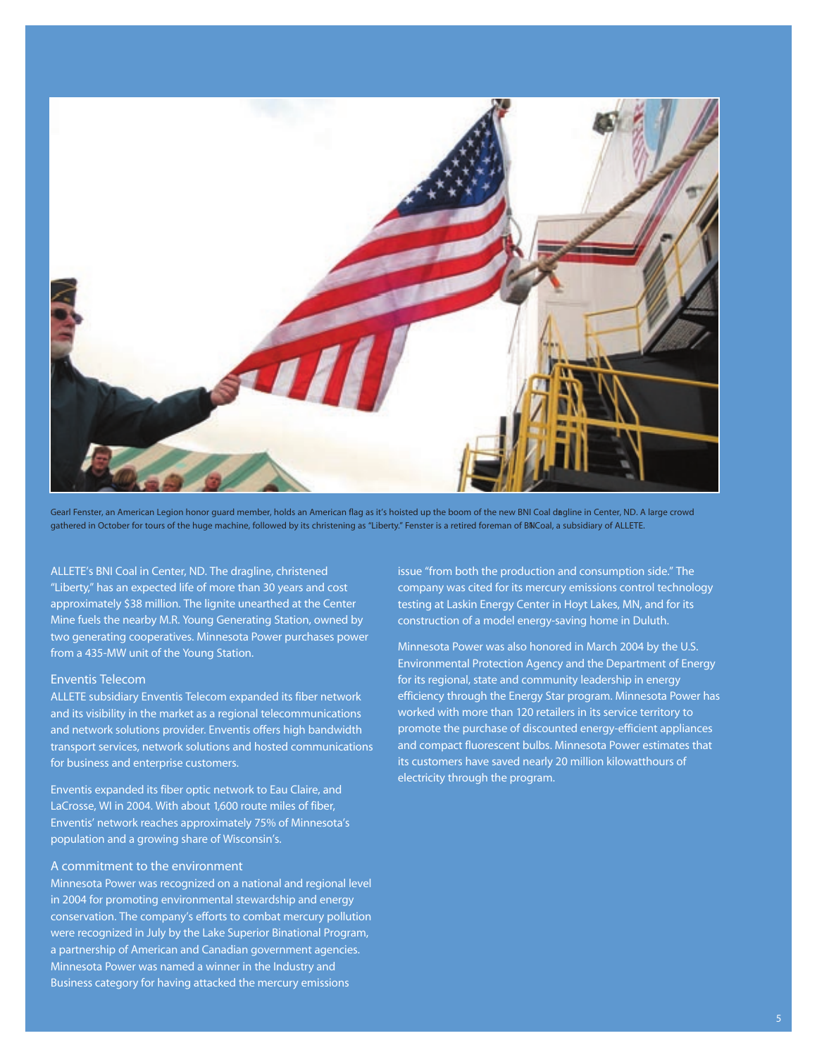Gearl Fenster, an American Legion honor guard member, holds an American flag as it's hoisted up the boom of the new BNI Coal dragline in Center, ND. A large crowd gathered in October for tours of the huge machine, followed by its christening as "Liberty." Fenster is a retired foreman of BNI Coal, a subsidiary of ALLETE.

ALLETE's BNI Coal in Center, ND. The dragline, christened "Liberty," has an expected life of more than 30 years and cost approximately $38 million. The lignite unearthed at the Center Mine fuels the nearby M.R. Young Generating Station, owned by two generating cooperatives. Minnesota Power purchases power from a 435-MW unit of the Young Station.

### Enventis Telecom

ALLETE subsidiary Enventis Telecom expanded its fiber network and its visibility in the market as a regional telecommunications and network solutions provider. Enventis offers high bandwidth transport services, network solutions and hosted communications for business and enterprise customers.

Enventis expanded its fiber optic network to Eau Claire, and LaCrosse, WI in 2004. With about 1,600 route miles of fiber, Enventis' network reaches approximately 75% of Minnesota's population and a growing share of Wisconsin's.

### A commitment to the environment

Minnesota Power was recognized on a national and regional level in 2004 for promoting environmental stewardship and energy conservation. The company's efforts to combat mercury pollution were recognized in July by the Lake Superior Binational Program, a partnership of American and Canadian government agencies. Minnesota Power was named a winner in the Industry and Business category for having attacked the mercury emissions issue "from both the production and consumption side." The company was cited for its mercury emissions control technology testing at Laskin Energy Center in Hoyt Lakes, MN, and for its construction of a model energy-saving home in Duluth.

Minnesota Power was also honored in March 2004 by the U.S. Environmental Protection Agency and the Department of Energy for its regional, state and community leadership in energy efficiency through the Energy Star program. Minnesota Power has worked with more than 120 retailers in its service territory to promote the purchase of discounted energy-efficient appliances and compact fluorescent bulbs. Minnesota Power estimates that its customers have saved nearly 20 million kilowatthours of electricity through the program.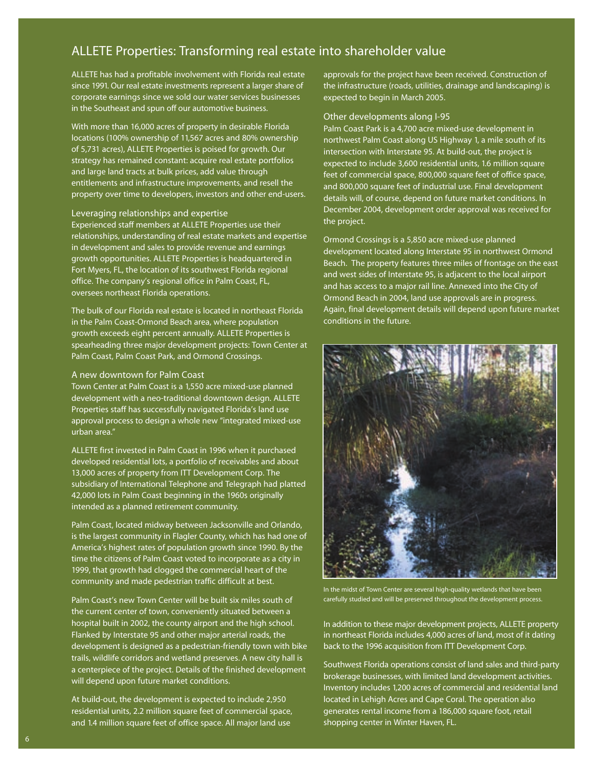## ALLETE Properties: Transforming real estate into shareholder value

ALLETE has had a profitable involvement with Florida real estate since 1991. Our real estate investments represent a larger share of corporate earnings since we sold our water services businesses in the Southeast and spun off our automotive business.

With more than 16,000 acres of property in desirable Florida locations (100% ownership of 11,567 acres and 80% ownership of 5,731 acres), ALLETE Properties is poised for growth. Our strategy has remained constant: acquire real estate portfolios and large land tracts at bulk prices, add value through entitlements and infrastructure improvements, and resell the property over time to developers, investors and other end-users.

### Leveraging relationships and expertise

Experienced staff members at ALLETE Properties use their relationships, understanding of real estate markets and expertise in development and sales to provide revenue and earnings growth opportunities. ALLETE Properties is headquartered in Fort Myers, FL, the location of its southwest Florida regional office. The company's regional office in Palm Coast, FL, oversees northeast Florida operations.

The bulk of our Florida real estate is located in northeast Florida in the Palm Coast-Ormond Beach area, where population growth exceeds eight percent annually. ALLETE Properties is spearheading three major development projects: Town Center at Palm Coast, Palm Coast Park, and Ormond Crossings.

### A new downtown for Palm Coast

Town Center at Palm Coast is a 1,550 acre mixed-use planned development with a neo-traditional downtown design. ALLETE Properties staff has successfully navigated Florida's land use approval process to design a whole new "integrated mixed-use urban area."

ALLETE first invested in Palm Coast in 1996 when it purchased developed residential lots, a portfolio of receivables and about 13,000 acres of property from ITT Development Corp. The subsidiary of International Telephone and Telegraph had platted 42,000 lots in Palm Coast beginning in the 1960s originally intended as a planned retirement community.

Palm Coast, located midway between Jacksonville and Orlando, is the largest community in Flagler County, which has had one of America's highest rates of population growth since 1990. By the time the citizens of Palm Coast voted to incorporate as a city in 1999, that growth had clogged the commercial heart of the community and made pedestrian traffic difficult at best.

Palm Coast's new Town Center will be built six miles south of the current center of town, conveniently situated between a hospital built in 2002, the county airport and the high school. Flanked by Interstate 95 and other major arterial roads, the development is designed as a pedestrian-friendly town with bike trails, wildlife corridors and wetland preserves. A new city hall is a centerpiece of the project. Details of the finished development will depend upon future market conditions.

At build-out, the development is expected to include 2,950 residential units, 2.2 million square feet of commercial space, and 1.4 million square feet of office space. All major land use approvals for the project have been received. Construction of the infrastructure (roads, utilities, drainage and landscaping) is expected to begin in March 2005.

### Other developments along I-95

Palm Coast Park is a 4,700 acre mixed-use development in northwest Palm Coast along US Highway 1, a mile south of its intersection with Interstate 95. At build-out, the project is expected to include 3,600 residential units, 1.6 million square feet of commercial space, 800,000 square feet of office space, and 800,000 square feet of industrial use. Final development details will, of course, depend on future market conditions. In December 2004, development order approval was received for the project.

Ormond Crossings is a 5,850 acre mixed-use planned development located along Interstate 95 in northwest Ormond Beach. The property features three miles of frontage on the east and west sides of Interstate 95, is adjacent to the local airport and has access to a major rail line. Annexed into the City of Ormond Beach in 2004, land use approvals are in progress. Again, final development details will depend upon future market conditions in the future.

In the midst of Town Center are several high-quality wetlands that have been carefully studied and will be preserved throughout the development process.

In addition to these major development projects, ALLETE property in northeast Florida includes 4,000 acres of land, most of it dating back to the 1996 acquisition from ITT Development Corp.

Southwest Florida operations consist of land sales and third-party brokerage businesses, with limited land development activities. Inventory includes 1,200 acres of commercial and residential land located in Lehigh Acres and Cape Coral. The operation also generates rental income from a 186,000 square foot, retail shopping center in Winter Haven, FL.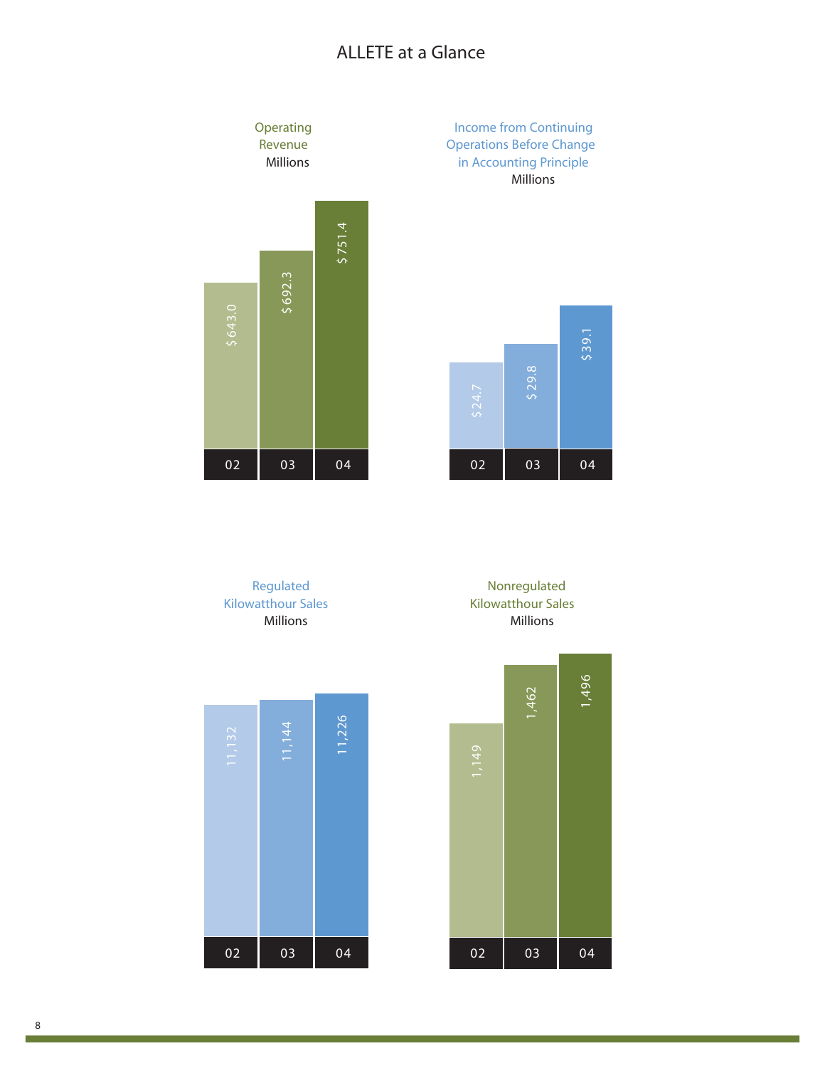# ALLETE at a Glance

**Operating Revenue**
Millions

| Year | Value |
|---|---|
| 02 | $ 643.0 |
| 03 | $ 692.3 |
| 04 | $ 751.4 |

**Income from Continuing Operations Before Change in Accounting Principle**
Millions

| Year | Value |
|---|---|
| 02 | $ 24.7 |
| 03 | $ 29.8 |
| 04 | $ 39.1 |

**Regulated Kilowatthour Sales**
Millions

| Year | Value |
|---|---|
| 02 | 11,132 |
| 03 | 11,144 |
| 04 | 11,226 |

**Nonregulated Kilowatthour Sales**
Millions

| Year | Value |
|---|---|
| 02 | 1,149 |
| 03 | 1,462 |
| 04 | 1,496 |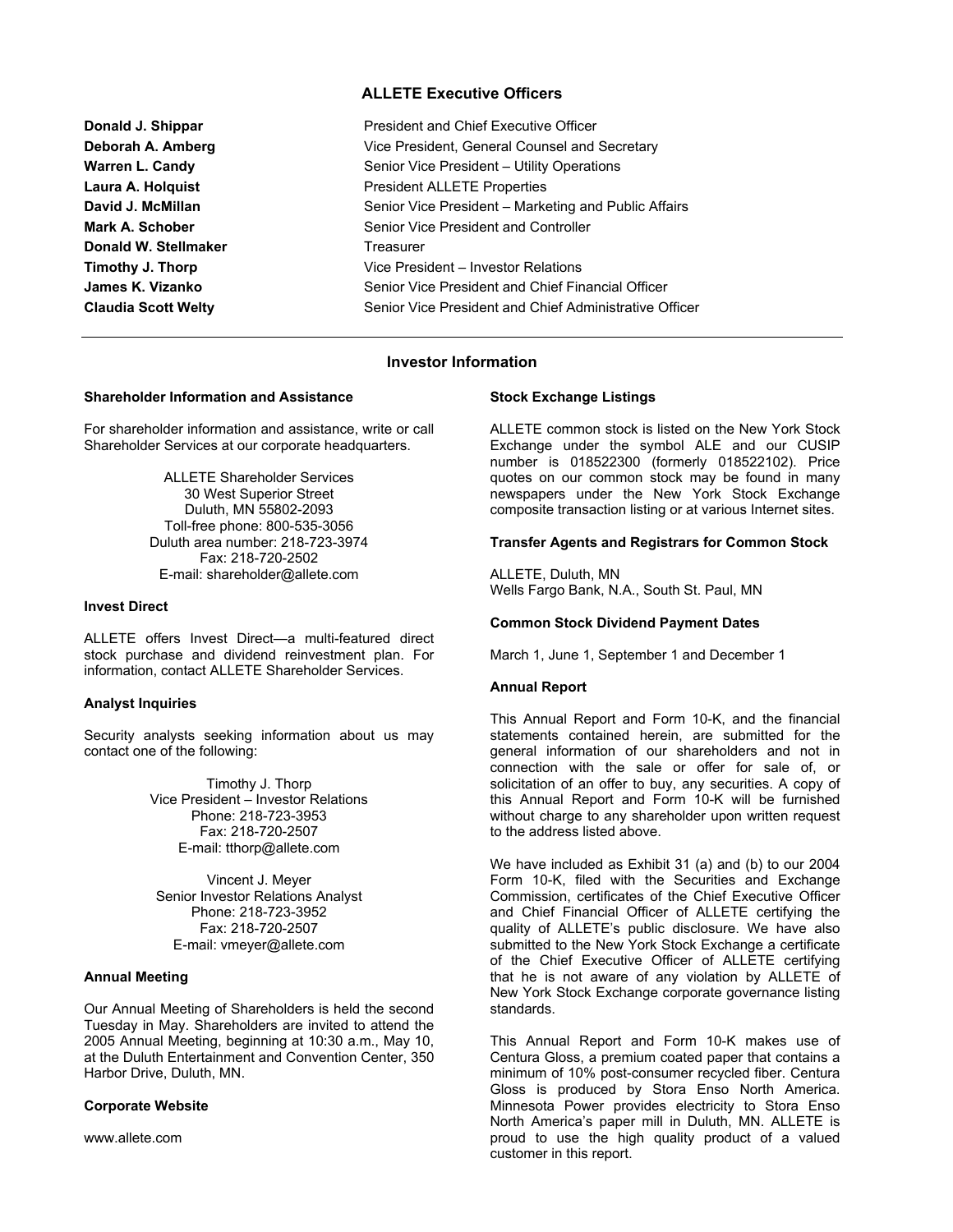## ALLETE Executive Officers

| | |
|---|---|
| **Donald J. Shippar** | President and Chief Executive Officer |
| **Deborah A. Amberg** | Vice President, General Counsel and Secretary |
| **Warren L. Candy** | Senior Vice President – Utility Operations |
| **Laura A. Holquist** | President ALLETE Properties |
| **David J. McMillan** | Senior Vice President – Marketing and Public Affairs |
| **Mark A. Schober** | Senior Vice President and Controller |
| **Donald W. Stellmaker** | Treasurer |
| **Timothy J. Thorp** | Vice President – Investor Relations |
| **James K. Vizanko** | Senior Vice President and Chief Financial Officer |
| **Claudia Scott Welty** | Senior Vice President and Chief Administrative Officer |

## Investor Information

### Shareholder Information and Assistance

For shareholder information and assistance, write or call Shareholder Services at our corporate headquarters.

ALLETE Shareholder Services
30 West Superior Street
Duluth, MN 55802-2093
Toll-free phone: 800-535-3056
Duluth area number: 218-723-3974
Fax: 218-720-2502
E-mail: shareholder@allete.com

### Invest Direct

ALLETE offers Invest Direct—a multi-featured direct stock purchase and dividend reinvestment plan. For information, contact ALLETE Shareholder Services.

### Analyst Inquiries

Security analysts seeking information about us may contact one of the following:

Timothy J. Thorp
Vice President – Investor Relations
Phone: 218-723-3953
Fax: 218-720-2507
E-mail: tthorp@allete.com

Vincent J. Meyer
Senior Investor Relations Analyst
Phone: 218-723-3952
Fax: 218-720-2507
E-mail: vmeyer@allete.com

### Annual Meeting

Our Annual Meeting of Shareholders is held the second Tuesday in May. Shareholders are invited to attend the 2005 Annual Meeting, beginning at 10:30 a.m., May 10, at the Duluth Entertainment and Convention Center, 350 Harbor Drive, Duluth, MN.

### Corporate Website

www.allete.com

### Stock Exchange Listings

ALLETE common stock is listed on the New York Stock Exchange under the symbol ALE and our CUSIP number is 018522300 (formerly 018522102). Price quotes on our common stock may be found in many newspapers under the New York Stock Exchange composite transaction listing or at various Internet sites.

### Transfer Agents and Registrars for Common Stock

ALLETE, Duluth, MN
Wells Fargo Bank, N.A., South St. Paul, MN

### Common Stock Dividend Payment Dates

March 1, June 1, September 1 and December 1

### Annual Report

This Annual Report and Form 10-K, and the financial statements contained herein, are submitted for the general information of our shareholders and not in connection with the sale or offer for sale of, or solicitation of an offer to buy, any securities. A copy of this Annual Report and Form 10-K will be furnished without charge to any shareholder upon written request to the address listed above.

We have included as Exhibit 31 (a) and (b) to our 2004 Form 10-K, filed with the Securities and Exchange Commission, certificates of the Chief Executive Officer and Chief Financial Officer of ALLETE certifying the quality of ALLETE's public disclosure. We have also submitted to the New York Stock Exchange a certificate of the Chief Executive Officer of ALLETE certifying that he is not aware of any violation by ALLETE of New York Stock Exchange corporate governance listing standards.

This Annual Report and Form 10-K makes use of Centura Gloss, a premium coated paper that contains a minimum of 10% post-consumer recycled fiber. Centura Gloss is produced by Stora Enso North America. Minnesota Power provides electricity to Stora Enso North America's paper mill in Duluth, MN. ALLETE is proud to use the high quality product of a valued customer in this report.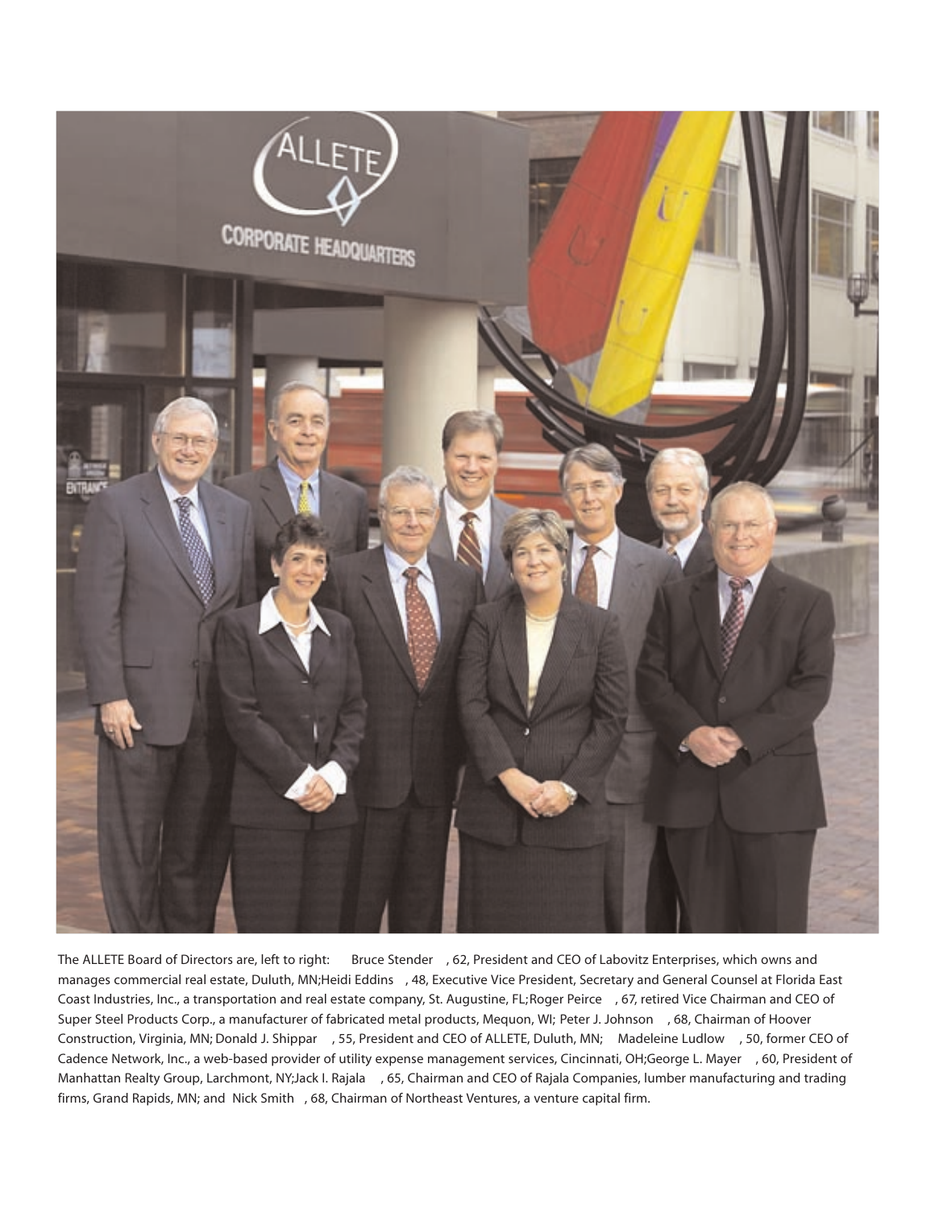The ALLETE Board of Directors are, left to right: Bruce Stender, 62, President and CEO of Labovitz Enterprises, which owns and manages commercial real estate, Duluth, MN; Heidi Eddins, 48, Executive Vice President, Secretary and General Counsel at Florida East Coast Industries, Inc., a transportation and real estate company, St. Augustine, FL; Roger Peirce, 67, retired Vice Chairman and CEO of Super Steel Products Corp., a manufacturer of fabricated metal products, Mequon, WI; Peter J. Johnson, 68, Chairman of Hoover Construction, Virginia, MN; Donald J. Shippar, 55, President and CEO of ALLETE, Duluth, MN; Madeleine Ludlow, 50, former CEO of Cadence Network, Inc., a web-based provider of utility expense management services, Cincinnati, OH; George L. Mayer, 60, President of Manhattan Realty Group, Larchmont, NY; Jack I. Rajala, 65, Chairman and CEO of Rajala Companies, lumber manufacturing and trading firms, Grand Rapids, MN; and Nick Smith, 68, Chairman of Northeast Ventures, a venture capital firm.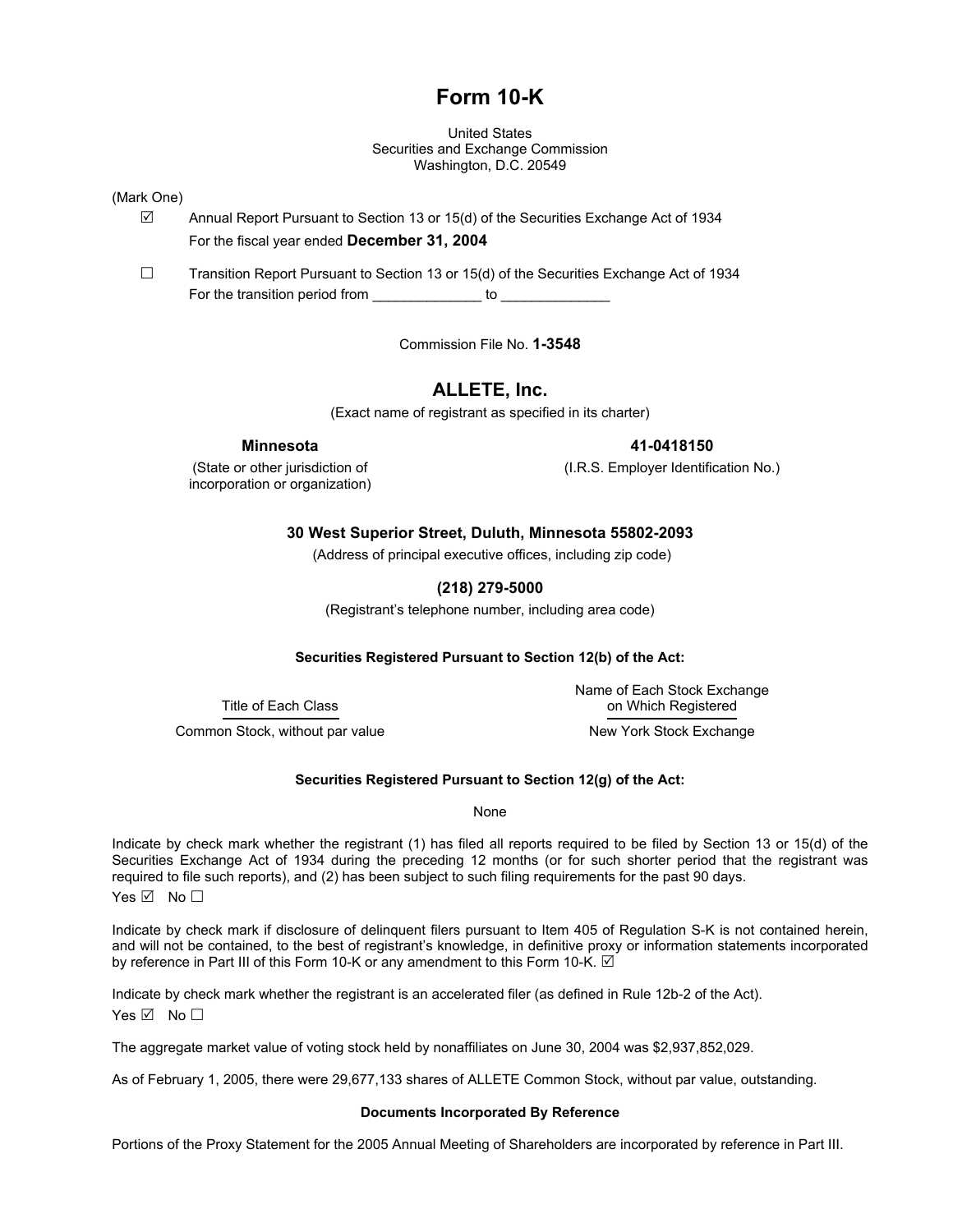# Form 10-K

United States
Securities and Exchange Commission
Washington, D.C. 20549

(Mark One)

☑ Annual Report Pursuant to Section 13 or 15(d) of the Securities Exchange Act of 1934
For the fiscal year ended **December 31, 2004**

☐ Transition Report Pursuant to Section 13 or 15(d) of the Securities Exchange Act of 1934
For the transition period from ______________ to ______________

Commission File No. **1-3548**

## ALLETE, Inc.

(Exact name of registrant as specified in its charter)

| **Minnesota** | **41-0418150** |
|---|---|
| (State or other jurisdiction of incorporation or organization) | (I.R.S. Employer Identification No.) |

**30 West Superior Street, Duluth, Minnesota 55802-2093**
(Address of principal executive offices, including zip code)

**(218) 279-5000**
(Registrant's telephone number, including area code)

**Securities Registered Pursuant to Section 12(b) of the Act:**

| Title of Each Class | Name of Each Stock Exchange on Which Registered |
|---|---|
| Common Stock, without par value | New York Stock Exchange |

**Securities Registered Pursuant to Section 12(g) of the Act:**

None

Indicate by check mark whether the registrant (1) has filed all reports required to be filed by Section 13 or 15(d) of the Securities Exchange Act of 1934 during the preceding 12 months (or for such shorter period that the registrant was required to file such reports), and (2) has been subject to such filing requirements for the past 90 days.
Yes ☑ No ☐

Indicate by check mark if disclosure of delinquent filers pursuant to Item 405 of Regulation S-K is not contained herein, and will not be contained, to the best of registrant's knowledge, in definitive proxy or information statements incorporated by reference in Part III of this Form 10-K or any amendment to this Form 10-K. ☑

Indicate by check mark whether the registrant is an accelerated filer (as defined in Rule 12b-2 of the Act).
Yes ☑ No ☐

The aggregate market value of voting stock held by nonaffiliates on June 30, 2004 was $2,937,852,029.

As of February 1, 2005, there were 29,677,133 shares of ALLETE Common Stock, without par value, outstanding.

**Documents Incorporated By Reference**

Portions of the Proxy Statement for the 2005 Annual Meeting of Shareholders are incorporated by reference in Part III.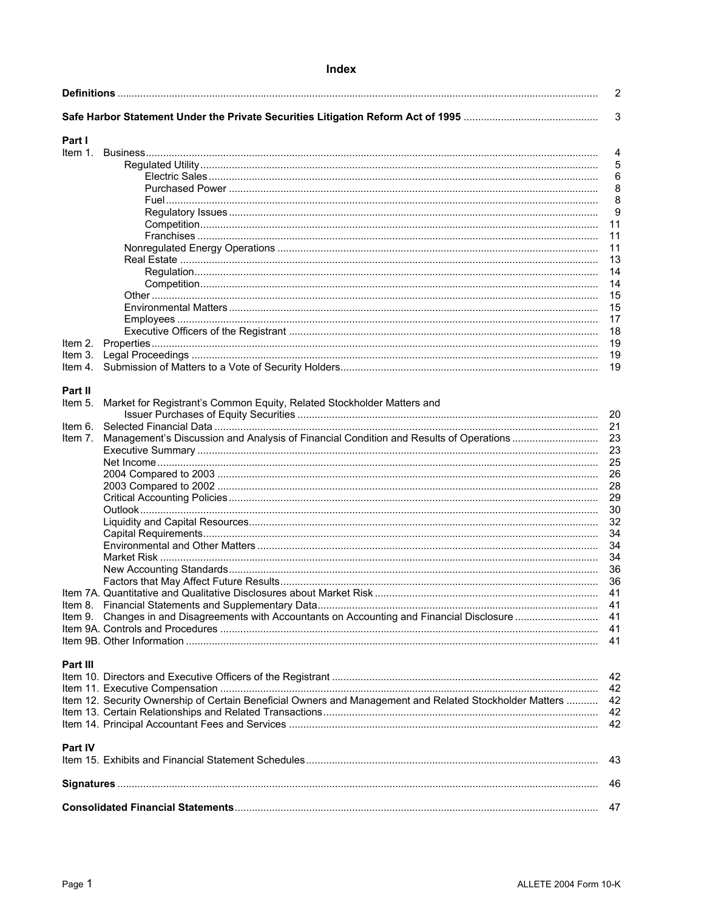# Index

| | | |
|---|---|---|
| **Definitions** | | 2 |
| **Safe Harbor Statement Under the Private Securities Litigation Reform Act of 1995** | | 3 |
| **Part I** | | |
| Item 1. | Business | 4 |
| | Regulated Utility | 5 |
| | Electric Sales | 6 |
| | Purchased Power | 8 |
| | Fuel | 8 |
| | Regulatory Issues | 9 |
| | Competition | 11 |
| | Franchises | 11 |
| | Nonregulated Energy Operations | 11 |
| | Real Estate | 13 |
| | Regulation | 14 |
| | Competition | 14 |
| | Other | 15 |
| | Environmental Matters | 15 |
| | Employees | 17 |
| | Executive Officers of the Registrant | 18 |
| Item 2. | Properties | 19 |
| Item 3. | Legal Proceedings | 19 |
| Item 4. | Submission of Matters to a Vote of Security Holders | 19 |
| **Part II** | | |
| Item 5. | Market for Registrant's Common Equity, Related Stockholder Matters and Issuer Purchases of Equity Securities | 20 |
| Item 6. | Selected Financial Data | 21 |
| Item 7. | Management's Discussion and Analysis of Financial Condition and Results of Operations | 23 |
| | Executive Summary | 23 |
| | Net Income | 25 |
| | 2004 Compared to 2003 | 26 |
| | 2003 Compared to 2002 | 28 |
| | Critical Accounting Policies | 29 |
| | Outlook | 30 |
| | Liquidity and Capital Resources | 32 |
| | Capital Requirements | 34 |
| | Environmental and Other Matters | 34 |
| | Market Risk | 34 |
| | New Accounting Standards | 36 |
| | Factors that May Affect Future Results | 36 |
| Item 7A. | Quantitative and Qualitative Disclosures about Market Risk | 41 |
| Item 8. | Financial Statements and Supplementary Data | 41 |
| Item 9. | Changes in and Disagreements with Accountants on Accounting and Financial Disclosure | 41 |
| Item 9A. | Controls and Procedures | 41 |
| Item 9B. | Other Information | 41 |
| **Part III** | | |
| Item 10. | Directors and Executive Officers of the Registrant | 42 |
| Item 11. | Executive Compensation | 42 |
| Item 12. | Security Ownership of Certain Beneficial Owners and Management and Related Stockholder Matters | 42 |
| Item 13. | Certain Relationships and Related Transactions | 42 |
| Item 14. | Principal Accountant Fees and Services | 42 |
| **Part IV** | | |
| Item 15. | Exhibits and Financial Statement Schedules | 43 |
| **Signatures** | | 46 |
| **Consolidated Financial Statements** | | 47 |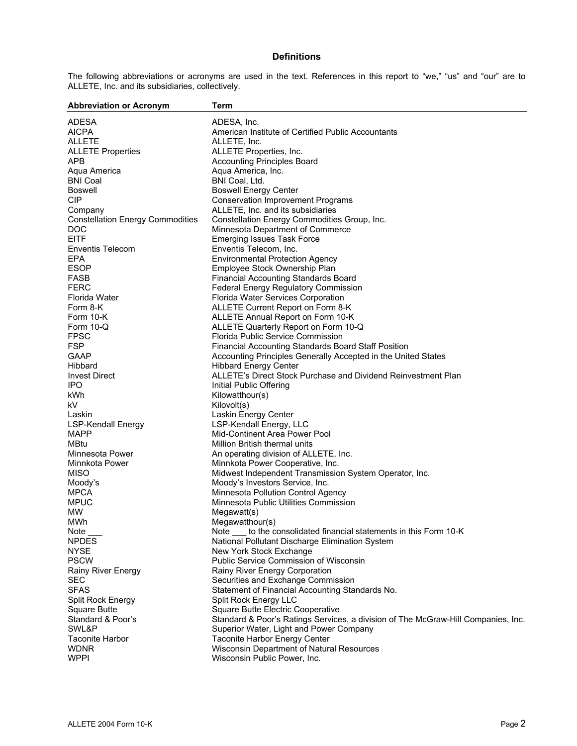## Definitions

The following abbreviations or acronyms are used in the text. References in this report to "we," "us" and "our" are to ALLETE, Inc. and its subsidiaries, collectively.

| Abbreviation or Acronym | Term |
|---|---|
| ADESA | ADESA, Inc. |
| AICPA | American Institute of Certified Public Accountants |
| ALLETE | ALLETE, Inc. |
| ALLETE Properties | ALLETE Properties, Inc. |
| APB | Accounting Principles Board |
| Aqua America | Aqua America, Inc. |
| BNI Coal | BNI Coal, Ltd. |
| Boswell | Boswell Energy Center |
| CIP | Conservation Improvement Programs |
| Company | ALLETE, Inc. and its subsidiaries |
| Constellation Energy Commodities | Constellation Energy Commodities Group, Inc. |
| DOC | Minnesota Department of Commerce |
| EITF | Emerging Issues Task Force |
| Enventis Telecom | Enventis Telecom, Inc. |
| EPA | Environmental Protection Agency |
| ESOP | Employee Stock Ownership Plan |
| FASB | Financial Accounting Standards Board |
| FERC | Federal Energy Regulatory Commission |
| Florida Water | Florida Water Services Corporation |
| Form 8-K | ALLETE Current Report on Form 8-K |
| Form 10-K | ALLETE Annual Report on Form 10-K |
| Form 10-Q | ALLETE Quarterly Report on Form 10-Q |
| FPSC | Florida Public Service Commission |
| FSP | Financial Accounting Standards Board Staff Position |
| GAAP | Accounting Principles Generally Accepted in the United States |
| Hibbard | Hibbard Energy Center |
| Invest Direct | ALLETE's Direct Stock Purchase and Dividend Reinvestment Plan |
| IPO | Initial Public Offering |
| kWh | Kilowatthour(s) |
| kV | Kilovolt(s) |
| Laskin | Laskin Energy Center |
| LSP-Kendall Energy | LSP-Kendall Energy, LLC |
| MAPP | Mid-Continent Area Power Pool |
| MBtu | Million British thermal units |
| Minnesota Power | An operating division of ALLETE, Inc. |
| Minnkota Power | Minnkota Power Cooperative, Inc. |
| MISO | Midwest Independent Transmission System Operator, Inc. |
| Moody's | Moody's Investors Service, Inc. |
| MPCA | Minnesota Pollution Control Agency |
| MPUC | Minnesota Public Utilities Commission |
| MW | Megawatt(s) |
| MWh | Megawatthour(s) |
| Note ___ | Note ___ to the consolidated financial statements in this Form 10-K |
| NPDES | National Pollutant Discharge Elimination System |
| NYSE | New York Stock Exchange |
| PSCW | Public Service Commission of Wisconsin |
| Rainy River Energy | Rainy River Energy Corporation |
| SEC | Securities and Exchange Commission |
| SFAS | Statement of Financial Accounting Standards No. |
| Split Rock Energy | Split Rock Energy LLC |
| Square Butte | Square Butte Electric Cooperative |
| Standard & Poor's | Standard & Poor's Ratings Services, a division of The McGraw-Hill Companies, Inc. |
| SWL&P | Superior Water, Light and Power Company |
| Taconite Harbor | Taconite Harbor Energy Center |
| WDNR | Wisconsin Department of Natural Resources |
| WPPI | Wisconsin Public Power, Inc. |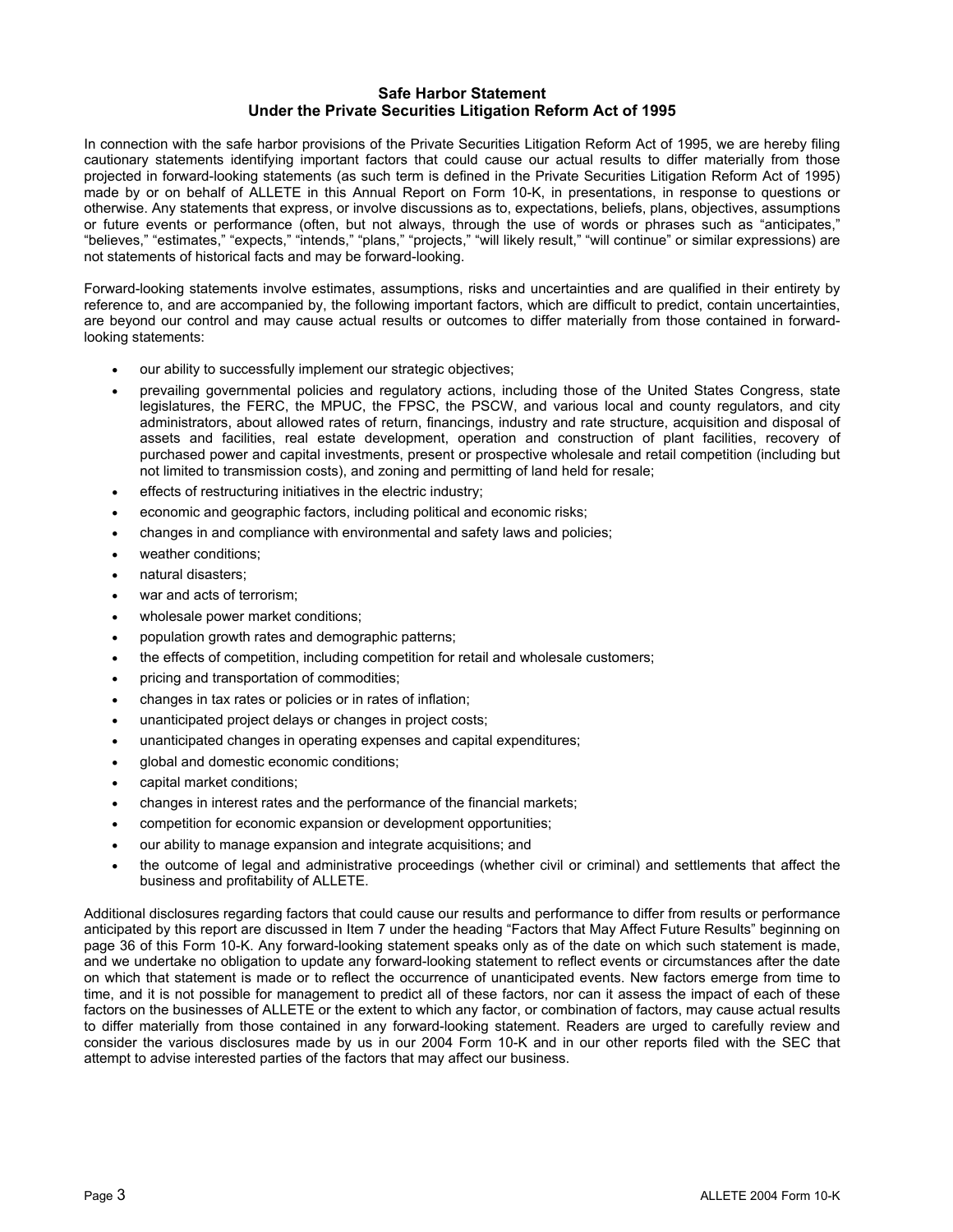## Safe Harbor Statement
## Under the Private Securities Litigation Reform Act of 1995

In connection with the safe harbor provisions of the Private Securities Litigation Reform Act of 1995, we are hereby filing cautionary statements identifying important factors that could cause our actual results to differ materially from those projected in forward-looking statements (as such term is defined in the Private Securities Litigation Reform Act of 1995) made by or on behalf of ALLETE in this Annual Report on Form 10-K, in presentations, in response to questions or otherwise. Any statements that express, or involve discussions as to, expectations, beliefs, plans, objectives, assumptions or future events or performance (often, but not always, through the use of words or phrases such as "anticipates," "believes," "estimates," "expects," "intends," "plans," "projects," "will likely result," "will continue" or similar expressions) are not statements of historical facts and may be forward-looking.

Forward-looking statements involve estimates, assumptions, risks and uncertainties and are qualified in their entirety by reference to, and are accompanied by, the following important factors, which are difficult to predict, contain uncertainties, are beyond our control and may cause actual results or outcomes to differ materially from those contained in forward-looking statements:

- our ability to successfully implement our strategic objectives;
- prevailing governmental policies and regulatory actions, including those of the United States Congress, state legislatures, the FERC, the MPUC, the FPSC, the PSCW, and various local and county regulators, and city administrators, about allowed rates of return, financings, industry and rate structure, acquisition and disposal of assets and facilities, real estate development, operation and construction of plant facilities, recovery of purchased power and capital investments, present or prospective wholesale and retail competition (including but not limited to transmission costs), and zoning and permitting of land held for resale;
- effects of restructuring initiatives in the electric industry;
- economic and geographic factors, including political and economic risks;
- changes in and compliance with environmental and safety laws and policies;
- weather conditions;
- natural disasters;
- war and acts of terrorism;
- wholesale power market conditions;
- population growth rates and demographic patterns;
- the effects of competition, including competition for retail and wholesale customers;
- pricing and transportation of commodities;
- changes in tax rates or policies or in rates of inflation;
- unanticipated project delays or changes in project costs;
- unanticipated changes in operating expenses and capital expenditures;
- global and domestic economic conditions;
- capital market conditions;
- changes in interest rates and the performance of the financial markets;
- competition for economic expansion or development opportunities;
- our ability to manage expansion and integrate acquisitions; and
- the outcome of legal and administrative proceedings (whether civil or criminal) and settlements that affect the business and profitability of ALLETE.

Additional disclosures regarding factors that could cause our results and performance to differ from results or performance anticipated by this report are discussed in Item 7 under the heading "Factors that May Affect Future Results" beginning on page 36 of this Form 10-K. Any forward-looking statement speaks only as of the date on which such statement is made, and we undertake no obligation to update any forward-looking statement to reflect events or circumstances after the date on which that statement is made or to reflect the occurrence of unanticipated events. New factors emerge from time to time, and it is not possible for management to predict all of these factors, nor can it assess the impact of each of these factors on the businesses of ALLETE or the extent to which any factor, or combination of factors, may cause actual results to differ materially from those contained in any forward-looking statement. Readers are urged to carefully review and consider the various disclosures made by us in our 2004 Form 10-K and in our other reports filed with the SEC that attempt to advise interested parties of the factors that may affect our business.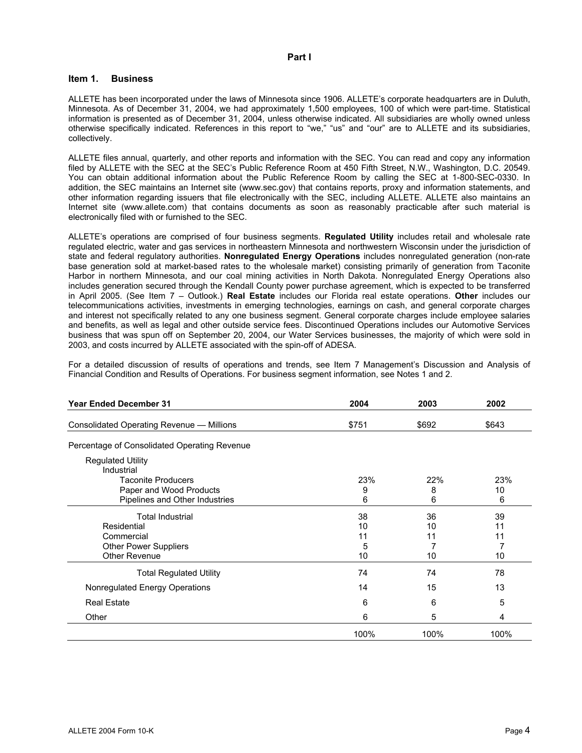# Part I

## Item 1. Business

ALLETE has been incorporated under the laws of Minnesota since 1906. ALLETE's corporate headquarters are in Duluth, Minnesota. As of December 31, 2004, we had approximately 1,500 employees, 100 of which were part-time. Statistical information is presented as of December 31, 2004, unless otherwise indicated. All subsidiaries are wholly owned unless otherwise specifically indicated. References in this report to "we," "us" and "our" are to ALLETE and its subsidiaries, collectively.

ALLETE files annual, quarterly, and other reports and information with the SEC. You can read and copy any information filed by ALLETE with the SEC at the SEC's Public Reference Room at 450 Fifth Street, N.W., Washington, D.C. 20549. You can obtain additional information about the Public Reference Room by calling the SEC at 1-800-SEC-0330. In addition, the SEC maintains an Internet site (www.sec.gov) that contains reports, proxy and information statements, and other information regarding issuers that file electronically with the SEC, including ALLETE. ALLETE also maintains an Internet site (www.allete.com) that contains documents as soon as reasonably practicable after such material is electronically filed with or furnished to the SEC.

ALLETE's operations are comprised of four business segments. **Regulated Utility** includes retail and wholesale rate regulated electric, water and gas services in northeastern Minnesota and northwestern Wisconsin under the jurisdiction of state and federal regulatory authorities. **Nonregulated Energy Operations** includes nonregulated generation (non-rate base generation sold at market-based rates to the wholesale market) consisting primarily of generation from Taconite Harbor in northern Minnesota, and our coal mining activities in North Dakota. Nonregulated Energy Operations also includes generation secured through the Kendall County power purchase agreement, which is expected to be transferred in April 2005. (See Item 7 – Outlook.) **Real Estate** includes our Florida real estate operations. **Other** includes our telecommunications activities, investments in emerging technologies, earnings on cash, and general corporate charges and interest not specifically related to any one business segment. General corporate charges include employee salaries and benefits, as well as legal and other outside service fees. Discontinued Operations includes our Automotive Services business that was spun off on September 20, 2004, our Water Services businesses, the majority of which were sold in 2003, and costs incurred by ALLETE associated with the spin-off of ADESA.

For a detailed discussion of results of operations and trends, see Item 7 Management's Discussion and Analysis of Financial Condition and Results of Operations. For business segment information, see Notes 1 and 2.

| Year Ended December 31 | 2004 | 2003 | 2002 |
|---|---|---|---|
| Consolidated Operating Revenue — Millions | $751 | $692 | $643 |
| Percentage of Consolidated Operating Revenue | | | |
| Regulated Utility | | | |
| Industrial | | | |
| Taconite Producers | 23% | 22% | 23% |
| Paper and Wood Products | 9 | 8 | 10 |
| Pipelines and Other Industries | 6 | 6 | 6 |
| Total Industrial | 38 | 36 | 39 |
| Residential | 10 | 10 | 11 |
| Commercial | 11 | 11 | 11 |
| Other Power Suppliers | 5 | 7 | 7 |
| Other Revenue | 10 | 10 | 10 |
| Total Regulated Utility | 74 | 74 | 78 |
| Nonregulated Energy Operations | 14 | 15 | 13 |
| Real Estate | 6 | 6 | 5 |
| Other | 6 | 5 | 4 |
| | 100% | 100% | 100% |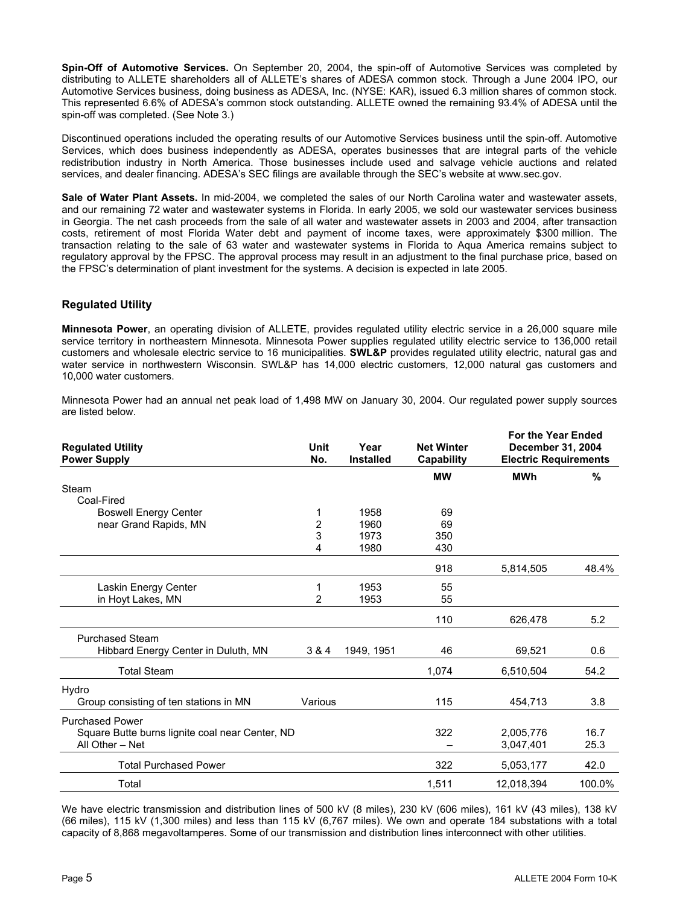**Spin-Off of Automotive Services.** On September 20, 2004, the spin-off of Automotive Services was completed by distributing to ALLETE shareholders all of ALLETE's shares of ADESA common stock. Through a June 2004 IPO, our Automotive Services business, doing business as ADESA, Inc. (NYSE: KAR), issued 6.3 million shares of common stock. This represented 6.6% of ADESA's common stock outstanding. ALLETE owned the remaining 93.4% of ADESA until the spin-off was completed. (See Note 3.)

Discontinued operations included the operating results of our Automotive Services business until the spin-off. Automotive Services, which does business independently as ADESA, operates businesses that are integral parts of the vehicle redistribution industry in North America. Those businesses include used and salvage vehicle auctions and related services, and dealer financing. ADESA's SEC filings are available through the SEC's website at www.sec.gov.

**Sale of Water Plant Assets.** In mid-2004, we completed the sales of our North Carolina water and wastewater assets, and our remaining 72 water and wastewater systems in Florida. In early 2005, we sold our wastewater services business in Georgia. The net cash proceeds from the sale of all water and wastewater assets in 2003 and 2004, after transaction costs, retirement of most Florida Water debt and payment of income taxes, were approximately $300 million. The transaction relating to the sale of 63 water and wastewater systems in Florida to Aqua America remains subject to regulatory approval by the FPSC. The approval process may result in an adjustment to the final purchase price, based on the FPSC's determination of plant investment for the systems. A decision is expected in late 2005.

## Regulated Utility

**Minnesota Power**, an operating division of ALLETE, provides regulated utility electric service in a 26,000 square mile service territory in northeastern Minnesota. Minnesota Power supplies regulated utility electric service to 136,000 retail customers and wholesale electric service to 16 municipalities. **SWL&P** provides regulated utility electric, natural gas and water service in northwestern Wisconsin. SWL&P has 14,000 electric customers, 12,000 natural gas customers and 10,000 water customers.

Minnesota Power had an annual net peak load of 1,498 MW on January 30, 2004. Our regulated power supply sources are listed below.

| Regulated Utility Power Supply | Unit No. | Year Installed | Net Winter Capability | For the Year Ended December 31, 2004 Electric Requirements | |
|---|---|---|---|---|---|
| | | | MW | MWh | % |
| Steam | | | | | |
| Coal-Fired | | | | | |
| Boswell Energy Center | 1 | 1958 | 69 | | |
| near Grand Rapids, MN | 2 | 1960 | 69 | | |
| | 3 | 1973 | 350 | | |
| | 4 | 1980 | 430 | | |
| | | | 918 | 5,814,505 | 48.4% |
| Laskin Energy Center | 1 | 1953 | 55 | | |
| in Hoyt Lakes, MN | 2 | 1953 | 55 | | |
| | | | 110 | 626,478 | 5.2 |
| Purchased Steam | | | | | |
| Hibbard Energy Center in Duluth, MN | 3 & 4 | 1949, 1951 | 46 | 69,521 | 0.6 |
| Total Steam | | | 1,074 | 6,510,504 | 54.2 |
| Hydro | | | | | |
| Group consisting of ten stations in MN | Various | | 115 | 454,713 | 3.8 |
| Purchased Power | | | | | |
| Square Butte burns lignite coal near Center, ND | | | 322 | 2,005,776 | 16.7 |
| All Other – Net | | | – | 3,047,401 | 25.3 |
| Total Purchased Power | | | 322 | 5,053,177 | 42.0 |
| Total | | | 1,511 | 12,018,394 | 100.0% |

We have electric transmission and distribution lines of 500 kV (8 miles), 230 kV (606 miles), 161 kV (43 miles), 138 kV (66 miles), 115 kV (1,300 miles) and less than 115 kV (6,767 miles). We own and operate 184 substations with a total capacity of 8,868 megavoltamperes. Some of our transmission and distribution lines interconnect with other utilities.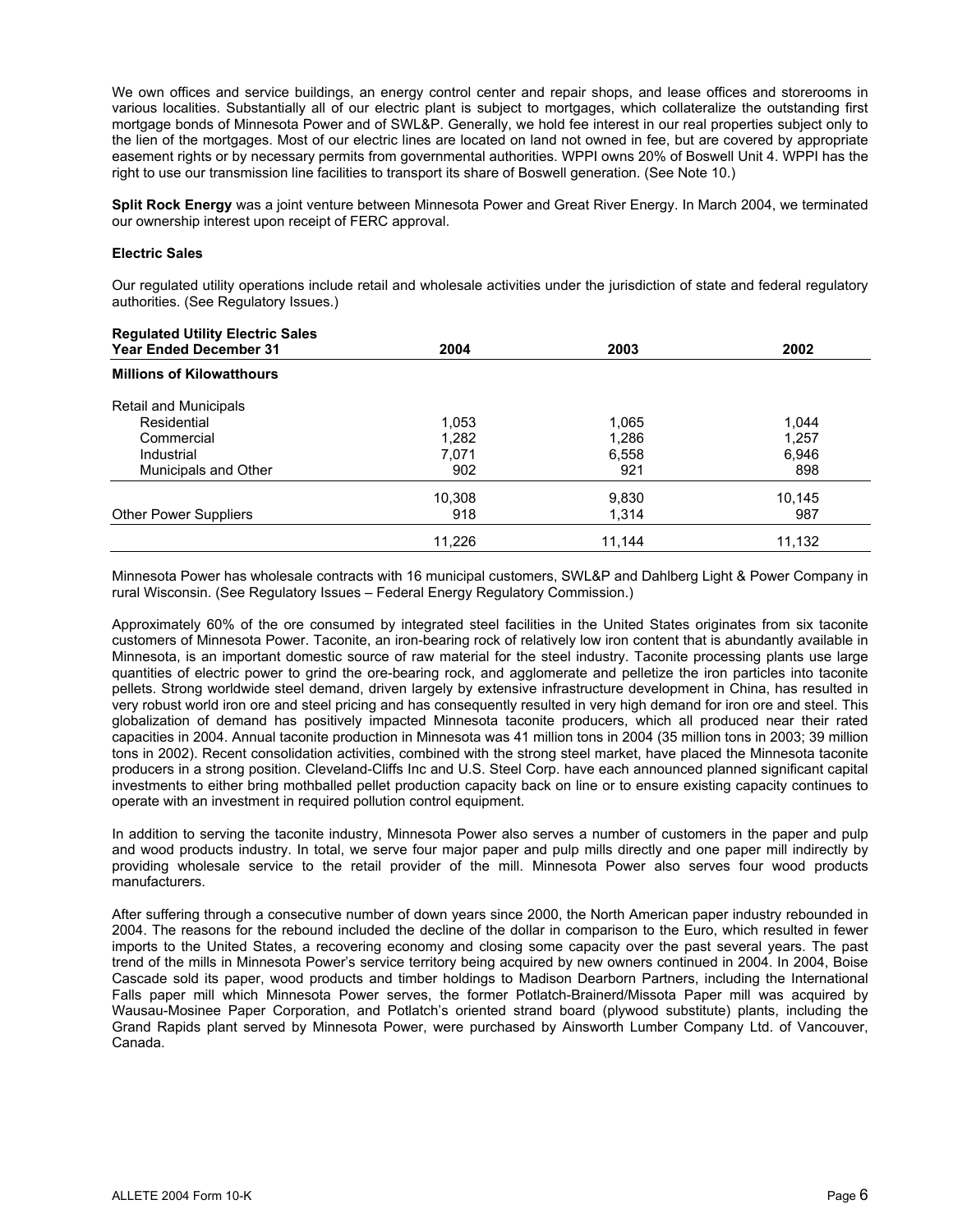We own offices and service buildings, an energy control center and repair shops, and lease offices and storerooms in various localities. Substantially all of our electric plant is subject to mortgages, which collateralize the outstanding first mortgage bonds of Minnesota Power and of SWL&P. Generally, we hold fee interest in our real properties subject only to the lien of the mortgages. Most of our electric lines are located on land not owned in fee, but are covered by appropriate easement rights or by necessary permits from governmental authorities. WPPI owns 20% of Boswell Unit 4. WPPI has the right to use our transmission line facilities to transport its share of Boswell generation. (See Note 10.)

**Split Rock Energy** was a joint venture between Minnesota Power and Great River Energy. In March 2004, we terminated our ownership interest upon receipt of FERC approval.

**Electric Sales**

Our regulated utility operations include retail and wholesale activities under the jurisdiction of state and federal regulatory authorities. (See Regulatory Issues.)

| **Regulated Utility Electric Sales Year Ended December 31** | **2004** | **2003** | **2002** |
|---|---|---|---|
| **Millions of Kilowatthours** | | | |
| Retail and Municipals | | | |
| Residential | 1,053 | 1,065 | 1,044 |
| Commercial | 1,282 | 1,286 | 1,257 |
| Industrial | 7,071 | 6,558 | 6,946 |
| Municipals and Other | 902 | 921 | 898 |
| | 10,308 | 9,830 | 10,145 |
| Other Power Suppliers | 918 | 1,314 | 987 |
| | 11,226 | 11,144 | 11,132 |

Minnesota Power has wholesale contracts with 16 municipal customers, SWL&P and Dahlberg Light & Power Company in rural Wisconsin. (See Regulatory Issues – Federal Energy Regulatory Commission.)

Approximately 60% of the ore consumed by integrated steel facilities in the United States originates from six taconite customers of Minnesota Power. Taconite, an iron-bearing rock of relatively low iron content that is abundantly available in Minnesota, is an important domestic source of raw material for the steel industry. Taconite processing plants use large quantities of electric power to grind the ore-bearing rock, and agglomerate and pelletize the iron particles into taconite pellets. Strong worldwide steel demand, driven largely by extensive infrastructure development in China, has resulted in very robust world iron ore and steel pricing and has consequently resulted in very high demand for iron ore and steel. This globalization of demand has positively impacted Minnesota taconite producers, which all produced near their rated capacities in 2004. Annual taconite production in Minnesota was 41 million tons in 2004 (35 million tons in 2003; 39 million tons in 2002). Recent consolidation activities, combined with the strong steel market, have placed the Minnesota taconite producers in a strong position. Cleveland-Cliffs Inc and U.S. Steel Corp. have each announced planned significant capital investments to either bring mothballed pellet production capacity back on line or to ensure existing capacity continues to operate with an investment in required pollution control equipment.

In addition to serving the taconite industry, Minnesota Power also serves a number of customers in the paper and pulp and wood products industry. In total, we serve four major paper and pulp mills directly and one paper mill indirectly by providing wholesale service to the retail provider of the mill. Minnesota Power also serves four wood products manufacturers.

After suffering through a consecutive number of down years since 2000, the North American paper industry rebounded in 2004. The reasons for the rebound included the decline of the dollar in comparison to the Euro, which resulted in fewer imports to the United States, a recovering economy and closing some capacity over the past several years. The past trend of the mills in Minnesota Power's service territory being acquired by new owners continued in 2004. In 2004, Boise Cascade sold its paper, wood products and timber holdings to Madison Dearborn Partners, including the International Falls paper mill which Minnesota Power serves, the former Potlatch-Brainerd/Missota Paper mill was acquired by Wausau-Mosinee Paper Corporation, and Potlatch's oriented strand board (plywood substitute) plants, including the Grand Rapids plant served by Minnesota Power, were purchased by Ainsworth Lumber Company Ltd. of Vancouver, Canada.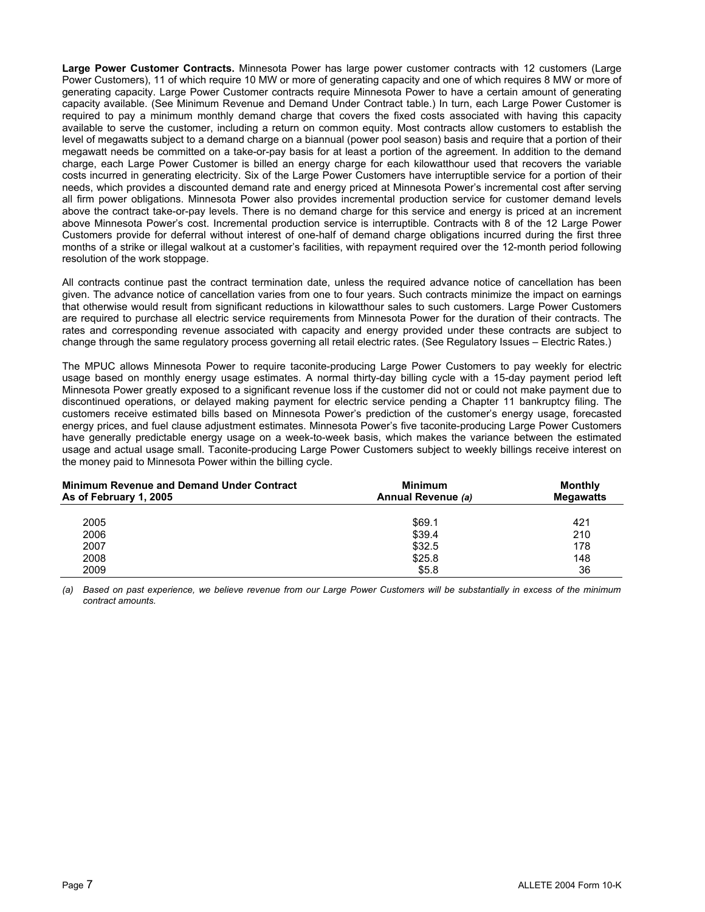**Large Power Customer Contracts.** Minnesota Power has large power customer contracts with 12 customers (Large Power Customers), 11 of which require 10 MW or more of generating capacity and one of which requires 8 MW or more of generating capacity. Large Power Customer contracts require Minnesota Power to have a certain amount of generating capacity available. (See Minimum Revenue and Demand Under Contract table.) In turn, each Large Power Customer is required to pay a minimum monthly demand charge that covers the fixed costs associated with having this capacity available to serve the customer, including a return on common equity. Most contracts allow customers to establish the level of megawatts subject to a demand charge on a biannual (power pool season) basis and require that a portion of their megawatt needs be committed on a take-or-pay basis for at least a portion of the agreement. In addition to the demand charge, each Large Power Customer is billed an energy charge for each kilowatthour used that recovers the variable costs incurred in generating electricity. Six of the Large Power Customers have interruptible service for a portion of their needs, which provides a discounted demand rate and energy priced at Minnesota Power's incremental cost after serving all firm power obligations. Minnesota Power also provides incremental production service for customer demand levels above the contract take-or-pay levels. There is no demand charge for this service and energy is priced at an increment above Minnesota Power's cost. Incremental production service is interruptible. Contracts with 8 of the 12 Large Power Customers provide for deferral without interest of one-half of demand charge obligations incurred during the first three months of a strike or illegal walkout at a customer's facilities, with repayment required over the 12-month period following resolution of the work stoppage.

All contracts continue past the contract termination date, unless the required advance notice of cancellation has been given. The advance notice of cancellation varies from one to four years. Such contracts minimize the impact on earnings that otherwise would result from significant reductions in kilowatthour sales to such customers. Large Power Customers are required to purchase all electric service requirements from Minnesota Power for the duration of their contracts. The rates and corresponding revenue associated with capacity and energy provided under these contracts are subject to change through the same regulatory process governing all retail electric rates. (See Regulatory Issues – Electric Rates.)

The MPUC allows Minnesota Power to require taconite-producing Large Power Customers to pay weekly for electric usage based on monthly energy usage estimates. A normal thirty-day billing cycle with a 15-day payment period left Minnesota Power greatly exposed to a significant revenue loss if the customer did not or could not make payment due to discontinued operations, or delayed making payment for electric service pending a Chapter 11 bankruptcy filing. The customers receive estimated bills based on Minnesota Power's prediction of the customer's energy usage, forecasted energy prices, and fuel clause adjustment estimates. Minnesota Power's five taconite-producing Large Power Customers have generally predictable energy usage on a week-to-week basis, which makes the variance between the estimated usage and actual usage small. Taconite-producing Large Power Customers subject to weekly billings receive interest on the money paid to Minnesota Power within the billing cycle.

| Minimum Revenue and Demand Under Contract As of February 1, 2005 | Minimum Annual Revenue *(a)* | Monthly Megawatts |
|---|---|---|
| 2005 | $69.1 | 421 |
| 2006 | $39.4 | 210 |
| 2007 | $32.5 | 178 |
| 2008 | $25.8 | 148 |
| 2009 | $5.8 | 36 |

*(a) Based on past experience, we believe revenue from our Large Power Customers will be substantially in excess of the minimum contract amounts.*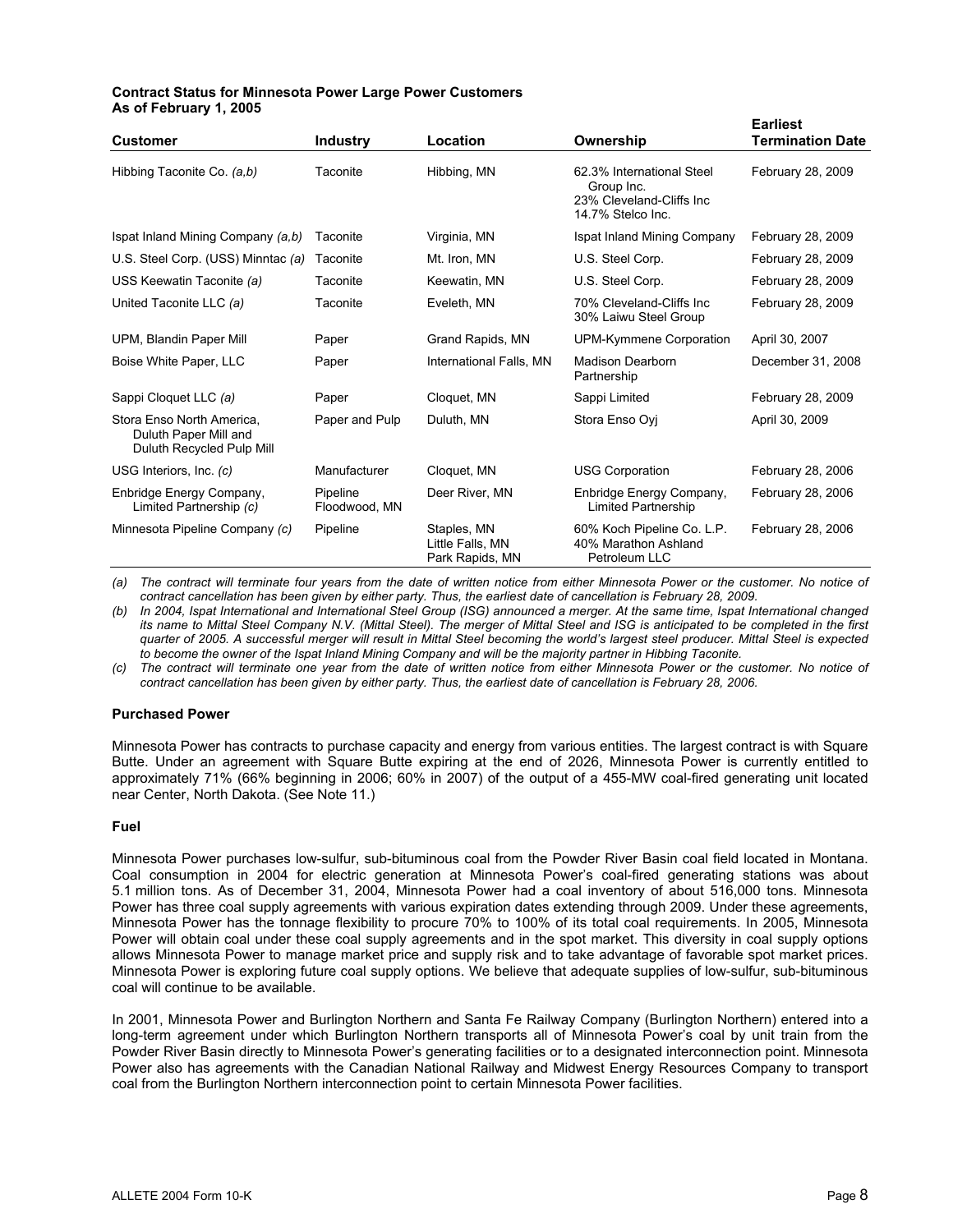**Contract Status for Minnesota Power Large Power Customers**
**As of February 1, 2005**

| Customer | Industry | Location | Ownership | Earliest Termination Date |
|---|---|---|---|---|
| Hibbing Taconite Co. *(a,b)* | Taconite | Hibbing, MN | 62.3% International Steel Group Inc.<br>23% Cleveland-Cliffs Inc<br>14.7% Stelco Inc. | February 28, 2009 |
| Ispat Inland Mining Company *(a,b)* | Taconite | Virginia, MN | Ispat Inland Mining Company | February 28, 2009 |
| U.S. Steel Corp. (USS) Minntac *(a)* | Taconite | Mt. Iron, MN | U.S. Steel Corp. | February 28, 2009 |
| USS Keewatin Taconite *(a)* | Taconite | Keewatin, MN | U.S. Steel Corp. | February 28, 2009 |
| United Taconite LLC *(a)* | Taconite | Eveleth, MN | 70% Cleveland-Cliffs Inc<br>30% Laiwu Steel Group | February 28, 2009 |
| UPM, Blandin Paper Mill | Paper | Grand Rapids, MN | UPM-Kymmene Corporation | April 30, 2007 |
| Boise White Paper, LLC | Paper | International Falls, MN | Madison Dearborn Partnership | December 31, 2008 |
| Sappi Cloquet LLC *(a)* | Paper | Cloquet, MN | Sappi Limited | February 28, 2009 |
| Stora Enso North America, Duluth Paper Mill and Duluth Recycled Pulp Mill | Paper and Pulp | Duluth, MN | Stora Enso Oyj | April 30, 2009 |
| USG Interiors, Inc. *(c)* | Manufacturer | Cloquet, MN | USG Corporation | February 28, 2006 |
| Enbridge Energy Company, Limited Partnership *(c)* | Pipeline | Floodwood, MN | Deer River, MN | Enbridge Energy Company, Limited Partnership | February 28, 2006 |
| Minnesota Pipeline Company *(c)* | Pipeline | Staples, MN<br>Little Falls, MN<br>Park Rapids, MN | 60% Koch Pipeline Co. L.P.<br>40% Marathon Ashland Petroleum LLC | February 28, 2006 |

*(a) The contract will terminate four years from the date of written notice from either Minnesota Power or the customer. No notice of contract cancellation has been given by either party. Thus, the earliest date of cancellation is February 28, 2009.*

*(b) In 2004, Ispat International and International Steel Group (ISG) announced a merger. At the same time, Ispat International changed its name to Mittal Steel Company N.V. (Mittal Steel). The merger of Mittal Steel and ISG is anticipated to be completed in the first quarter of 2005. A successful merger will result in Mittal Steel becoming the world's largest steel producer. Mittal Steel is expected to become the owner of the Ispat Inland Mining Company and will be the majority partner in Hibbing Taconite.*

*(c) The contract will terminate one year from the date of written notice from either Minnesota Power or the customer. No notice of contract cancellation has been given by either party. Thus, the earliest date of cancellation is February 28, 2006.*

**Purchased Power**

Minnesota Power has contracts to purchase capacity and energy from various entities. The largest contract is with Square Butte. Under an agreement with Square Butte expiring at the end of 2026, Minnesota Power is currently entitled to approximately 71% (66% beginning in 2006; 60% in 2007) of the output of a 455-MW coal-fired generating unit located near Center, North Dakota. (See Note 11.)

**Fuel**

Minnesota Power purchases low-sulfur, sub-bituminous coal from the Powder River Basin coal field located in Montana. Coal consumption in 2004 for electric generation at Minnesota Power's coal-fired generating stations was about 5.1 million tons. As of December 31, 2004, Minnesota Power had a coal inventory of about 516,000 tons. Minnesota Power has three coal supply agreements with various expiration dates extending through 2009. Under these agreements, Minnesota Power has the tonnage flexibility to procure 70% to 100% of its total coal requirements. In 2005, Minnesota Power will obtain coal under these coal supply agreements and in the spot market. This diversity in coal supply options allows Minnesota Power to manage market price and supply risk and to take advantage of favorable spot market prices. Minnesota Power is exploring future coal supply options. We believe that adequate supplies of low-sulfur, sub-bituminous coal will continue to be available.

In 2001, Minnesota Power and Burlington Northern and Santa Fe Railway Company (Burlington Northern) entered into a long-term agreement under which Burlington Northern transports all of Minnesota Power's coal by unit train from the Powder River Basin directly to Minnesota Power's generating facilities or to a designated interconnection point. Minnesota Power also has agreements with the Canadian National Railway and Midwest Energy Resources Company to transport coal from the Burlington Northern interconnection point to certain Minnesota Power facilities.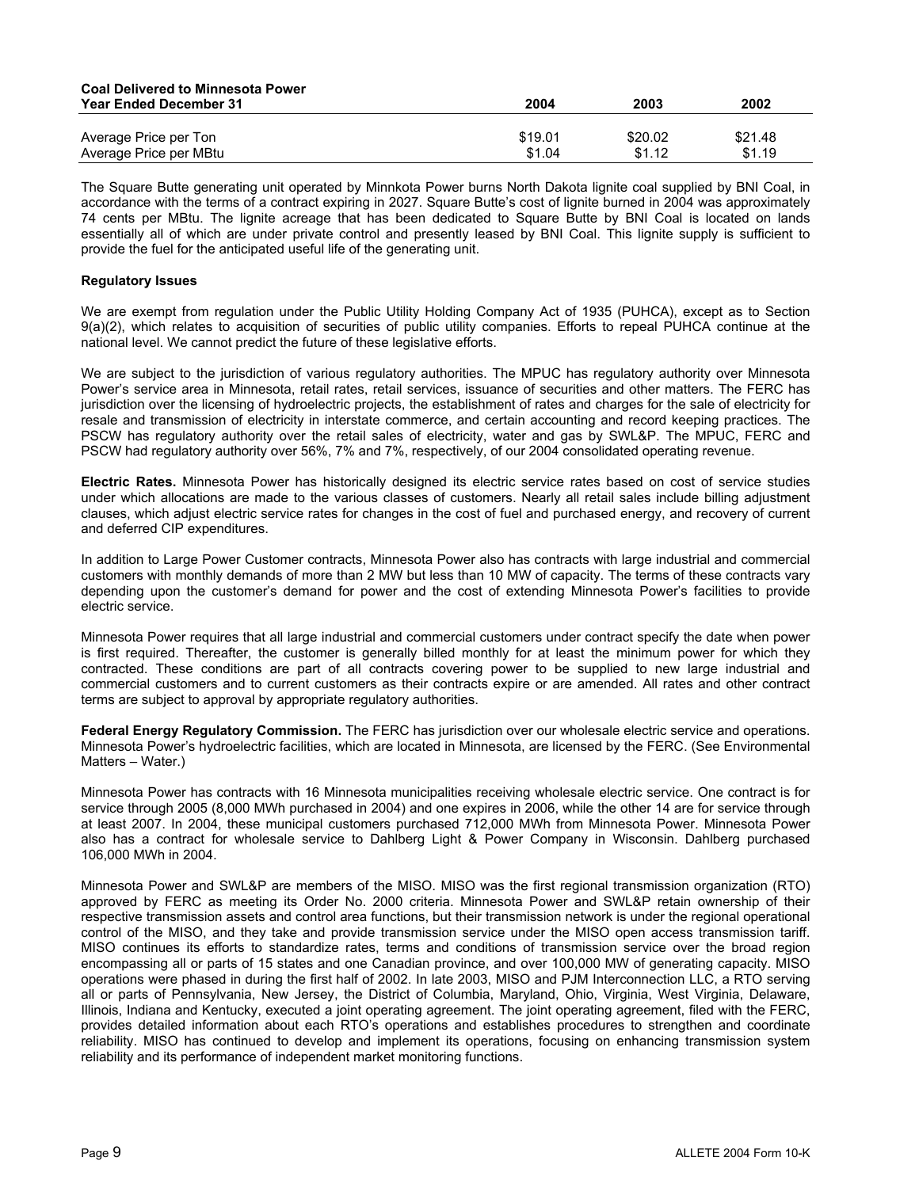| Coal Delivered to Minnesota Power<br>Year Ended December 31 | 2004 | 2003 | 2002 |
|---|---|---|---|
| Average Price per Ton | $19.01 | $20.02 | $21.48 |
| Average Price per MBtu | $1.04 | $1.12 | $1.19 |

The Square Butte generating unit operated by Minnkota Power burns North Dakota lignite coal supplied by BNI Coal, in accordance with the terms of a contract expiring in 2027. Square Butte's cost of lignite burned in 2004 was approximately 74 cents per MBtu. The lignite acreage that has been dedicated to Square Butte by BNI Coal is located on lands essentially all of which are under private control and presently leased by BNI Coal. This lignite supply is sufficient to provide the fuel for the anticipated useful life of the generating unit.

**Regulatory Issues**

We are exempt from regulation under the Public Utility Holding Company Act of 1935 (PUHCA), except as to Section 9(a)(2), which relates to acquisition of securities of public utility companies. Efforts to repeal PUHCA continue at the national level. We cannot predict the future of these legislative efforts.

We are subject to the jurisdiction of various regulatory authorities. The MPUC has regulatory authority over Minnesota Power's service area in Minnesota, retail rates, retail services, issuance of securities and other matters. The FERC has jurisdiction over the licensing of hydroelectric projects, the establishment of rates and charges for the sale of electricity for resale and transmission of electricity in interstate commerce, and certain accounting and record keeping practices. The PSCW has regulatory authority over the retail sales of electricity, water and gas by SWL&P. The MPUC, FERC and PSCW had regulatory authority over 56%, 7% and 7%, respectively, of our 2004 consolidated operating revenue.

**Electric Rates.** Minnesota Power has historically designed its electric service rates based on cost of service studies under which allocations are made to the various classes of customers. Nearly all retail sales include billing adjustment clauses, which adjust electric service rates for changes in the cost of fuel and purchased energy, and recovery of current and deferred CIP expenditures.

In addition to Large Power Customer contracts, Minnesota Power also has contracts with large industrial and commercial customers with monthly demands of more than 2 MW but less than 10 MW of capacity. The terms of these contracts vary depending upon the customer's demand for power and the cost of extending Minnesota Power's facilities to provide electric service.

Minnesota Power requires that all large industrial and commercial customers under contract specify the date when power is first required. Thereafter, the customer is generally billed monthly for at least the minimum power for which they contracted. These conditions are part of all contracts covering power to be supplied to new large industrial and commercial customers and to current customers as their contracts expire or are amended. All rates and other contract terms are subject to approval by appropriate regulatory authorities.

**Federal Energy Regulatory Commission.** The FERC has jurisdiction over our wholesale electric service and operations. Minnesota Power's hydroelectric facilities, which are located in Minnesota, are licensed by the FERC. (See Environmental Matters – Water.)

Minnesota Power has contracts with 16 Minnesota municipalities receiving wholesale electric service. One contract is for service through 2005 (8,000 MWh purchased in 2004) and one expires in 2006, while the other 14 are for service through at least 2007. In 2004, these municipal customers purchased 712,000 MWh from Minnesota Power. Minnesota Power also has a contract for wholesale service to Dahlberg Light & Power Company in Wisconsin. Dahlberg purchased 106,000 MWh in 2004.

Minnesota Power and SWL&P are members of the MISO. MISO was the first regional transmission organization (RTO) approved by FERC as meeting its Order No. 2000 criteria. Minnesota Power and SWL&P retain ownership of their respective transmission assets and control area functions, but their transmission network is under the regional operational control of the MISO, and they take and provide transmission service under the MISO open access transmission tariff. MISO continues its efforts to standardize rates, terms and conditions of transmission service over the broad region encompassing all or parts of 15 states and one Canadian province, and over 100,000 MW of generating capacity. MISO operations were phased in during the first half of 2002. In late 2003, MISO and PJM Interconnection LLC, a RTO serving all or parts of Pennsylvania, New Jersey, the District of Columbia, Maryland, Ohio, Virginia, West Virginia, Delaware, Illinois, Indiana and Kentucky, executed a joint operating agreement. The joint operating agreement, filed with the FERC, provides detailed information about each RTO's operations and establishes procedures to strengthen and coordinate reliability. MISO has continued to develop and implement its operations, focusing on enhancing transmission system reliability and its performance of independent market monitoring functions.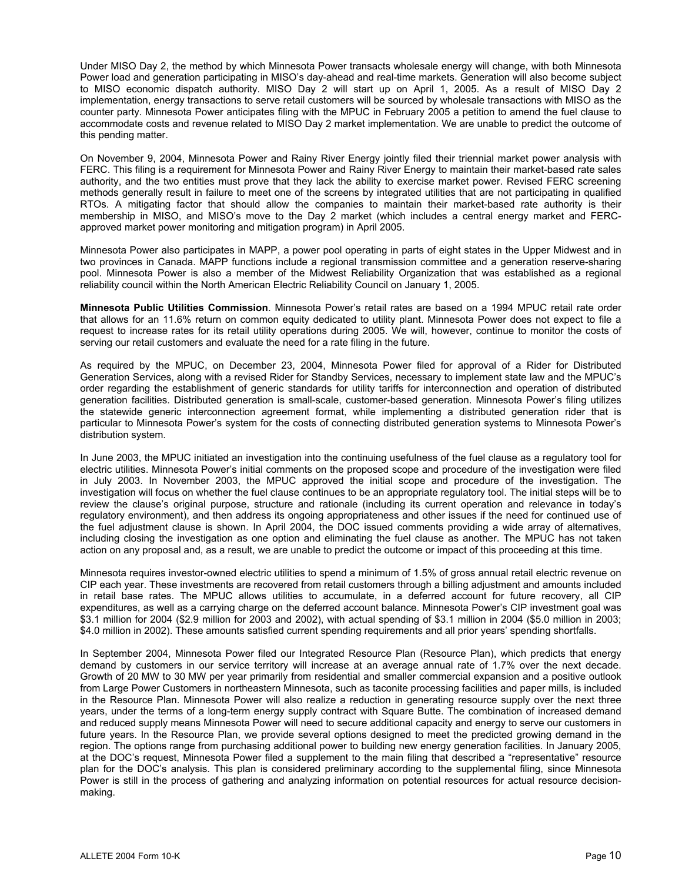Under MISO Day 2, the method by which Minnesota Power transacts wholesale energy will change, with both Minnesota Power load and generation participating in MISO's day-ahead and real-time markets. Generation will also become subject to MISO economic dispatch authority. MISO Day 2 will start up on April 1, 2005. As a result of MISO Day 2 implementation, energy transactions to serve retail customers will be sourced by wholesale transactions with MISO as the counter party. Minnesota Power anticipates filing with the MPUC in February 2005 a petition to amend the fuel clause to accommodate costs and revenue related to MISO Day 2 market implementation. We are unable to predict the outcome of this pending matter.

On November 9, 2004, Minnesota Power and Rainy River Energy jointly filed their triennial market power analysis with FERC. This filing is a requirement for Minnesota Power and Rainy River Energy to maintain their market-based rate sales authority, and the two entities must prove that they lack the ability to exercise market power. Revised FERC screening methods generally result in failure to meet one of the screens by integrated utilities that are not participating in qualified RTOs. A mitigating factor that should allow the companies to maintain their market-based rate authority is their membership in MISO, and MISO's move to the Day 2 market (which includes a central energy market and FERC-approved market power monitoring and mitigation program) in April 2005.

Minnesota Power also participates in MAPP, a power pool operating in parts of eight states in the Upper Midwest and in two provinces in Canada. MAPP functions include a regional transmission committee and a generation reserve-sharing pool. Minnesota Power is also a member of the Midwest Reliability Organization that was established as a regional reliability council within the North American Electric Reliability Council on January 1, 2005.

**Minnesota Public Utilities Commission**. Minnesota Power's retail rates are based on a 1994 MPUC retail rate order that allows for an 11.6% return on common equity dedicated to utility plant. Minnesota Power does not expect to file a request to increase rates for its retail utility operations during 2005. We will, however, continue to monitor the costs of serving our retail customers and evaluate the need for a rate filing in the future.

As required by the MPUC, on December 23, 2004, Minnesota Power filed for approval of a Rider for Distributed Generation Services, along with a revised Rider for Standby Services, necessary to implement state law and the MPUC's order regarding the establishment of generic standards for utility tariffs for interconnection and operation of distributed generation facilities. Distributed generation is small-scale, customer-based generation. Minnesota Power's filing utilizes the statewide generic interconnection agreement format, while implementing a distributed generation rider that is particular to Minnesota Power's system for the costs of connecting distributed generation systems to Minnesota Power's distribution system.

In June 2003, the MPUC initiated an investigation into the continuing usefulness of the fuel clause as a regulatory tool for electric utilities. Minnesota Power's initial comments on the proposed scope and procedure of the investigation were filed in July 2003. In November 2003, the MPUC approved the initial scope and procedure of the investigation. The investigation will focus on whether the fuel clause continues to be an appropriate regulatory tool. The initial steps will be to review the clause's original purpose, structure and rationale (including its current operation and relevance in today's regulatory environment), and then address its ongoing appropriateness and other issues if the need for continued use of the fuel adjustment clause is shown. In April 2004, the DOC issued comments providing a wide array of alternatives, including closing the investigation as one option and eliminating the fuel clause as another. The MPUC has not taken action on any proposal and, as a result, we are unable to predict the outcome or impact of this proceeding at this time.

Minnesota requires investor-owned electric utilities to spend a minimum of 1.5% of gross annual retail electric revenue on CIP each year. These investments are recovered from retail customers through a billing adjustment and amounts included in retail base rates. The MPUC allows utilities to accumulate, in a deferred account for future recovery, all CIP expenditures, as well as a carrying charge on the deferred account balance. Minnesota Power's CIP investment goal was $3.1 million for 2004 ($2.9 million for 2003 and 2002), with actual spending of $3.1 million in 2004 ($5.0 million in 2003; $4.0 million in 2002). These amounts satisfied current spending requirements and all prior years' spending shortfalls.

In September 2004, Minnesota Power filed our Integrated Resource Plan (Resource Plan), which predicts that energy demand by customers in our service territory will increase at an average annual rate of 1.7% over the next decade. Growth of 20 MW to 30 MW per year primarily from residential and smaller commercial expansion and a positive outlook from Large Power Customers in northeastern Minnesota, such as taconite processing facilities and paper mills, is included in the Resource Plan. Minnesota Power will also realize a reduction in generating resource supply over the next three years, under the terms of a long-term energy supply contract with Square Butte. The combination of increased demand and reduced supply means Minnesota Power will need to secure additional capacity and energy to serve our customers in future years. In the Resource Plan, we provide several options designed to meet the predicted growing demand in the region. The options range from purchasing additional power to building new energy generation facilities. In January 2005, at the DOC's request, Minnesota Power filed a supplement to the main filing that described a "representative" resource plan for the DOC's analysis. This plan is considered preliminary according to the supplemental filing, since Minnesota Power is still in the process of gathering and analyzing information on potential resources for actual resource decision-making.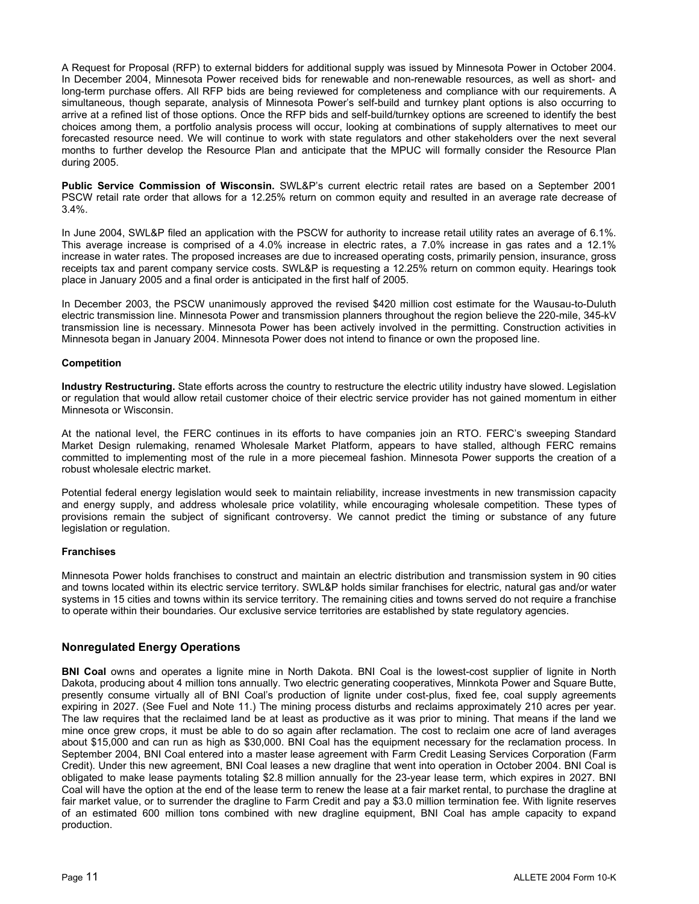A Request for Proposal (RFP) to external bidders for additional supply was issued by Minnesota Power in October 2004. In December 2004, Minnesota Power received bids for renewable and non-renewable resources, as well as short- and long-term purchase offers. All RFP bids are being reviewed for completeness and compliance with our requirements. A simultaneous, though separate, analysis of Minnesota Power's self-build and turnkey plant options is also occurring to arrive at a refined list of those options. Once the RFP bids and self-build/turnkey options are screened to identify the best choices among them, a portfolio analysis process will occur, looking at combinations of supply alternatives to meet our forecasted resource need. We will continue to work with state regulators and other stakeholders over the next several months to further develop the Resource Plan and anticipate that the MPUC will formally consider the Resource Plan during 2005.

**Public Service Commission of Wisconsin.** SWL&P's current electric retail rates are based on a September 2001 PSCW retail rate order that allows for a 12.25% return on common equity and resulted in an average rate decrease of 3.4%.

In June 2004, SWL&P filed an application with the PSCW for authority to increase retail utility rates an average of 6.1%. This average increase is comprised of a 4.0% increase in electric rates, a 7.0% increase in gas rates and a 12.1% increase in water rates. The proposed increases are due to increased operating costs, primarily pension, insurance, gross receipts tax and parent company service costs. SWL&P is requesting a 12.25% return on common equity. Hearings took place in January 2005 and a final order is anticipated in the first half of 2005.

In December 2003, the PSCW unanimously approved the revised $420 million cost estimate for the Wausau-to-Duluth electric transmission line. Minnesota Power and transmission planners throughout the region believe the 220-mile, 345-kV transmission line is necessary. Minnesota Power has been actively involved in the permitting. Construction activities in Minnesota began in January 2004. Minnesota Power does not intend to finance or own the proposed line.

**Competition**

**Industry Restructuring.** State efforts across the country to restructure the electric utility industry have slowed. Legislation or regulation that would allow retail customer choice of their electric service provider has not gained momentum in either Minnesota or Wisconsin.

At the national level, the FERC continues in its efforts to have companies join an RTO. FERC's sweeping Standard Market Design rulemaking, renamed Wholesale Market Platform, appears to have stalled, although FERC remains committed to implementing most of the rule in a more piecemeal fashion. Minnesota Power supports the creation of a robust wholesale electric market.

Potential federal energy legislation would seek to maintain reliability, increase investments in new transmission capacity and energy supply, and address wholesale price volatility, while encouraging wholesale competition. These types of provisions remain the subject of significant controversy. We cannot predict the timing or substance of any future legislation or regulation.

**Franchises**

Minnesota Power holds franchises to construct and maintain an electric distribution and transmission system in 90 cities and towns located within its electric service territory. SWL&P holds similar franchises for electric, natural gas and/or water systems in 15 cities and towns within its service territory. The remaining cities and towns served do not require a franchise to operate within their boundaries. Our exclusive service territories are established by state regulatory agencies.

## Nonregulated Energy Operations

**BNI Coal** owns and operates a lignite mine in North Dakota. BNI Coal is the lowest-cost supplier of lignite in North Dakota, producing about 4 million tons annually. Two electric generating cooperatives, Minnkota Power and Square Butte, presently consume virtually all of BNI Coal's production of lignite under cost-plus, fixed fee, coal supply agreements expiring in 2027. (See Fuel and Note 11.) The mining process disturbs and reclaims approximately 210 acres per year. The law requires that the reclaimed land be at least as productive as it was prior to mining. That means if the land we mine once grew crops, it must be able to do so again after reclamation. The cost to reclaim one acre of land averages about $15,000 and can run as high as $30,000. BNI Coal has the equipment necessary for the reclamation process. In September 2004, BNI Coal entered into a master lease agreement with Farm Credit Leasing Services Corporation (Farm Credit). Under this new agreement, BNI Coal leases a new dragline that went into operation in October 2004. BNI Coal is obligated to make lease payments totaling $2.8 million annually for the 23-year lease term, which expires in 2027. BNI Coal will have the option at the end of the lease term to renew the lease at a fair market rental, to purchase the dragline at fair market value, or to surrender the dragline to Farm Credit and pay a $3.0 million termination fee. With lignite reserves of an estimated 600 million tons combined with new dragline equipment, BNI Coal has ample capacity to expand production.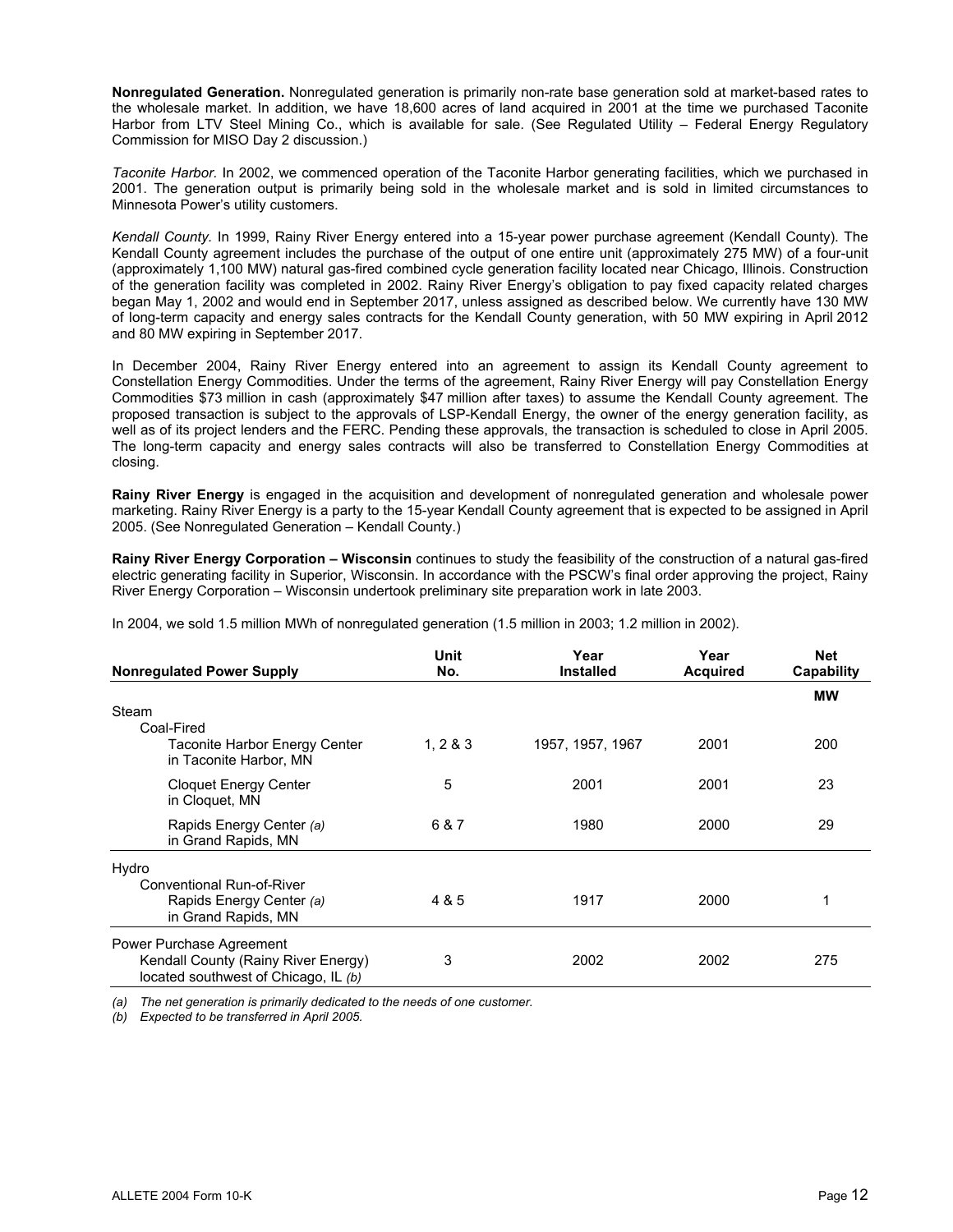**Nonregulated Generation.** Nonregulated generation is primarily non-rate base generation sold at market-based rates to the wholesale market. In addition, we have 18,600 acres of land acquired in 2001 at the time we purchased Taconite Harbor from LTV Steel Mining Co., which is available for sale. (See Regulated Utility – Federal Energy Regulatory Commission for MISO Day 2 discussion.)

*Taconite Harbor.* In 2002, we commenced operation of the Taconite Harbor generating facilities, which we purchased in 2001. The generation output is primarily being sold in the wholesale market and is sold in limited circumstances to Minnesota Power's utility customers.

*Kendall County.* In 1999, Rainy River Energy entered into a 15-year power purchase agreement (Kendall County). The Kendall County agreement includes the purchase of the output of one entire unit (approximately 275 MW) of a four-unit (approximately 1,100 MW) natural gas-fired combined cycle generation facility located near Chicago, Illinois. Construction of the generation facility was completed in 2002. Rainy River Energy's obligation to pay fixed capacity related charges began May 1, 2002 and would end in September 2017, unless assigned as described below. We currently have 130 MW of long-term capacity and energy sales contracts for the Kendall County generation, with 50 MW expiring in April 2012 and 80 MW expiring in September 2017.

In December 2004, Rainy River Energy entered into an agreement to assign its Kendall County agreement to Constellation Energy Commodities. Under the terms of the agreement, Rainy River Energy will pay Constellation Energy Commodities $73 million in cash (approximately $47 million after taxes) to assume the Kendall County agreement. The proposed transaction is subject to the approvals of LSP-Kendall Energy, the owner of the energy generation facility, as well as of its project lenders and the FERC. Pending these approvals, the transaction is scheduled to close in April 2005. The long-term capacity and energy sales contracts will also be transferred to Constellation Energy Commodities at closing.

**Rainy River Energy** is engaged in the acquisition and development of nonregulated generation and wholesale power marketing. Rainy River Energy is a party to the 15-year Kendall County agreement that is expected to be assigned in April 2005. (See Nonregulated Generation – Kendall County.)

**Rainy River Energy Corporation – Wisconsin** continues to study the feasibility of the construction of a natural gas-fired electric generating facility in Superior, Wisconsin. In accordance with the PSCW's final order approving the project, Rainy River Energy Corporation – Wisconsin undertook preliminary site preparation work in late 2003.

In 2004, we sold 1.5 million MWh of nonregulated generation (1.5 million in 2003; 1.2 million in 2002).

| Nonregulated Power Supply | Unit No. | Year Installed | Year Acquired | Net Capability |
|---|---|---|---|---|
| | | | | MW |
| Steam | | | | |
| Coal-Fired | | | | |
| Taconite Harbor Energy Center in Taconite Harbor, MN | 1, 2 & 3 | 1957, 1957, 1967 | 2001 | 200 |
| Cloquet Energy Center in Cloquet, MN | 5 | 2001 | 2001 | 23 |
| Rapids Energy Center *(a)* in Grand Rapids, MN | 6 & 7 | 1980 | 2000 | 29 |
| Hydro | | | | |
| Conventional Run-of-River | | | | |
| Rapids Energy Center *(a)* in Grand Rapids, MN | 4 & 5 | 1917 | 2000 | 1 |
| Power Purchase Agreement | | | | |
| Kendall County (Rainy River Energy) located southwest of Chicago, IL *(b)* | 3 | 2002 | 2002 | 275 |

*(a) The net generation is primarily dedicated to the needs of one customer.*

*(b) Expected to be transferred in April 2005.*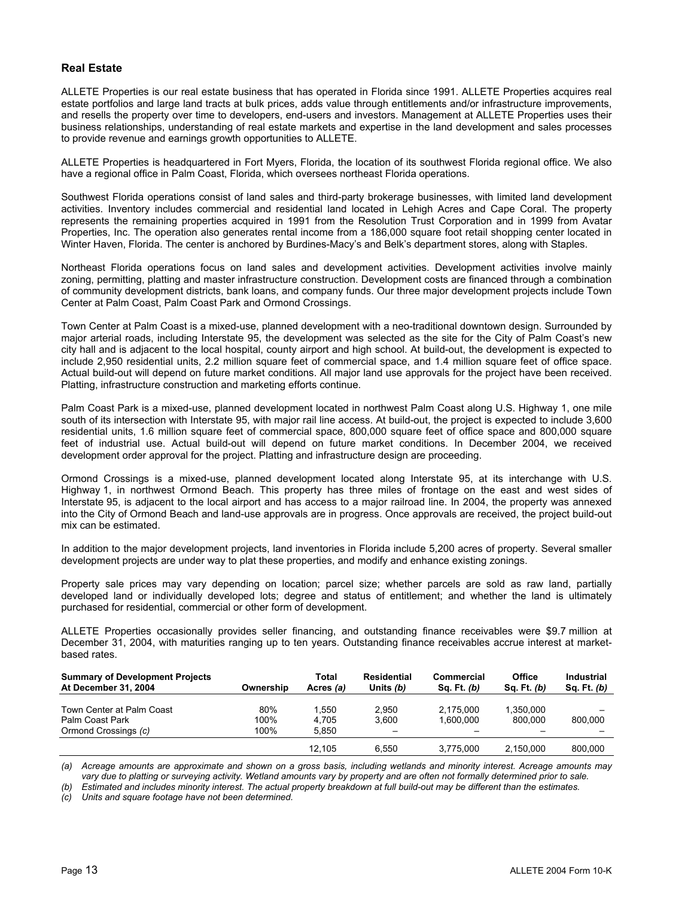## Real Estate

ALLETE Properties is our real estate business that has operated in Florida since 1991. ALLETE Properties acquires real estate portfolios and large land tracts at bulk prices, adds value through entitlements and/or infrastructure improvements, and resells the property over time to developers, end-users and investors. Management at ALLETE Properties uses their business relationships, understanding of real estate markets and expertise in the land development and sales processes to provide revenue and earnings growth opportunities to ALLETE.

ALLETE Properties is headquartered in Fort Myers, Florida, the location of its southwest Florida regional office. We also have a regional office in Palm Coast, Florida, which oversees northeast Florida operations.

Southwest Florida operations consist of land sales and third-party brokerage businesses, with limited land development activities. Inventory includes commercial and residential land located in Lehigh Acres and Cape Coral. The property represents the remaining properties acquired in 1991 from the Resolution Trust Corporation and in 1999 from Avatar Properties, Inc. The operation also generates rental income from a 186,000 square foot retail shopping center located in Winter Haven, Florida. The center is anchored by Burdines-Macy's and Belk's department stores, along with Staples.

Northeast Florida operations focus on land sales and development activities. Development activities involve mainly zoning, permitting, platting and master infrastructure construction. Development costs are financed through a combination of community development districts, bank loans, and company funds. Our three major development projects include Town Center at Palm Coast, Palm Coast Park and Ormond Crossings.

Town Center at Palm Coast is a mixed-use, planned development with a neo-traditional downtown design. Surrounded by major arterial roads, including Interstate 95, the development was selected as the site for the City of Palm Coast's new city hall and is adjacent to the local hospital, county airport and high school. At build-out, the development is expected to include 2,950 residential units, 2.2 million square feet of commercial space, and 1.4 million square feet of office space. Actual build-out will depend on future market conditions. All major land use approvals for the project have been received. Platting, infrastructure construction and marketing efforts continue.

Palm Coast Park is a mixed-use, planned development located in northwest Palm Coast along U.S. Highway 1, one mile south of its intersection with Interstate 95, with major rail line access. At build-out, the project is expected to include 3,600 residential units, 1.6 million square feet of commercial space, 800,000 square feet of office space and 800,000 square feet of industrial use. Actual build-out will depend on future market conditions. In December 2004, we received development order approval for the project. Platting and infrastructure design are proceeding.

Ormond Crossings is a mixed-use, planned development located along Interstate 95, at its interchange with U.S. Highway 1, in northwest Ormond Beach. This property has three miles of frontage on the east and west sides of Interstate 95, is adjacent to the local airport and has access to a major railroad line. In 2004, the property was annexed into the City of Ormond Beach and land-use approvals are in progress. Once approvals are received, the project build-out mix can be estimated.

In addition to the major development projects, land inventories in Florida include 5,200 acres of property. Several smaller development projects are under way to plat these properties, and modify and enhance existing zonings.

Property sale prices may vary depending on location; parcel size; whether parcels are sold as raw land, partially developed land or individually developed lots; degree and status of entitlement; and whether the land is ultimately purchased for residential, commercial or other form of development.

ALLETE Properties occasionally provides seller financing, and outstanding finance receivables were $9.7 million at December 31, 2004, with maturities ranging up to ten years. Outstanding finance receivables accrue interest at market-based rates.

| Summary of Development Projects At December 31, 2004 | Ownership | Total Acres *(a)* | Residential Units *(b)* | Commercial Sq. Ft. *(b)* | Office Sq. Ft. *(b)* | Industrial Sq. Ft. *(b)* |
|---|---|---|---|---|---|---|
| Town Center at Palm Coast | 80% | 1,550 | 2,950 | 2,175,000 | 1,350,000 | – |
| Palm Coast Park | 100% | 4,705 | 3,600 | 1,600,000 | 800,000 | 800,000 |
| Ormond Crossings *(c)* | 100% | 5,850 | – | – | – | – |
| | | 12,105 | 6,550 | 3,775,000 | 2,150,000 | 800,000 |

*(a) Acreage amounts are approximate and shown on a gross basis, including wetlands and minority interest. Acreage amounts may vary due to platting or surveying activity. Wetland amounts vary by property and are often not formally determined prior to sale.*

*(b) Estimated and includes minority interest. The actual property breakdown at full build-out may be different than the estimates.*

*(c) Units and square footage have not been determined.*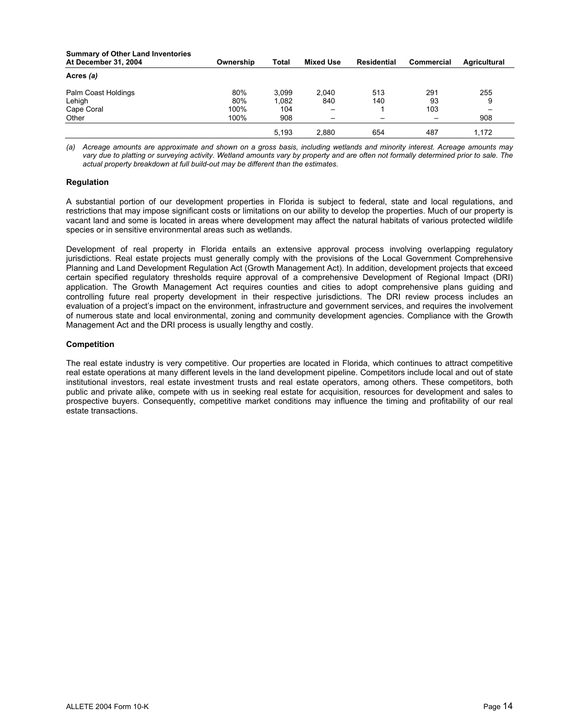| Summary of Other Land Inventories At December 31, 2004 | Ownership | Total | Mixed Use | Residential | Commercial | Agricultural |
|---|---|---|---|---|---|---|
| **Acres *(a)*** | | | | | | |
| Palm Coast Holdings | 80% | 3,099 | 2,040 | 513 | 291 | 255 |
| Lehigh | 80% | 1,082 | 840 | 140 | 93 | 9 |
| Cape Coral | 100% | 104 | – | 1 | 103 | – |
| Other | 100% | 908 | – | – | – | 908 |
| | | 5,193 | 2,880 | 654 | 487 | 1,172 |

*(a) Acreage amounts are approximate and shown on a gross basis, including wetlands and minority interest. Acreage amounts may vary due to platting or surveying activity. Wetland amounts vary by property and are often not formally determined prior to sale. The actual property breakdown at full build-out may be different than the estimates.*

**Regulation**

A substantial portion of our development properties in Florida is subject to federal, state and local regulations, and restrictions that may impose significant costs or limitations on our ability to develop the properties. Much of our property is vacant land and some is located in areas where development may affect the natural habitats of various protected wildlife species or in sensitive environmental areas such as wetlands.

Development of real property in Florida entails an extensive approval process involving overlapping regulatory jurisdictions. Real estate projects must generally comply with the provisions of the Local Government Comprehensive Planning and Land Development Regulation Act (Growth Management Act). In addition, development projects that exceed certain specified regulatory thresholds require approval of a comprehensive Development of Regional Impact (DRI) application. The Growth Management Act requires counties and cities to adopt comprehensive plans guiding and controlling future real property development in their respective jurisdictions. The DRI review process includes an evaluation of a project's impact on the environment, infrastructure and government services, and requires the involvement of numerous state and local environmental, zoning and community development agencies. Compliance with the Growth Management Act and the DRI process is usually lengthy and costly.

**Competition**

The real estate industry is very competitive. Our properties are located in Florida, which continues to attract competitive real estate operations at many different levels in the land development pipeline. Competitors include local and out of state institutional investors, real estate investment trusts and real estate operators, among others. These competitors, both public and private alike, compete with us in seeking real estate for acquisition, resources for development and sales to prospective buyers. Consequently, competitive market conditions may influence the timing and profitability of our real estate transactions.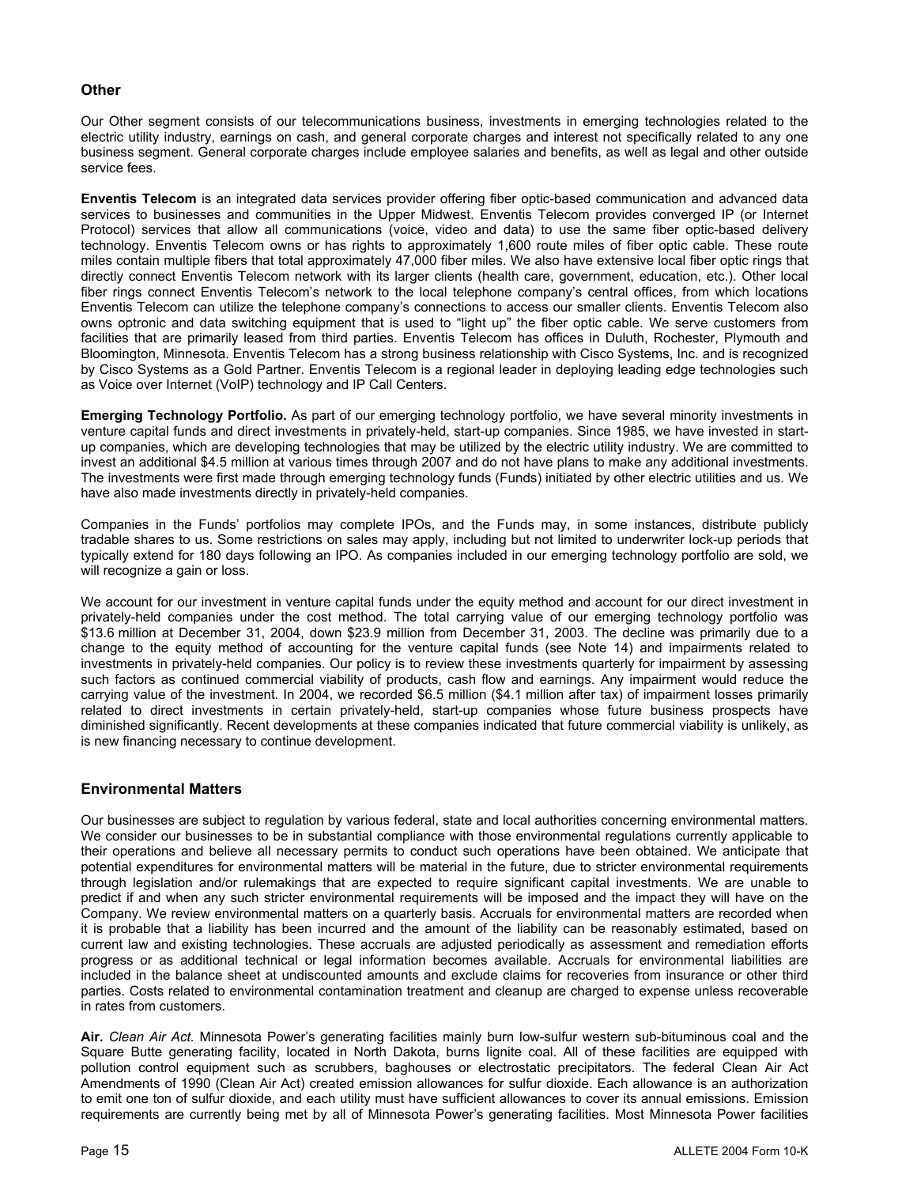### Other

Our Other segment consists of our telecommunications business, investments in emerging technologies related to the electric utility industry, earnings on cash, and general corporate charges and interest not specifically related to any one business segment. General corporate charges include employee salaries and benefits, as well as legal and other outside service fees.

**Enventis Telecom** is an integrated data services provider offering fiber optic-based communication and advanced data services to businesses and communities in the Upper Midwest. Enventis Telecom provides converged IP (or Internet Protocol) services that allow all communications (voice, video and data) to use the same fiber optic-based delivery technology. Enventis Telecom owns or has rights to approximately 1,600 route miles of fiber optic cable. These route miles contain multiple fibers that total approximately 47,000 fiber miles. We also have extensive local fiber optic rings that directly connect Enventis Telecom network with its larger clients (health care, government, education, etc.). Other local fiber rings connect Enventis Telecom's network to the local telephone company's central offices, from which locations Enventis Telecom can utilize the telephone company's connections to access our smaller clients. Enventis Telecom also owns optronic and data switching equipment that is used to "light up" the fiber optic cable. We serve customers from facilities that are primarily leased from third parties. Enventis Telecom has offices in Duluth, Rochester, Plymouth and Bloomington, Minnesota. Enventis Telecom has a strong business relationship with Cisco Systems, Inc. and is recognized by Cisco Systems as a Gold Partner. Enventis Telecom is a regional leader in deploying leading edge technologies such as Voice over Internet (VoIP) technology and IP Call Centers.

**Emerging Technology Portfolio.** As part of our emerging technology portfolio, we have several minority investments in venture capital funds and direct investments in privately-held, start-up companies. Since 1985, we have invested in start-up companies, which are developing technologies that may be utilized by the electric utility industry. We are committed to invest an additional $4.5 million at various times through 2007 and do not have plans to make any additional investments. The investments were first made through emerging technology funds (Funds) initiated by other electric utilities and us. We have also made investments directly in privately-held companies.

Companies in the Funds' portfolios may complete IPOs, and the Funds may, in some instances, distribute publicly tradable shares to us. Some restrictions on sales may apply, including but not limited to underwriter lock-up periods that typically extend for 180 days following an IPO. As companies included in our emerging technology portfolio are sold, we will recognize a gain or loss.

We account for our investment in venture capital funds under the equity method and account for our direct investment in privately-held companies under the cost method. The total carrying value of our emerging technology portfolio was $13.6 million at December 31, 2004, down $23.9 million from December 31, 2003. The decline was primarily due to a change to the equity method of accounting for the venture capital funds (see Note 14) and impairments related to investments in privately-held companies. Our policy is to review these investments quarterly for impairment by assessing such factors as continued commercial viability of products, cash flow and earnings. Any impairment would reduce the carrying value of the investment. In 2004, we recorded $6.5 million ($4.1 million after tax) of impairment losses primarily related to direct investments in certain privately-held, start-up companies whose future business prospects have diminished significantly. Recent developments at these companies indicated that future commercial viability is unlikely, as is new financing necessary to continue development.

## Environmental Matters

Our businesses are subject to regulation by various federal, state and local authorities concerning environmental matters. We consider our businesses to be in substantial compliance with those environmental regulations currently applicable to their operations and believe all necessary permits to conduct such operations have been obtained. We anticipate that potential expenditures for environmental matters will be material in the future, due to stricter environmental requirements through legislation and/or rulemakings that are expected to require significant capital investments. We are unable to predict if and when any such stricter environmental requirements will be imposed and the impact they will have on the Company. We review environmental matters on a quarterly basis. Accruals for environmental matters are recorded when it is probable that a liability has been incurred and the amount of the liability can be reasonably estimated, based on current law and existing technologies. These accruals are adjusted periodically as assessment and remediation efforts progress or as additional technical or legal information becomes available. Accruals for environmental liabilities are included in the balance sheet at undiscounted amounts and exclude claims for recoveries from insurance or other third parties. Costs related to environmental contamination treatment and cleanup are charged to expense unless recoverable in rates from customers.

**Air.** *Clean Air Act.* Minnesota Power's generating facilities mainly burn low-sulfur western sub-bituminous coal and the Square Butte generating facility, located in North Dakota, burns lignite coal. All of these facilities are equipped with pollution control equipment such as scrubbers, baghouses or electrostatic precipitators. The federal Clean Air Act Amendments of 1990 (Clean Air Act) created emission allowances for sulfur dioxide. Each allowance is an authorization to emit one ton of sulfur dioxide, and each utility must have sufficient allowances to cover its annual emissions. Emission requirements are currently being met by all of Minnesota Power's generating facilities. Most Minnesota Power facilities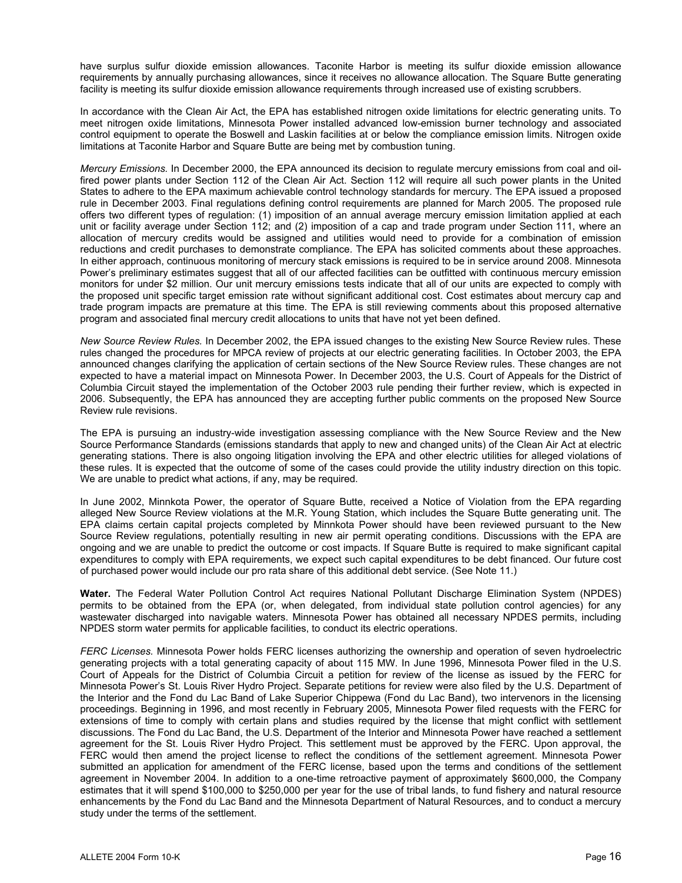have surplus sulfur dioxide emission allowances. Taconite Harbor is meeting its sulfur dioxide emission allowance requirements by annually purchasing allowances, since it receives no allowance allocation. The Square Butte generating facility is meeting its sulfur dioxide emission allowance requirements through increased use of existing scrubbers.

In accordance with the Clean Air Act, the EPA has established nitrogen oxide limitations for electric generating units. To meet nitrogen oxide limitations, Minnesota Power installed advanced low-emission burner technology and associated control equipment to operate the Boswell and Laskin facilities at or below the compliance emission limits. Nitrogen oxide limitations at Taconite Harbor and Square Butte are being met by combustion tuning.

*Mercury Emissions.* In December 2000, the EPA announced its decision to regulate mercury emissions from coal and oil-fired power plants under Section 112 of the Clean Air Act. Section 112 will require all such power plants in the United States to adhere to the EPA maximum achievable control technology standards for mercury. The EPA issued a proposed rule in December 2003. Final regulations defining control requirements are planned for March 2005. The proposed rule offers two different types of regulation: (1) imposition of an annual average mercury emission limitation applied at each unit or facility average under Section 112; and (2) imposition of a cap and trade program under Section 111, where an allocation of mercury credits would be assigned and utilities would need to provide for a combination of emission reductions and credit purchases to demonstrate compliance. The EPA has solicited comments about these approaches. In either approach, continuous monitoring of mercury stack emissions is required to be in service around 2008. Minnesota Power's preliminary estimates suggest that all of our affected facilities can be outfitted with continuous mercury emission monitors for under $2 million. Our unit mercury emissions tests indicate that all of our units are expected to comply with the proposed unit specific target emission rate without significant additional cost. Cost estimates about mercury cap and trade program impacts are premature at this time. The EPA is still reviewing comments about this proposed alternative program and associated final mercury credit allocations to units that have not yet been defined.

*New Source Review Rules.* In December 2002, the EPA issued changes to the existing New Source Review rules. These rules changed the procedures for MPCA review of projects at our electric generating facilities. In October 2003, the EPA announced changes clarifying the application of certain sections of the New Source Review rules. These changes are not expected to have a material impact on Minnesota Power. In December 2003, the U.S. Court of Appeals for the District of Columbia Circuit stayed the implementation of the October 2003 rule pending their further review, which is expected in 2006. Subsequently, the EPA has announced they are accepting further public comments on the proposed New Source Review rule revisions.

The EPA is pursuing an industry-wide investigation assessing compliance with the New Source Review and the New Source Performance Standards (emissions standards that apply to new and changed units) of the Clean Air Act at electric generating stations. There is also ongoing litigation involving the EPA and other electric utilities for alleged violations of these rules. It is expected that the outcome of some of the cases could provide the utility industry direction on this topic. We are unable to predict what actions, if any, may be required.

In June 2002, Minnkota Power, the operator of Square Butte, received a Notice of Violation from the EPA regarding alleged New Source Review violations at the M.R. Young Station, which includes the Square Butte generating unit. The EPA claims certain capital projects completed by Minnkota Power should have been reviewed pursuant to the New Source Review regulations, potentially resulting in new air permit operating conditions. Discussions with the EPA are ongoing and we are unable to predict the outcome or cost impacts. If Square Butte is required to make significant capital expenditures to comply with EPA requirements, we expect such capital expenditures to be debt financed. Our future cost of purchased power would include our pro rata share of this additional debt service. (See Note 11.)

**Water.** The Federal Water Pollution Control Act requires National Pollutant Discharge Elimination System (NPDES) permits to be obtained from the EPA (or, when delegated, from individual state pollution control agencies) for any wastewater discharged into navigable waters. Minnesota Power has obtained all necessary NPDES permits, including NPDES storm water permits for applicable facilities, to conduct its electric operations.

*FERC Licenses.* Minnesota Power holds FERC licenses authorizing the ownership and operation of seven hydroelectric generating projects with a total generating capacity of about 115 MW. In June 1996, Minnesota Power filed in the U.S. Court of Appeals for the District of Columbia Circuit a petition for review of the license as issued by the FERC for Minnesota Power's St. Louis River Hydro Project. Separate petitions for review were also filed by the U.S. Department of the Interior and the Fond du Lac Band of Lake Superior Chippewa (Fond du Lac Band), two intervenors in the licensing proceedings. Beginning in 1996, and most recently in February 2005, Minnesota Power filed requests with the FERC for extensions of time to comply with certain plans and studies required by the license that might conflict with settlement discussions. The Fond du Lac Band, the U.S. Department of the Interior and Minnesota Power have reached a settlement agreement for the St. Louis River Hydro Project. This settlement must be approved by the FERC. Upon approval, the FERC would then amend the project license to reflect the conditions of the settlement agreement. Minnesota Power submitted an application for amendment of the FERC license, based upon the terms and conditions of the settlement agreement in November 2004. In addition to a one-time retroactive payment of approximately $600,000, the Company estimates that it will spend $100,000 to $250,000 per year for the use of tribal lands, to fund fishery and natural resource enhancements by the Fond du Lac Band and the Minnesota Department of Natural Resources, and to conduct a mercury study under the terms of the settlement.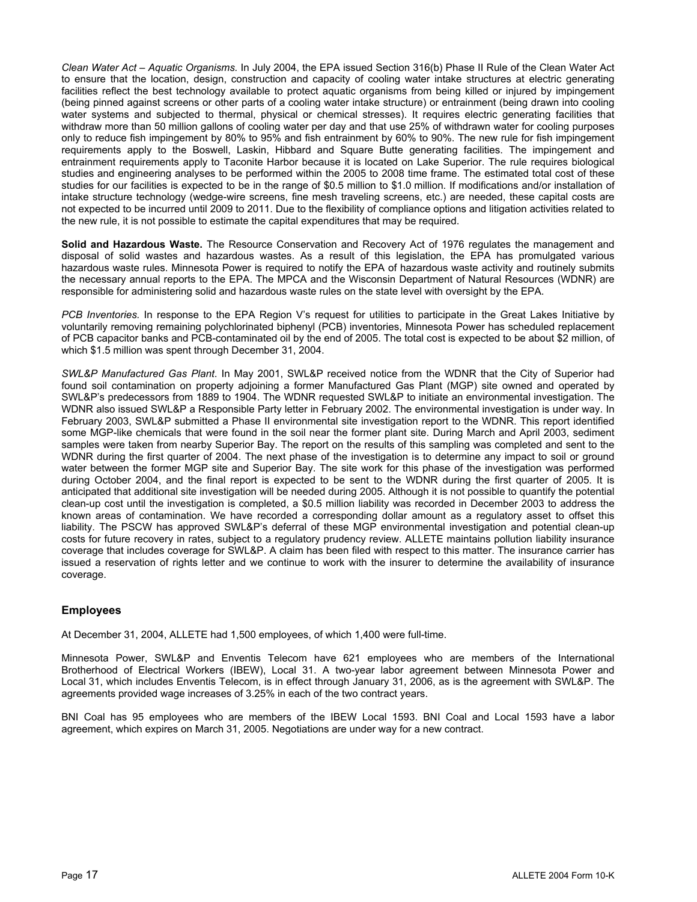*Clean Water Act – Aquatic Organisms.* In July 2004, the EPA issued Section 316(b) Phase II Rule of the Clean Water Act to ensure that the location, design, construction and capacity of cooling water intake structures at electric generating facilities reflect the best technology available to protect aquatic organisms from being killed or injured by impingement (being pinned against screens or other parts of a cooling water intake structure) or entrainment (being drawn into cooling water systems and subjected to thermal, physical or chemical stresses). It requires electric generating facilities that withdraw more than 50 million gallons of cooling water per day and that use 25% of withdrawn water for cooling purposes only to reduce fish impingement by 80% to 95% and fish entrainment by 60% to 90%. The new rule for fish impingement requirements apply to the Boswell, Laskin, Hibbard and Square Butte generating facilities. The impingement and entrainment requirements apply to Taconite Harbor because it is located on Lake Superior. The rule requires biological studies and engineering analyses to be performed within the 2005 to 2008 time frame. The estimated total cost of these studies for our facilities is expected to be in the range of $0.5 million to $1.0 million. If modifications and/or installation of intake structure technology (wedge-wire screens, fine mesh traveling screens, etc.) are needed, these capital costs are not expected to be incurred until 2009 to 2011. Due to the flexibility of compliance options and litigation activities related to the new rule, it is not possible to estimate the capital expenditures that may be required.

**Solid and Hazardous Waste.** The Resource Conservation and Recovery Act of 1976 regulates the management and disposal of solid wastes and hazardous wastes. As a result of this legislation, the EPA has promulgated various hazardous waste rules. Minnesota Power is required to notify the EPA of hazardous waste activity and routinely submits the necessary annual reports to the EPA. The MPCA and the Wisconsin Department of Natural Resources (WDNR) are responsible for administering solid and hazardous waste rules on the state level with oversight by the EPA.

*PCB Inventories.* In response to the EPA Region V's request for utilities to participate in the Great Lakes Initiative by voluntarily removing remaining polychlorinated biphenyl (PCB) inventories, Minnesota Power has scheduled replacement of PCB capacitor banks and PCB-contaminated oil by the end of 2005. The total cost is expected to be about $2 million, of which $1.5 million was spent through December 31, 2004.

*SWL&P Manufactured Gas Plant.* In May 2001, SWL&P received notice from the WDNR that the City of Superior had found soil contamination on property adjoining a former Manufactured Gas Plant (MGP) site owned and operated by SWL&P's predecessors from 1889 to 1904. The WDNR requested SWL&P to initiate an environmental investigation. The WDNR also issued SWL&P a Responsible Party letter in February 2002. The environmental investigation is under way. In February 2003, SWL&P submitted a Phase II environmental site investigation report to the WDNR. This report identified some MGP-like chemicals that were found in the soil near the former plant site. During March and April 2003, sediment samples were taken from nearby Superior Bay. The report on the results of this sampling was completed and sent to the WDNR during the first quarter of 2004. The next phase of the investigation is to determine any impact to soil or ground water between the former MGP site and Superior Bay. The site work for this phase of the investigation was performed during October 2004, and the final report is expected to be sent to the WDNR during the first quarter of 2005. It is anticipated that additional site investigation will be needed during 2005. Although it is not possible to quantify the potential clean-up cost until the investigation is completed, a $0.5 million liability was recorded in December 2003 to address the known areas of contamination. We have recorded a corresponding dollar amount as a regulatory asset to offset this liability. The PSCW has approved SWL&P's deferral of these MGP environmental investigation and potential clean-up costs for future recovery in rates, subject to a regulatory prudency review. ALLETE maintains pollution liability insurance coverage that includes coverage for SWL&P. A claim has been filed with respect to this matter. The insurance carrier has issued a reservation of rights letter and we continue to work with the insurer to determine the availability of insurance coverage.

## Employees

At December 31, 2004, ALLETE had 1,500 employees, of which 1,400 were full-time.

Minnesota Power, SWL&P and Enventis Telecom have 621 employees who are members of the International Brotherhood of Electrical Workers (IBEW), Local 31. A two-year labor agreement between Minnesota Power and Local 31, which includes Enventis Telecom, is in effect through January 31, 2006, as is the agreement with SWL&P. The agreements provided wage increases of 3.25% in each of the two contract years.

BNI Coal has 95 employees who are members of the IBEW Local 1593. BNI Coal and Local 1593 have a labor agreement, which expires on March 31, 2005. Negotiations are under way for a new contract.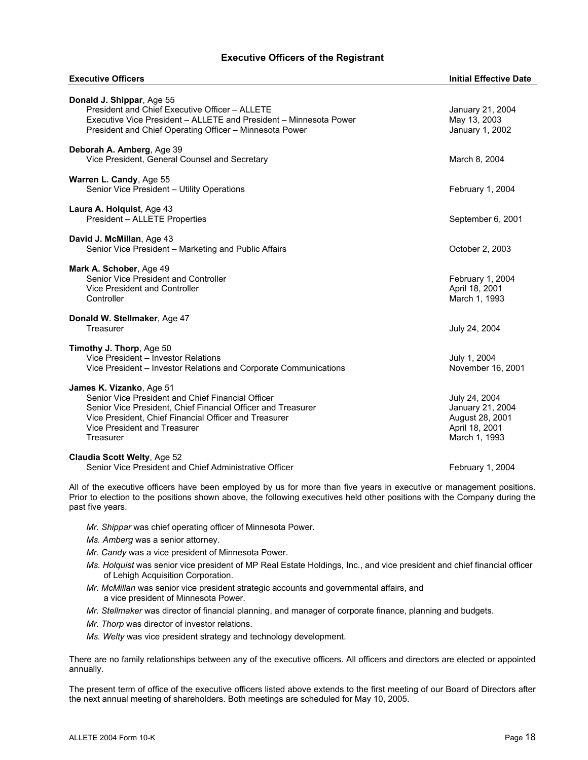## Executive Officers of the Registrant

| Executive Officers | Initial Effective Date |
|---|---|
| **Donald J. Shippar**, Age 55 | |
| President and Chief Executive Officer – ALLETE | January 21, 2004 |
| Executive Vice President – ALLETE and President – Minnesota Power | May 13, 2003 |
| President and Chief Operating Officer – Minnesota Power | January 1, 2002 |
| **Deborah A. Amberg**, Age 39 | |
| Vice President, General Counsel and Secretary | March 8, 2004 |
| **Warren L. Candy**, Age 55 | |
| Senior Vice President – Utility Operations | February 1, 2004 |
| **Laura A. Holquist**, Age 43 | |
| President – ALLETE Properties | September 6, 2001 |
| **David J. McMillan**, Age 43 | |
| Senior Vice President – Marketing and Public Affairs | October 2, 2003 |
| **Mark A. Schober**, Age 49 | |
| Senior Vice President and Controller | February 1, 2004 |
| Vice President and Controller | April 18, 2001 |
| Controller | March 1, 1993 |
| **Donald W. Stellmaker**, Age 47 | |
| Treasurer | July 24, 2004 |
| **Timothy J. Thorp**, Age 50 | |
| Vice President – Investor Relations | July 1, 2004 |
| Vice President – Investor Relations and Corporate Communications | November 16, 2001 |
| **James K. Vizanko**, Age 51 | |
| Senior Vice President and Chief Financial Officer | July 24, 2004 |
| Senior Vice President, Chief Financial Officer and Treasurer | January 21, 2004 |
| Vice President, Chief Financial Officer and Treasurer | August 28, 2001 |
| Vice President and Treasurer | April 18, 2001 |
| Treasurer | March 1, 1993 |
| **Claudia Scott Welty**, Age 52 | |
| Senior Vice President and Chief Administrative Officer | February 1, 2004 |

All of the executive officers have been employed by us for more than five years in executive or management positions. Prior to election to the positions shown above, the following executives held other positions with the Company during the past five years.

- *Mr. Shippar* was chief operating officer of Minnesota Power.
- *Ms. Amberg* was a senior attorney.
- *Mr. Candy* was a vice president of Minnesota Power.
- *Ms. Holquist* was senior vice president of MP Real Estate Holdings, Inc., and vice president and chief financial officer of Lehigh Acquisition Corporation.
- *Mr. McMillan* was senior vice president strategic accounts and governmental affairs, and a vice president of Minnesota Power.
- *Mr. Stellmaker* was director of financial planning, and manager of corporate finance, planning and budgets.
- *Mr. Thorp* was director of investor relations.
- *Ms. Welty* was vice president strategy and technology development.

There are no family relationships between any of the executive officers. All officers and directors are elected or appointed annually.

The present term of office of the executive officers listed above extends to the first meeting of our Board of Directors after the next annual meeting of shareholders. Both meetings are scheduled for May 10, 2005.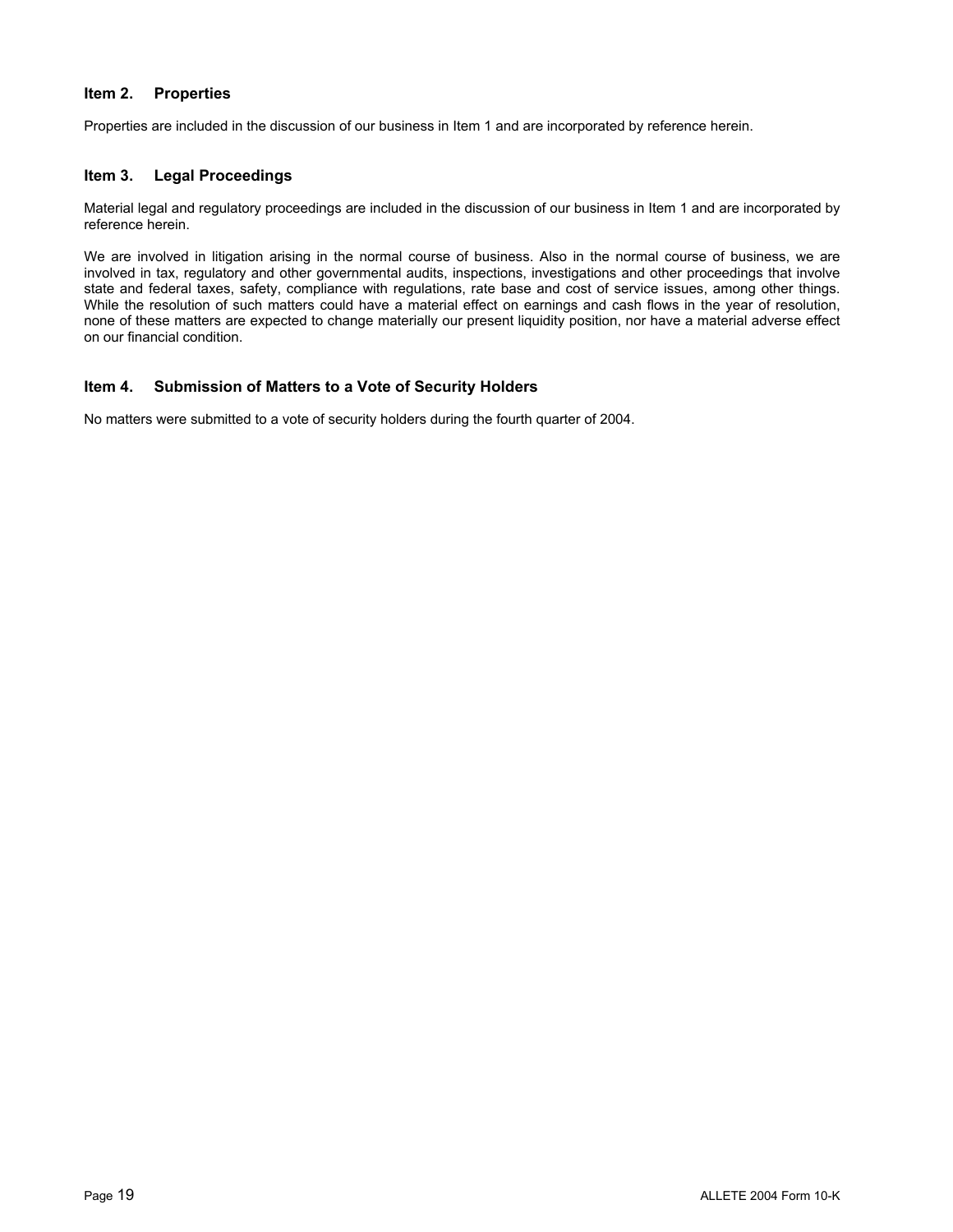## Item 2. Properties

Properties are included in the discussion of our business in Item 1 and are incorporated by reference herein.

## Item 3. Legal Proceedings

Material legal and regulatory proceedings are included in the discussion of our business in Item 1 and are incorporated by reference herein.

We are involved in litigation arising in the normal course of business. Also in the normal course of business, we are involved in tax, regulatory and other governmental audits, inspections, investigations and other proceedings that involve state and federal taxes, safety, compliance with regulations, rate base and cost of service issues, among other things. While the resolution of such matters could have a material effect on earnings and cash flows in the year of resolution, none of these matters are expected to change materially our present liquidity position, nor have a material adverse effect on our financial condition.

## Item 4. Submission of Matters to a Vote of Security Holders

No matters were submitted to a vote of security holders during the fourth quarter of 2004.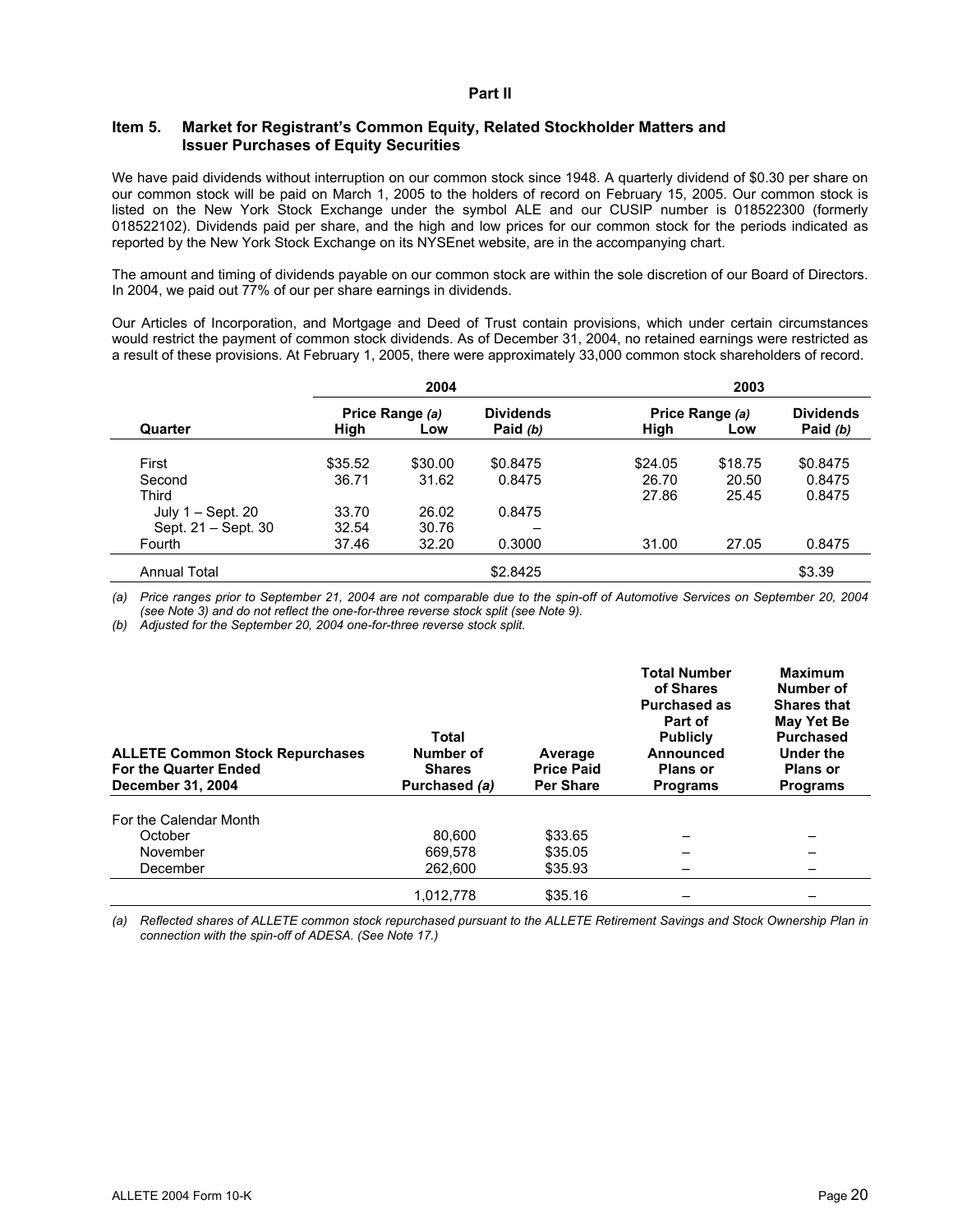# Part II

## Item 5. Market for Registrant's Common Equity, Related Stockholder Matters and Issuer Purchases of Equity Securities

We have paid dividends without interruption on our common stock since 1948. A quarterly dividend of $0.30 per share on our common stock will be paid on March 1, 2005 to the holders of record on February 15, 2005. Our common stock is listed on the New York Stock Exchange under the symbol ALE and our CUSIP number is 018522300 (formerly 018522102). Dividends paid per share, and the high and low prices for our common stock for the periods indicated as reported by the New York Stock Exchange on its NYSEnet website, are in the accompanying chart.

The amount and timing of dividends payable on our common stock are within the sole discretion of our Board of Directors. In 2004, we paid out 77% of our per share earnings in dividends.

Our Articles of Incorporation, and Mortgage and Deed of Trust contain provisions, which under certain circumstances would restrict the payment of common stock dividends. As of December 31, 2004, no retained earnings were restricted as a result of these provisions. At February 1, 2005, there were approximately 33,000 common stock shareholders of record.

| | 2004 | | | 2003 | | |
|---|---|---|---|---|---|---|
| | Price Range *(a)* | | Dividends | Price Range *(a)* | | Dividends |
| Quarter | High | Low | Paid *(b)* | High | Low | Paid *(b)* |
| First | $35.52 | $30.00 | $0.8475 | $24.05 | $18.75 | $0.8475 |
| Second | 36.71 | 31.62 | 0.8475 | 26.70 | 20.50 | 0.8475 |
| Third | | | | 27.86 | 25.45 | 0.8475 |
| July 1 – Sept. 20 | 33.70 | 26.02 | 0.8475 | | | |
| Sept. 21 – Sept. 30 | 32.54 | 30.76 | – | | | |
| Fourth | 37.46 | 32.20 | 0.3000 | 31.00 | 27.05 | 0.8475 |
| Annual Total | | | $2.8425 | | | $3.39 |

*(a) Price ranges prior to September 21, 2004 are not comparable due to the spin-off of Automotive Services on September 20, 2004 (see Note 3) and do not reflect the one-for-three reverse stock split (see Note 9).*

*(b) Adjusted for the September 20, 2004 one-for-three reverse stock split.*

| ALLETE Common Stock Repurchases For the Quarter Ended December 31, 2004 | Total Number of Shares Purchased *(a)* | Average Price Paid Per Share | Total Number of Shares Purchased as Part of Publicly Announced Plans or Programs | Maximum Number of Shares that May Yet Be Purchased Under the Plans or Programs |
|---|---|---|---|---|
| For the Calendar Month | | | | |
| October | 80,600 | $33.65 | – | – |
| November | 669,578 | $35.05 | – | – |
| December | 262,600 | $35.93 | – | – |
| | 1,012,778 | $35.16 | – | – |

*(a) Reflected shares of ALLETE common stock repurchased pursuant to the ALLETE Retirement Savings and Stock Ownership Plan in connection with the spin-off of ADESA. (See Note 17.)*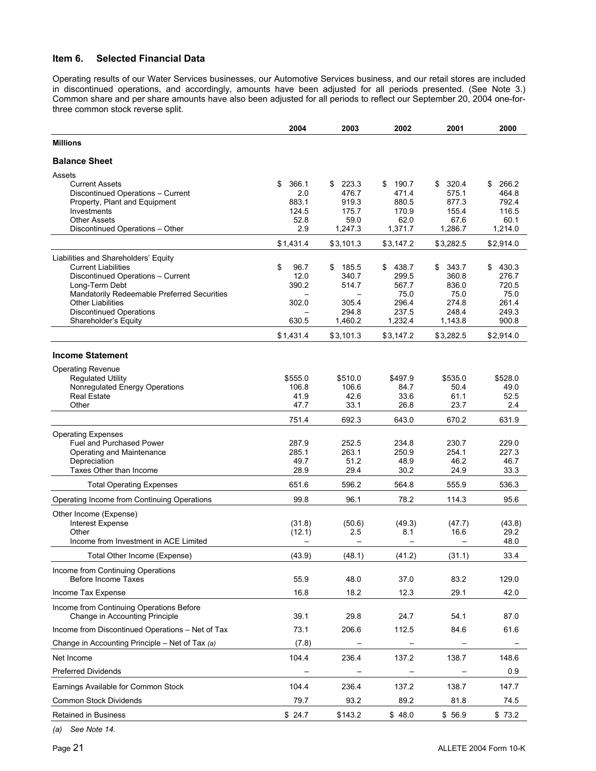## Item 6. Selected Financial Data

Operating results of our Water Services businesses, our Automotive Services business, and our retail stores are included in discontinued operations, and accordingly, amounts have been adjusted for all periods presented. (See Note 3.) Common share and per share amounts have also been adjusted for all periods to reflect our September 20, 2004 one-for-three common stock reverse split.

| | 2004 | 2003 | 2002 | 2001 | 2000 |
|---|---|---|---|---|---|
| **Millions** | | | | | |
| **Balance Sheet** | | | | | |
| Assets | | | | | |
| Current Assets | $ 366.1 | $ 223.3 | $ 190.7 | $ 320.4 | $ 266.2 |
| Discontinued Operations – Current | 2.0 | 476.7 | 471.4 | 575.1 | 464.8 |
| Property, Plant and Equipment | 883.1 | 919.3 | 880.5 | 877.3 | 792.4 |
| Investments | 124.5 | 175.7 | 170.9 | 155.4 | 116.5 |
| Other Assets | 52.8 | 59.0 | 62.0 | 67.6 | 60.1 |
| Discontinued Operations – Other | 2.9 | 1,247.3 | 1,371.7 | 1,286.7 | 1,214.0 |
| | $1,431.4 | $3,101.3 | $3,147.2 | $3,282.5 | $2,914.0 |
| Liabilities and Shareholders' Equity | | | | | |
| Current Liabilities | $ 96.7 | $ 185.5 | $ 438.7 | $ 343.7 | $ 430.3 |
| Discontinued Operations – Current | 12.0 | 340.7 | 299.5 | 360.8 | 276.7 |
| Long-Term Debt | 390.2 | 514.7 | 567.7 | 836.0 | 720.5 |
| Mandatorily Redeemable Preferred Securities | – | – | 75.0 | 75.0 | 75.0 |
| Other Liabilities | 302.0 | 305.4 | 296.4 | 274.8 | 261.4 |
| Discontinued Operations | – | 294.8 | 237.5 | 248.4 | 249.3 |
| Shareholder's Equity | 630.5 | 1,460.2 | 1,232.4 | 1,143.8 | 900.8 |
| | $1,431.4 | $3,101.3 | $3,147.2 | $3,282.5 | $2,914.0 |
| **Income Statement** | | | | | |
| Operating Revenue | | | | | |
| Regulated Utility | $555.0 | $510.0 | $497.9 | $535.0 | $528.0 |
| Nonregulated Energy Operations | 106.8 | 106.6 | 84.7 | 50.4 | 49.0 |
| Real Estate | 41.9 | 42.6 | 33.6 | 61.1 | 52.5 |
| Other | 47.7 | 33.1 | 26.8 | 23.7 | 2.4 |
| | 751.4 | 692.3 | 643.0 | 670.2 | 631.9 |
| Operating Expenses | | | | | |
| Fuel and Purchased Power | 287.9 | 252.5 | 234.8 | 230.7 | 229.0 |
| Operating and Maintenance | 285.1 | 263.1 | 250.9 | 254.1 | 227.3 |
| Depreciation | 49.7 | 51.2 | 48.9 | 46.2 | 46.7 |
| Taxes Other than Income | 28.9 | 29.4 | 30.2 | 24.9 | 33.3 |
| Total Operating Expenses | 651.6 | 596.2 | 564.8 | 555.9 | 536.3 |
| Operating Income from Continuing Operations | 99.8 | 96.1 | 78.2 | 114.3 | 95.6 |
| Other Income (Expense) | | | | | |
| Interest Expense | (31.8) | (50.6) | (49.3) | (47.7) | (43.8) |
| Other | (12.1) | 2.5 | 8.1 | 16.6 | 29.2 |
| Income from Investment in ACE Limited | – | – | – | – | 48.0 |
| Total Other Income (Expense) | (43.9) | (48.1) | (41.2) | (31.1) | 33.4 |
| Income from Continuing Operations Before Income Taxes | 55.9 | 48.0 | 37.0 | 83.2 | 129.0 |
| Income Tax Expense | 16.8 | 18.2 | 12.3 | 29.1 | 42.0 |
| Income from Continuing Operations Before Change in Accounting Principle | 39.1 | 29.8 | 24.7 | 54.1 | 87.0 |
| Income from Discontinued Operations – Net of Tax | 73.1 | 206.6 | 112.5 | 84.6 | 61.6 |
| Change in Accounting Principle – Net of Tax *(a)* | (7.8) | – | – | – | – |
| Net Income | 104.4 | 236.4 | 137.2 | 138.7 | 148.6 |
| Preferred Dividends | – | – | – | – | 0.9 |
| Earnings Available for Common Stock | 104.4 | 236.4 | 137.2 | 138.7 | 147.7 |
| Common Stock Dividends | 79.7 | 93.2 | 89.2 | 81.8 | 74.5 |
| Retained in Business | $ 24.7 | $143.2 | $ 48.0 | $ 56.9 | $ 73.2 |

*(a) See Note 14.*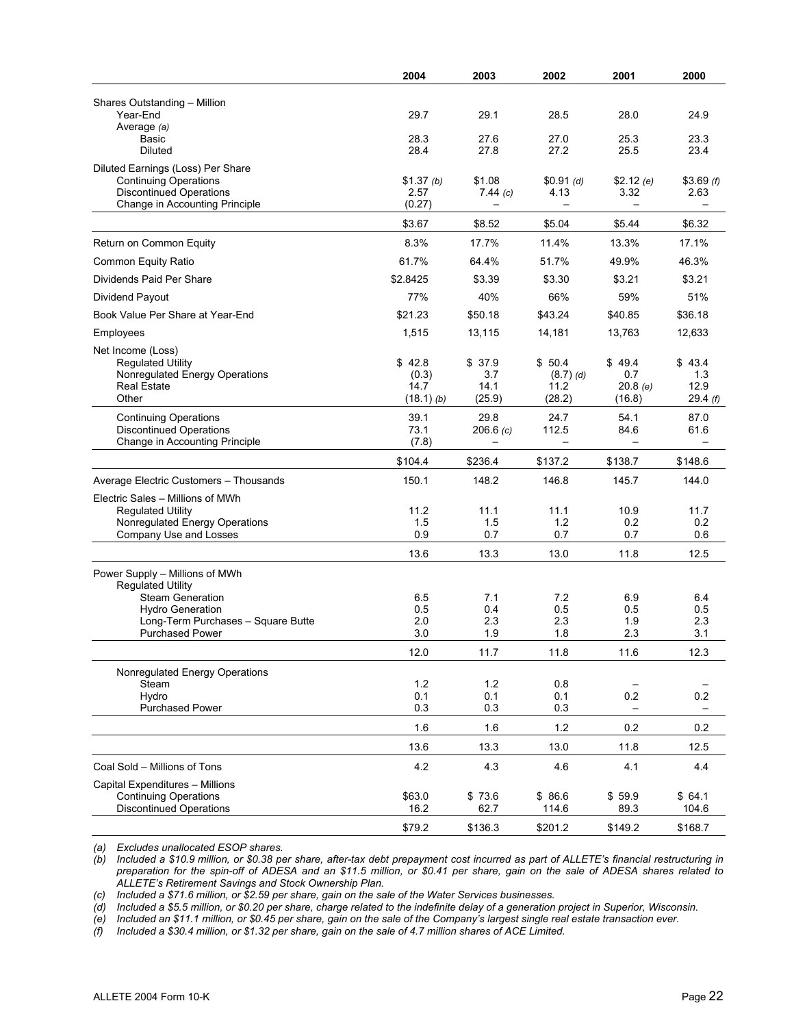| | 2004 | 2003 | 2002 | 2001 | 2000 |
|---|---|---|---|---|---|
| Shares Outstanding – Million | | | | | |
| Year-End | 29.7 | 29.1 | 28.5 | 28.0 | 24.9 |
| Average *(a)* | | | | | |
| Basic | 28.3 | 27.6 | 27.0 | 25.3 | 23.3 |
| Diluted | 28.4 | 27.8 | 27.2 | 25.5 | 23.4 |
| Diluted Earnings (Loss) Per Share | | | | | |
| Continuing Operations | $1.37 *(b)* | $1.08 | $0.91 *(d)* | $2.12 *(e)* | $3.69 *(f)* |
| Discontinued Operations | 2.57 | 7.44 *(c)* | 4.13 | 3.32 | 2.63 |
| Change in Accounting Principle | (0.27) | – | – | – | – |
| | $3.67 | $8.52 | $5.04 | $5.44 | $6.32 |
| Return on Common Equity | 8.3% | 17.7% | 11.4% | 13.3% | 17.1% |
| Common Equity Ratio | 61.7% | 64.4% | 51.7% | 49.9% | 46.3% |
| Dividends Paid Per Share | $2.8425 | $3.39 | $3.30 | $3.21 | $3.21 |
| Dividend Payout | 77% | 40% | 66% | 59% | 51% |
| Book Value Per Share at Year-End | $21.23 | $50.18 | $43.24 | $40.85 | $36.18 |
| Employees | 1,515 | 13,115 | 14,181 | 13,763 | 12,633 |
| Net Income (Loss) | | | | | |
| Regulated Utility | $ 42.8 | $ 37.9 | $ 50.4 | $ 49.4 | $ 43.4 |
| Nonregulated Energy Operations | (0.3) | 3.7 | (8.7) *(d)* | 0.7 | 1.3 |
| Real Estate | 14.7 | 14.1 | 11.2 | 20.8 *(e)* | 12.9 |
| Other | (18.1) *(b)* | (25.9) | (28.2) | (16.8) | 29.4 *(f)* |
| Continuing Operations | 39.1 | 29.8 | 24.7 | 54.1 | 87.0 |
| Discontinued Operations | 73.1 | 206.6 *(c)* | 112.5 | 84.6 | 61.6 |
| Change in Accounting Principle | (7.8) | – | – | – | – |
| | $104.4 | $236.4 | $137.2 | $138.7 | $148.6 |
| Average Electric Customers – Thousands | 150.1 | 148.2 | 146.8 | 145.7 | 144.0 |
| Electric Sales – Millions of MWh | | | | | |
| Regulated Utility | 11.2 | 11.1 | 11.1 | 10.9 | 11.7 |
| Nonregulated Energy Operations | 1.5 | 1.5 | 1.2 | 0.2 | 0.2 |
| Company Use and Losses | 0.9 | 0.7 | 0.7 | 0.7 | 0.6 |
| | 13.6 | 13.3 | 13.0 | 11.8 | 12.5 |
| Power Supply – Millions of MWh | | | | | |
| Regulated Utility | | | | | |
| Steam Generation | 6.5 | 7.1 | 7.2 | 6.9 | 6.4 |
| Hydro Generation | 0.5 | 0.4 | 0.5 | 0.5 | 0.5 |
| Long-Term Purchases – Square Butte | 2.0 | 2.3 | 2.3 | 1.9 | 2.3 |
| Purchased Power | 3.0 | 1.9 | 1.8 | 2.3 | 3.1 |
| | 12.0 | 11.7 | 11.8 | 11.6 | 12.3 |
| Nonregulated Energy Operations | | | | | |
| Steam | 1.2 | 1.2 | 0.8 | – | – |
| Hydro | 0.1 | 0.1 | 0.1 | 0.2 | 0.2 |
| Purchased Power | 0.3 | 0.3 | 0.3 | – | – |
| | 1.6 | 1.6 | 1.2 | 0.2 | 0.2 |
| | 13.6 | 13.3 | 13.0 | 11.8 | 12.5 |
| Coal Sold – Millions of Tons | 4.2 | 4.3 | 4.6 | 4.1 | 4.4 |
| Capital Expenditures – Millions | | | | | |
| Continuing Operations | $63.0 | $ 73.6 | $ 86.6 | $ 59.9 | $ 64.1 |
| Discontinued Operations | 16.2 | 62.7 | 114.6 | 89.3 | 104.6 |
| | $79.2 | $136.3 | $201.2 | $149.2 | $168.7 |

*(a) Excludes unallocated ESOP shares.*

*(b) Included a $10.9 million, or $0.38 per share, after-tax debt prepayment cost incurred as part of ALLETE's financial restructuring in preparation for the spin-off of ADESA and an $11.5 million, or $0.41 per share, gain on the sale of ADESA shares related to ALLETE's Retirement Savings and Stock Ownership Plan.*

*(c) Included a $71.6 million, or $2.59 per share, gain on the sale of the Water Services businesses.*

*(d) Included a $5.5 million, or $0.20 per share, charge related to the indefinite delay of a generation project in Superior, Wisconsin.*

*(e) Included an $11.1 million, or $0.45 per share, gain on the sale of the Company's largest single real estate transaction ever.*

*(f) Included a $30.4 million, or $1.32 per share, gain on the sale of 4.7 million shares of ACE Limited.*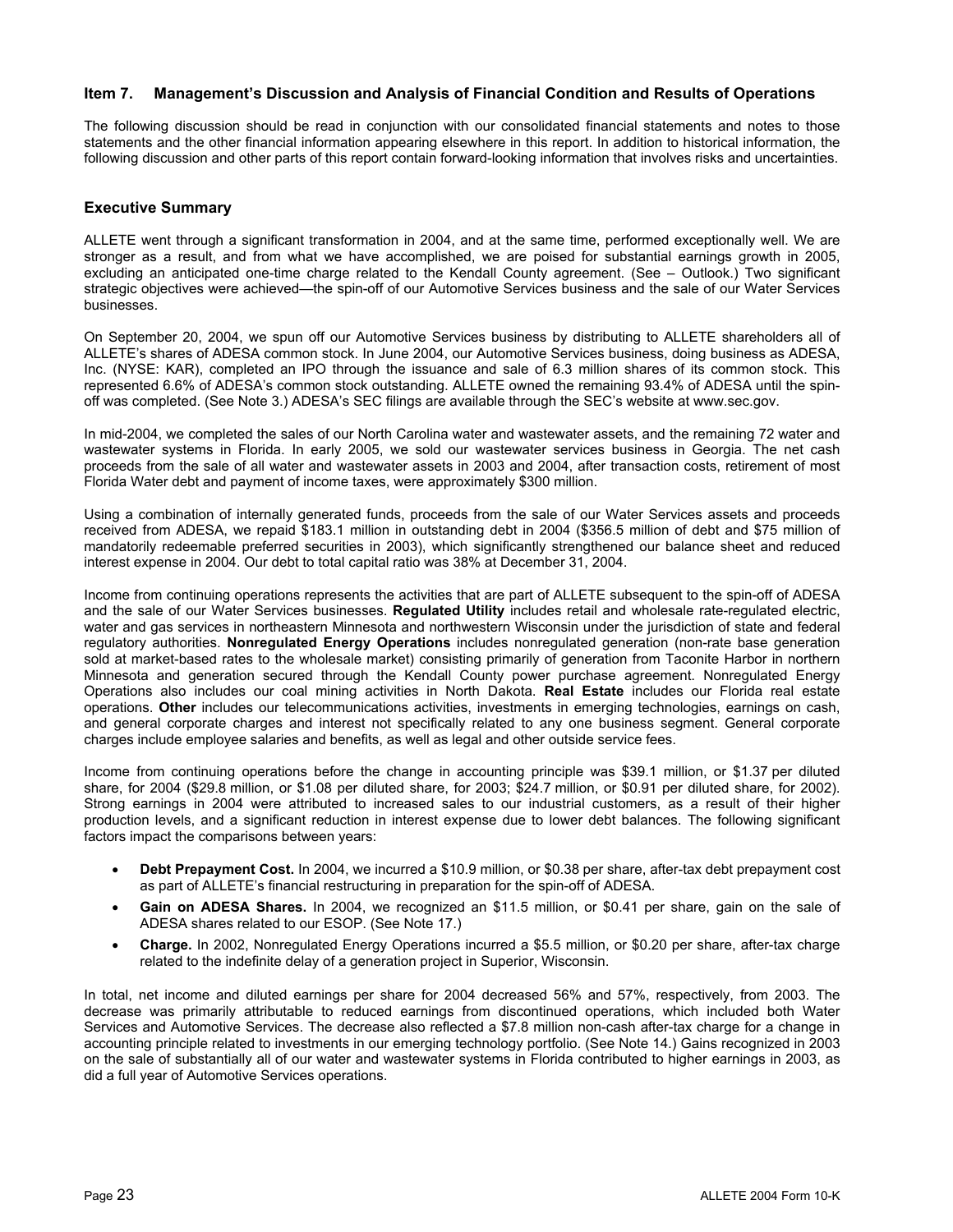## Item 7. Management's Discussion and Analysis of Financial Condition and Results of Operations

The following discussion should be read in conjunction with our consolidated financial statements and notes to those statements and the other financial information appearing elsewhere in this report. In addition to historical information, the following discussion and other parts of this report contain forward-looking information that involves risks and uncertainties.

### Executive Summary

ALLETE went through a significant transformation in 2004, and at the same time, performed exceptionally well. We are stronger as a result, and from what we have accomplished, we are poised for substantial earnings growth in 2005, excluding an anticipated one-time charge related to the Kendall County agreement. (See – Outlook.) Two significant strategic objectives were achieved—the spin-off of our Automotive Services business and the sale of our Water Services businesses.

On September 20, 2004, we spun off our Automotive Services business by distributing to ALLETE shareholders all of ALLETE's shares of ADESA common stock. In June 2004, our Automotive Services business, doing business as ADESA, Inc. (NYSE: KAR), completed an IPO through the issuance and sale of 6.3 million shares of its common stock. This represented 6.6% of ADESA's common stock outstanding. ALLETE owned the remaining 93.4% of ADESA until the spin-off was completed. (See Note 3.) ADESA's SEC filings are available through the SEC's website at www.sec.gov.

In mid-2004, we completed the sales of our North Carolina water and wastewater assets, and the remaining 72 water and wastewater systems in Florida. In early 2005, we sold our wastewater services business in Georgia. The net cash proceeds from the sale of all water and wastewater assets in 2003 and 2004, after transaction costs, retirement of most Florida Water debt and payment of income taxes, were approximately $300 million.

Using a combination of internally generated funds, proceeds from the sale of our Water Services assets and proceeds received from ADESA, we repaid $183.1 million in outstanding debt in 2004 ($356.5 million of debt and $75 million of mandatorily redeemable preferred securities in 2003), which significantly strengthened our balance sheet and reduced interest expense in 2004. Our debt to total capital ratio was 38% at December 31, 2004.

Income from continuing operations represents the activities that are part of ALLETE subsequent to the spin-off of ADESA and the sale of our Water Services businesses. **Regulated Utility** includes retail and wholesale rate-regulated electric, water and gas services in northeastern Minnesota and northwestern Wisconsin under the jurisdiction of state and federal regulatory authorities. **Nonregulated Energy Operations** includes nonregulated generation (non-rate base generation sold at market-based rates to the wholesale market) consisting primarily of generation from Taconite Harbor in northern Minnesota and generation secured through the Kendall County power purchase agreement. Nonregulated Energy Operations also includes our coal mining activities in North Dakota. **Real Estate** includes our Florida real estate operations. **Other** includes our telecommunications activities, investments in emerging technologies, earnings on cash, and general corporate charges and interest not specifically related to any one business segment. General corporate charges include employee salaries and benefits, as well as legal and other outside service fees.

Income from continuing operations before the change in accounting principle was $39.1 million, or $1.37 per diluted share, for 2004 ($29.8 million, or $1.08 per diluted share, for 2003; $24.7 million, or $0.91 per diluted share, for 2002). Strong earnings in 2004 were attributed to increased sales to our industrial customers, as a result of their higher production levels, and a significant reduction in interest expense due to lower debt balances. The following significant factors impact the comparisons between years:

- **Debt Prepayment Cost.** In 2004, we incurred a $10.9 million, or $0.38 per share, after-tax debt prepayment cost as part of ALLETE's financial restructuring in preparation for the spin-off of ADESA.
- **Gain on ADESA Shares.** In 2004, we recognized an $11.5 million, or $0.41 per share, gain on the sale of ADESA shares related to our ESOP. (See Note 17.)
- **Charge.** In 2002, Nonregulated Energy Operations incurred a $5.5 million, or $0.20 per share, after-tax charge related to the indefinite delay of a generation project in Superior, Wisconsin.

In total, net income and diluted earnings per share for 2004 decreased 56% and 57%, respectively, from 2003. The decrease was primarily attributable to reduced earnings from discontinued operations, which included both Water Services and Automotive Services. The decrease also reflected a $7.8 million non-cash after-tax charge for a change in accounting principle related to investments in our emerging technology portfolio. (See Note 14.) Gains recognized in 2003 on the sale of substantially all of our water and wastewater systems in Florida contributed to higher earnings in 2003, as did a full year of Automotive Services operations.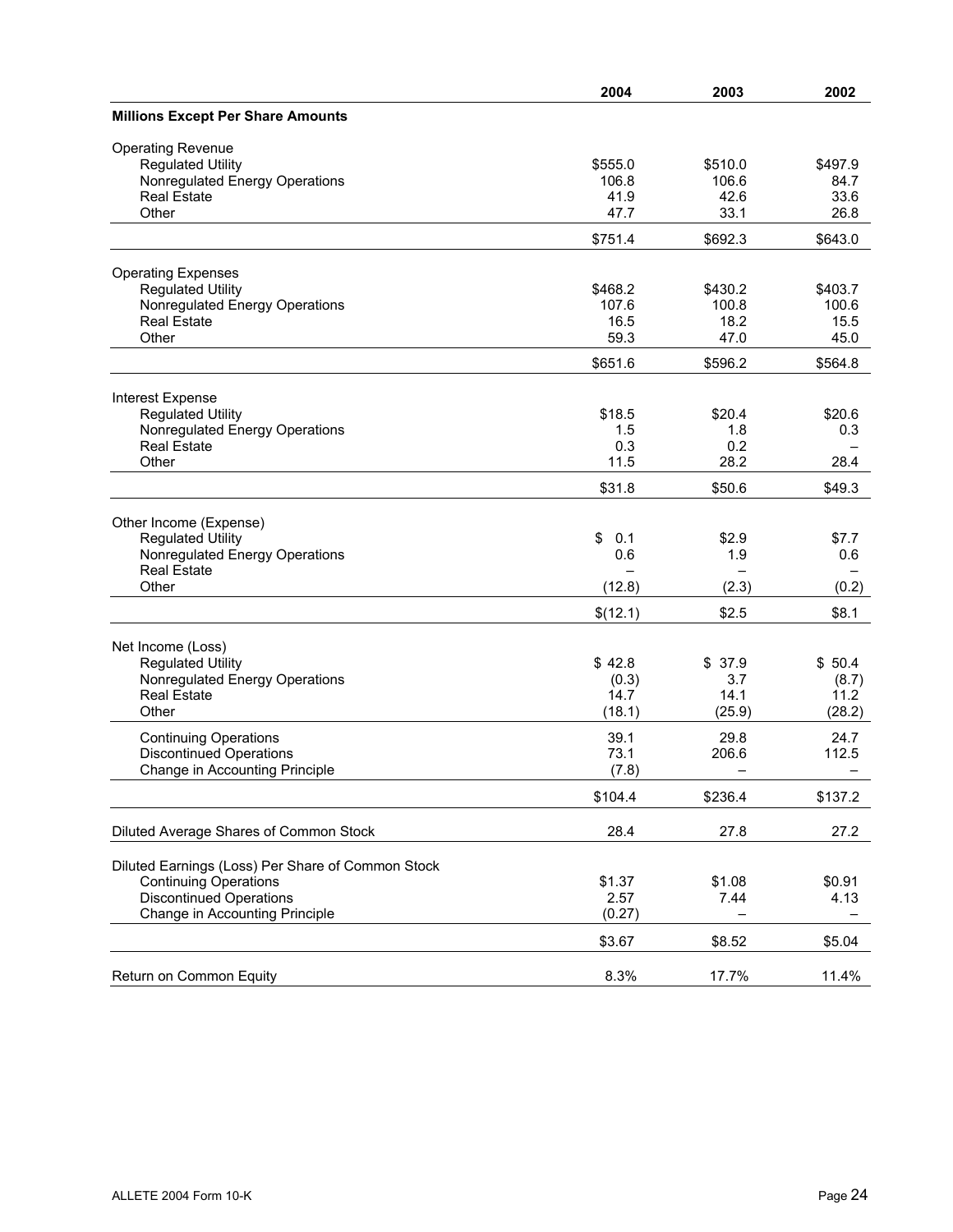| | 2004 | 2003 | 2002 |
|---|---|---|---|
| **Millions Except Per Share Amounts** | | | |
| Operating Revenue | | | |
| Regulated Utility | $555.0 | $510.0 | $497.9 |
| Nonregulated Energy Operations | 106.8 | 106.6 | 84.7 |
| Real Estate | 41.9 | 42.6 | 33.6 |
| Other | 47.7 | 33.1 | 26.8 |
| | $751.4 | $692.3 | $643.0 |
| Operating Expenses | | | |
| Regulated Utility | $468.2 | $430.2 | $403.7 |
| Nonregulated Energy Operations | 107.6 | 100.8 | 100.6 |
| Real Estate | 16.5 | 18.2 | 15.5 |
| Other | 59.3 | 47.0 | 45.0 |
| | $651.6 | $596.2 | $564.8 |
| Interest Expense | | | |
| Regulated Utility | $18.5 | $20.4 | $20.6 |
| Nonregulated Energy Operations | 1.5 | 1.8 | 0.3 |
| Real Estate | 0.3 | 0.2 | – |
| Other | 11.5 | 28.2 | 28.4 |
| | $31.8 | $50.6 | $49.3 |
| Other Income (Expense) | | | |
| Regulated Utility | $ 0.1 | $2.9 | $7.7 |
| Nonregulated Energy Operations | 0.6 | 1.9 | 0.6 |
| Real Estate | – | – | – |
| Other | (12.8) | (2.3) | (0.2) |
| | $(12.1) | $2.5 | $8.1 |
| Net Income (Loss) | | | |
| Regulated Utility | $ 42.8 | $ 37.9 | $ 50.4 |
| Nonregulated Energy Operations | (0.3) | 3.7 | (8.7) |
| Real Estate | 14.7 | 14.1 | 11.2 |
| Other | (18.1) | (25.9) | (28.2) |
| Continuing Operations | 39.1 | 29.8 | 24.7 |
| Discontinued Operations | 73.1 | 206.6 | 112.5 |
| Change in Accounting Principle | (7.8) | – | – |
| | $104.4 | $236.4 | $137.2 |
| Diluted Average Shares of Common Stock | 28.4 | 27.8 | 27.2 |
| Diluted Earnings (Loss) Per Share of Common Stock | | | |
| Continuing Operations | $1.37 | $1.08 | $0.91 |
| Discontinued Operations | 2.57 | 7.44 | 4.13 |
| Change in Accounting Principle | (0.27) | – | – |
| | $3.67 | $8.52 | $5.04 |
| Return on Common Equity | 8.3% | 17.7% | 11.4% |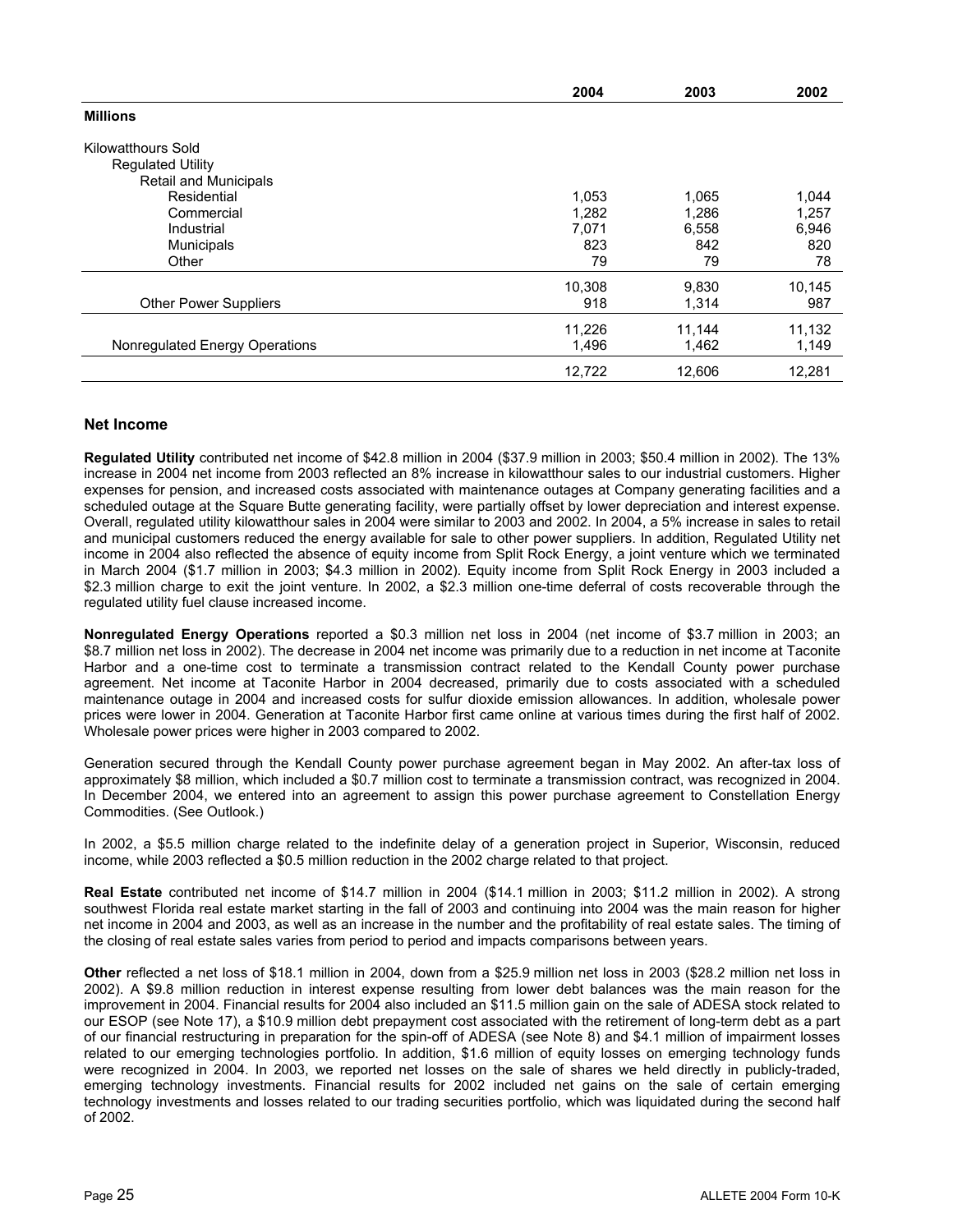| | 2004 | 2003 | 2002 |
|---|---|---|---|
| **Millions** | | | |
| Kilowatthours Sold | | | |
| Regulated Utility | | | |
| Retail and Municipals | | | |
| Residential | 1,053 | 1,065 | 1,044 |
| Commercial | 1,282 | 1,286 | 1,257 |
| Industrial | 7,071 | 6,558 | 6,946 |
| Municipals | 823 | 842 | 820 |
| Other | 79 | 79 | 78 |
| | 10,308 | 9,830 | 10,145 |
| Other Power Suppliers | 918 | 1,314 | 987 |
| | 11,226 | 11,144 | 11,132 |
| Nonregulated Energy Operations | 1,496 | 1,462 | 1,149 |
| | 12,722 | 12,606 | 12,281 |

### Net Income

**Regulated Utility** contributed net income of $42.8 million in 2004 ($37.9 million in 2003; $50.4 million in 2002). The 13% increase in 2004 net income from 2003 reflected an 8% increase in kilowatthour sales to our industrial customers. Higher expenses for pension, and increased costs associated with maintenance outages at Company generating facilities and a scheduled outage at the Square Butte generating facility, were partially offset by lower depreciation and interest expense. Overall, regulated utility kilowatthour sales in 2004 were similar to 2003 and 2002. In 2004, a 5% increase in sales to retail and municipal customers reduced the energy available for sale to other power suppliers. In addition, Regulated Utility net income in 2004 also reflected the absence of equity income from Split Rock Energy, a joint venture which we terminated in March 2004 ($1.7 million in 2003; $4.3 million in 2002). Equity income from Split Rock Energy in 2003 included a $2.3 million charge to exit the joint venture. In 2002, a $2.3 million one-time deferral of costs recoverable through the regulated utility fuel clause increased income.

**Nonregulated Energy Operations** reported a $0.3 million net loss in 2004 (net income of $3.7 million in 2003; an $8.7 million net loss in 2002). The decrease in 2004 net income was primarily due to a reduction in net income at Taconite Harbor and a one-time cost to terminate a transmission contract related to the Kendall County power purchase agreement. Net income at Taconite Harbor in 2004 decreased, primarily due to costs associated with a scheduled maintenance outage in 2004 and increased costs for sulfur dioxide emission allowances. In addition, wholesale power prices were lower in 2004. Generation at Taconite Harbor first came online at various times during the first half of 2002. Wholesale power prices were higher in 2003 compared to 2002.

Generation secured through the Kendall County power purchase agreement began in May 2002. An after-tax loss of approximately $8 million, which included a $0.7 million cost to terminate a transmission contract, was recognized in 2004. In December 2004, we entered into an agreement to assign this power purchase agreement to Constellation Energy Commodities. (See Outlook.)

In 2002, a $5.5 million charge related to the indefinite delay of a generation project in Superior, Wisconsin, reduced income, while 2003 reflected a $0.5 million reduction in the 2002 charge related to that project.

**Real Estate** contributed net income of $14.7 million in 2004 ($14.1 million in 2003; $11.2 million in 2002). A strong southwest Florida real estate market starting in the fall of 2003 and continuing into 2004 was the main reason for higher net income in 2004 and 2003, as well as an increase in the number and the profitability of real estate sales. The timing of the closing of real estate sales varies from period to period and impacts comparisons between years.

**Other** reflected a net loss of $18.1 million in 2004, down from a $25.9 million net loss in 2003 ($28.2 million net loss in 2002). A $9.8 million reduction in interest expense resulting from lower debt balances was the main reason for the improvement in 2004. Financial results for 2004 also included an $11.5 million gain on the sale of ADESA stock related to our ESOP (see Note 17), a $10.9 million debt prepayment cost associated with the retirement of long-term debt as a part of our financial restructuring in preparation for the spin-off of ADESA (see Note 8) and $4.1 million of impairment losses related to our emerging technologies portfolio. In addition, $1.6 million of equity losses on emerging technology funds were recognized in 2004. In 2003, we reported net losses on the sale of shares we held directly in publicly-traded, emerging technology investments. Financial results for 2002 included net gains on the sale of certain emerging technology investments and losses related to our trading securities portfolio, which was liquidated during the second half of 2002.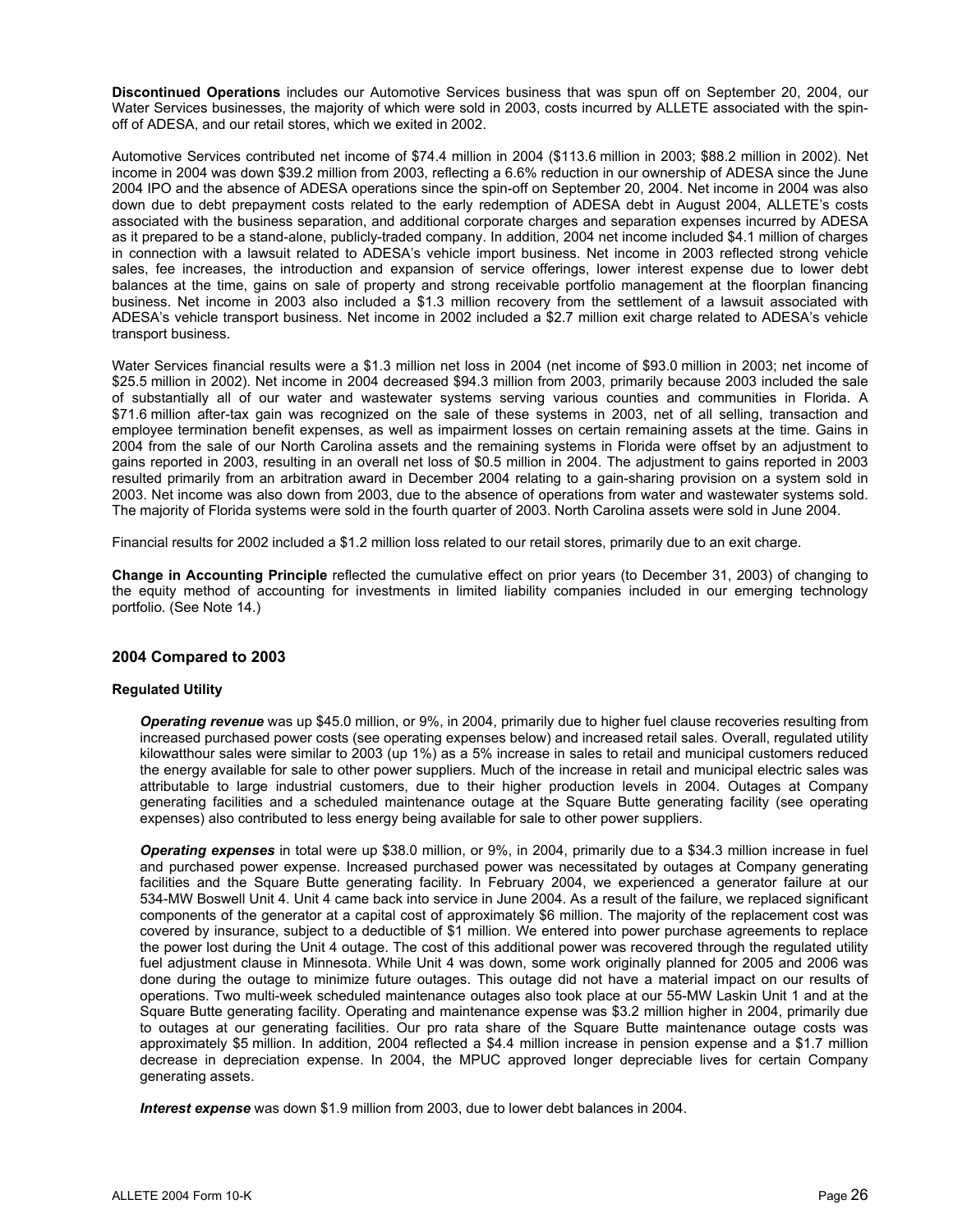**Discontinued Operations** includes our Automotive Services business that was spun off on September 20, 2004, our Water Services businesses, the majority of which were sold in 2003, costs incurred by ALLETE associated with the spin-off of ADESA, and our retail stores, which we exited in 2002.

Automotive Services contributed net income of $74.4 million in 2004 ($113.6 million in 2003; $88.2 million in 2002). Net income in 2004 was down $39.2 million from 2003, reflecting a 6.6% reduction in our ownership of ADESA since the June 2004 IPO and the absence of ADESA operations since the spin-off on September 20, 2004. Net income in 2004 was also down due to debt prepayment costs related to the early redemption of ADESA debt in August 2004, ALLETE's costs associated with the business separation, and additional corporate charges and separation expenses incurred by ADESA as it prepared to be a stand-alone, publicly-traded company. In addition, 2004 net income included $4.1 million of charges in connection with a lawsuit related to ADESA's vehicle import business. Net income in 2003 reflected strong vehicle sales, fee increases, the introduction and expansion of service offerings, lower interest expense due to lower debt balances at the time, gains on sale of property and strong receivable portfolio management at the floorplan financing business. Net income in 2003 also included a $1.3 million recovery from the settlement of a lawsuit associated with ADESA's vehicle transport business. Net income in 2002 included a $2.7 million exit charge related to ADESA's vehicle transport business.

Water Services financial results were a $1.3 million net loss in 2004 (net income of $93.0 million in 2003; net income of $25.5 million in 2002). Net income in 2004 decreased $94.3 million from 2003, primarily because 2003 included the sale of substantially all of our water and wastewater systems serving various counties and communities in Florida. A $71.6 million after-tax gain was recognized on the sale of these systems in 2003, net of all selling, transaction and employee termination benefit expenses, as well as impairment losses on certain remaining assets at the time. Gains in 2004 from the sale of our North Carolina assets and the remaining systems in Florida were offset by an adjustment to gains reported in 2003, resulting in an overall net loss of $0.5 million in 2004. The adjustment to gains reported in 2003 resulted primarily from an arbitration award in December 2004 relating to a gain-sharing provision on a system sold in 2003. Net income was also down from 2003, due to the absence of operations from water and wastewater systems sold. The majority of Florida systems were sold in the fourth quarter of 2003. North Carolina assets were sold in June 2004.

Financial results for 2002 included a $1.2 million loss related to our retail stores, primarily due to an exit charge.

**Change in Accounting Principle** reflected the cumulative effect on prior years (to December 31, 2003) of changing to the equity method of accounting for investments in limited liability companies included in our emerging technology portfolio. (See Note 14.)

## 2004 Compared to 2003

### Regulated Utility

***Operating revenue*** was up $45.0 million, or 9%, in 2004, primarily due to higher fuel clause recoveries resulting from increased purchased power costs (see operating expenses below) and increased retail sales. Overall, regulated utility kilowatthour sales were similar to 2003 (up 1%) as a 5% increase in sales to retail and municipal customers reduced the energy available for sale to other power suppliers. Much of the increase in retail and municipal electric sales was attributable to large industrial customers, due to their higher production levels in 2004. Outages at Company generating facilities and a scheduled maintenance outage at the Square Butte generating facility (see operating expenses) also contributed to less energy being available for sale to other power suppliers.

***Operating expenses*** in total were up $38.0 million, or 9%, in 2004, primarily due to a $34.3 million increase in fuel and purchased power expense. Increased purchased power was necessitated by outages at Company generating facilities and the Square Butte generating facility. In February 2004, we experienced a generator failure at our 534-MW Boswell Unit 4. Unit 4 came back into service in June 2004. As a result of the failure, we replaced significant components of the generator at a capital cost of approximately $6 million. The majority of the replacement cost was covered by insurance, subject to a deductible of $1 million. We entered into power purchase agreements to replace the power lost during the Unit 4 outage. The cost of this additional power was recovered through the regulated utility fuel adjustment clause in Minnesota. While Unit 4 was down, some work originally planned for 2005 and 2006 was done during the outage to minimize future outages. This outage did not have a material impact on our results of operations. Two multi-week scheduled maintenance outages also took place at our 55-MW Laskin Unit 1 and at the Square Butte generating facility. Operating and maintenance expense was $3.2 million higher in 2004, primarily due to outages at our generating facilities. Our pro rata share of the Square Butte maintenance outage costs was approximately $5 million. In addition, 2004 reflected a $4.4 million increase in pension expense and a $1.7 million decrease in depreciation expense. In 2004, the MPUC approved longer depreciable lives for certain Company generating assets.

***Interest expense*** was down $1.9 million from 2003, due to lower debt balances in 2004.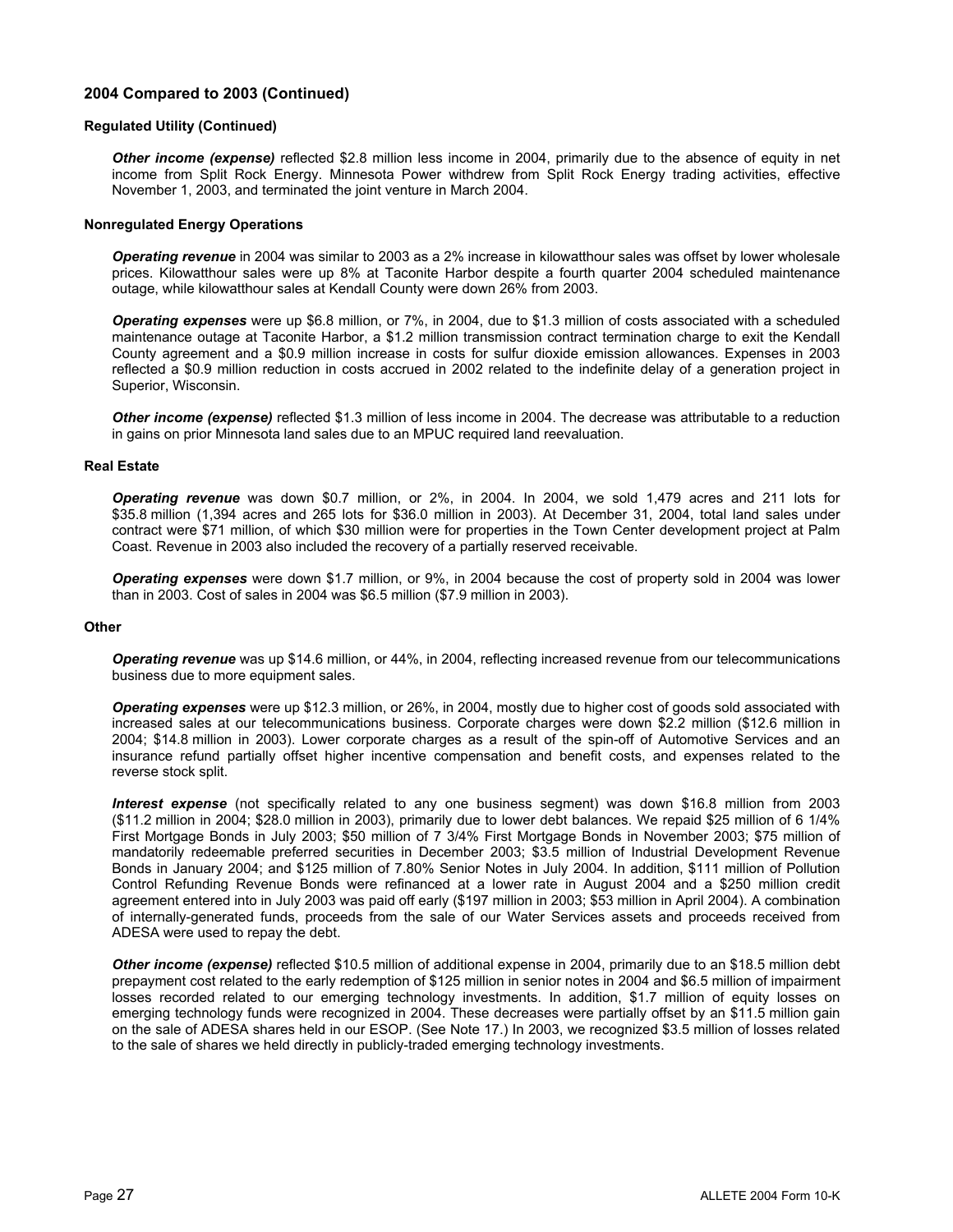### 2004 Compared to 2003 (Continued)

#### Regulated Utility (Continued)

***Other income (expense)*** reflected \$2.8 million less income in 2004, primarily due to the absence of equity in net income from Split Rock Energy. Minnesota Power withdrew from Split Rock Energy trading activities, effective November 1, 2003, and terminated the joint venture in March 2004.

#### Nonregulated Energy Operations

***Operating revenue*** in 2004 was similar to 2003 as a 2% increase in kilowatthour sales was offset by lower wholesale prices. Kilowatthour sales were up 8% at Taconite Harbor despite a fourth quarter 2004 scheduled maintenance outage, while kilowatthour sales at Kendall County were down 26% from 2003.

***Operating expenses*** were up \$6.8 million, or 7%, in 2004, due to \$1.3 million of costs associated with a scheduled maintenance outage at Taconite Harbor, a \$1.2 million transmission contract termination charge to exit the Kendall County agreement and a \$0.9 million increase in costs for sulfur dioxide emission allowances. Expenses in 2003 reflected a \$0.9 million reduction in costs accrued in 2002 related to the indefinite delay of a generation project in Superior, Wisconsin.

***Other income (expense)*** reflected \$1.3 million of less income in 2004. The decrease was attributable to a reduction in gains on prior Minnesota land sales due to an MPUC required land reevaluation.

#### Real Estate

***Operating revenue*** was down \$0.7 million, or 2%, in 2004. In 2004, we sold 1,479 acres and 211 lots for \$35.8 million (1,394 acres and 265 lots for \$36.0 million in 2003). At December 31, 2004, total land sales under contract were \$71 million, of which \$30 million were for properties in the Town Center development project at Palm Coast. Revenue in 2003 also included the recovery of a partially reserved receivable.

***Operating expenses*** were down \$1.7 million, or 9%, in 2004 because the cost of property sold in 2004 was lower than in 2003. Cost of sales in 2004 was \$6.5 million (\$7.9 million in 2003).

#### Other

***Operating revenue*** was up \$14.6 million, or 44%, in 2004, reflecting increased revenue from our telecommunications business due to more equipment sales.

***Operating expenses*** were up \$12.3 million, or 26%, in 2004, mostly due to higher cost of goods sold associated with increased sales at our telecommunications business. Corporate charges were down \$2.2 million (\$12.6 million in 2004; \$14.8 million in 2003). Lower corporate charges as a result of the spin-off of Automotive Services and an insurance refund partially offset higher incentive compensation and benefit costs, and expenses related to the reverse stock split.

***Interest expense*** (not specifically related to any one business segment) was down \$16.8 million from 2003 (\$11.2 million in 2004; \$28.0 million in 2003), primarily due to lower debt balances. We repaid \$25 million of 6 1/4% First Mortgage Bonds in July 2003; \$50 million of 7 3/4% First Mortgage Bonds in November 2003; \$75 million of mandatorily redeemable preferred securities in December 2003; \$3.5 million of Industrial Development Revenue Bonds in January 2004; and \$125 million of 7.80% Senior Notes in July 2004. In addition, \$111 million of Pollution Control Refunding Revenue Bonds were refinanced at a lower rate in August 2004 and a \$250 million credit agreement entered into in July 2003 was paid off early (\$197 million in 2003; \$53 million in April 2004). A combination of internally-generated funds, proceeds from the sale of our Water Services assets and proceeds received from ADESA were used to repay the debt.

***Other income (expense)*** reflected \$10.5 million of additional expense in 2004, primarily due to an \$18.5 million debt prepayment cost related to the early redemption of \$125 million in senior notes in 2004 and \$6.5 million of impairment losses recorded related to our emerging technology investments. In addition, \$1.7 million of equity losses on emerging technology funds were recognized in 2004. These decreases were partially offset by an \$11.5 million gain on the sale of ADESA shares held in our ESOP. (See Note 17.) In 2003, we recognized \$3.5 million of losses related to the sale of shares we held directly in publicly-traded emerging technology investments.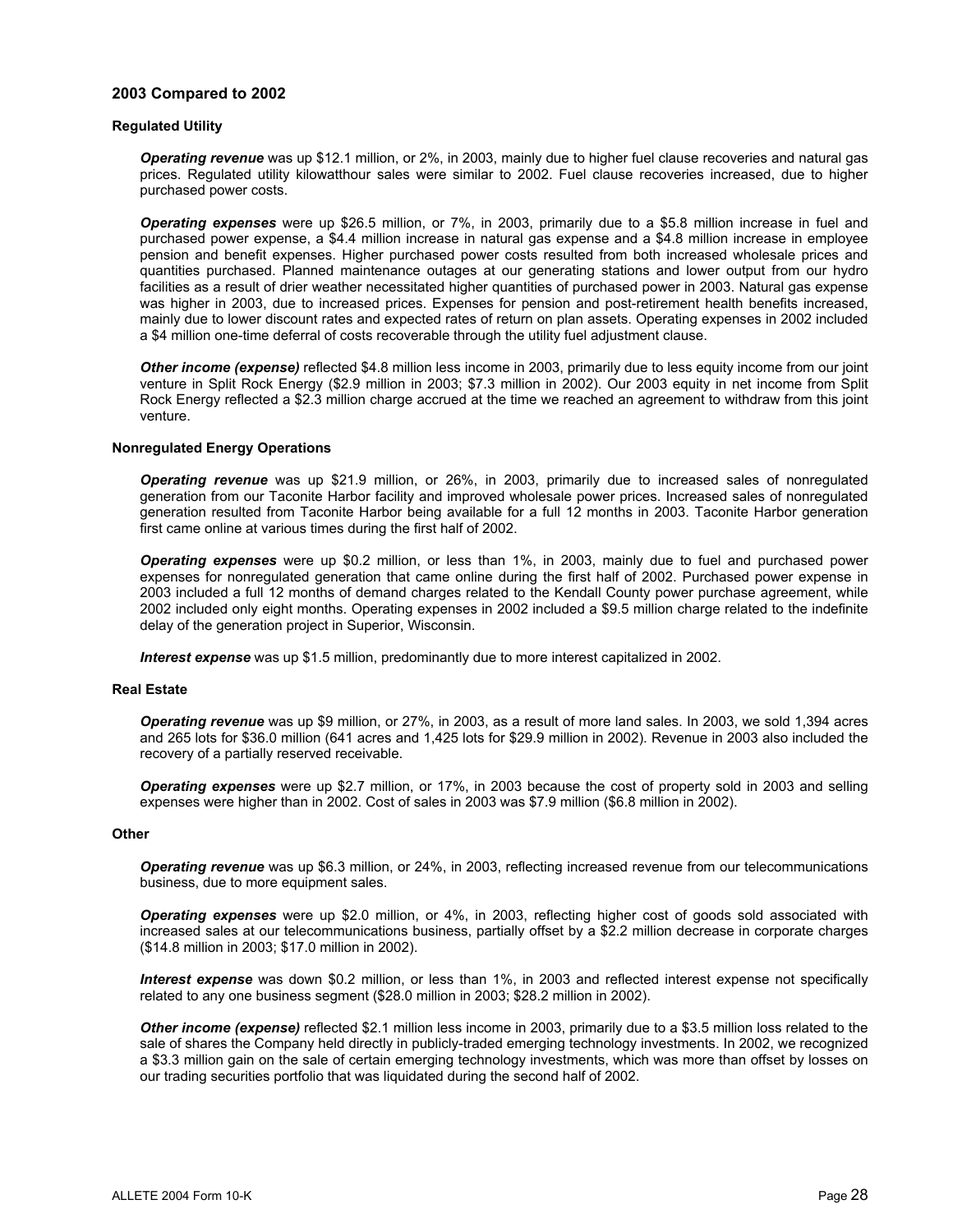## 2003 Compared to 2002

### Regulated Utility

***Operating revenue*** was up $12.1 million, or 2%, in 2003, mainly due to higher fuel clause recoveries and natural gas prices. Regulated utility kilowatthour sales were similar to 2002. Fuel clause recoveries increased, due to higher purchased power costs.

***Operating expenses*** were up $26.5 million, or 7%, in 2003, primarily due to a $5.8 million increase in fuel and purchased power expense, a $4.4 million increase in natural gas expense and a $4.8 million increase in employee pension and benefit expenses. Higher purchased power costs resulted from both increased wholesale prices and quantities purchased. Planned maintenance outages at our generating stations and lower output from our hydro facilities as a result of drier weather necessitated higher quantities of purchased power in 2003. Natural gas expense was higher in 2003, due to increased prices. Expenses for pension and post-retirement health benefits increased, mainly due to lower discount rates and expected rates of return on plan assets. Operating expenses in 2002 included a $4 million one-time deferral of costs recoverable through the utility fuel adjustment clause.

***Other income (expense)*** reflected $4.8 million less income in 2003, primarily due to less equity income from our joint venture in Split Rock Energy ($2.9 million in 2003; $7.3 million in 2002). Our 2003 equity in net income from Split Rock Energy reflected a $2.3 million charge accrued at the time we reached an agreement to withdraw from this joint venture.

### Nonregulated Energy Operations

***Operating revenue*** was up $21.9 million, or 26%, in 2003, primarily due to increased sales of nonregulated generation from our Taconite Harbor facility and improved wholesale power prices. Increased sales of nonregulated generation resulted from Taconite Harbor being available for a full 12 months in 2003. Taconite Harbor generation first came online at various times during the first half of 2002.

***Operating expenses*** were up $0.2 million, or less than 1%, in 2003, mainly due to fuel and purchased power expenses for nonregulated generation that came online during the first half of 2002. Purchased power expense in 2003 included a full 12 months of demand charges related to the Kendall County power purchase agreement, while 2002 included only eight months. Operating expenses in 2002 included a $9.5 million charge related to the indefinite delay of the generation project in Superior, Wisconsin.

***Interest expense*** was up $1.5 million, predominantly due to more interest capitalized in 2002.

### Real Estate

***Operating revenue*** was up $9 million, or 27%, in 2003, as a result of more land sales. In 2003, we sold 1,394 acres and 265 lots for $36.0 million (641 acres and 1,425 lots for $29.9 million in 2002). Revenue in 2003 also included the recovery of a partially reserved receivable.

***Operating expenses*** were up $2.7 million, or 17%, in 2003 because the cost of property sold in 2003 and selling expenses were higher than in 2002. Cost of sales in 2003 was $7.9 million ($6.8 million in 2002).

### Other

***Operating revenue*** was up $6.3 million, or 24%, in 2003, reflecting increased revenue from our telecommunications business, due to more equipment sales.

***Operating expenses*** were up $2.0 million, or 4%, in 2003, reflecting higher cost of goods sold associated with increased sales at our telecommunications business, partially offset by a $2.2 million decrease in corporate charges ($14.8 million in 2003; $17.0 million in 2002).

***Interest expense*** was down $0.2 million, or less than 1%, in 2003 and reflected interest expense not specifically related to any one business segment ($28.0 million in 2003; $28.2 million in 2002).

***Other income (expense)*** reflected $2.1 million less income in 2003, primarily due to a $3.5 million loss related to the sale of shares the Company held directly in publicly-traded emerging technology investments. In 2002, we recognized a $3.3 million gain on the sale of certain emerging technology investments, which was more than offset by losses on our trading securities portfolio that was liquidated during the second half of 2002.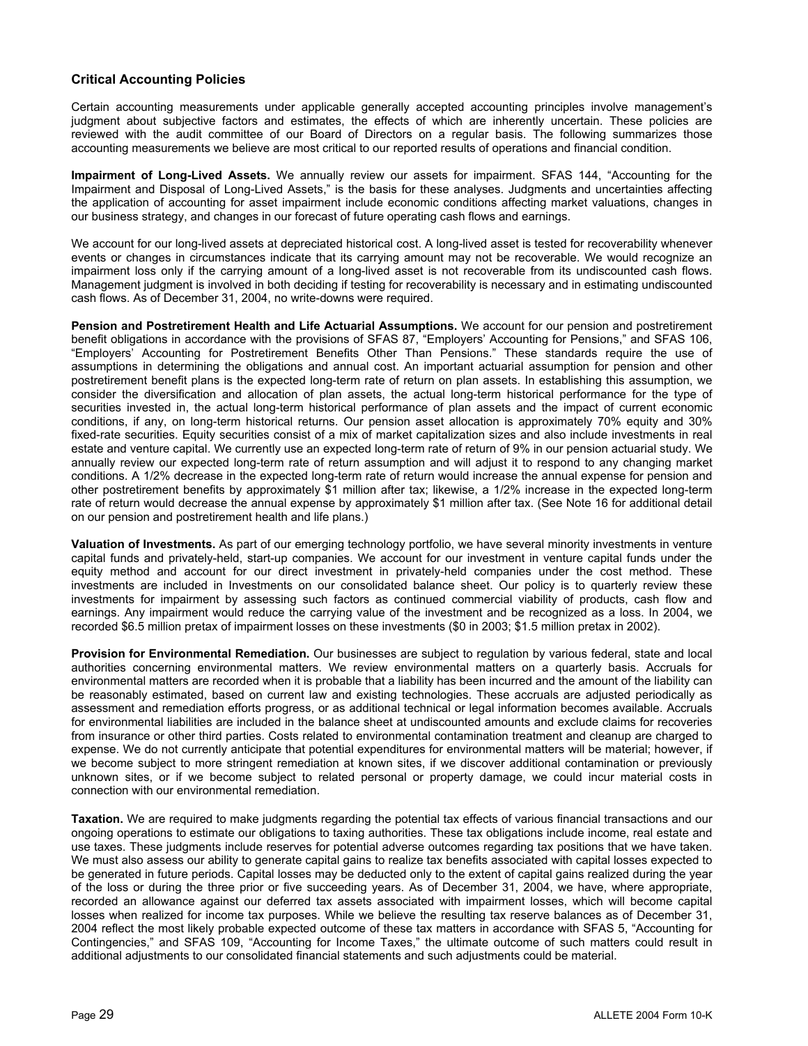## Critical Accounting Policies

Certain accounting measurements under applicable generally accepted accounting principles involve management's judgment about subjective factors and estimates, the effects of which are inherently uncertain. These policies are reviewed with the audit committee of our Board of Directors on a regular basis. The following summarizes those accounting measurements we believe are most critical to our reported results of operations and financial condition.

**Impairment of Long-Lived Assets.** We annually review our assets for impairment. SFAS 144, "Accounting for the Impairment and Disposal of Long-Lived Assets," is the basis for these analyses. Judgments and uncertainties affecting the application of accounting for asset impairment include economic conditions affecting market valuations, changes in our business strategy, and changes in our forecast of future operating cash flows and earnings.

We account for our long-lived assets at depreciated historical cost. A long-lived asset is tested for recoverability whenever events or changes in circumstances indicate that its carrying amount may not be recoverable. We would recognize an impairment loss only if the carrying amount of a long-lived asset is not recoverable from its undiscounted cash flows. Management judgment is involved in both deciding if testing for recoverability is necessary and in estimating undiscounted cash flows. As of December 31, 2004, no write-downs were required.

**Pension and Postretirement Health and Life Actuarial Assumptions.** We account for our pension and postretirement benefit obligations in accordance with the provisions of SFAS 87, "Employers' Accounting for Pensions," and SFAS 106, "Employers' Accounting for Postretirement Benefits Other Than Pensions." These standards require the use of assumptions in determining the obligations and annual cost. An important actuarial assumption for pension and other postretirement benefit plans is the expected long-term rate of return on plan assets. In establishing this assumption, we consider the diversification and allocation of plan assets, the actual long-term historical performance for the type of securities invested in, the actual long-term historical performance of plan assets and the impact of current economic conditions, if any, on long-term historical returns. Our pension asset allocation is approximately 70% equity and 30% fixed-rate securities. Equity securities consist of a mix of market capitalization sizes and also include investments in real estate and venture capital. We currently use an expected long-term rate of return of 9% in our pension actuarial study. We annually review our expected long-term rate of return assumption and will adjust it to respond to any changing market conditions. A 1/2% decrease in the expected long-term rate of return would increase the annual expense for pension and other postretirement benefits by approximately $1 million after tax; likewise, a 1/2% increase in the expected long-term rate of return would decrease the annual expense by approximately $1 million after tax. (See Note 16 for additional detail on our pension and postretirement health and life plans.)

**Valuation of Investments.** As part of our emerging technology portfolio, we have several minority investments in venture capital funds and privately-held, start-up companies. We account for our investment in venture capital funds under the equity method and account for our direct investment in privately-held companies under the cost method. These investments are included in Investments on our consolidated balance sheet. Our policy is to quarterly review these investments for impairment by assessing such factors as continued commercial viability of products, cash flow and earnings. Any impairment would reduce the carrying value of the investment and be recognized as a loss. In 2004, we recorded $6.5 million pretax of impairment losses on these investments ($0 in 2003; $1.5 million pretax in 2002).

**Provision for Environmental Remediation.** Our businesses are subject to regulation by various federal, state and local authorities concerning environmental matters. We review environmental matters on a quarterly basis. Accruals for environmental matters are recorded when it is probable that a liability has been incurred and the amount of the liability can be reasonably estimated, based on current law and existing technologies. These accruals are adjusted periodically as assessment and remediation efforts progress, or as additional technical or legal information becomes available. Accruals for environmental liabilities are included in the balance sheet at undiscounted amounts and exclude claims for recoveries from insurance or other third parties. Costs related to environmental contamination treatment and cleanup are charged to expense. We do not currently anticipate that potential expenditures for environmental matters will be material; however, if we become subject to more stringent remediation at known sites, if we discover additional contamination or previously unknown sites, or if we become subject to related personal or property damage, we could incur material costs in connection with our environmental remediation.

**Taxation.** We are required to make judgments regarding the potential tax effects of various financial transactions and our ongoing operations to estimate our obligations to taxing authorities. These tax obligations include income, real estate and use taxes. These judgments include reserves for potential adverse outcomes regarding tax positions that we have taken. We must also assess our ability to generate capital gains to realize tax benefits associated with capital losses expected to be generated in future periods. Capital losses may be deducted only to the extent of capital gains realized during the year of the loss or during the three prior or five succeeding years. As of December 31, 2004, we have, where appropriate, recorded an allowance against our deferred tax assets associated with impairment losses, which will become capital losses when realized for income tax purposes. While we believe the resulting tax reserve balances as of December 31, 2004 reflect the most likely probable expected outcome of these tax matters in accordance with SFAS 5, "Accounting for Contingencies," and SFAS 109, "Accounting for Income Taxes," the ultimate outcome of such matters could result in additional adjustments to our consolidated financial statements and such adjustments could be material.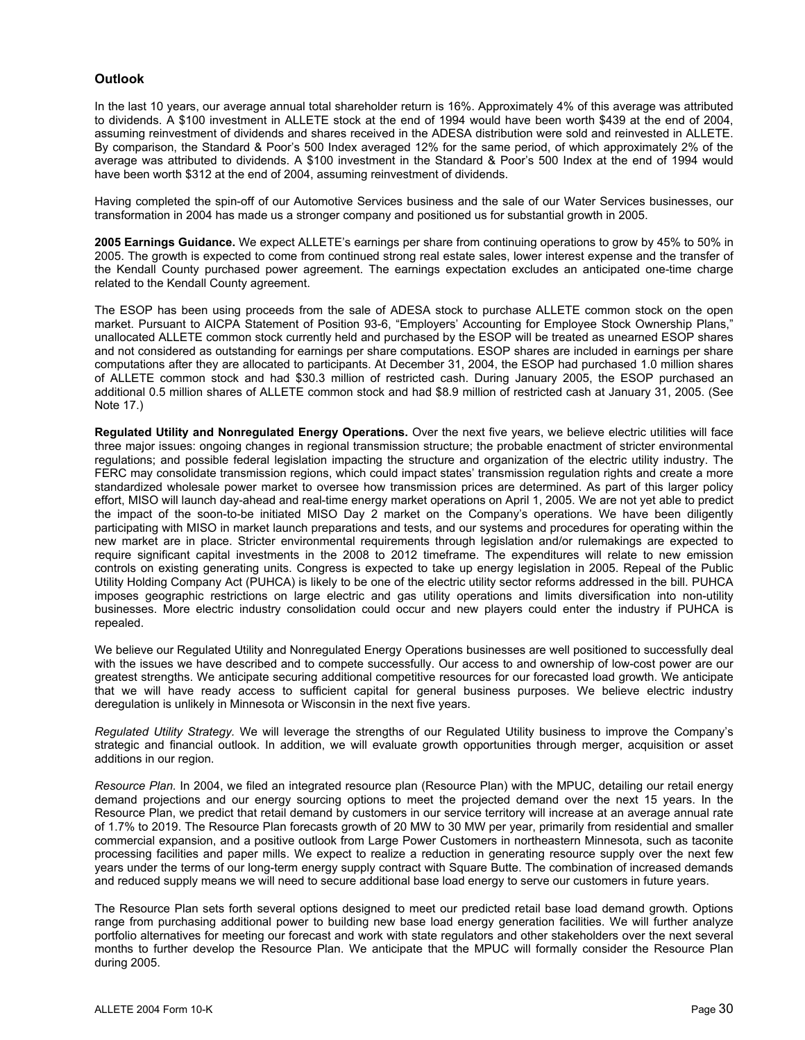## Outlook

In the last 10 years, our average annual total shareholder return is 16%. Approximately 4% of this average was attributed to dividends. A $100 investment in ALLETE stock at the end of 1994 would have been worth $439 at the end of 2004, assuming reinvestment of dividends and shares received in the ADESA distribution were sold and reinvested in ALLETE. By comparison, the Standard & Poor's 500 Index averaged 12% for the same period, of which approximately 2% of the average was attributed to dividends. A $100 investment in the Standard & Poor's 500 Index at the end of 1994 would have been worth $312 at the end of 2004, assuming reinvestment of dividends.

Having completed the spin-off of our Automotive Services business and the sale of our Water Services businesses, our transformation in 2004 has made us a stronger company and positioned us for substantial growth in 2005.

**2005 Earnings Guidance.** We expect ALLETE's earnings per share from continuing operations to grow by 45% to 50% in 2005. The growth is expected to come from continued strong real estate sales, lower interest expense and the transfer of the Kendall County purchased power agreement. The earnings expectation excludes an anticipated one-time charge related to the Kendall County agreement.

The ESOP has been using proceeds from the sale of ADESA stock to purchase ALLETE common stock on the open market. Pursuant to AICPA Statement of Position 93-6, "Employers' Accounting for Employee Stock Ownership Plans," unallocated ALLETE common stock currently held and purchased by the ESOP will be treated as unearned ESOP shares and not considered as outstanding for earnings per share computations. ESOP shares are included in earnings per share computations after they are allocated to participants. At December 31, 2004, the ESOP had purchased 1.0 million shares of ALLETE common stock and had $30.3 million of restricted cash. During January 2005, the ESOP purchased an additional 0.5 million shares of ALLETE common stock and had $8.9 million of restricted cash at January 31, 2005. (See Note 17.)

**Regulated Utility and Nonregulated Energy Operations.** Over the next five years, we believe electric utilities will face three major issues: ongoing changes in regional transmission structure; the probable enactment of stricter environmental regulations; and possible federal legislation impacting the structure and organization of the electric utility industry. The FERC may consolidate transmission regions, which could impact states' transmission regulation rights and create a more standardized wholesale power market to oversee how transmission prices are determined. As part of this larger policy effort, MISO will launch day-ahead and real-time energy market operations on April 1, 2005. We are not yet able to predict the impact of the soon-to-be initiated MISO Day 2 market on the Company's operations. We have been diligently participating with MISO in market launch preparations and tests, and our systems and procedures for operating within the new market are in place. Stricter environmental requirements through legislation and/or rulemakings are expected to require significant capital investments in the 2008 to 2012 timeframe. The expenditures will relate to new emission controls on existing generating units. Congress is expected to take up energy legislation in 2005. Repeal of the Public Utility Holding Company Act (PUHCA) is likely to be one of the electric utility sector reforms addressed in the bill. PUHCA imposes geographic restrictions on large electric and gas utility operations and limits diversification into non-utility businesses. More electric industry consolidation could occur and new players could enter the industry if PUHCA is repealed.

We believe our Regulated Utility and Nonregulated Energy Operations businesses are well positioned to successfully deal with the issues we have described and to compete successfully. Our access to and ownership of low-cost power are our greatest strengths. We anticipate securing additional competitive resources for our forecasted load growth. We anticipate that we will have ready access to sufficient capital for general business purposes. We believe electric industry deregulation is unlikely in Minnesota or Wisconsin in the next five years.

*Regulated Utility Strategy.* We will leverage the strengths of our Regulated Utility business to improve the Company's strategic and financial outlook. In addition, we will evaluate growth opportunities through merger, acquisition or asset additions in our region.

*Resource Plan.* In 2004, we filed an integrated resource plan (Resource Plan) with the MPUC, detailing our retail energy demand projections and our energy sourcing options to meet the projected demand over the next 15 years. In the Resource Plan, we predict that retail demand by customers in our service territory will increase at an average annual rate of 1.7% to 2019. The Resource Plan forecasts growth of 20 MW to 30 MW per year, primarily from residential and smaller commercial expansion, and a positive outlook from Large Power Customers in northeastern Minnesota, such as taconite processing facilities and paper mills. We expect to realize a reduction in generating resource supply over the next few years under the terms of our long-term energy supply contract with Square Butte. The combination of increased demands and reduced supply means we will need to secure additional base load energy to serve our customers in future years.

The Resource Plan sets forth several options designed to meet our predicted retail base load demand growth. Options range from purchasing additional power to building new base load energy generation facilities. We will further analyze portfolio alternatives for meeting our forecast and work with state regulators and other stakeholders over the next several months to further develop the Resource Plan. We anticipate that the MPUC will formally consider the Resource Plan during 2005.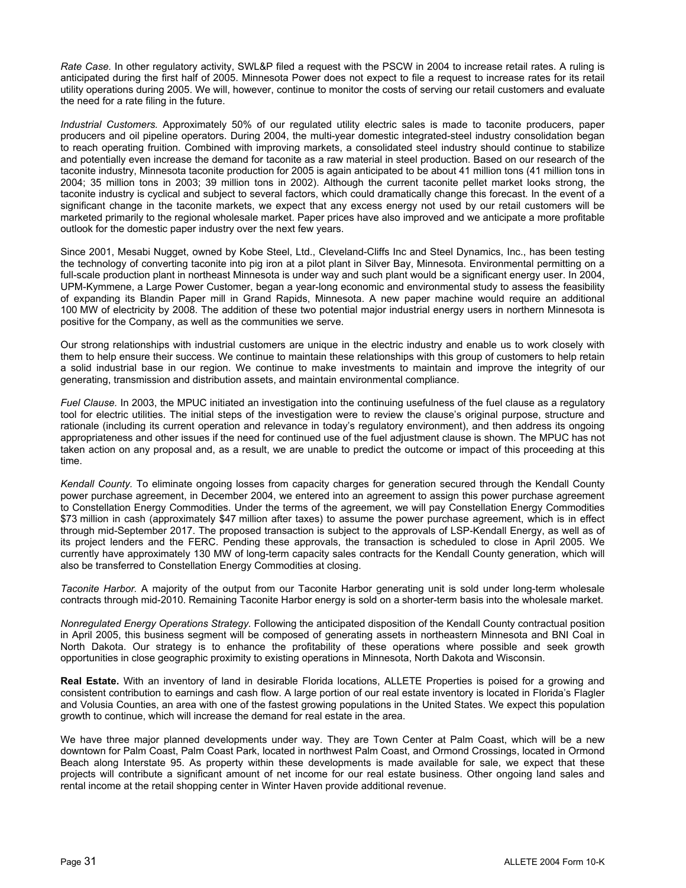*Rate Case.* In other regulatory activity, SWL&P filed a request with the PSCW in 2004 to increase retail rates. A ruling is anticipated during the first half of 2005. Minnesota Power does not expect to file a request to increase rates for its retail utility operations during 2005. We will, however, continue to monitor the costs of serving our retail customers and evaluate the need for a rate filing in the future.

*Industrial Customers.* Approximately 50% of our regulated utility electric sales is made to taconite producers, paper producers and oil pipeline operators. During 2004, the multi-year domestic integrated-steel industry consolidation began to reach operating fruition. Combined with improving markets, a consolidated steel industry should continue to stabilize and potentially even increase the demand for taconite as a raw material in steel production. Based on our research of the taconite industry, Minnesota taconite production for 2005 is again anticipated to be about 41 million tons (41 million tons in 2004; 35 million tons in 2003; 39 million tons in 2002). Although the current taconite pellet market looks strong, the taconite industry is cyclical and subject to several factors, which could dramatically change this forecast. In the event of a significant change in the taconite markets, we expect that any excess energy not used by our retail customers will be marketed primarily to the regional wholesale market. Paper prices have also improved and we anticipate a more profitable outlook for the domestic paper industry over the next few years.

Since 2001, Mesabi Nugget, owned by Kobe Steel, Ltd., Cleveland-Cliffs Inc and Steel Dynamics, Inc., has been testing the technology of converting taconite into pig iron at a pilot plant in Silver Bay, Minnesota. Environmental permitting on a full-scale production plant in northeast Minnesota is under way and such plant would be a significant energy user. In 2004, UPM-Kymmene, a Large Power Customer, began a year-long economic and environmental study to assess the feasibility of expanding its Blandin Paper mill in Grand Rapids, Minnesota. A new paper machine would require an additional 100 MW of electricity by 2008. The addition of these two potential major industrial energy users in northern Minnesota is positive for the Company, as well as the communities we serve.

Our strong relationships with industrial customers are unique in the electric industry and enable us to work closely with them to help ensure their success. We continue to maintain these relationships with this group of customers to help retain a solid industrial base in our region. We continue to make investments to maintain and improve the integrity of our generating, transmission and distribution assets, and maintain environmental compliance.

*Fuel Clause.* In 2003, the MPUC initiated an investigation into the continuing usefulness of the fuel clause as a regulatory tool for electric utilities. The initial steps of the investigation were to review the clause's original purpose, structure and rationale (including its current operation and relevance in today's regulatory environment), and then address its ongoing appropriateness and other issues if the need for continued use of the fuel adjustment clause is shown. The MPUC has not taken action on any proposal and, as a result, we are unable to predict the outcome or impact of this proceeding at this time.

*Kendall County.* To eliminate ongoing losses from capacity charges for generation secured through the Kendall County power purchase agreement, in December 2004, we entered into an agreement to assign this power purchase agreement to Constellation Energy Commodities. Under the terms of the agreement, we will pay Constellation Energy Commodities $73 million in cash (approximately $47 million after taxes) to assume the power purchase agreement, which is in effect through mid-September 2017. The proposed transaction is subject to the approvals of LSP-Kendall Energy, as well as of its project lenders and the FERC. Pending these approvals, the transaction is scheduled to close in April 2005. We currently have approximately 130 MW of long-term capacity sales contracts for the Kendall County generation, which will also be transferred to Constellation Energy Commodities at closing.

*Taconite Harbor.* A majority of the output from our Taconite Harbor generating unit is sold under long-term wholesale contracts through mid-2010. Remaining Taconite Harbor energy is sold on a shorter-term basis into the wholesale market.

*Nonregulated Energy Operations Strategy.* Following the anticipated disposition of the Kendall County contractual position in April 2005, this business segment will be composed of generating assets in northeastern Minnesota and BNI Coal in North Dakota. Our strategy is to enhance the profitability of these operations where possible and seek growth opportunities in close geographic proximity to existing operations in Minnesota, North Dakota and Wisconsin.

**Real Estate.** With an inventory of land in desirable Florida locations, ALLETE Properties is poised for a growing and consistent contribution to earnings and cash flow. A large portion of our real estate inventory is located in Florida's Flagler and Volusia Counties, an area with one of the fastest growing populations in the United States. We expect this population growth to continue, which will increase the demand for real estate in the area.

We have three major planned developments under way. They are Town Center at Palm Coast, which will be a new downtown for Palm Coast, Palm Coast Park, located in northwest Palm Coast, and Ormond Crossings, located in Ormond Beach along Interstate 95. As property within these developments is made available for sale, we expect that these projects will contribute a significant amount of net income for our real estate business. Other ongoing land sales and rental income at the retail shopping center in Winter Haven provide additional revenue.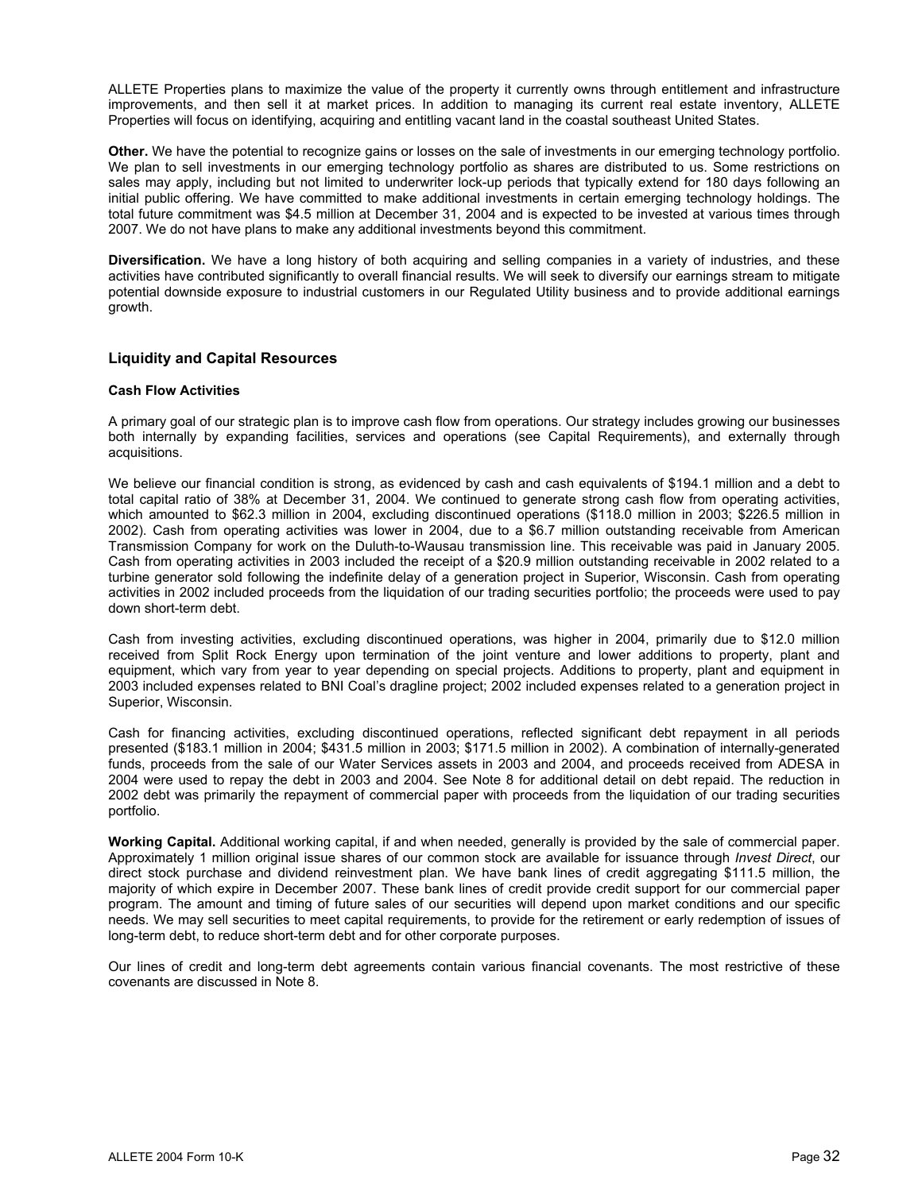ALLETE Properties plans to maximize the value of the property it currently owns through entitlement and infrastructure improvements, and then sell it at market prices. In addition to managing its current real estate inventory, ALLETE Properties will focus on identifying, acquiring and entitling vacant land in the coastal southeast United States.

**Other.** We have the potential to recognize gains or losses on the sale of investments in our emerging technology portfolio. We plan to sell investments in our emerging technology portfolio as shares are distributed to us. Some restrictions on sales may apply, including but not limited to underwriter lock-up periods that typically extend for 180 days following an initial public offering. We have committed to make additional investments in certain emerging technology holdings. The total future commitment was $4.5 million at December 31, 2004 and is expected to be invested at various times through 2007. We do not have plans to make any additional investments beyond this commitment.

**Diversification.** We have a long history of both acquiring and selling companies in a variety of industries, and these activities have contributed significantly to overall financial results. We will seek to diversify our earnings stream to mitigate potential downside exposure to industrial customers in our Regulated Utility business and to provide additional earnings growth.

## Liquidity and Capital Resources

### Cash Flow Activities

A primary goal of our strategic plan is to improve cash flow from operations. Our strategy includes growing our businesses both internally by expanding facilities, services and operations (see Capital Requirements), and externally through acquisitions.

We believe our financial condition is strong, as evidenced by cash and cash equivalents of $194.1 million and a debt to total capital ratio of 38% at December 31, 2004. We continued to generate strong cash flow from operating activities, which amounted to $62.3 million in 2004, excluding discontinued operations ($118.0 million in 2003; $226.5 million in 2002). Cash from operating activities was lower in 2004, due to a $6.7 million outstanding receivable from American Transmission Company for work on the Duluth-to-Wausau transmission line. This receivable was paid in January 2005. Cash from operating activities in 2003 included the receipt of a $20.9 million outstanding receivable in 2002 related to a turbine generator sold following the indefinite delay of a generation project in Superior, Wisconsin. Cash from operating activities in 2002 included proceeds from the liquidation of our trading securities portfolio; the proceeds were used to pay down short-term debt.

Cash from investing activities, excluding discontinued operations, was higher in 2004, primarily due to $12.0 million received from Split Rock Energy upon termination of the joint venture and lower additions to property, plant and equipment, which vary from year to year depending on special projects. Additions to property, plant and equipment in 2003 included expenses related to BNI Coal's dragline project; 2002 included expenses related to a generation project in Superior, Wisconsin.

Cash for financing activities, excluding discontinued operations, reflected significant debt repayment in all periods presented ($183.1 million in 2004; $431.5 million in 2003; $171.5 million in 2002). A combination of internally-generated funds, proceeds from the sale of our Water Services assets in 2003 and 2004, and proceeds received from ADESA in 2004 were used to repay the debt in 2003 and 2004. See Note 8 for additional detail on debt repaid. The reduction in 2002 debt was primarily the repayment of commercial paper with proceeds from the liquidation of our trading securities portfolio.

**Working Capital.** Additional working capital, if and when needed, generally is provided by the sale of commercial paper. Approximately 1 million original issue shares of our common stock are available for issuance through *Invest Direct*, our direct stock purchase and dividend reinvestment plan. We have bank lines of credit aggregating $111.5 million, the majority of which expire in December 2007. These bank lines of credit provide credit support for our commercial paper program. The amount and timing of future sales of our securities will depend upon market conditions and our specific needs. We may sell securities to meet capital requirements, to provide for the retirement or early redemption of issues of long-term debt, to reduce short-term debt and for other corporate purposes.

Our lines of credit and long-term debt agreements contain various financial covenants. The most restrictive of these covenants are discussed in Note 8.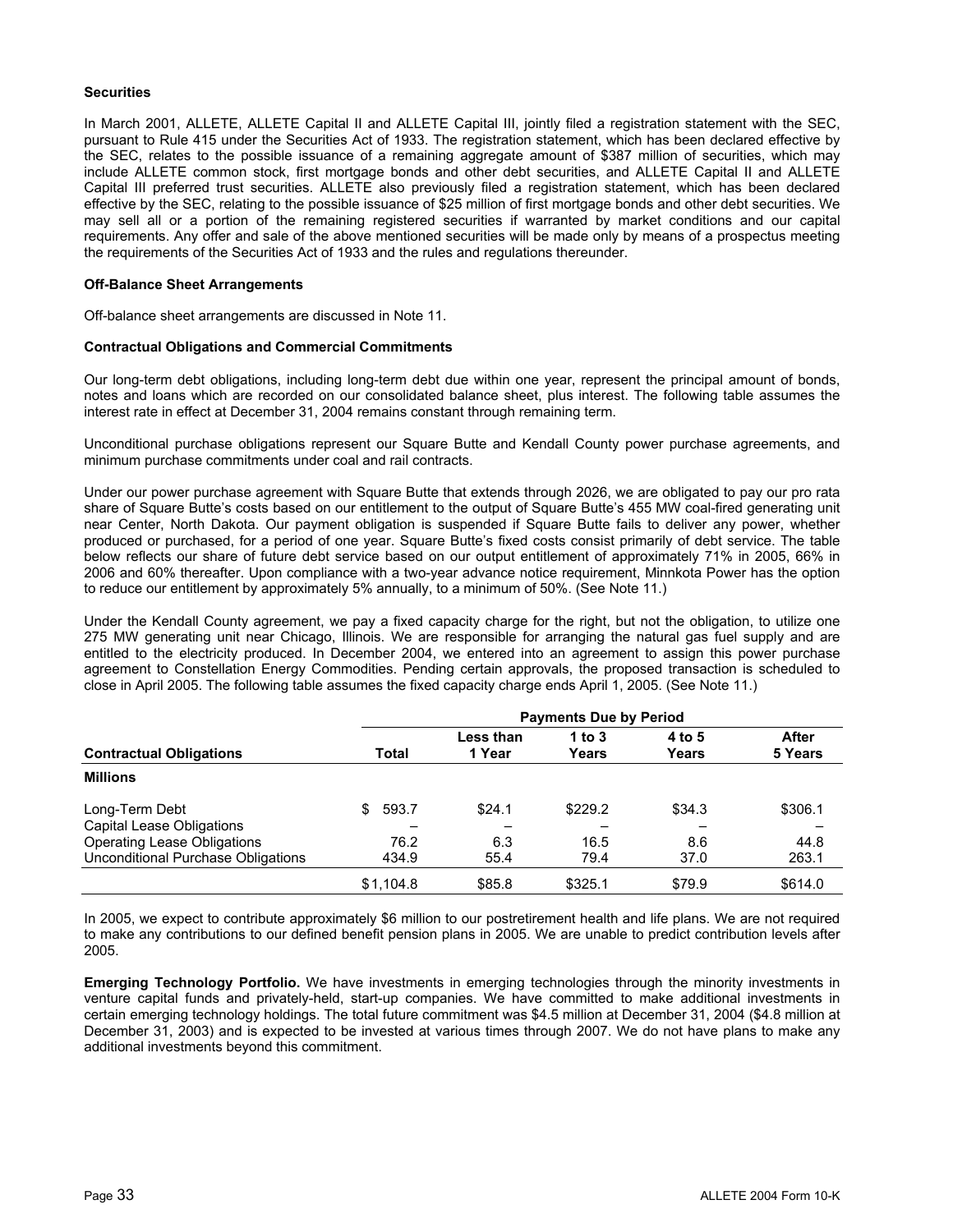**Securities**

In March 2001, ALLETE, ALLETE Capital II and ALLETE Capital III, jointly filed a registration statement with the SEC, pursuant to Rule 415 under the Securities Act of 1933. The registration statement, which has been declared effective by the SEC, relates to the possible issuance of a remaining aggregate amount of $387 million of securities, which may include ALLETE common stock, first mortgage bonds and other debt securities, and ALLETE Capital II and ALLETE Capital III preferred trust securities. ALLETE also previously filed a registration statement, which has been declared effective by the SEC, relating to the possible issuance of $25 million of first mortgage bonds and other debt securities. We may sell all or a portion of the remaining registered securities if warranted by market conditions and our capital requirements. Any offer and sale of the above mentioned securities will be made only by means of a prospectus meeting the requirements of the Securities Act of 1933 and the rules and regulations thereunder.

**Off-Balance Sheet Arrangements**

Off-balance sheet arrangements are discussed in Note 11.

**Contractual Obligations and Commercial Commitments**

Our long-term debt obligations, including long-term debt due within one year, represent the principal amount of bonds, notes and loans which are recorded on our consolidated balance sheet, plus interest. The following table assumes the interest rate in effect at December 31, 2004 remains constant through remaining term.

Unconditional purchase obligations represent our Square Butte and Kendall County power purchase agreements, and minimum purchase commitments under coal and rail contracts.

Under our power purchase agreement with Square Butte that extends through 2026, we are obligated to pay our pro rata share of Square Butte's costs based on our entitlement to the output of Square Butte's 455 MW coal-fired generating unit near Center, North Dakota. Our payment obligation is suspended if Square Butte fails to deliver any power, whether produced or purchased, for a period of one year. Square Butte's fixed costs consist primarily of debt service. The table below reflects our share of future debt service based on our output entitlement of approximately 71% in 2005, 66% in 2006 and 60% thereafter. Upon compliance with a two-year advance notice requirement, Minnkota Power has the option to reduce our entitlement by approximately 5% annually, to a minimum of 50%. (See Note 11.)

Under the Kendall County agreement, we pay a fixed capacity charge for the right, but not the obligation, to utilize one 275 MW generating unit near Chicago, Illinois. We are responsible for arranging the natural gas fuel supply and are entitled to the electricity produced. In December 2004, we entered into an agreement to assign this power purchase agreement to Constellation Energy Commodities. Pending certain approvals, the proposed transaction is scheduled to close in April 2005. The following table assumes the fixed capacity charge ends April 1, 2005. (See Note 11.)

| | Payments Due by Period | | | | |
|---|---|---|---|---|---|
| **Contractual Obligations** | **Total** | **Less than 1 Year** | **1 to 3 Years** | **4 to 5 Years** | **After 5 Years** |
| **Millions** | | | | | |
| Long-Term Debt | $ 593.7 | $24.1 | $229.2 | $34.3 | $306.1 |
| Capital Lease Obligations | – | – | – | – | – |
| Operating Lease Obligations | 76.2 | 6.3 | 16.5 | 8.6 | 44.8 |
| Unconditional Purchase Obligations | 434.9 | 55.4 | 79.4 | 37.0 | 263.1 |
| | $1,104.8 | $85.8 | $325.1 | $79.9 | $614.0 |

In 2005, we expect to contribute approximately $6 million to our postretirement health and life plans. We are not required to make any contributions to our defined benefit pension plans in 2005. We are unable to predict contribution levels after 2005.

**Emerging Technology Portfolio.** We have investments in emerging technologies through the minority investments in venture capital funds and privately-held, start-up companies. We have committed to make additional investments in certain emerging technology holdings. The total future commitment was $4.5 million at December 31, 2004 ($4.8 million at December 31, 2003) and is expected to be invested at various times through 2007. We do not have plans to make any additional investments beyond this commitment.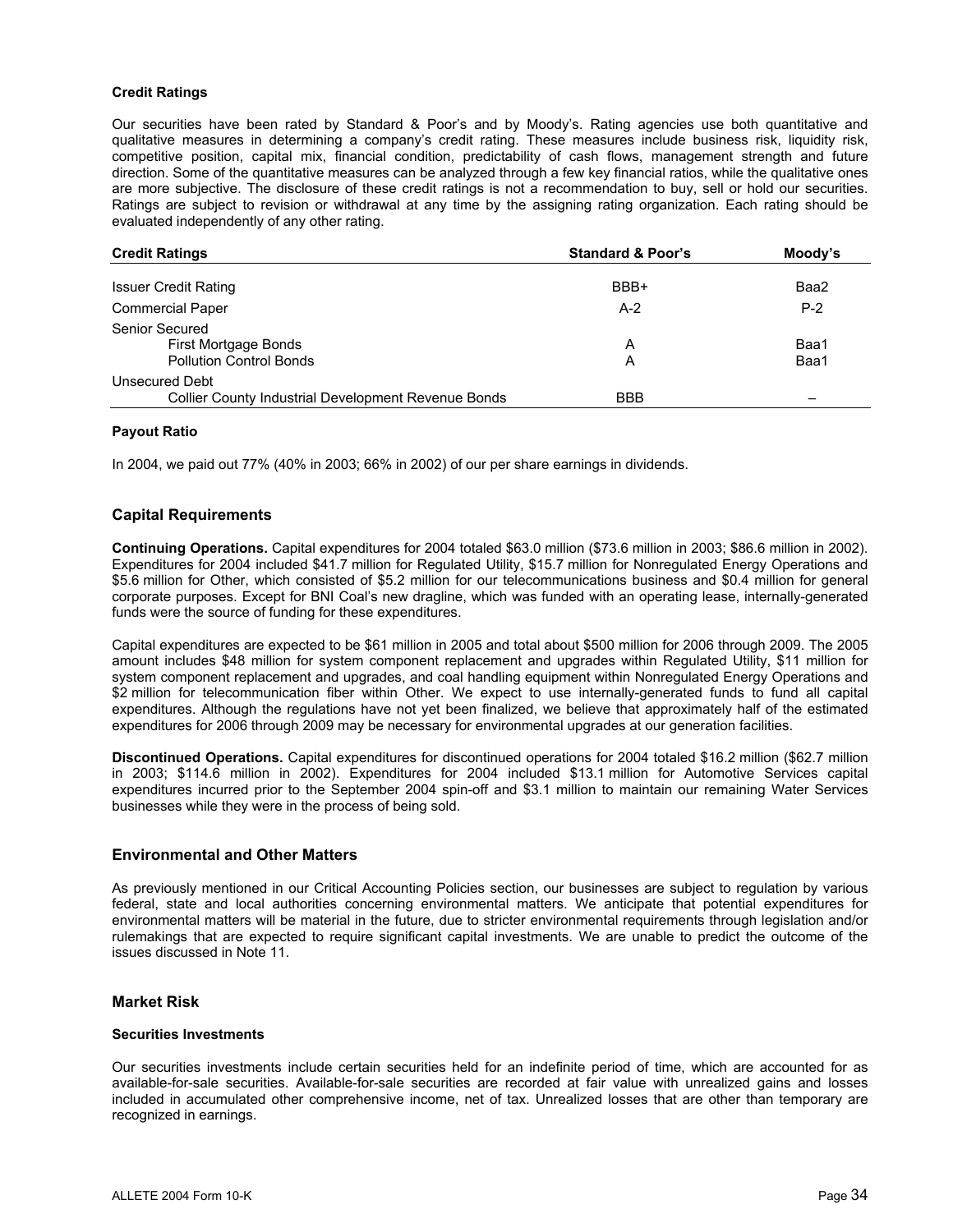**Credit Ratings**

Our securities have been rated by Standard & Poor's and by Moody's. Rating agencies use both quantitative and qualitative measures in determining a company's credit rating. These measures include business risk, liquidity risk, competitive position, capital mix, financial condition, predictability of cash flows, management strength and future direction. Some of the quantitative measures can be analyzed through a few key financial ratios, while the qualitative ones are more subjective. The disclosure of these credit ratings is not a recommendation to buy, sell or hold our securities. Ratings are subject to revision or withdrawal at any time by the assigning rating organization. Each rating should be evaluated independently of any other rating.

| Credit Ratings | Standard & Poor's | Moody's |
|---|---|---|
| Issuer Credit Rating | BBB+ | Baa2 |
| Commercial Paper | A-2 | P-2 |
| Senior Secured | | |
| First Mortgage Bonds | A | Baa1 |
| Pollution Control Bonds | A | Baa1 |
| Unsecured Debt | | |
| Collier County Industrial Development Revenue Bonds | BBB | – |

**Payout Ratio**

In 2004, we paid out 77% (40% in 2003; 66% in 2002) of our per share earnings in dividends.

## Capital Requirements

**Continuing Operations.** Capital expenditures for 2004 totaled $63.0 million ($73.6 million in 2003; $86.6 million in 2002). Expenditures for 2004 included $41.7 million for Regulated Utility, $15.7 million for Nonregulated Energy Operations and $5.6 million for Other, which consisted of $5.2 million for our telecommunications business and $0.4 million for general corporate purposes. Except for BNI Coal's new dragline, which was funded with an operating lease, internally-generated funds were the source of funding for these expenditures.

Capital expenditures are expected to be $61 million in 2005 and total about $500 million for 2006 through 2009. The 2005 amount includes $48 million for system component replacement and upgrades within Regulated Utility, $11 million for system component replacement and upgrades, and coal handling equipment within Nonregulated Energy Operations and $2 million for telecommunication fiber within Other. We expect to use internally-generated funds to fund all capital expenditures. Although the regulations have not yet been finalized, we believe that approximately half of the estimated expenditures for 2006 through 2009 may be necessary for environmental upgrades at our generation facilities.

**Discontinued Operations.** Capital expenditures for discontinued operations for 2004 totaled $16.2 million ($62.7 million in 2003; $114.6 million in 2002). Expenditures for 2004 included $13.1 million for Automotive Services capital expenditures incurred prior to the September 2004 spin-off and $3.1 million to maintain our remaining Water Services businesses while they were in the process of being sold.

## Environmental and Other Matters

As previously mentioned in our Critical Accounting Policies section, our businesses are subject to regulation by various federal, state and local authorities concerning environmental matters. We anticipate that potential expenditures for environmental matters will be material in the future, due to stricter environmental requirements through legislation and/or rulemakings that are expected to require significant capital investments. We are unable to predict the outcome of the issues discussed in Note 11.

## Market Risk

**Securities Investments**

Our securities investments include certain securities held for an indefinite period of time, which are accounted for as available-for-sale securities. Available-for-sale securities are recorded at fair value with unrealized gains and losses included in accumulated other comprehensive income, net of tax. Unrealized losses that are other than temporary are recognized in earnings.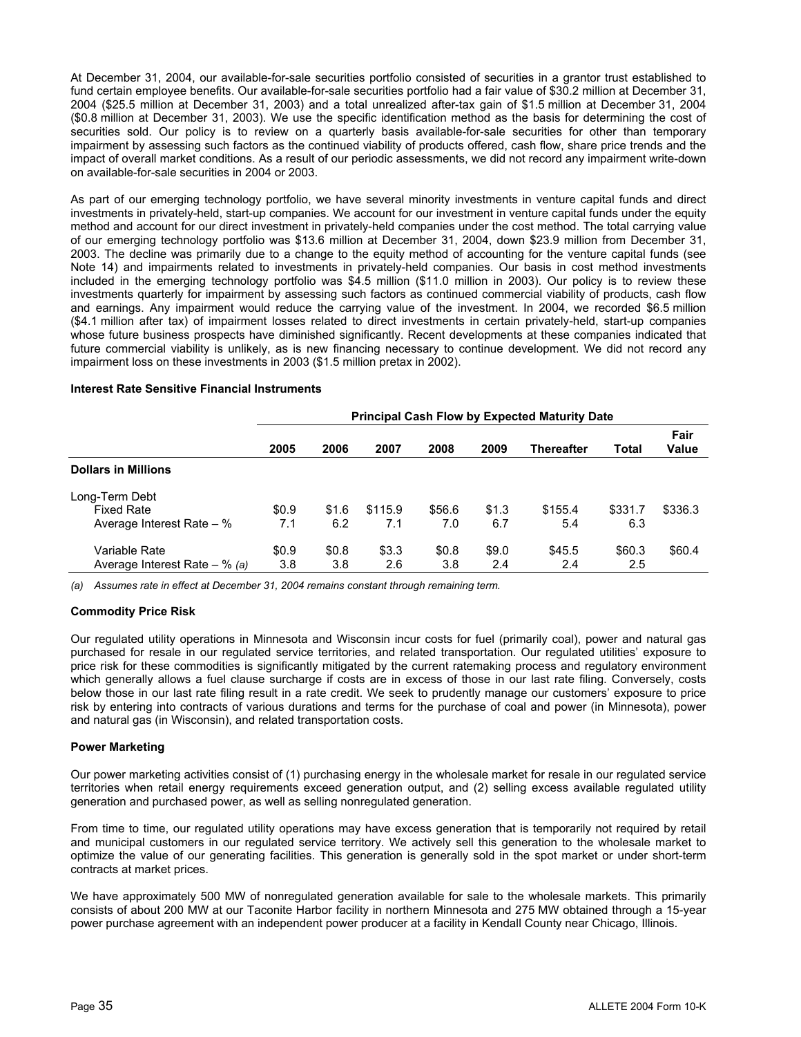At December 31, 2004, our available-for-sale securities portfolio consisted of securities in a grantor trust established to fund certain employee benefits. Our available-for-sale securities portfolio had a fair value of $30.2 million at December 31, 2004 ($25.5 million at December 31, 2003) and a total unrealized after-tax gain of $1.5 million at December 31, 2004 ($0.8 million at December 31, 2003). We use the specific identification method as the basis for determining the cost of securities sold. Our policy is to review on a quarterly basis available-for-sale securities for other than temporary impairment by assessing such factors as the continued viability of products offered, cash flow, share price trends and the impact of overall market conditions. As a result of our periodic assessments, we did not record any impairment write-down on available-for-sale securities in 2004 or 2003.

As part of our emerging technology portfolio, we have several minority investments in venture capital funds and direct investments in privately-held, start-up companies. We account for our investment in venture capital funds under the equity method and account for our direct investment in privately-held companies under the cost method. The total carrying value of our emerging technology portfolio was $13.6 million at December 31, 2004, down $23.9 million from December 31, 2003. The decline was primarily due to a change to the equity method of accounting for the venture capital funds (see Note 14) and impairments related to investments in privately-held companies. Our basis in cost method investments included in the emerging technology portfolio was $4.5 million ($11.0 million in 2003). Our policy is to review these investments quarterly for impairment by assessing such factors as continued commercial viability of products, cash flow and earnings. Any impairment would reduce the carrying value of the investment. In 2004, we recorded $6.5 million ($4.1 million after tax) of impairment losses related to direct investments in certain privately-held, start-up companies whose future business prospects have diminished significantly. Recent developments at these companies indicated that future commercial viability is unlikely, as is new financing necessary to continue development. We did not record any impairment loss on these investments in 2003 ($1.5 million pretax in 2002).

**Interest Rate Sensitive Financial Instruments**

| | Principal Cash Flow by Expected Maturity Date | | | | | | | |
|---|---|---|---|---|---|---|---|---|
| | 2005 | 2006 | 2007 | 2008 | 2009 | Thereafter | Total | Fair Value |
| **Dollars in Millions** | | | | | | | | |
| Long-Term Debt | | | | | | | | |
| Fixed Rate | $0.9 | $1.6 | $115.9 | $56.6 | $1.3 | $155.4 | $331.7 | $336.3 |
| Average Interest Rate – % | 7.1 | 6.2 | 7.1 | 7.0 | 6.7 | 5.4 | 6.3 | |
| Variable Rate | $0.9 | $0.8 | $3.3 | $0.8 | $9.0 | $45.5 | $60.3 | $60.4 |
| Average Interest Rate – % *(a)* | 3.8 | 3.8 | 2.6 | 3.8 | 2.4 | 2.4 | 2.5 | |

*(a) Assumes rate in effect at December 31, 2004 remains constant through remaining term.*

**Commodity Price Risk**

Our regulated utility operations in Minnesota and Wisconsin incur costs for fuel (primarily coal), power and natural gas purchased for resale in our regulated service territories, and related transportation. Our regulated utilities' exposure to price risk for these commodities is significantly mitigated by the current ratemaking process and regulatory environment which generally allows a fuel clause surcharge if costs are in excess of those in our last rate filing. Conversely, costs below those in our last rate filing result in a rate credit. We seek to prudently manage our customers' exposure to price risk by entering into contracts of various durations and terms for the purchase of coal and power (in Minnesota), power and natural gas (in Wisconsin), and related transportation costs.

**Power Marketing**

Our power marketing activities consist of (1) purchasing energy in the wholesale market for resale in our regulated service territories when retail energy requirements exceed generation output, and (2) selling excess available regulated utility generation and purchased power, as well as selling nonregulated generation.

From time to time, our regulated utility operations may have excess generation that is temporarily not required by retail and municipal customers in our regulated service territory. We actively sell this generation to the wholesale market to optimize the value of our generating facilities. This generation is generally sold in the spot market or under short-term contracts at market prices.

We have approximately 500 MW of nonregulated generation available for sale to the wholesale markets. This primarily consists of about 200 MW at our Taconite Harbor facility in northern Minnesota and 275 MW obtained through a 15-year power purchase agreement with an independent power producer at a facility in Kendall County near Chicago, Illinois.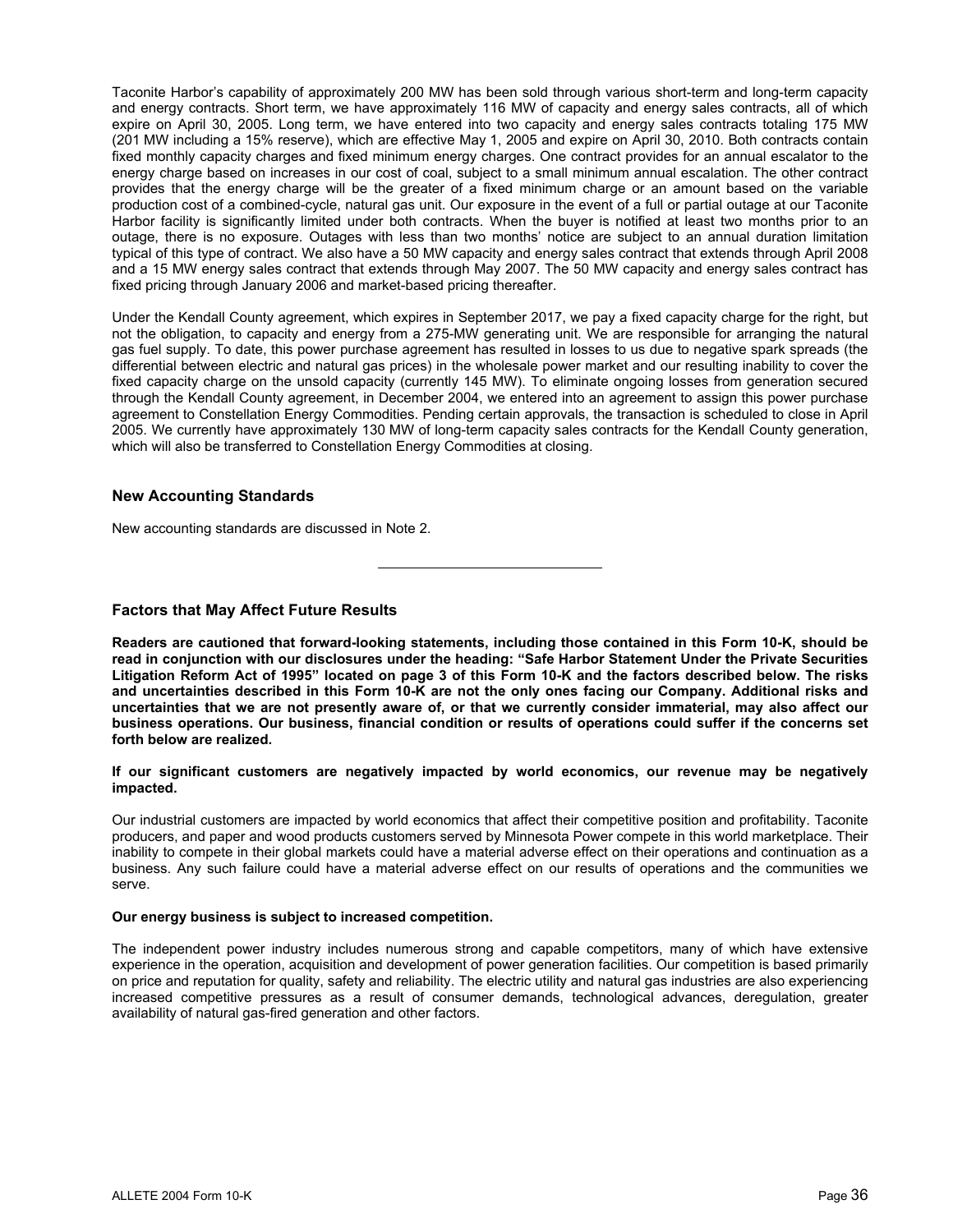Taconite Harbor's capability of approximately 200 MW has been sold through various short-term and long-term capacity and energy contracts. Short term, we have approximately 116 MW of capacity and energy sales contracts, all of which expire on April 30, 2005. Long term, we have entered into two capacity and energy sales contracts totaling 175 MW (201 MW including a 15% reserve), which are effective May 1, 2005 and expire on April 30, 2010. Both contracts contain fixed monthly capacity charges and fixed minimum energy charges. One contract provides for an annual escalator to the energy charge based on increases in our cost of coal, subject to a small minimum annual escalation. The other contract provides that the energy charge will be the greater of a fixed minimum charge or an amount based on the variable production cost of a combined-cycle, natural gas unit. Our exposure in the event of a full or partial outage at our Taconite Harbor facility is significantly limited under both contracts. When the buyer is notified at least two months prior to an outage, there is no exposure. Outages with less than two months' notice are subject to an annual duration limitation typical of this type of contract. We also have a 50 MW capacity and energy sales contract that extends through April 2008 and a 15 MW energy sales contract that extends through May 2007. The 50 MW capacity and energy sales contract has fixed pricing through January 2006 and market-based pricing thereafter.

Under the Kendall County agreement, which expires in September 2017, we pay a fixed capacity charge for the right, but not the obligation, to capacity and energy from a 275-MW generating unit. We are responsible for arranging the natural gas fuel supply. To date, this power purchase agreement has resulted in losses to us due to negative spark spreads (the differential between electric and natural gas prices) in the wholesale power market and our resulting inability to cover the fixed capacity charge on the unsold capacity (currently 145 MW). To eliminate ongoing losses from generation secured through the Kendall County agreement, in December 2004, we entered into an agreement to assign this power purchase agreement to Constellation Energy Commodities. Pending certain approvals, the transaction is scheduled to close in April 2005. We currently have approximately 130 MW of long-term capacity sales contracts for the Kendall County generation, which will also be transferred to Constellation Energy Commodities at closing.

### New Accounting Standards

New accounting standards are discussed in Note 2.

---

### Factors that May Affect Future Results

**Readers are cautioned that forward-looking statements, including those contained in this Form 10-K, should be read in conjunction with our disclosures under the heading: "Safe Harbor Statement Under the Private Securities Litigation Reform Act of 1995" located on page 3 of this Form 10-K and the factors described below. The risks and uncertainties described in this Form 10-K are not the only ones facing our Company. Additional risks and uncertainties that we are not presently aware of, or that we currently consider immaterial, may also affect our business operations. Our business, financial condition or results of operations could suffer if the concerns set forth below are realized.**

**If our significant customers are negatively impacted by world economics, our revenue may be negatively impacted.**

Our industrial customers are impacted by world economics that affect their competitive position and profitability. Taconite producers, and paper and wood products customers served by Minnesota Power compete in this world marketplace. Their inability to compete in their global markets could have a material adverse effect on their operations and continuation as a business. Any such failure could have a material adverse effect on our results of operations and the communities we serve.

**Our energy business is subject to increased competition.**

The independent power industry includes numerous strong and capable competitors, many of which have extensive experience in the operation, acquisition and development of power generation facilities. Our competition is based primarily on price and reputation for quality, safety and reliability. The electric utility and natural gas industries are also experiencing increased competitive pressures as a result of consumer demands, technological advances, deregulation, greater availability of natural gas-fired generation and other factors.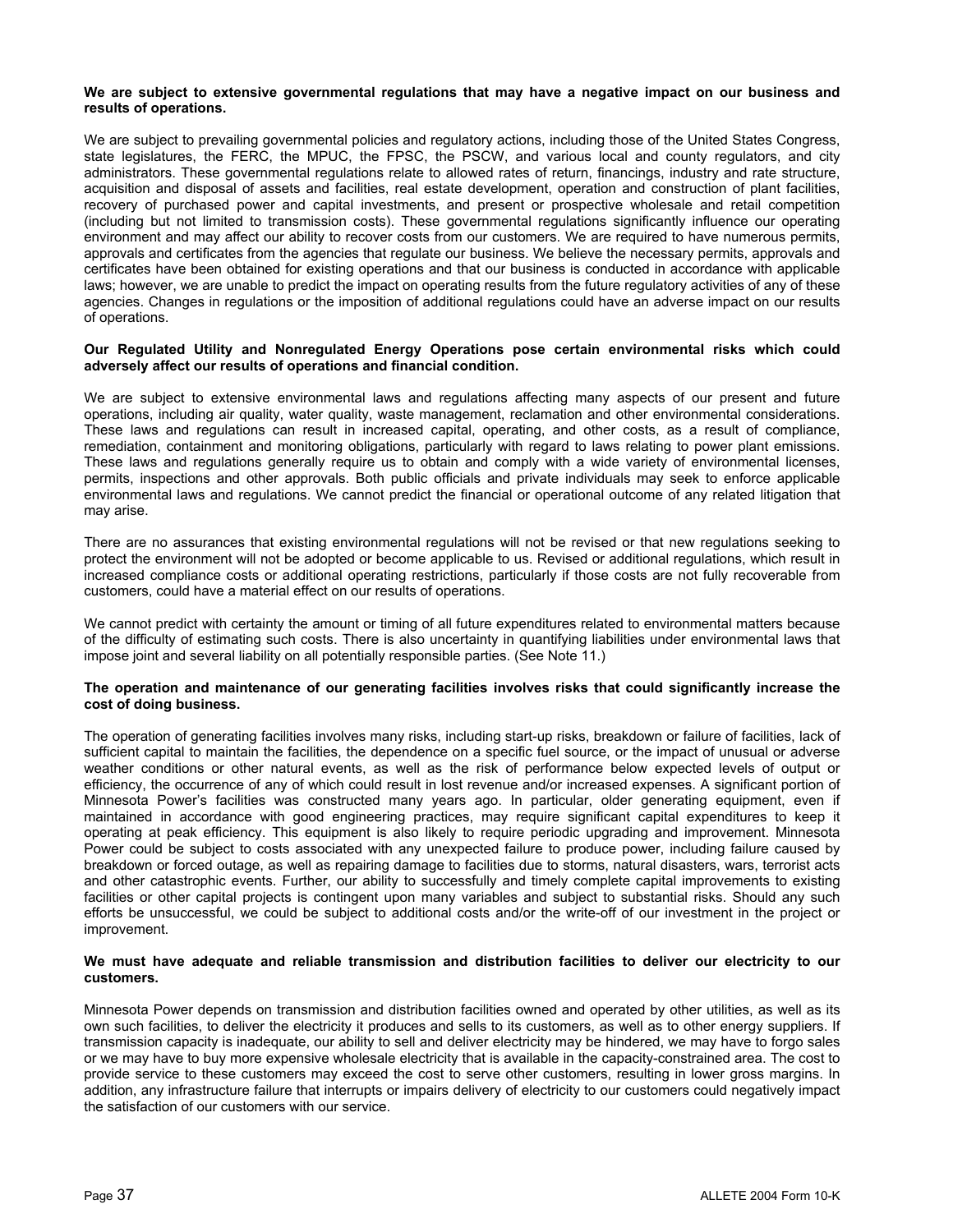**We are subject to extensive governmental regulations that may have a negative impact on our business and results of operations.**

We are subject to prevailing governmental policies and regulatory actions, including those of the United States Congress, state legislatures, the FERC, the MPUC, the FPSC, the PSCW, and various local and county regulators, and city administrators. These governmental regulations relate to allowed rates of return, financings, industry and rate structure, acquisition and disposal of assets and facilities, real estate development, operation and construction of plant facilities, recovery of purchased power and capital investments, and present or prospective wholesale and retail competition (including but not limited to transmission costs). These governmental regulations significantly influence our operating environment and may affect our ability to recover costs from our customers. We are required to have numerous permits, approvals and certificates from the agencies that regulate our business. We believe the necessary permits, approvals and certificates have been obtained for existing operations and that our business is conducted in accordance with applicable laws; however, we are unable to predict the impact on operating results from the future regulatory activities of any of these agencies. Changes in regulations or the imposition of additional regulations could have an adverse impact on our results of operations.

**Our Regulated Utility and Nonregulated Energy Operations pose certain environmental risks which could adversely affect our results of operations and financial condition.**

We are subject to extensive environmental laws and regulations affecting many aspects of our present and future operations, including air quality, water quality, waste management, reclamation and other environmental considerations. These laws and regulations can result in increased capital, operating, and other costs, as a result of compliance, remediation, containment and monitoring obligations, particularly with regard to laws relating to power plant emissions. These laws and regulations generally require us to obtain and comply with a wide variety of environmental licenses, permits, inspections and other approvals. Both public officials and private individuals may seek to enforce applicable environmental laws and regulations. We cannot predict the financial or operational outcome of any related litigation that may arise.

There are no assurances that existing environmental regulations will not be revised or that new regulations seeking to protect the environment will not be adopted or become applicable to us. Revised or additional regulations, which result in increased compliance costs or additional operating restrictions, particularly if those costs are not fully recoverable from customers, could have a material effect on our results of operations.

We cannot predict with certainty the amount or timing of all future expenditures related to environmental matters because of the difficulty of estimating such costs. There is also uncertainty in quantifying liabilities under environmental laws that impose joint and several liability on all potentially responsible parties. (See Note 11.)

**The operation and maintenance of our generating facilities involves risks that could significantly increase the cost of doing business.**

The operation of generating facilities involves many risks, including start-up risks, breakdown or failure of facilities, lack of sufficient capital to maintain the facilities, the dependence on a specific fuel source, or the impact of unusual or adverse weather conditions or other natural events, as well as the risk of performance below expected levels of output or efficiency, the occurrence of any of which could result in lost revenue and/or increased expenses. A significant portion of Minnesota Power's facilities was constructed many years ago. In particular, older generating equipment, even if maintained in accordance with good engineering practices, may require significant capital expenditures to keep it operating at peak efficiency. This equipment is also likely to require periodic upgrading and improvement. Minnesota Power could be subject to costs associated with any unexpected failure to produce power, including failure caused by breakdown or forced outage, as well as repairing damage to facilities due to storms, natural disasters, wars, terrorist acts and other catastrophic events. Further, our ability to successfully and timely complete capital improvements to existing facilities or other capital projects is contingent upon many variables and subject to substantial risks. Should any such efforts be unsuccessful, we could be subject to additional costs and/or the write-off of our investment in the project or improvement.

**We must have adequate and reliable transmission and distribution facilities to deliver our electricity to our customers.**

Minnesota Power depends on transmission and distribution facilities owned and operated by other utilities, as well as its own such facilities, to deliver the electricity it produces and sells to its customers, as well as to other energy suppliers. If transmission capacity is inadequate, our ability to sell and deliver electricity may be hindered, we may have to forgo sales or we may have to buy more expensive wholesale electricity that is available in the capacity-constrained area. The cost to provide service to these customers may exceed the cost to serve other customers, resulting in lower gross margins. In addition, any infrastructure failure that interrupts or impairs delivery of electricity to our customers could negatively impact the satisfaction of our customers with our service.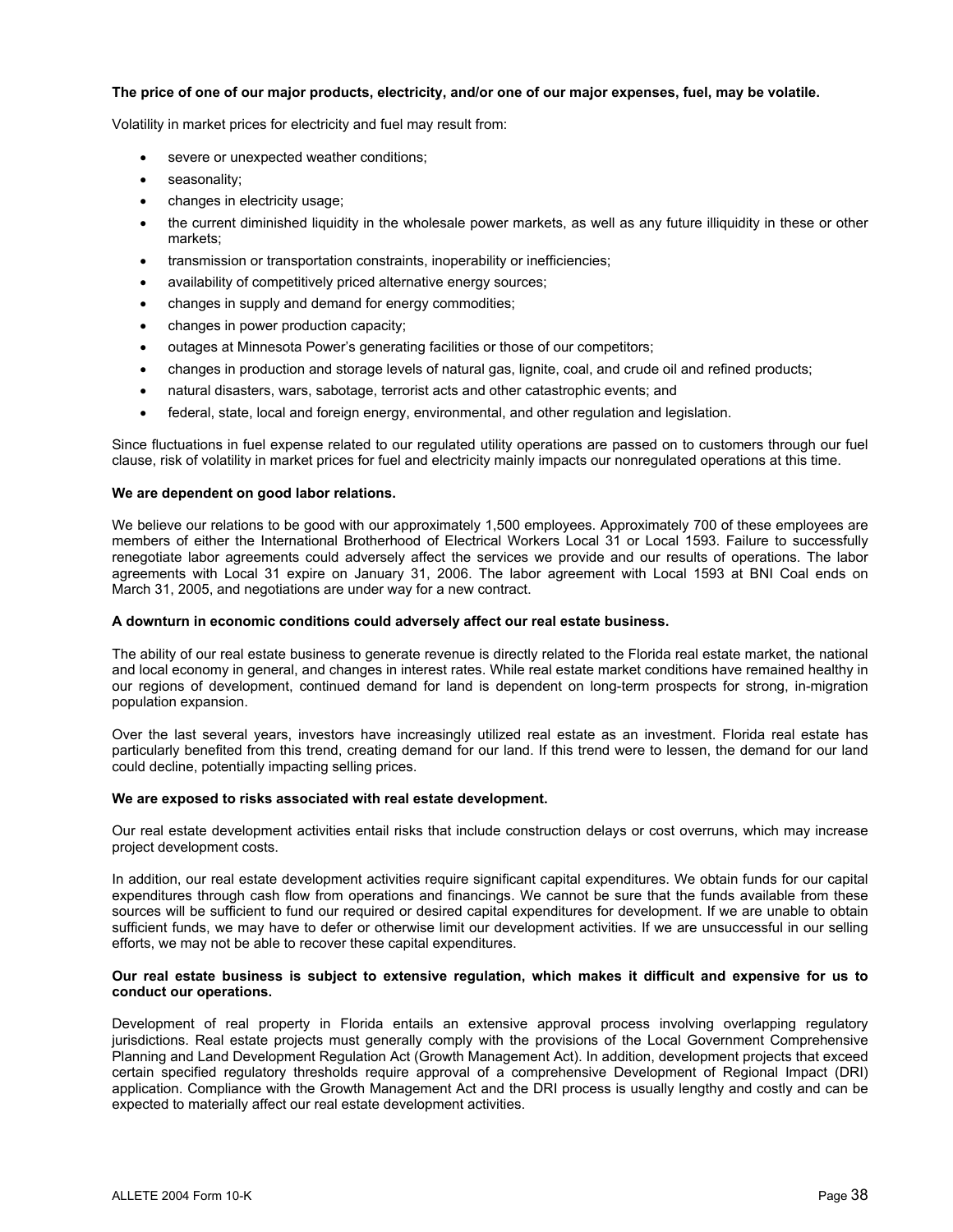**The price of one of our major products, electricity, and/or one of our major expenses, fuel, may be volatile.**

Volatility in market prices for electricity and fuel may result from:

- severe or unexpected weather conditions;
- seasonality;
- changes in electricity usage;
- the current diminished liquidity in the wholesale power markets, as well as any future illiquidity in these or other markets;
- transmission or transportation constraints, inoperability or inefficiencies;
- availability of competitively priced alternative energy sources;
- changes in supply and demand for energy commodities;
- changes in power production capacity;
- outages at Minnesota Power's generating facilities or those of our competitors;
- changes in production and storage levels of natural gas, lignite, coal, and crude oil and refined products;
- natural disasters, wars, sabotage, terrorist acts and other catastrophic events; and
- federal, state, local and foreign energy, environmental, and other regulation and legislation.

Since fluctuations in fuel expense related to our regulated utility operations are passed on to customers through our fuel clause, risk of volatility in market prices for fuel and electricity mainly impacts our nonregulated operations at this time.

**We are dependent on good labor relations.**

We believe our relations to be good with our approximately 1,500 employees. Approximately 700 of these employees are members of either the International Brotherhood of Electrical Workers Local 31 or Local 1593. Failure to successfully renegotiate labor agreements could adversely affect the services we provide and our results of operations. The labor agreements with Local 31 expire on January 31, 2006. The labor agreement with Local 1593 at BNI Coal ends on March 31, 2005, and negotiations are under way for a new contract.

**A downturn in economic conditions could adversely affect our real estate business.**

The ability of our real estate business to generate revenue is directly related to the Florida real estate market, the national and local economy in general, and changes in interest rates. While real estate market conditions have remained healthy in our regions of development, continued demand for land is dependent on long-term prospects for strong, in-migration population expansion.

Over the last several years, investors have increasingly utilized real estate as an investment. Florida real estate has particularly benefited from this trend, creating demand for our land. If this trend were to lessen, the demand for our land could decline, potentially impacting selling prices.

**We are exposed to risks associated with real estate development.**

Our real estate development activities entail risks that include construction delays or cost overruns, which may increase project development costs.

In addition, our real estate development activities require significant capital expenditures. We obtain funds for our capital expenditures through cash flow from operations and financings. We cannot be sure that the funds available from these sources will be sufficient to fund our required or desired capital expenditures for development. If we are unable to obtain sufficient funds, we may have to defer or otherwise limit our development activities. If we are unsuccessful in our selling efforts, we may not be able to recover these capital expenditures.

**Our real estate business is subject to extensive regulation, which makes it difficult and expensive for us to conduct our operations.**

Development of real property in Florida entails an extensive approval process involving overlapping regulatory jurisdictions. Real estate projects must generally comply with the provisions of the Local Government Comprehensive Planning and Land Development Regulation Act (Growth Management Act). In addition, development projects that exceed certain specified regulatory thresholds require approval of a comprehensive Development of Regional Impact (DRI) application. Compliance with the Growth Management Act and the DRI process is usually lengthy and costly and can be expected to materially affect our real estate development activities.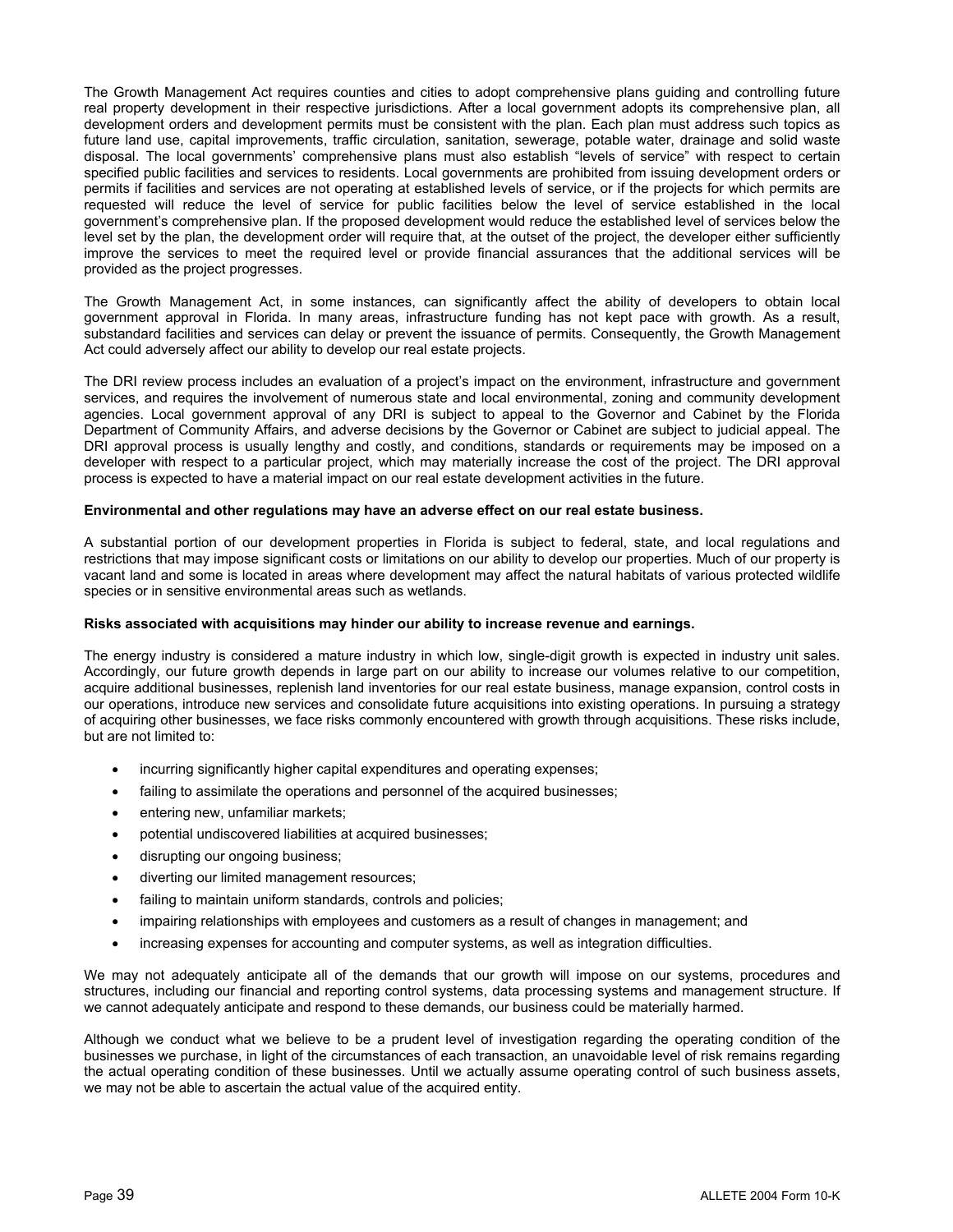The Growth Management Act requires counties and cities to adopt comprehensive plans guiding and controlling future real property development in their respective jurisdictions. After a local government adopts its comprehensive plan, all development orders and development permits must be consistent with the plan. Each plan must address such topics as future land use, capital improvements, traffic circulation, sanitation, sewerage, potable water, drainage and solid waste disposal. The local governments' comprehensive plans must also establish "levels of service" with respect to certain specified public facilities and services to residents. Local governments are prohibited from issuing development orders or permits if facilities and services are not operating at established levels of service, or if the projects for which permits are requested will reduce the level of service for public facilities below the level of service established in the local government's comprehensive plan. If the proposed development would reduce the established level of services below the level set by the plan, the development order will require that, at the outset of the project, the developer either sufficiently improve the services to meet the required level or provide financial assurances that the additional services will be provided as the project progresses.

The Growth Management Act, in some instances, can significantly affect the ability of developers to obtain local government approval in Florida. In many areas, infrastructure funding has not kept pace with growth. As a result, substandard facilities and services can delay or prevent the issuance of permits. Consequently, the Growth Management Act could adversely affect our ability to develop our real estate projects.

The DRI review process includes an evaluation of a project's impact on the environment, infrastructure and government services, and requires the involvement of numerous state and local environmental, zoning and community development agencies. Local government approval of any DRI is subject to appeal to the Governor and Cabinet by the Florida Department of Community Affairs, and adverse decisions by the Governor or Cabinet are subject to judicial appeal. The DRI approval process is usually lengthy and costly, and conditions, standards or requirements may be imposed on a developer with respect to a particular project, which may materially increase the cost of the project. The DRI approval process is expected to have a material impact on our real estate development activities in the future.

**Environmental and other regulations may have an adverse effect on our real estate business.**

A substantial portion of our development properties in Florida is subject to federal, state, and local regulations and restrictions that may impose significant costs or limitations on our ability to develop our properties. Much of our property is vacant land and some is located in areas where development may affect the natural habitats of various protected wildlife species or in sensitive environmental areas such as wetlands.

**Risks associated with acquisitions may hinder our ability to increase revenue and earnings.**

The energy industry is considered a mature industry in which low, single-digit growth is expected in industry unit sales. Accordingly, our future growth depends in large part on our ability to increase our volumes relative to our competition, acquire additional businesses, replenish land inventories for our real estate business, manage expansion, control costs in our operations, introduce new services and consolidate future acquisitions into existing operations. In pursuing a strategy of acquiring other businesses, we face risks commonly encountered with growth through acquisitions. These risks include, but are not limited to:

- incurring significantly higher capital expenditures and operating expenses;
- failing to assimilate the operations and personnel of the acquired businesses;
- entering new, unfamiliar markets;
- potential undiscovered liabilities at acquired businesses;
- disrupting our ongoing business;
- diverting our limited management resources;
- failing to maintain uniform standards, controls and policies;
- impairing relationships with employees and customers as a result of changes in management; and
- increasing expenses for accounting and computer systems, as well as integration difficulties.

We may not adequately anticipate all of the demands that our growth will impose on our systems, procedures and structures, including our financial and reporting control systems, data processing systems and management structure. If we cannot adequately anticipate and respond to these demands, our business could be materially harmed.

Although we conduct what we believe to be a prudent level of investigation regarding the operating condition of the businesses we purchase, in light of the circumstances of each transaction, an unavoidable level of risk remains regarding the actual operating condition of these businesses. Until we actually assume operating control of such business assets, we may not be able to ascertain the actual value of the acquired entity.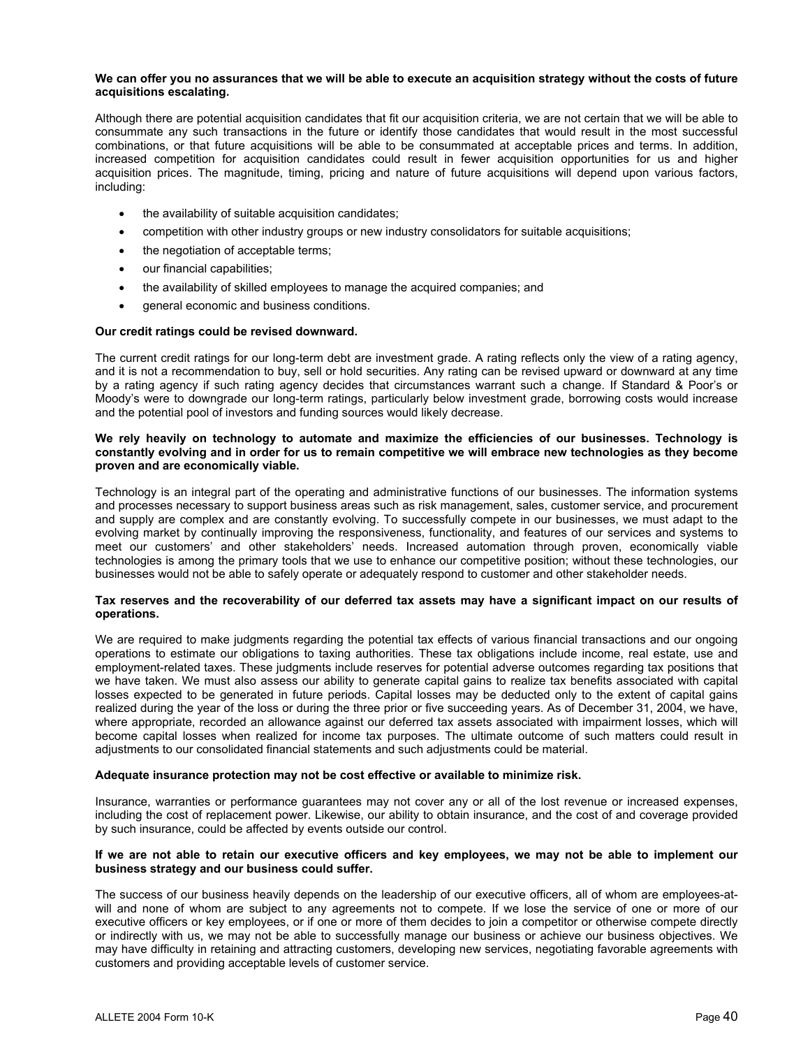**We can offer you no assurances that we will be able to execute an acquisition strategy without the costs of future acquisitions escalating.**

Although there are potential acquisition candidates that fit our acquisition criteria, we are not certain that we will be able to consummate any such transactions in the future or identify those candidates that would result in the most successful combinations, or that future acquisitions will be able to be consummated at acceptable prices and terms. In addition, increased competition for acquisition candidates could result in fewer acquisition opportunities for us and higher acquisition prices. The magnitude, timing, pricing and nature of future acquisitions will depend upon various factors, including:

- the availability of suitable acquisition candidates;
- competition with other industry groups or new industry consolidators for suitable acquisitions;
- the negotiation of acceptable terms;
- our financial capabilities;
- the availability of skilled employees to manage the acquired companies; and
- general economic and business conditions.

**Our credit ratings could be revised downward.**

The current credit ratings for our long-term debt are investment grade. A rating reflects only the view of a rating agency, and it is not a recommendation to buy, sell or hold securities. Any rating can be revised upward or downward at any time by a rating agency if such rating agency decides that circumstances warrant such a change. If Standard & Poor's or Moody's were to downgrade our long-term ratings, particularly below investment grade, borrowing costs would increase and the potential pool of investors and funding sources would likely decrease.

**We rely heavily on technology to automate and maximize the efficiencies of our businesses. Technology is constantly evolving and in order for us to remain competitive we will embrace new technologies as they become proven and are economically viable.**

Technology is an integral part of the operating and administrative functions of our businesses. The information systems and processes necessary to support business areas such as risk management, sales, customer service, and procurement and supply are complex and are constantly evolving. To successfully compete in our businesses, we must adapt to the evolving market by continually improving the responsiveness, functionality, and features of our services and systems to meet our customers' and other stakeholders' needs. Increased automation through proven, economically viable technologies is among the primary tools that we use to enhance our competitive position; without these technologies, our businesses would not be able to safely operate or adequately respond to customer and other stakeholder needs.

**Tax reserves and the recoverability of our deferred tax assets may have a significant impact on our results of operations.**

We are required to make judgments regarding the potential tax effects of various financial transactions and our ongoing operations to estimate our obligations to taxing authorities. These tax obligations include income, real estate, use and employment-related taxes. These judgments include reserves for potential adverse outcomes regarding tax positions that we have taken. We must also assess our ability to generate capital gains to realize tax benefits associated with capital losses expected to be generated in future periods. Capital losses may be deducted only to the extent of capital gains realized during the year of the loss or during the three prior or five succeeding years. As of December 31, 2004, we have, where appropriate, recorded an allowance against our deferred tax assets associated with impairment losses, which will become capital losses when realized for income tax purposes. The ultimate outcome of such matters could result in adjustments to our consolidated financial statements and such adjustments could be material.

**Adequate insurance protection may not be cost effective or available to minimize risk.**

Insurance, warranties or performance guarantees may not cover any or all of the lost revenue or increased expenses, including the cost of replacement power. Likewise, our ability to obtain insurance, and the cost of and coverage provided by such insurance, could be affected by events outside our control.

**If we are not able to retain our executive officers and key employees, we may not be able to implement our business strategy and our business could suffer.**

The success of our business heavily depends on the leadership of our executive officers, all of whom are employees-at-will and none of whom are subject to any agreements not to compete. If we lose the service of one or more of our executive officers or key employees, or if one or more of them decides to join a competitor or otherwise compete directly or indirectly with us, we may not be able to successfully manage our business or achieve our business objectives. We may have difficulty in retaining and attracting customers, developing new services, negotiating favorable agreements with customers and providing acceptable levels of customer service.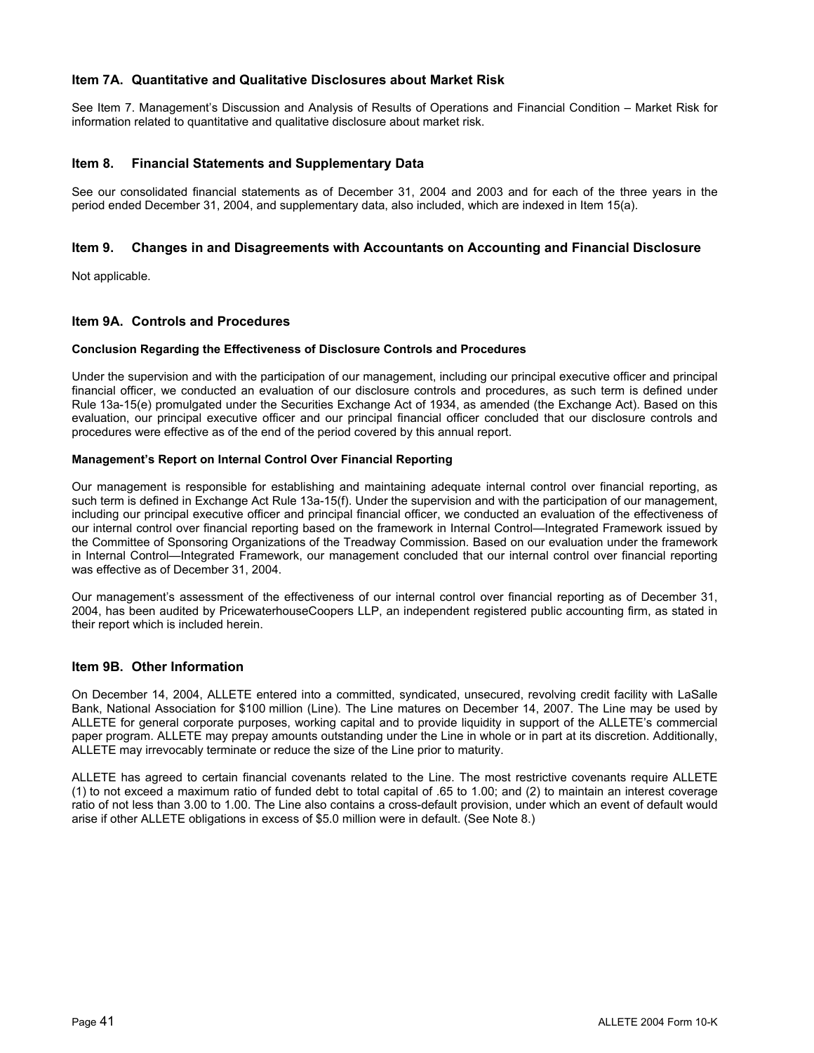## Item 7A. Quantitative and Qualitative Disclosures about Market Risk

See Item 7. Management's Discussion and Analysis of Results of Operations and Financial Condition – Market Risk for information related to quantitative and qualitative disclosure about market risk.

## Item 8. Financial Statements and Supplementary Data

See our consolidated financial statements as of December 31, 2004 and 2003 and for each of the three years in the period ended December 31, 2004, and supplementary data, also included, which are indexed in Item 15(a).

## Item 9. Changes in and Disagreements with Accountants on Accounting and Financial Disclosure

Not applicable.

## Item 9A. Controls and Procedures

**Conclusion Regarding the Effectiveness of Disclosure Controls and Procedures**

Under the supervision and with the participation of our management, including our principal executive officer and principal financial officer, we conducted an evaluation of our disclosure controls and procedures, as such term is defined under Rule 13a-15(e) promulgated under the Securities Exchange Act of 1934, as amended (the Exchange Act). Based on this evaluation, our principal executive officer and our principal financial officer concluded that our disclosure controls and procedures were effective as of the end of the period covered by this annual report.

**Management's Report on Internal Control Over Financial Reporting**

Our management is responsible for establishing and maintaining adequate internal control over financial reporting, as such term is defined in Exchange Act Rule 13a-15(f). Under the supervision and with the participation of our management, including our principal executive officer and principal financial officer, we conducted an evaluation of the effectiveness of our internal control over financial reporting based on the framework in Internal Control—Integrated Framework issued by the Committee of Sponsoring Organizations of the Treadway Commission. Based on our evaluation under the framework in Internal Control—Integrated Framework, our management concluded that our internal control over financial reporting was effective as of December 31, 2004.

Our management's assessment of the effectiveness of our internal control over financial reporting as of December 31, 2004, has been audited by PricewaterhouseCoopers LLP, an independent registered public accounting firm, as stated in their report which is included herein.

## Item 9B. Other Information

On December 14, 2004, ALLETE entered into a committed, syndicated, unsecured, revolving credit facility with LaSalle Bank, National Association for $100 million (Line). The Line matures on December 14, 2007. The Line may be used by ALLETE for general corporate purposes, working capital and to provide liquidity in support of the ALLETE's commercial paper program. ALLETE may prepay amounts outstanding under the Line in whole or in part at its discretion. Additionally, ALLETE may irrevocably terminate or reduce the size of the Line prior to maturity.

ALLETE has agreed to certain financial covenants related to the Line. The most restrictive covenants require ALLETE (1) to not exceed a maximum ratio of funded debt to total capital of .65 to 1.00; and (2) to maintain an interest coverage ratio of not less than 3.00 to 1.00. The Line also contains a cross-default provision, under which an event of default would arise if other ALLETE obligations in excess of $5.0 million were in default. (See Note 8.)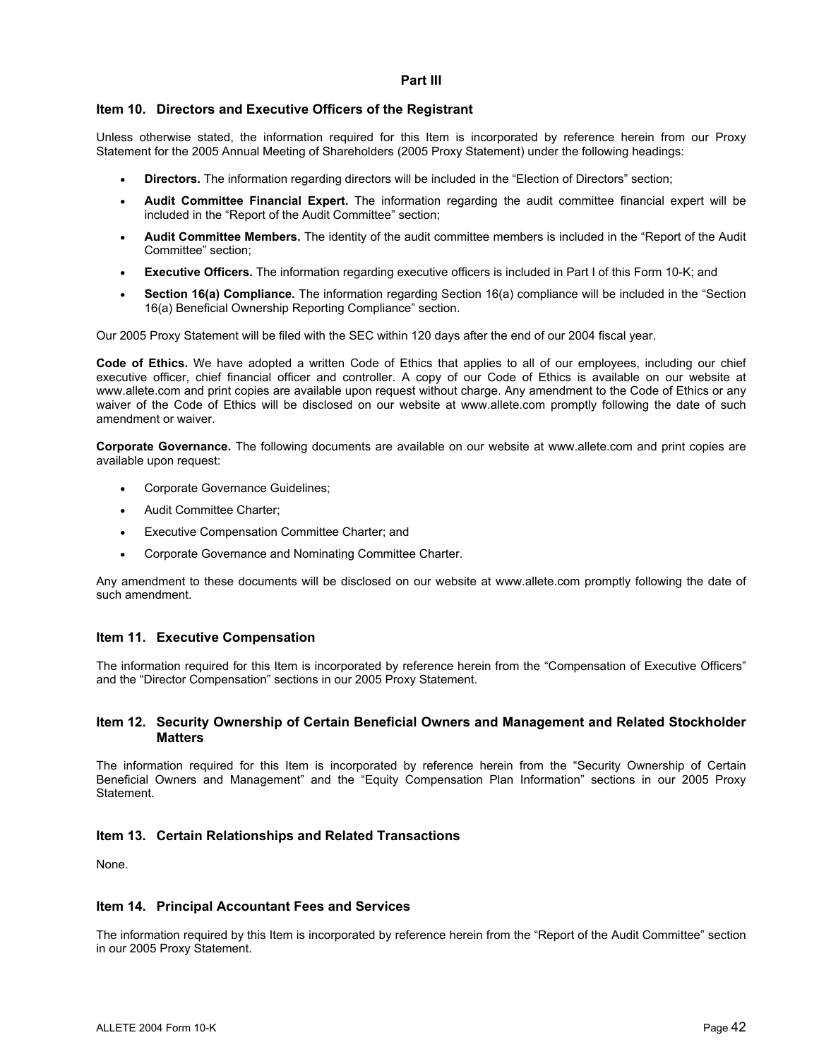# Part III

## Item 10. Directors and Executive Officers of the Registrant

Unless otherwise stated, the information required for this Item is incorporated by reference herein from our Proxy Statement for the 2005 Annual Meeting of Shareholders (2005 Proxy Statement) under the following headings:

- **Directors.** The information regarding directors will be included in the "Election of Directors" section;
- **Audit Committee Financial Expert.** The information regarding the audit committee financial expert will be included in the "Report of the Audit Committee" section;
- **Audit Committee Members.** The identity of the audit committee members is included in the "Report of the Audit Committee" section;
- **Executive Officers.** The information regarding executive officers is included in Part I of this Form 10-K; and
- **Section 16(a) Compliance.** The information regarding Section 16(a) compliance will be included in the "Section 16(a) Beneficial Ownership Reporting Compliance" section.

Our 2005 Proxy Statement will be filed with the SEC within 120 days after the end of our 2004 fiscal year.

**Code of Ethics.** We have adopted a written Code of Ethics that applies to all of our employees, including our chief executive officer, chief financial officer and controller. A copy of our Code of Ethics is available on our website at www.allete.com and print copies are available upon request without charge. Any amendment to the Code of Ethics or any waiver of the Code of Ethics will be disclosed on our website at www.allete.com promptly following the date of such amendment or waiver.

**Corporate Governance.** The following documents are available on our website at www.allete.com and print copies are available upon request:

- Corporate Governance Guidelines;
- Audit Committee Charter;
- Executive Compensation Committee Charter; and
- Corporate Governance and Nominating Committee Charter.

Any amendment to these documents will be disclosed on our website at www.allete.com promptly following the date of such amendment.

## Item 11. Executive Compensation

The information required for this Item is incorporated by reference herein from the "Compensation of Executive Officers" and the "Director Compensation" sections in our 2005 Proxy Statement.

## Item 12. Security Ownership of Certain Beneficial Owners and Management and Related Stockholder Matters

The information required for this Item is incorporated by reference herein from the "Security Ownership of Certain Beneficial Owners and Management" and the "Equity Compensation Plan Information" sections in our 2005 Proxy Statement.

## Item 13. Certain Relationships and Related Transactions

None.

## Item 14. Principal Accountant Fees and Services

The information required by this Item is incorporated by reference herein from the "Report of the Audit Committee" section in our 2005 Proxy Statement.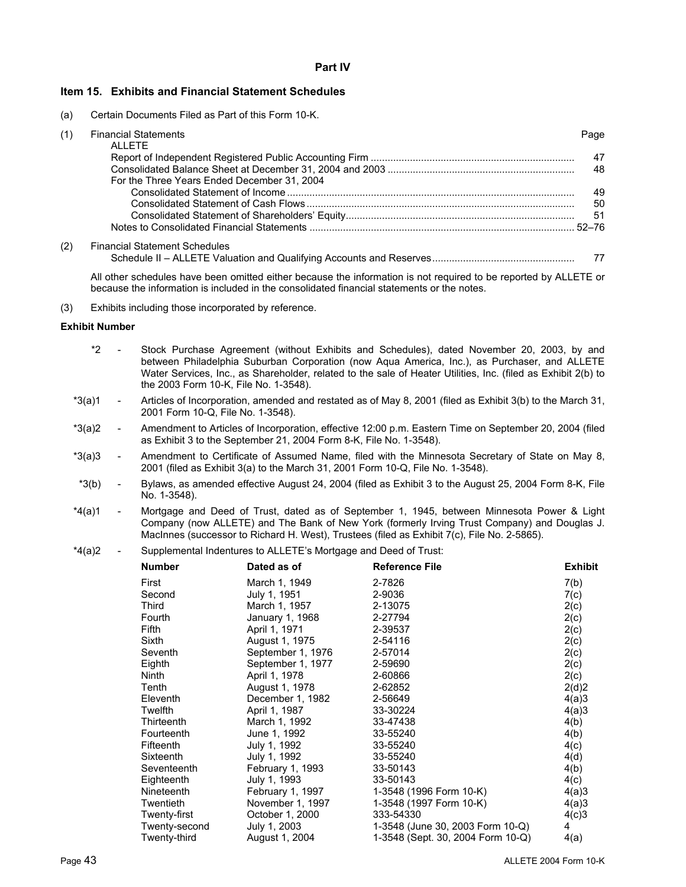## Part IV

### Item 15. Exhibits and Financial Statement Schedules

(a) Certain Documents Filed as Part of this Form 10-K.

(1) Financial Statements

| | Page |
|---|---|
| ALLETE | |
| Report of Independent Registered Public Accounting Firm | 47 |
| Consolidated Balance Sheet at December 31, 2004 and 2003 | 48 |
| For the Three Years Ended December 31, 2004 | |
| Consolidated Statement of Income | 49 |
| Consolidated Statement of Cash Flows | 50 |
| Consolidated Statement of Shareholders' Equity | 51 |
| Notes to Consolidated Financial Statements | 52–76 |

(2) Financial Statement Schedules

| | |
|---|---|
| Schedule II – ALLETE Valuation and Qualifying Accounts and Reserves | 77 |

All other schedules have been omitted either because the information is not required to be reported by ALLETE or because the information is included in the consolidated financial statements or the notes.

(3) Exhibits including those incorporated by reference.

**Exhibit Number**

*2 - Stock Purchase Agreement (without Exhibits and Schedules), dated November 20, 2003, by and between Philadelphia Suburban Corporation (now Aqua America, Inc.), as Purchaser, and ALLETE Water Services, Inc., as Shareholder, related to the sale of Heater Utilities, Inc. (filed as Exhibit 2(b) to the 2003 Form 10-K, File No. 1-3548).

*3(a)1 - Articles of Incorporation, amended and restated as of May 8, 2001 (filed as Exhibit 3(b) to the March 31, 2001 Form 10-Q, File No. 1-3548).

*3(a)2 - Amendment to Articles of Incorporation, effective 12:00 p.m. Eastern Time on September 20, 2004 (filed as Exhibit 3 to the September 21, 2004 Form 8-K, File No. 1-3548).

*3(a)3 - Amendment to Certificate of Assumed Name, filed with the Minnesota Secretary of State on May 8, 2001 (filed as Exhibit 3(a) to the March 31, 2001 Form 10-Q, File No. 1-3548).

*3(b) - Bylaws, as amended effective August 24, 2004 (filed as Exhibit 3 to the August 25, 2004 Form 8-K, File No. 1-3548).

*4(a)1 - Mortgage and Deed of Trust, dated as of September 1, 1945, between Minnesota Power & Light Company (now ALLETE) and The Bank of New York (formerly Irving Trust Company) and Douglas J. MacInnes (successor to Richard H. West), Trustees (filed as Exhibit 7(c), File No. 2-5865).

*4(a)2 - Supplemental Indentures to ALLETE's Mortgage and Deed of Trust:

| Number | Dated as of | Reference File | Exhibit |
|---|---|---|---|
| First | March 1, 1949 | 2-7826 | 7(b) |
| Second | July 1, 1951 | 2-9036 | 7(c) |
| Third | March 1, 1957 | 2-13075 | 2(c) |
| Fourth | January 1, 1968 | 2-27794 | 2(c) |
| Fifth | April 1, 1971 | 2-39537 | 2(c) |
| Sixth | August 1, 1975 | 2-54116 | 2(c) |
| Seventh | September 1, 1976 | 2-57014 | 2(c) |
| Eighth | September 1, 1977 | 2-59690 | 2(c) |
| Ninth | April 1, 1978 | 2-60866 | 2(c) |
| Tenth | August 1, 1978 | 2-62852 | 2(d)2 |
| Eleventh | December 1, 1982 | 2-56649 | 4(a)3 |
| Twelfth | April 1, 1987 | 33-30224 | 4(a)3 |
| Thirteenth | March 1, 1992 | 33-47438 | 4(b) |
| Fourteenth | June 1, 1992 | 33-55240 | 4(b) |
| Fifteenth | July 1, 1992 | 33-55240 | 4(c) |
| Sixteenth | July 1, 1992 | 33-55240 | 4(d) |
| Seventeenth | February 1, 1993 | 33-50143 | 4(b) |
| Eighteenth | July 1, 1993 | 33-50143 | 4(c) |
| Nineteenth | February 1, 1997 | 1-3548 (1996 Form 10-K) | 4(a)3 |
| Twentieth | November 1, 1997 | 1-3548 (1997 Form 10-K) | 4(a)3 |
| Twenty-first | October 1, 2000 | 333-54330 | 4(c)3 |
| Twenty-second | July 1, 2003 | 1-3548 (June 30, 2003 Form 10-Q) | 4 |
| Twenty-third | August 1, 2004 | 1-3548 (Sept. 30, 2004 Form 10-Q) | 4(a) |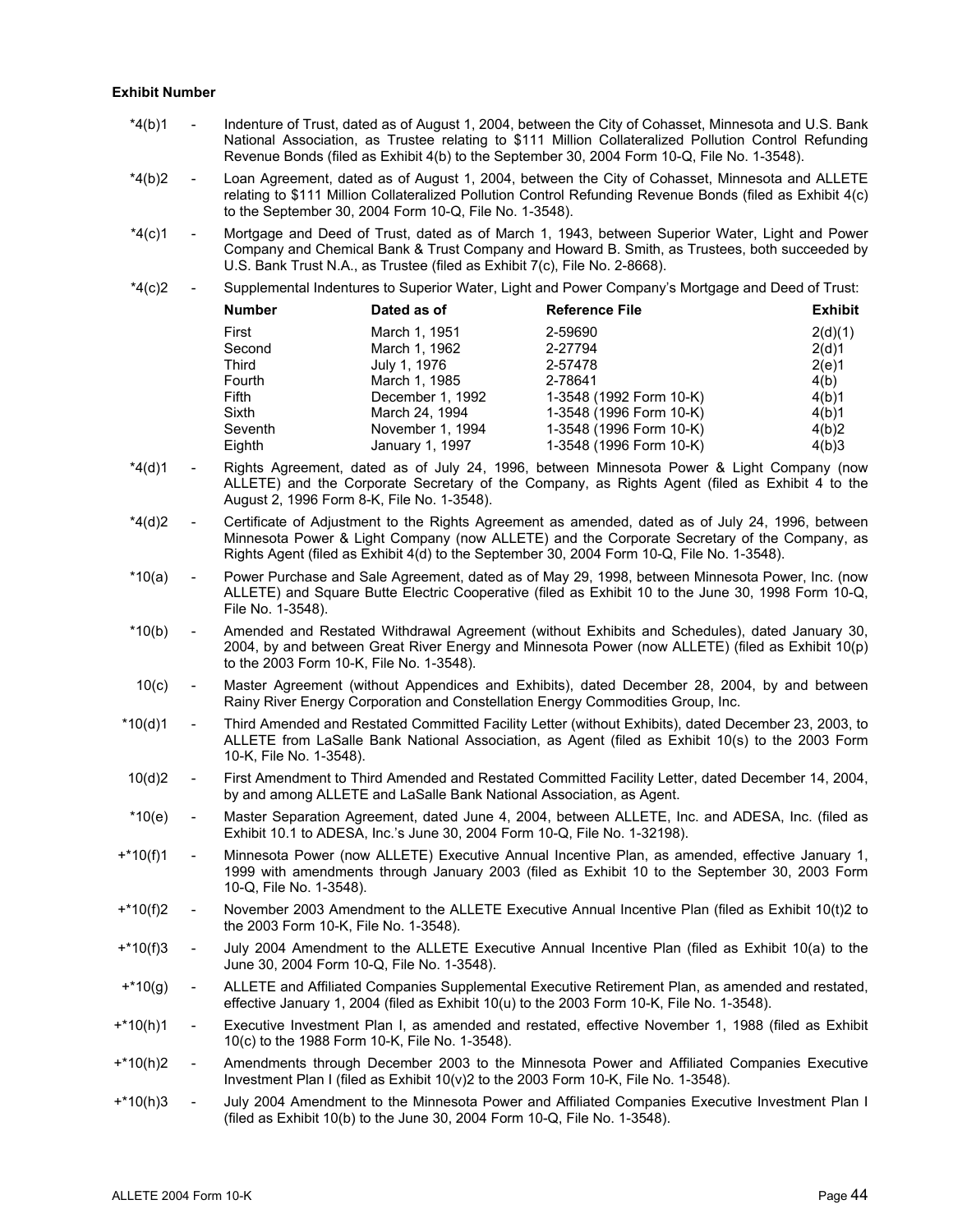**Exhibit Number**

*4(b)1 - Indenture of Trust, dated as of August 1, 2004, between the City of Cohasset, Minnesota and U.S. Bank National Association, as Trustee relating to $111 Million Collateralized Pollution Control Refunding Revenue Bonds (filed as Exhibit 4(b) to the September 30, 2004 Form 10-Q, File No. 1-3548).

*4(b)2 - Loan Agreement, dated as of August 1, 2004, between the City of Cohasset, Minnesota and ALLETE relating to $111 Million Collateralized Pollution Control Refunding Revenue Bonds (filed as Exhibit 4(c) to the September 30, 2004 Form 10-Q, File No. 1-3548).

*4(c)1 - Mortgage and Deed of Trust, dated as of March 1, 1943, between Superior Water, Light and Power Company and Chemical Bank & Trust Company and Howard B. Smith, as Trustees, both succeeded by U.S. Bank Trust N.A., as Trustee (filed as Exhibit 7(c), File No. 2-8668).

*4(c)2 - Supplemental Indentures to Superior Water, Light and Power Company's Mortgage and Deed of Trust:

| Number | Dated as of | Reference File | Exhibit |
|---|---|---|---|
| First | March 1, 1951 | 2-59690 | 2(d)(1) |
| Second | March 1, 1962 | 2-27794 | 2(d)1 |
| Third | July 1, 1976 | 2-57478 | 2(e)1 |
| Fourth | March 1, 1985 | 2-78641 | 4(b) |
| Fifth | December 1, 1992 | 1-3548 (1992 Form 10-K) | 4(b)1 |
| Sixth | March 24, 1994 | 1-3548 (1996 Form 10-K) | 4(b)1 |
| Seventh | November 1, 1994 | 1-3548 (1996 Form 10-K) | 4(b)2 |
| Eighth | January 1, 1997 | 1-3548 (1996 Form 10-K) | 4(b)3 |

*4(d)1 - Rights Agreement, dated as of July 24, 1996, between Minnesota Power & Light Company (now ALLETE) and the Corporate Secretary of the Company, as Rights Agent (filed as Exhibit 4 to the August 2, 1996 Form 8-K, File No. 1-3548).

*4(d)2 - Certificate of Adjustment to the Rights Agreement as amended, dated as of July 24, 1996, between Minnesota Power & Light Company (now ALLETE) and the Corporate Secretary of the Company, as Rights Agent (filed as Exhibit 4(d) to the September 30, 2004 Form 10-Q, File No. 1-3548).

*10(a) - Power Purchase and Sale Agreement, dated as of May 29, 1998, between Minnesota Power, Inc. (now ALLETE) and Square Butte Electric Cooperative (filed as Exhibit 10 to the June 30, 1998 Form 10-Q, File No. 1-3548).

*10(b) - Amended and Restated Withdrawal Agreement (without Exhibits and Schedules), dated January 30, 2004, by and between Great River Energy and Minnesota Power (now ALLETE) (filed as Exhibit 10(p) to the 2003 Form 10-K, File No. 1-3548).

10(c) - Master Agreement (without Appendices and Exhibits), dated December 28, 2004, by and between Rainy River Energy Corporation and Constellation Energy Commodities Group, Inc.

*10(d)1 - Third Amended and Restated Committed Facility Letter (without Exhibits), dated December 23, 2003, to ALLETE from LaSalle Bank National Association, as Agent (filed as Exhibit 10(s) to the 2003 Form 10-K, File No. 1-3548).

10(d)2 - First Amendment to Third Amended and Restated Committed Facility Letter, dated December 14, 2004, by and among ALLETE and LaSalle Bank National Association, as Agent.

*10(e) - Master Separation Agreement, dated June 4, 2004, between ALLETE, Inc. and ADESA, Inc. (filed as Exhibit 10.1 to ADESA, Inc.'s June 30, 2004 Form 10-Q, File No. 1-32198).

+*10(f)1 - Minnesota Power (now ALLETE) Executive Annual Incentive Plan, as amended, effective January 1, 1999 with amendments through January 2003 (filed as Exhibit 10 to the September 30, 2003 Form 10-Q, File No. 1-3548).

+*10(f)2 - November 2003 Amendment to the ALLETE Executive Annual Incentive Plan (filed as Exhibit 10(t)2 to the 2003 Form 10-K, File No. 1-3548).

+*10(f)3 - July 2004 Amendment to the ALLETE Executive Annual Incentive Plan (filed as Exhibit 10(a) to the June 30, 2004 Form 10-Q, File No. 1-3548).

+*10(g) - ALLETE and Affiliated Companies Supplemental Executive Retirement Plan, as amended and restated, effective January 1, 2004 (filed as Exhibit 10(u) to the 2003 Form 10-K, File No. 1-3548).

+*10(h)1 - Executive Investment Plan I, as amended and restated, effective November 1, 1988 (filed as Exhibit 10(c) to the 1988 Form 10-K, File No. 1-3548).

+*10(h)2 - Amendments through December 2003 to the Minnesota Power and Affiliated Companies Executive Investment Plan I (filed as Exhibit 10(v)2 to the 2003 Form 10-K, File No. 1-3548).

+*10(h)3 - July 2004 Amendment to the Minnesota Power and Affiliated Companies Executive Investment Plan I (filed as Exhibit 10(b) to the June 30, 2004 Form 10-Q, File No. 1-3548).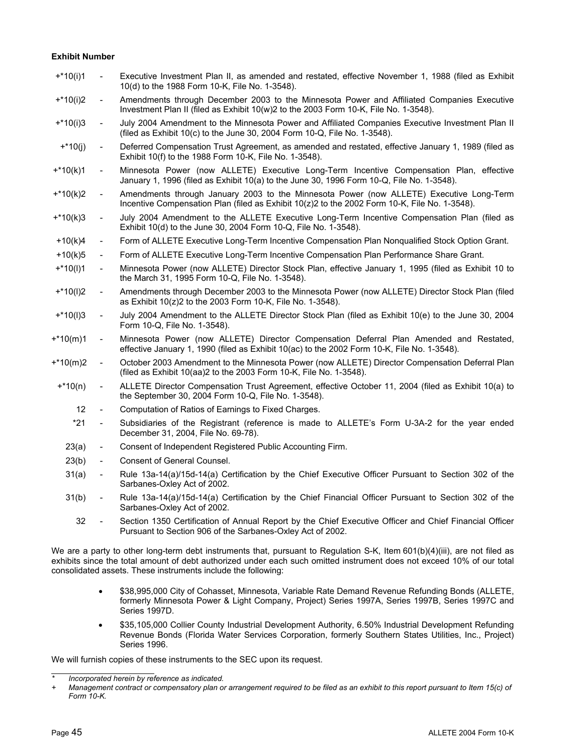**Exhibit Number**

| Exhibit Number | | Description |
|---|---|---|
| +*10(i)1 | - | Executive Investment Plan II, as amended and restated, effective November 1, 1988 (filed as Exhibit 10(d) to the 1988 Form 10-K, File No. 1-3548). |
| +*10(i)2 | - | Amendments through December 2003 to the Minnesota Power and Affiliated Companies Executive Investment Plan II (filed as Exhibit 10(w)2 to the 2003 Form 10-K, File No. 1-3548). |
| +*10(i)3 | - | July 2004 Amendment to the Minnesota Power and Affiliated Companies Executive Investment Plan II (filed as Exhibit 10(c) to the June 30, 2004 Form 10-Q, File No. 1-3548). |
| +*10(j) | - | Deferred Compensation Trust Agreement, as amended and restated, effective January 1, 1989 (filed as Exhibit 10(f) to the 1988 Form 10-K, File No. 1-3548). |
| +*10(k)1 | - | Minnesota Power (now ALLETE) Executive Long-Term Incentive Compensation Plan, effective January 1, 1996 (filed as Exhibit 10(a) to the June 30, 1996 Form 10-Q, File No. 1-3548). |
| +*10(k)2 | - | Amendments through January 2003 to the Minnesota Power (now ALLETE) Executive Long-Term Incentive Compensation Plan (filed as Exhibit 10(z)2 to the 2002 Form 10-K, File No. 1-3548). |
| +*10(k)3 | - | July 2004 Amendment to the ALLETE Executive Long-Term Incentive Compensation Plan (filed as Exhibit 10(d) to the June 30, 2004 Form 10-Q, File No. 1-3548). |
| +10(k)4 | - | Form of ALLETE Executive Long-Term Incentive Compensation Plan Nonqualified Stock Option Grant. |
| +10(k)5 | - | Form of ALLETE Executive Long-Term Incentive Compensation Plan Performance Share Grant. |
| +*10(l)1 | - | Minnesota Power (now ALLETE) Director Stock Plan, effective January 1, 1995 (filed as Exhibit 10 to the March 31, 1995 Form 10-Q, File No. 1-3548). |
| +*10(l)2 | - | Amendments through December 2003 to the Minnesota Power (now ALLETE) Director Stock Plan (filed as Exhibit 10(z)2 to the 2003 Form 10-K, File No. 1-3548). |
| +*10(l)3 | - | July 2004 Amendment to the ALLETE Director Stock Plan (filed as Exhibit 10(e) to the June 30, 2004 Form 10-Q, File No. 1-3548). |
| +*10(m)1 | - | Minnesota Power (now ALLETE) Director Compensation Deferral Plan Amended and Restated, effective January 1, 1990 (filed as Exhibit 10(ac) to the 2002 Form 10-K, File No. 1-3548). |
| +*10(m)2 | - | October 2003 Amendment to the Minnesota Power (now ALLETE) Director Compensation Deferral Plan (filed as Exhibit 10(aa)2 to the 2003 Form 10-K, File No. 1-3548). |
| +*10(n) | - | ALLETE Director Compensation Trust Agreement, effective October 11, 2004 (filed as Exhibit 10(a) to the September 30, 2004 Form 10-Q, File No. 1-3548). |
| 12 | - | Computation of Ratios of Earnings to Fixed Charges. |
| *21 | - | Subsidiaries of the Registrant (reference is made to ALLETE's Form U-3A-2 for the year ended December 31, 2004, File No. 69-78). |
| 23(a) | - | Consent of Independent Registered Public Accounting Firm. |
| 23(b) | - | Consent of General Counsel. |
| 31(a) | - | Rule 13a-14(a)/15d-14(a) Certification by the Chief Executive Officer Pursuant to Section 302 of the Sarbanes-Oxley Act of 2002. |
| 31(b) | - | Rule 13a-14(a)/15d-14(a) Certification by the Chief Financial Officer Pursuant to Section 302 of the Sarbanes-Oxley Act of 2002. |
| 32 | - | Section 1350 Certification of Annual Report by the Chief Executive Officer and Chief Financial Officer Pursuant to Section 906 of the Sarbanes-Oxley Act of 2002. |

We are a party to other long-term debt instruments that, pursuant to Regulation S-K, Item 601(b)(4)(iii), are not filed as exhibits since the total amount of debt authorized under each such omitted instrument does not exceed 10% of our total consolidated assets. These instruments include the following:

- $38,995,000 City of Cohasset, Minnesota, Variable Rate Demand Revenue Refunding Bonds (ALLETE, formerly Minnesota Power & Light Company, Project) Series 1997A, Series 1997B, Series 1997C and Series 1997D.
- $35,105,000 Collier County Industrial Development Authority, 6.50% Industrial Development Refunding Revenue Bonds (Florida Water Services Corporation, formerly Southern States Utilities, Inc., Project) Series 1996.

We will furnish copies of these instruments to the SEC upon its request.

---

\* *Incorporated herein by reference as indicated.*

\+ *Management contract or compensatory plan or arrangement required to be filed as an exhibit to this report pursuant to Item 15(c) of Form 10-K.*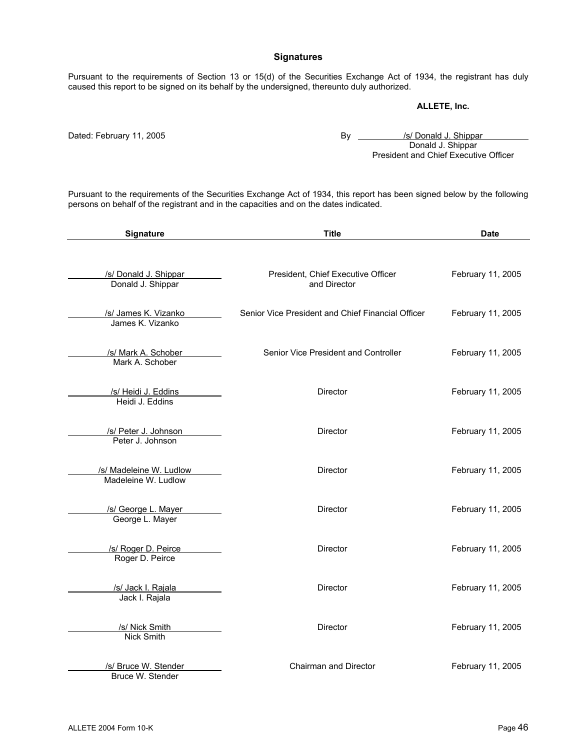## Signatures

Pursuant to the requirements of Section 13 or 15(d) of the Securities Exchange Act of 1934, the registrant has duly caused this report to be signed on its behalf by the undersigned, thereunto duly authorized.

**ALLETE, Inc.**

Dated: February 11, 2005

By /s/ Donald J. Shippar
Donald J. Shippar
President and Chief Executive Officer

Pursuant to the requirements of the Securities Exchange Act of 1934, this report has been signed below by the following persons on behalf of the registrant and in the capacities and on the dates indicated.

| Signature | Title | Date |
|---|---|---|
| /s/ Donald J. Shippar<br>Donald J. Shippar | President, Chief Executive Officer and Director | February 11, 2005 |
| /s/ James K. Vizanko<br>James K. Vizanko | Senior Vice President and Chief Financial Officer | February 11, 2005 |
| /s/ Mark A. Schober<br>Mark A. Schober | Senior Vice President and Controller | February 11, 2005 |
| /s/ Heidi J. Eddins<br>Heidi J. Eddins | Director | February 11, 2005 |
| /s/ Peter J. Johnson<br>Peter J. Johnson | Director | February 11, 2005 |
| /s/ Madeleine W. Ludlow<br>Madeleine W. Ludlow | Director | February 11, 2005 |
| /s/ George L. Mayer<br>George L. Mayer | Director | February 11, 2005 |
| /s/ Roger D. Peirce<br>Roger D. Peirce | Director | February 11, 2005 |
| /s/ Jack I. Rajala<br>Jack I. Rajala | Director | February 11, 2005 |
| /s/ Nick Smith<br>Nick Smith | Director | February 11, 2005 |
| /s/ Bruce W. Stender<br>Bruce W. Stender | Chairman and Director | February 11, 2005 |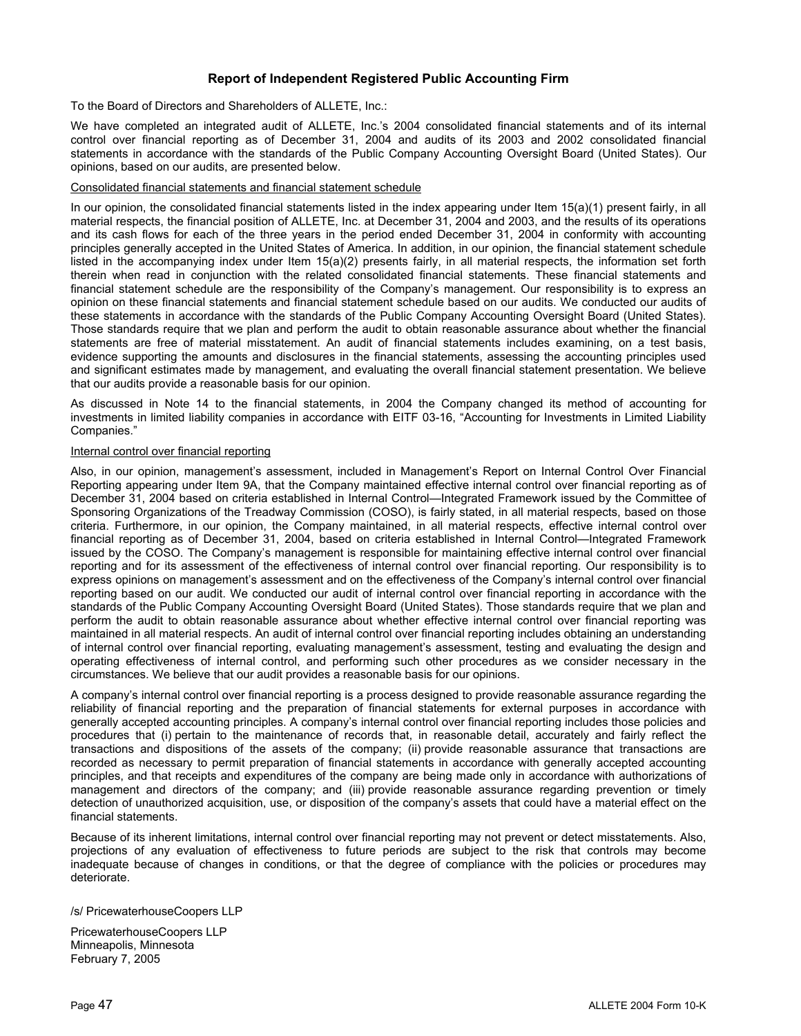## Report of Independent Registered Public Accounting Firm

To the Board of Directors and Shareholders of ALLETE, Inc.:

We have completed an integrated audit of ALLETE, Inc.'s 2004 consolidated financial statements and of its internal control over financial reporting as of December 31, 2004 and audits of its 2003 and 2002 consolidated financial statements in accordance with the standards of the Public Company Accounting Oversight Board (United States). Our opinions, based on our audits, are presented below.

Consolidated financial statements and financial statement schedule

In our opinion, the consolidated financial statements listed in the index appearing under Item 15(a)(1) present fairly, in all material respects, the financial position of ALLETE, Inc. at December 31, 2004 and 2003, and the results of its operations and its cash flows for each of the three years in the period ended December 31, 2004 in conformity with accounting principles generally accepted in the United States of America. In addition, in our opinion, the financial statement schedule listed in the accompanying index under Item 15(a)(2) presents fairly, in all material respects, the information set forth therein when read in conjunction with the related consolidated financial statements. These financial statements and financial statement schedule are the responsibility of the Company's management. Our responsibility is to express an opinion on these financial statements and financial statement schedule based on our audits. We conducted our audits of these statements in accordance with the standards of the Public Company Accounting Oversight Board (United States). Those standards require that we plan and perform the audit to obtain reasonable assurance about whether the financial statements are free of material misstatement. An audit of financial statements includes examining, on a test basis, evidence supporting the amounts and disclosures in the financial statements, assessing the accounting principles used and significant estimates made by management, and evaluating the overall financial statement presentation. We believe that our audits provide a reasonable basis for our opinion.

As discussed in Note 14 to the financial statements, in 2004 the Company changed its method of accounting for investments in limited liability companies in accordance with EITF 03-16, "Accounting for Investments in Limited Liability Companies."

Internal control over financial reporting

Also, in our opinion, management's assessment, included in Management's Report on Internal Control Over Financial Reporting appearing under Item 9A, that the Company maintained effective internal control over financial reporting as of December 31, 2004 based on criteria established in Internal Control—Integrated Framework issued by the Committee of Sponsoring Organizations of the Treadway Commission (COSO), is fairly stated, in all material respects, based on those criteria. Furthermore, in our opinion, the Company maintained, in all material respects, effective internal control over financial reporting as of December 31, 2004, based on criteria established in Internal Control—Integrated Framework issued by the COSO. The Company's management is responsible for maintaining effective internal control over financial reporting and for its assessment of the effectiveness of internal control over financial reporting. Our responsibility is to express opinions on management's assessment and on the effectiveness of the Company's internal control over financial reporting based on our audit. We conducted our audit of internal control over financial reporting in accordance with the standards of the Public Company Accounting Oversight Board (United States). Those standards require that we plan and perform the audit to obtain reasonable assurance about whether effective internal control over financial reporting was maintained in all material respects. An audit of internal control over financial reporting includes obtaining an understanding of internal control over financial reporting, evaluating management's assessment, testing and evaluating the design and operating effectiveness of internal control, and performing such other procedures as we consider necessary in the circumstances. We believe that our audit provides a reasonable basis for our opinions.

A company's internal control over financial reporting is a process designed to provide reasonable assurance regarding the reliability of financial reporting and the preparation of financial statements for external purposes in accordance with generally accepted accounting principles. A company's internal control over financial reporting includes those policies and procedures that (i) pertain to the maintenance of records that, in reasonable detail, accurately and fairly reflect the transactions and dispositions of the assets of the company; (ii) provide reasonable assurance that transactions are recorded as necessary to permit preparation of financial statements in accordance with generally accepted accounting principles, and that receipts and expenditures of the company are being made only in accordance with authorizations of management and directors of the company; and (iii) provide reasonable assurance regarding prevention or timely detection of unauthorized acquisition, use, or disposition of the company's assets that could have a material effect on the financial statements.

Because of its inherent limitations, internal control over financial reporting may not prevent or detect misstatements. Also, projections of any evaluation of effectiveness to future periods are subject to the risk that controls may become inadequate because of changes in conditions, or that the degree of compliance with the policies or procedures may deteriorate.

/s/ PricewaterhouseCoopers LLP

PricewaterhouseCoopers LLP
Minneapolis, Minnesota
February 7, 2005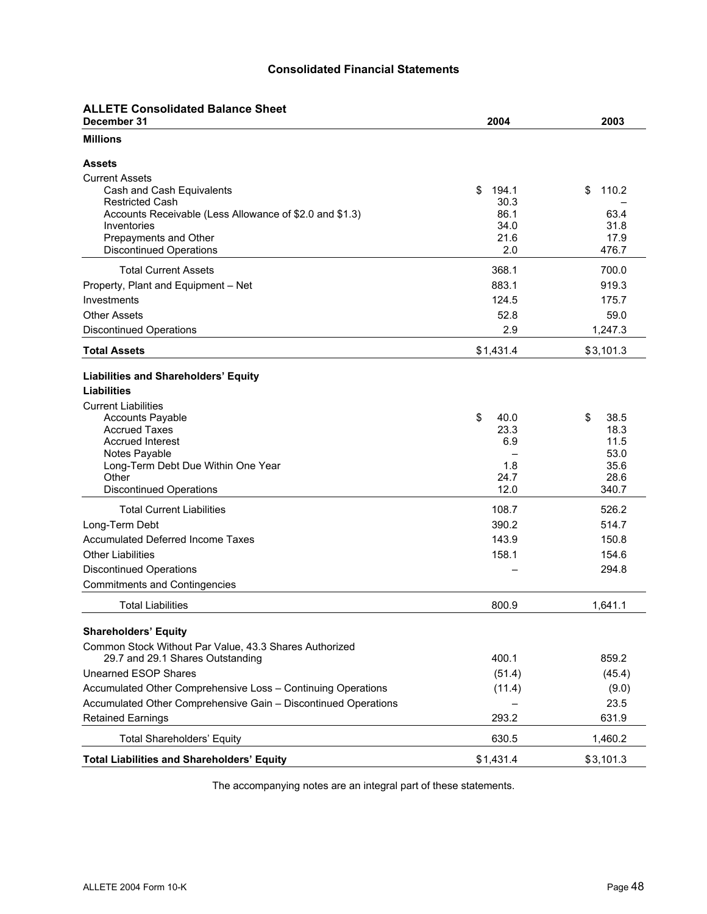# Consolidated Financial Statements

## ALLETE Consolidated Balance Sheet

| December 31 | 2004 | 2003 |
|---|---|---|
| **Millions** | | |
| **Assets** | | |
| Current Assets | | |
| Cash and Cash Equivalents | $ 194.1 | $ 110.2 |
| Restricted Cash | 30.3 | – |
| Accounts Receivable (Less Allowance of $2.0 and $1.3) | 86.1 | 63.4 |
| Inventories | 34.0 | 31.8 |
| Prepayments and Other | 21.6 | 17.9 |
| Discontinued Operations | 2.0 | 476.7 |
| Total Current Assets | 368.1 | 700.0 |
| Property, Plant and Equipment – Net | 883.1 | 919.3 |
| Investments | 124.5 | 175.7 |
| Other Assets | 52.8 | 59.0 |
| Discontinued Operations | 2.9 | 1,247.3 |
| **Total Assets** | $1,431.4 | $3,101.3 |
| **Liabilities and Shareholders' Equity** | | |
| **Liabilities** | | |
| Current Liabilities | | |
| Accounts Payable | $ 40.0 | $ 38.5 |
| Accrued Taxes | 23.3 | 18.3 |
| Accrued Interest | 6.9 | 11.5 |
| Notes Payable | – | 53.0 |
| Long-Term Debt Due Within One Year | 1.8 | 35.6 |
| Other | 24.7 | 28.6 |
| Discontinued Operations | 12.0 | 340.7 |
| Total Current Liabilities | 108.7 | 526.2 |
| Long-Term Debt | 390.2 | 514.7 |
| Accumulated Deferred Income Taxes | 143.9 | 150.8 |
| Other Liabilities | 158.1 | 154.6 |
| Discontinued Operations | – | 294.8 |
| Commitments and Contingencies | | |
| Total Liabilities | 800.9 | 1,641.1 |
| **Shareholders' Equity** | | |
| Common Stock Without Par Value, 43.3 Shares Authorized 29.7 and 29.1 Shares Outstanding | 400.1 | 859.2 |
| Unearned ESOP Shares | (51.4) | (45.4) |
| Accumulated Other Comprehensive Loss – Continuing Operations | (11.4) | (9.0) |
| Accumulated Other Comprehensive Gain – Discontinued Operations | – | 23.5 |
| Retained Earnings | 293.2 | 631.9 |
| Total Shareholders' Equity | 630.5 | 1,460.2 |
| **Total Liabilities and Shareholders' Equity** | $1,431.4 | $3,101.3 |

The accompanying notes are an integral part of these statements.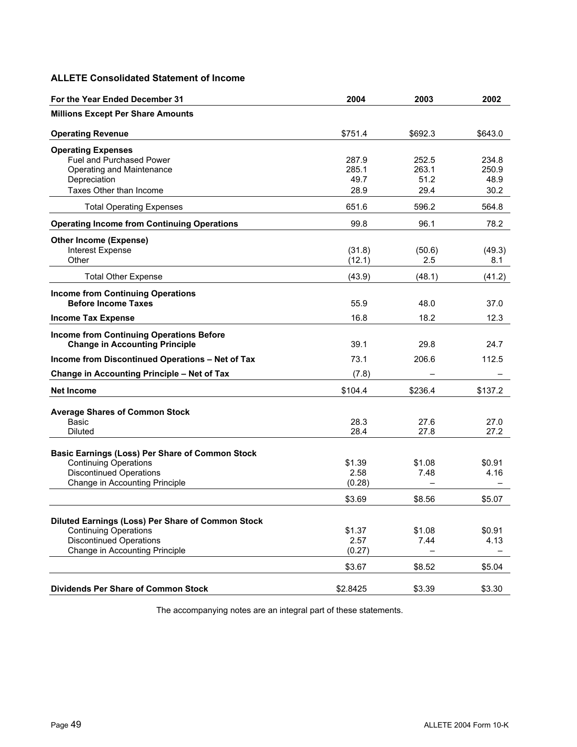## ALLETE Consolidated Statement of Income

| For the Year Ended December 31 | 2004 | 2003 | 2002 |
|---|---|---|---|
| **Millions Except Per Share Amounts** | | | |
| **Operating Revenue** | $751.4 | $692.3 | $643.0 |
| **Operating Expenses** | | | |
| Fuel and Purchased Power | 287.9 | 252.5 | 234.8 |
| Operating and Maintenance | 285.1 | 263.1 | 250.9 |
| Depreciation | 49.7 | 51.2 | 48.9 |
| Taxes Other than Income | 28.9 | 29.4 | 30.2 |
| Total Operating Expenses | 651.6 | 596.2 | 564.8 |
| **Operating Income from Continuing Operations** | 99.8 | 96.1 | 78.2 |
| **Other Income (Expense)** | | | |
| Interest Expense | (31.8) | (50.6) | (49.3) |
| Other | (12.1) | 2.5 | 8.1 |
| Total Other Expense | (43.9) | (48.1) | (41.2) |
| **Income from Continuing Operations Before Income Taxes** | 55.9 | 48.0 | 37.0 |
| **Income Tax Expense** | 16.8 | 18.2 | 12.3 |
| **Income from Continuing Operations Before Change in Accounting Principle** | 39.1 | 29.8 | 24.7 |
| **Income from Discontinued Operations – Net of Tax** | 73.1 | 206.6 | 112.5 |
| **Change in Accounting Principle – Net of Tax** | (7.8) | – | – |
| **Net Income** | $104.4 | $236.4 | $137.2 |
| **Average Shares of Common Stock** | | | |
| Basic | 28.3 | 27.6 | 27.0 |
| Diluted | 28.4 | 27.8 | 27.2 |
| **Basic Earnings (Loss) Per Share of Common Stock** | | | |
| Continuing Operations | $1.39 | $1.08 | $0.91 |
| Discontinued Operations | 2.58 | 7.48 | 4.16 |
| Change in Accounting Principle | (0.28) | – | – |
| | $3.69 | $8.56 | $5.07 |
| **Diluted Earnings (Loss) Per Share of Common Stock** | | | |
| Continuing Operations | $1.37 | $1.08 | $0.91 |
| Discontinued Operations | 2.57 | 7.44 | 4.13 |
| Change in Accounting Principle | (0.27) | – | – |
| | $3.67 | $8.52 | $5.04 |
| **Dividends Per Share of Common Stock** | $2.8425 | $3.39 | $3.30 |

The accompanying notes are an integral part of these statements.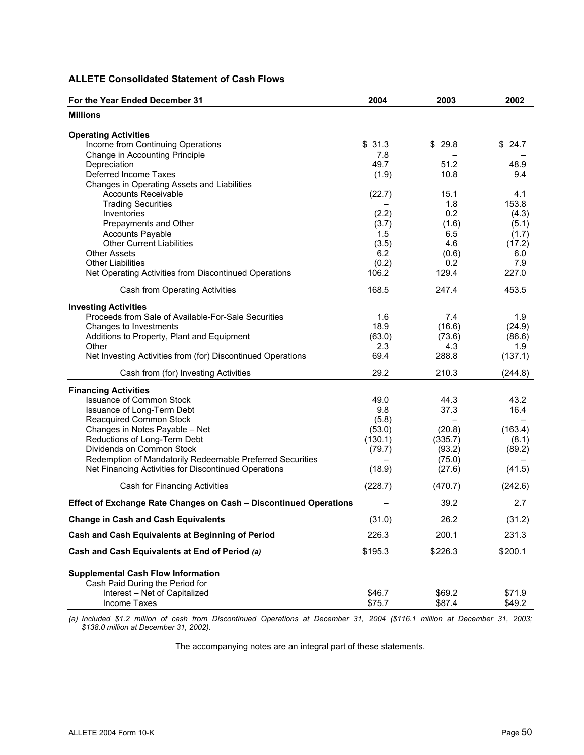### ALLETE Consolidated Statement of Cash Flows

| For the Year Ended December 31 | 2004 | 2003 | 2002 |
|---|---|---|---|
| **Millions** | | | |
| **Operating Activities** | | | |
| Income from Continuing Operations | $ 31.3 | $ 29.8 | $ 24.7 |
| Change in Accounting Principle | 7.8 | – | – |
| Depreciation | 49.7 | 51.2 | 48.9 |
| Deferred Income Taxes | (1.9) | 10.8 | 9.4 |
| Changes in Operating Assets and Liabilities | | | |
| Accounts Receivable | (22.7) | 15.1 | 4.1 |
| Trading Securities | – | 1.8 | 153.8 |
| Inventories | (2.2) | 0.2 | (4.3) |
| Prepayments and Other | (3.7) | (1.6) | (5.1) |
| Accounts Payable | 1.5 | 6.5 | (1.7) |
| Other Current Liabilities | (3.5) | 4.6 | (17.2) |
| Other Assets | 6.2 | (0.6) | 6.0 |
| Other Liabilities | (0.2) | 0.2 | 7.9 |
| Net Operating Activities from Discontinued Operations | 106.2 | 129.4 | 227.0 |
| Cash from Operating Activities | 168.5 | 247.4 | 453.5 |
| **Investing Activities** | | | |
| Proceeds from Sale of Available-For-Sale Securities | 1.6 | 7.4 | 1.9 |
| Changes to Investments | 18.9 | (16.6) | (24.9) |
| Additions to Property, Plant and Equipment | (63.0) | (73.6) | (86.6) |
| Other | 2.3 | 4.3 | 1.9 |
| Net Investing Activities from (for) Discontinued Operations | 69.4 | 288.8 | (137.1) |
| Cash from (for) Investing Activities | 29.2 | 210.3 | (244.8) |
| **Financing Activities** | | | |
| Issuance of Common Stock | 49.0 | 44.3 | 43.2 |
| Issuance of Long-Term Debt | 9.8 | 37.3 | 16.4 |
| Reacquired Common Stock | (5.8) | – | – |
| Changes in Notes Payable – Net | (53.0) | (20.8) | (163.4) |
| Reductions of Long-Term Debt | (130.1) | (335.7) | (8.1) |
| Dividends on Common Stock | (79.7) | (93.2) | (89.2) |
| Redemption of Mandatorily Redeemable Preferred Securities | – | (75.0) | – |
| Net Financing Activities for Discontinued Operations | (18.9) | (27.6) | (41.5) |
| Cash for Financing Activities | (228.7) | (470.7) | (242.6) |
| **Effect of Exchange Rate Changes on Cash – Discontinued Operations** | – | 39.2 | 2.7 |
| **Change in Cash and Cash Equivalents** | (31.0) | 26.2 | (31.2) |
| **Cash and Cash Equivalents at Beginning of Period** | 226.3 | 200.1 | 231.3 |
| **Cash and Cash Equivalents at End of Period** *(a)* | $195.3 | $226.3 | $200.1 |
| | | | |
| **Supplemental Cash Flow Information** | | | |
| Cash Paid During the Period for | | | |
| Interest – Net of Capitalized | $46.7 | $69.2 | $71.9 |
| Income Taxes | $75.7 | $87.4 | $49.2 |

*(a) Included $1.2 million of cash from Discontinued Operations at December 31, 2004 ($116.1 million at December 31, 2003; $138.0 million at December 31, 2002).*

The accompanying notes are an integral part of these statements.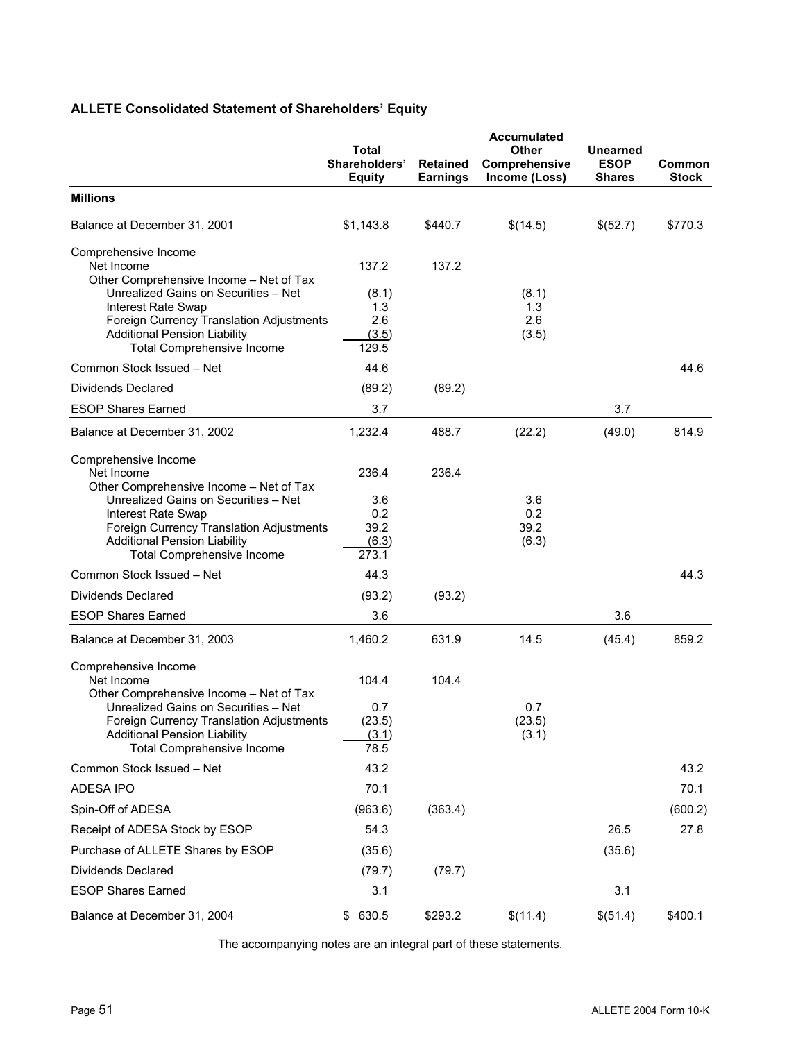## ALLETE Consolidated Statement of Shareholders' Equity

| | Total Shareholders' Equity | Retained Earnings | Accumulated Other Comprehensive Income (Loss) | Unearned ESOP Shares | Common Stock |
|---|---|---|---|---|---|
| **Millions** | | | | | |
| Balance at December 31, 2001 | $1,143.8 | $440.7 | $(14.5) | $(52.7) | $770.3 |
| Comprehensive Income | | | | | |
| Net Income | 137.2 | 137.2 | | | |
| Other Comprehensive Income – Net of Tax | | | | | |
| Unrealized Gains on Securities – Net | (8.1) | | (8.1) | | |
| Interest Rate Swap | 1.3 | | 1.3 | | |
| Foreign Currency Translation Adjustments | 2.6 | | 2.6 | | |
| Additional Pension Liability | (3.5) | | (3.5) | | |
| Total Comprehensive Income | 129.5 | | | | |
| Common Stock Issued – Net | 44.6 | | | | 44.6 |
| Dividends Declared | (89.2) | (89.2) | | | |
| ESOP Shares Earned | 3.7 | | | 3.7 | |
| Balance at December 31, 2002 | 1,232.4 | 488.7 | (22.2) | (49.0) | 814.9 |
| Comprehensive Income | | | | | |
| Net Income | 236.4 | 236.4 | | | |
| Other Comprehensive Income – Net of Tax | | | | | |
| Unrealized Gains on Securities – Net | 3.6 | | 3.6 | | |
| Interest Rate Swap | 0.2 | | 0.2 | | |
| Foreign Currency Translation Adjustments | 39.2 | | 39.2 | | |
| Additional Pension Liability | (6.3) | | (6.3) | | |
| Total Comprehensive Income | 273.1 | | | | |
| Common Stock Issued – Net | 44.3 | | | | 44.3 |
| Dividends Declared | (93.2) | (93.2) | | | |
| ESOP Shares Earned | 3.6 | | | 3.6 | |
| Balance at December 31, 2003 | 1,460.2 | 631.9 | 14.5 | (45.4) | 859.2 |
| Comprehensive Income | | | | | |
| Net Income | 104.4 | 104.4 | | | |
| Other Comprehensive Income – Net of Tax | | | | | |
| Unrealized Gains on Securities – Net | 0.7 | | 0.7 | | |
| Foreign Currency Translation Adjustments | (23.5) | | (23.5) | | |
| Additional Pension Liability | (3.1) | | (3.1) | | |
| Total Comprehensive Income | 78.5 | | | | |
| Common Stock Issued – Net | 43.2 | | | | 43.2 |
| ADESA IPO | 70.1 | | | | 70.1 |
| Spin-Off of ADESA | (963.6) | (363.4) | | | (600.2) |
| Receipt of ADESA Stock by ESOP | 54.3 | | | 26.5 | 27.8 |
| Purchase of ALLETE Shares by ESOP | (35.6) | | | (35.6) | |
| Dividends Declared | (79.7) | (79.7) | | | |
| ESOP Shares Earned | 3.1 | | | 3.1 | |
| Balance at December 31, 2004 | $ 630.5 | $293.2 | $(11.4) | $(51.4) | $400.1 |

The accompanying notes are an integral part of these statements.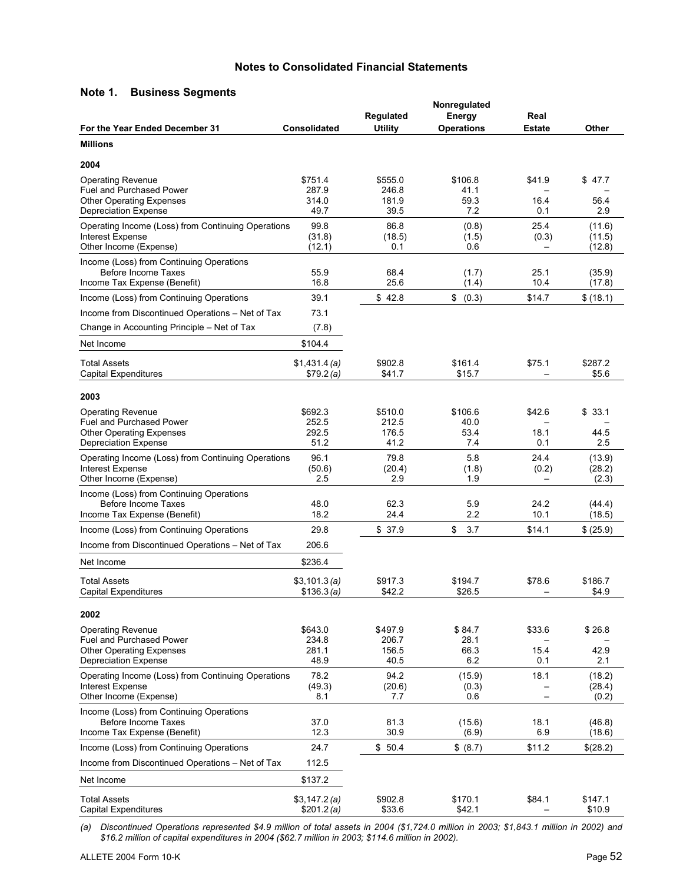## Notes to Consolidated Financial Statements

### Note 1. Business Segments

| For the Year Ended December 31 | Consolidated | Regulated Utility | Nonregulated Energy Operations | Real Estate | Other |
|---|---|---|---|---|---|
| **Millions** | | | | | |
| **2004** | | | | | |
| Operating Revenue | $751.4 | $555.0 | $106.8 | $41.9 | $ 47.7 |
| Fuel and Purchased Power | 287.9 | 246.8 | 41.1 | – | – |
| Other Operating Expenses | 314.0 | 181.9 | 59.3 | 16.4 | 56.4 |
| Depreciation Expense | 49.7 | 39.5 | 7.2 | 0.1 | 2.9 |
| Operating Income (Loss) from Continuing Operations | 99.8 | 86.8 | (0.8) | 25.4 | (11.6) |
| Interest Expense | (31.8) | (18.5) | (1.5) | (0.3) | (11.5) |
| Other Income (Expense) | (12.1) | 0.1 | 0.6 | – | (12.8) |
| Income (Loss) from Continuing Operations Before Income Taxes | 55.9 | 68.4 | (1.7) | 25.1 | (35.9) |
| Income Tax Expense (Benefit) | 16.8 | 25.6 | (1.4) | 10.4 | (17.8) |
| Income (Loss) from Continuing Operations | 39.1 | $ 42.8 | $ (0.3) | $14.7 | $ (18.1) |
| Income from Discontinued Operations – Net of Tax | 73.1 | | | | |
| Change in Accounting Principle – Net of Tax | (7.8) | | | | |
| Net Income | $104.4 | | | | |
| Total Assets | $1,431.4 *(a)* | $902.8 | $161.4 | $75.1 | $287.2 |
| Capital Expenditures | $79.2 *(a)* | $41.7 | $15.7 | – | $5.6 |
| **2003** | | | | | |
| Operating Revenue | $692.3 | $510.0 | $106.6 | $42.6 | $ 33.1 |
| Fuel and Purchased Power | 252.5 | 212.5 | 40.0 | – | – |
| Other Operating Expenses | 292.5 | 176.5 | 53.4 | 18.1 | 44.5 |
| Depreciation Expense | 51.2 | 41.2 | 7.4 | 0.1 | 2.5 |
| Operating Income (Loss) from Continuing Operations | 96.1 | 79.8 | 5.8 | 24.4 | (13.9) |
| Interest Expense | (50.6) | (20.4) | (1.8) | (0.2) | (28.2) |
| Other Income (Expense) | 2.5 | 2.9 | 1.9 | – | (2.3) |
| Income (Loss) from Continuing Operations Before Income Taxes | 48.0 | 62.3 | 5.9 | 24.2 | (44.4) |
| Income Tax Expense (Benefit) | 18.2 | 24.4 | 2.2 | 10.1 | (18.5) |
| Income (Loss) from Continuing Operations | 29.8 | $ 37.9 | $ 3.7 | $14.1 | $ (25.9) |
| Income from Discontinued Operations – Net of Tax | 206.6 | | | | |
| Net Income | $236.4 | | | | |
| Total Assets | $3,101.3 *(a)* | $917.3 | $194.7 | $78.6 | $186.7 |
| Capital Expenditures | $136.3 *(a)* | $42.2 | $26.5 | – | $4.9 |
| **2002** | | | | | |
| Operating Revenue | $643.0 | $497.9 | $ 84.7 | $33.6 | $ 26.8 |
| Fuel and Purchased Power | 234.8 | 206.7 | 28.1 | – | – |
| Other Operating Expenses | 281.1 | 156.5 | 66.3 | 15.4 | 42.9 |
| Depreciation Expense | 48.9 | 40.5 | 6.2 | 0.1 | 2.1 |
| Operating Income (Loss) from Continuing Operations | 78.2 | 94.2 | (15.9) | 18.1 | (18.2) |
| Interest Expense | (49.3) | (20.6) | (0.3) | – | (28.4) |
| Other Income (Expense) | 8.1 | 7.7 | 0.6 | – | (0.2) |
| Income (Loss) from Continuing Operations Before Income Taxes | 37.0 | 81.3 | (15.6) | 18.1 | (46.8) |
| Income Tax Expense (Benefit) | 12.3 | 30.9 | (6.9) | 6.9 | (18.6) |
| Income (Loss) from Continuing Operations | 24.7 | $ 50.4 | $ (8.7) | $11.2 | $(28.2) |
| Income from Discontinued Operations – Net of Tax | 112.5 | | | | |
| Net Income | $137.2 | | | | |
| Total Assets | $3,147.2 *(a)* | $902.8 | $170.1 | $84.1 | $147.1 |
| Capital Expenditures | $201.2 *(a)* | $33.6 | $42.1 | – | $10.9 |

*(a) Discontinued Operations represented $4.9 million of total assets in 2004 ($1,724.0 million in 2003; $1,843.1 million in 2002) and $16.2 million of capital expenditures in 2004 ($62.7 million in 2003; $114.6 million in 2002).*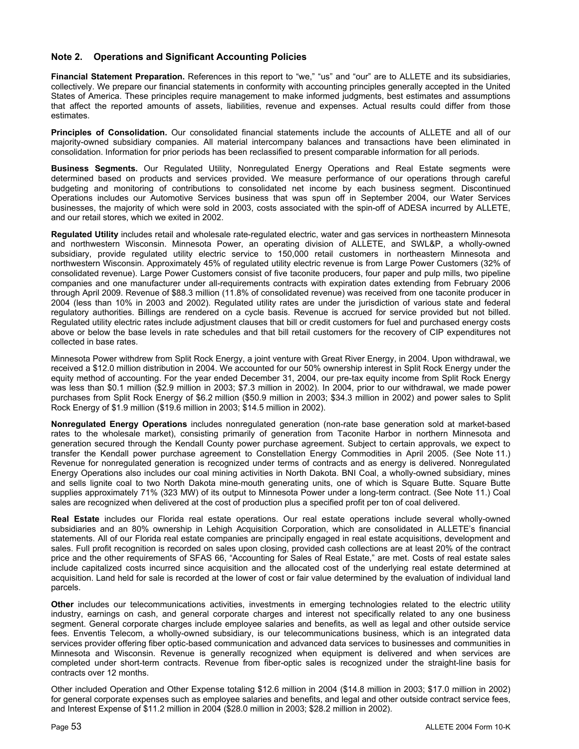## Note 2. Operations and Significant Accounting Policies

**Financial Statement Preparation.** References in this report to "we," "us" and "our" are to ALLETE and its subsidiaries, collectively. We prepare our financial statements in conformity with accounting principles generally accepted in the United States of America. These principles require management to make informed judgments, best estimates and assumptions that affect the reported amounts of assets, liabilities, revenue and expenses. Actual results could differ from those estimates.

**Principles of Consolidation.** Our consolidated financial statements include the accounts of ALLETE and all of our majority-owned subsidiary companies. All material intercompany balances and transactions have been eliminated in consolidation. Information for prior periods has been reclassified to present comparable information for all periods.

**Business Segments.** Our Regulated Utility, Nonregulated Energy Operations and Real Estate segments were determined based on products and services provided. We measure performance of our operations through careful budgeting and monitoring of contributions to consolidated net income by each business segment. Discontinued Operations includes our Automotive Services business that was spun off in September 2004, our Water Services businesses, the majority of which were sold in 2003, costs associated with the spin-off of ADESA incurred by ALLETE, and our retail stores, which we exited in 2002.

**Regulated Utility** includes retail and wholesale rate-regulated electric, water and gas services in northeastern Minnesota and northwestern Wisconsin. Minnesota Power, an operating division of ALLETE, and SWL&P, a wholly-owned subsidiary, provide regulated utility electric service to 150,000 retail customers in northeastern Minnesota and northwestern Wisconsin. Approximately 45% of regulated utility electric revenue is from Large Power Customers (32% of consolidated revenue). Large Power Customers consist of five taconite producers, four paper and pulp mills, two pipeline companies and one manufacturer under all-requirements contracts with expiration dates extending from February 2006 through April 2009. Revenue of $88.3 million (11.8% of consolidated revenue) was received from one taconite producer in 2004 (less than 10% in 2003 and 2002). Regulated utility rates are under the jurisdiction of various state and federal regulatory authorities. Billings are rendered on a cycle basis. Revenue is accrued for service provided but not billed. Regulated utility electric rates include adjustment clauses that bill or credit customers for fuel and purchased energy costs above or below the base levels in rate schedules and that bill retail customers for the recovery of CIP expenditures not collected in base rates.

Minnesota Power withdrew from Split Rock Energy, a joint venture with Great River Energy, in 2004. Upon withdrawal, we received a $12.0 million distribution in 2004. We accounted for our 50% ownership interest in Split Rock Energy under the equity method of accounting. For the year ended December 31, 2004, our pre-tax equity income from Split Rock Energy was less than $0.1 million ($2.9 million in 2003; $7.3 million in 2002). In 2004, prior to our withdrawal, we made power purchases from Split Rock Energy of $6.2 million ($50.9 million in 2003; $34.3 million in 2002) and power sales to Split Rock Energy of $1.9 million ($19.6 million in 2003; $14.5 million in 2002).

**Nonregulated Energy Operations** includes nonregulated generation (non-rate base generation sold at market-based rates to the wholesale market), consisting primarily of generation from Taconite Harbor in northern Minnesota and generation secured through the Kendall County power purchase agreement. Subject to certain approvals, we expect to transfer the Kendall power purchase agreement to Constellation Energy Commodities in April 2005. (See Note 11.) Revenue for nonregulated generation is recognized under terms of contracts and as energy is delivered. Nonregulated Energy Operations also includes our coal mining activities in North Dakota. BNI Coal, a wholly-owned subsidiary, mines and sells lignite coal to two North Dakota mine-mouth generating units, one of which is Square Butte. Square Butte supplies approximately 71% (323 MW) of its output to Minnesota Power under a long-term contract. (See Note 11.) Coal sales are recognized when delivered at the cost of production plus a specified profit per ton of coal delivered.

**Real Estate** includes our Florida real estate operations. Our real estate operations include several wholly-owned subsidiaries and an 80% ownership in Lehigh Acquisition Corporation, which are consolidated in ALLETE's financial statements. All of our Florida real estate companies are principally engaged in real estate acquisitions, development and sales. Full profit recognition is recorded on sales upon closing, provided cash collections are at least 20% of the contract price and the other requirements of SFAS 66, "Accounting for Sales of Real Estate," are met. Costs of real estate sales include capitalized costs incurred since acquisition and the allocated cost of the underlying real estate determined at acquisition. Land held for sale is recorded at the lower of cost or fair value determined by the evaluation of individual land parcels.

**Other** includes our telecommunications activities, investments in emerging technologies related to the electric utility industry, earnings on cash, and general corporate charges and interest not specifically related to any one business segment. General corporate charges include employee salaries and benefits, as well as legal and other outside service fees. Enventis Telecom, a wholly-owned subsidiary, is our telecommunications business, which is an integrated data services provider offering fiber optic-based communication and advanced data services to businesses and communities in Minnesota and Wisconsin. Revenue is generally recognized when equipment is delivered and when services are completed under short-term contracts. Revenue from fiber-optic sales is recognized under the straight-line basis for contracts over 12 months.

Other included Operation and Other Expense totaling $12.6 million in 2004 ($14.8 million in 2003; $17.0 million in 2002) for general corporate expenses such as employee salaries and benefits, and legal and other outside contract service fees, and Interest Expense of $11.2 million in 2004 ($28.0 million in 2003; $28.2 million in 2002).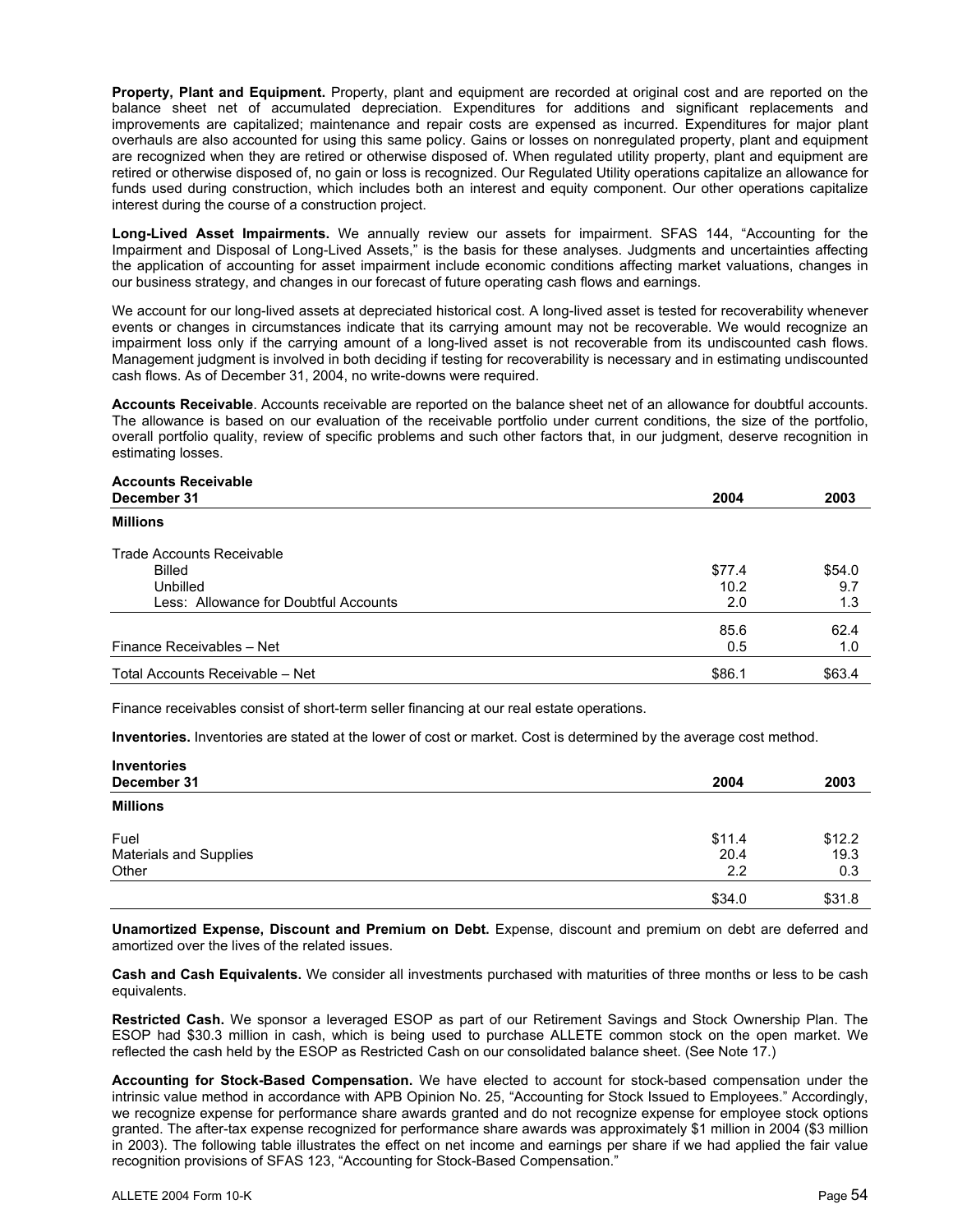**Property, Plant and Equipment.** Property, plant and equipment are recorded at original cost and are reported on the balance sheet net of accumulated depreciation. Expenditures for additions and significant replacements and improvements are capitalized; maintenance and repair costs are expensed as incurred. Expenditures for major plant overhauls are also accounted for using this same policy. Gains or losses on nonregulated property, plant and equipment are recognized when they are retired or otherwise disposed of. When regulated utility property, plant and equipment are retired or otherwise disposed of, no gain or loss is recognized. Our Regulated Utility operations capitalize an allowance for funds used during construction, which includes both an interest and equity component. Our other operations capitalize interest during the course of a construction project.

**Long-Lived Asset Impairments.** We annually review our assets for impairment. SFAS 144, "Accounting for the Impairment and Disposal of Long-Lived Assets," is the basis for these analyses. Judgments and uncertainties affecting the application of accounting for asset impairment include economic conditions affecting market valuations, changes in our business strategy, and changes in our forecast of future operating cash flows and earnings.

We account for our long-lived assets at depreciated historical cost. A long-lived asset is tested for recoverability whenever events or changes in circumstances indicate that its carrying amount may not be recoverable. We would recognize an impairment loss only if the carrying amount of a long-lived asset is not recoverable from its undiscounted cash flows. Management judgment is involved in both deciding if testing for recoverability is necessary and in estimating undiscounted cash flows. As of December 31, 2004, no write-downs were required.

**Accounts Receivable**. Accounts receivable are reported on the balance sheet net of an allowance for doubtful accounts. The allowance is based on our evaluation of the receivable portfolio under current conditions, the size of the portfolio, overall portfolio quality, review of specific problems and such other factors that, in our judgment, deserve recognition in estimating losses.

| **Accounts Receivable**<br>**December 31** | **2004** | **2003** |
|---|---|---|
| **Millions** | | |
| Trade Accounts Receivable | | |
| Billed | $77.4 | $54.0 |
| Unbilled | 10.2 | 9.7 |
| Less: Allowance for Doubtful Accounts | 2.0 | 1.3 |
| | 85.6 | 62.4 |
| Finance Receivables – Net | 0.5 | 1.0 |
| Total Accounts Receivable – Net | $86.1 | $63.4 |

Finance receivables consist of short-term seller financing at our real estate operations.

**Inventories.** Inventories are stated at the lower of cost or market. Cost is determined by the average cost method.

| **Inventories**<br>**December 31** | **2004** | **2003** |
|---|---|---|
| **Millions** | | |
| Fuel | $11.4 | $12.2 |
| Materials and Supplies | 20.4 | 19.3 |
| Other | 2.2 | 0.3 |
| | $34.0 | $31.8 |

**Unamortized Expense, Discount and Premium on Debt.** Expense, discount and premium on debt are deferred and amortized over the lives of the related issues.

**Cash and Cash Equivalents.** We consider all investments purchased with maturities of three months or less to be cash equivalents.

**Restricted Cash.** We sponsor a leveraged ESOP as part of our Retirement Savings and Stock Ownership Plan. The ESOP had $30.3 million in cash, which is being used to purchase ALLETE common stock on the open market. We reflected the cash held by the ESOP as Restricted Cash on our consolidated balance sheet. (See Note 17.)

**Accounting for Stock-Based Compensation.** We have elected to account for stock-based compensation under the intrinsic value method in accordance with APB Opinion No. 25, "Accounting for Stock Issued to Employees." Accordingly, we recognize expense for performance share awards granted and do not recognize expense for employee stock options granted. The after-tax expense recognized for performance share awards was approximately $1 million in 2004 ($3 million in 2003). The following table illustrates the effect on net income and earnings per share if we had applied the fair value recognition provisions of SFAS 123, "Accounting for Stock-Based Compensation."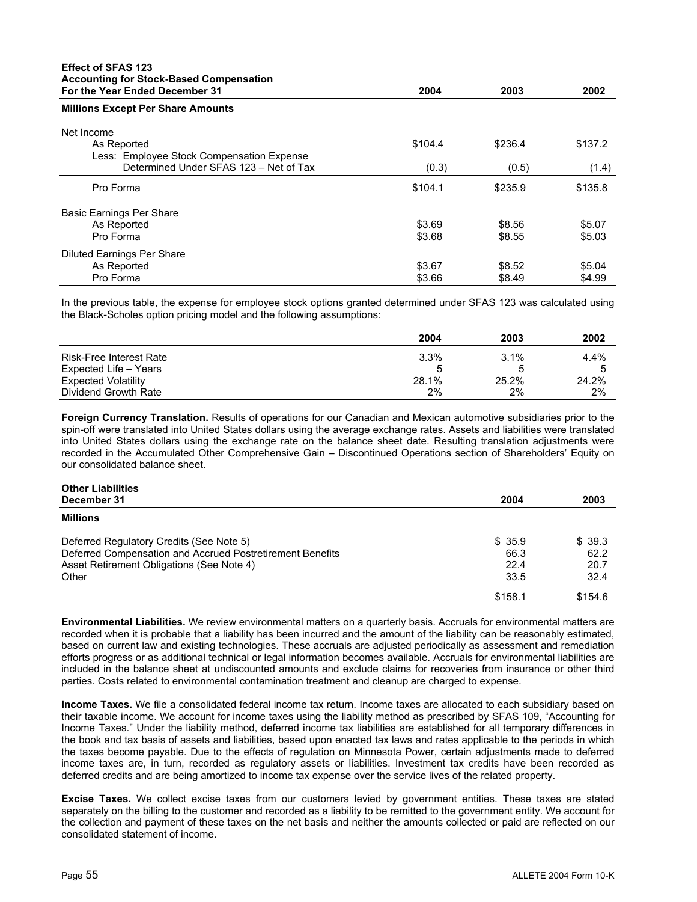| Effect of SFAS 123<br>Accounting for Stock-Based Compensation<br>For the Year Ended December 31 | 2004 | 2003 | 2002 |
|---|---|---|---|
| **Millions Except Per Share Amounts** | | | |
| Net Income | | | |
| As Reported | $104.4 | $236.4 | $137.2 |
| Less: Employee Stock Compensation Expense Determined Under SFAS 123 – Net of Tax | (0.3) | (0.5) | (1.4) |
| Pro Forma | $104.1 | $235.9 | $135.8 |
| Basic Earnings Per Share | | | |
| As Reported | $3.69 | $8.56 | $5.07 |
| Pro Forma | $3.68 | $8.55 | $5.03 |
| Diluted Earnings Per Share | | | |
| As Reported | $3.67 | $8.52 | $5.04 |
| Pro Forma | $3.66 | $8.49 | $4.99 |

In the previous table, the expense for employee stock options granted determined under SFAS 123 was calculated using the Black-Scholes option pricing model and the following assumptions:

| | 2004 | 2003 | 2002 |
|---|---|---|---|
| Risk-Free Interest Rate | 3.3% | 3.1% | 4.4% |
| Expected Life – Years | 5 | 5 | 5 |
| Expected Volatility | 28.1% | 25.2% | 24.2% |
| Dividend Growth Rate | 2% | 2% | 2% |

**Foreign Currency Translation.** Results of operations for our Canadian and Mexican automotive subsidiaries prior to the spin-off were translated into United States dollars using the average exchange rates. Assets and liabilities were translated into United States dollars using the exchange rate on the balance sheet date. Resulting translation adjustments were recorded in the Accumulated Other Comprehensive Gain – Discontinued Operations section of Shareholders' Equity on our consolidated balance sheet.

| Other Liabilities<br>December 31 | 2004 | 2003 |
|---|---|---|
| **Millions** | | |
| Deferred Regulatory Credits (See Note 5) | $ 35.9 | $ 39.3 |
| Deferred Compensation and Accrued Postretirement Benefits | 66.3 | 62.2 |
| Asset Retirement Obligations (See Note 4) | 22.4 | 20.7 |
| Other | 33.5 | 32.4 |
| | $158.1 | $154.6 |

**Environmental Liabilities.** We review environmental matters on a quarterly basis. Accruals for environmental matters are recorded when it is probable that a liability has been incurred and the amount of the liability can be reasonably estimated, based on current law and existing technologies. These accruals are adjusted periodically as assessment and remediation efforts progress or as additional technical or legal information becomes available. Accruals for environmental liabilities are included in the balance sheet at undiscounted amounts and exclude claims for recoveries from insurance or other third parties. Costs related to environmental contamination treatment and cleanup are charged to expense.

**Income Taxes.** We file a consolidated federal income tax return. Income taxes are allocated to each subsidiary based on their taxable income. We account for income taxes using the liability method as prescribed by SFAS 109, "Accounting for Income Taxes." Under the liability method, deferred income tax liabilities are established for all temporary differences in the book and tax basis of assets and liabilities, based upon enacted tax laws and rates applicable to the periods in which the taxes become payable. Due to the effects of regulation on Minnesota Power, certain adjustments made to deferred income taxes are, in turn, recorded as regulatory assets or liabilities. Investment tax credits have been recorded as deferred credits and are being amortized to income tax expense over the service lives of the related property.

**Excise Taxes.** We collect excise taxes from our customers levied by government entities. These taxes are stated separately on the billing to the customer and recorded as a liability to be remitted to the government entity. We account for the collection and payment of these taxes on the net basis and neither the amounts collected or paid are reflected on our consolidated statement of income.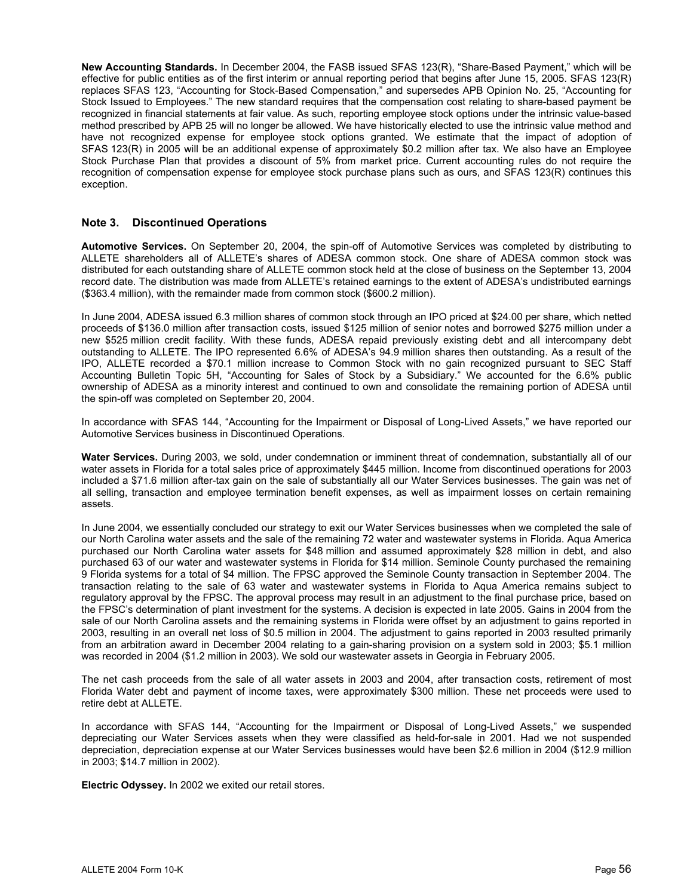**New Accounting Standards.** In December 2004, the FASB issued SFAS 123(R), "Share-Based Payment," which will be effective for public entities as of the first interim or annual reporting period that begins after June 15, 2005. SFAS 123(R) replaces SFAS 123, "Accounting for Stock-Based Compensation," and supersedes APB Opinion No. 25, "Accounting for Stock Issued to Employees." The new standard requires that the compensation cost relating to share-based payment be recognized in financial statements at fair value. As such, reporting employee stock options under the intrinsic value-based method prescribed by APB 25 will no longer be allowed. We have historically elected to use the intrinsic value method and have not recognized expense for employee stock options granted. We estimate that the impact of adoption of SFAS 123(R) in 2005 will be an additional expense of approximately $0.2 million after tax. We also have an Employee Stock Purchase Plan that provides a discount of 5% from market price. Current accounting rules do not require the recognition of compensation expense for employee stock purchase plans such as ours, and SFAS 123(R) continues this exception.

## Note 3. Discontinued Operations

**Automotive Services.** On September 20, 2004, the spin-off of Automotive Services was completed by distributing to ALLETE shareholders all of ALLETE's shares of ADESA common stock. One share of ADESA common stock was distributed for each outstanding share of ALLETE common stock held at the close of business on the September 13, 2004 record date. The distribution was made from ALLETE's retained earnings to the extent of ADESA's undistributed earnings ($363.4 million), with the remainder made from common stock ($600.2 million).

In June 2004, ADESA issued 6.3 million shares of common stock through an IPO priced at $24.00 per share, which netted proceeds of $136.0 million after transaction costs, issued $125 million of senior notes and borrowed $275 million under a new $525 million credit facility. With these funds, ADESA repaid previously existing debt and all intercompany debt outstanding to ALLETE. The IPO represented 6.6% of ADESA's 94.9 million shares then outstanding. As a result of the IPO, ALLETE recorded a $70.1 million increase to Common Stock with no gain recognized pursuant to SEC Staff Accounting Bulletin Topic 5H, "Accounting for Sales of Stock by a Subsidiary." We accounted for the 6.6% public ownership of ADESA as a minority interest and continued to own and consolidate the remaining portion of ADESA until the spin-off was completed on September 20, 2004.

In accordance with SFAS 144, "Accounting for the Impairment or Disposal of Long-Lived Assets," we have reported our Automotive Services business in Discontinued Operations.

**Water Services.** During 2003, we sold, under condemnation or imminent threat of condemnation, substantially all of our water assets in Florida for a total sales price of approximately $445 million. Income from discontinued operations for 2003 included a $71.6 million after-tax gain on the sale of substantially all our Water Services businesses. The gain was net of all selling, transaction and employee termination benefit expenses, as well as impairment losses on certain remaining assets.

In June 2004, we essentially concluded our strategy to exit our Water Services businesses when we completed the sale of our North Carolina water assets and the sale of the remaining 72 water and wastewater systems in Florida. Aqua America purchased our North Carolina water assets for $48 million and assumed approximately $28 million in debt, and also purchased 63 of our water and wastewater systems in Florida for $14 million. Seminole County purchased the remaining 9 Florida systems for a total of $4 million. The FPSC approved the Seminole County transaction in September 2004. The transaction relating to the sale of 63 water and wastewater systems in Florida to Aqua America remains subject to regulatory approval by the FPSC. The approval process may result in an adjustment to the final purchase price, based on the FPSC's determination of plant investment for the systems. A decision is expected in late 2005. Gains in 2004 from the sale of our North Carolina assets and the remaining systems in Florida were offset by an adjustment to gains reported in 2003, resulting in an overall net loss of $0.5 million in 2004. The adjustment to gains reported in 2003 resulted primarily from an arbitration award in December 2004 relating to a gain-sharing provision on a system sold in 2003; $5.1 million was recorded in 2004 ($1.2 million in 2003). We sold our wastewater assets in Georgia in February 2005.

The net cash proceeds from the sale of all water assets in 2003 and 2004, after transaction costs, retirement of most Florida Water debt and payment of income taxes, were approximately $300 million. These net proceeds were used to retire debt at ALLETE.

In accordance with SFAS 144, "Accounting for the Impairment or Disposal of Long-Lived Assets," we suspended depreciating our Water Services assets when they were classified as held-for-sale in 2001. Had we not suspended depreciation, depreciation expense at our Water Services businesses would have been $2.6 million in 2004 ($12.9 million in 2003; $14.7 million in 2002).

**Electric Odyssey.** In 2002 we exited our retail stores.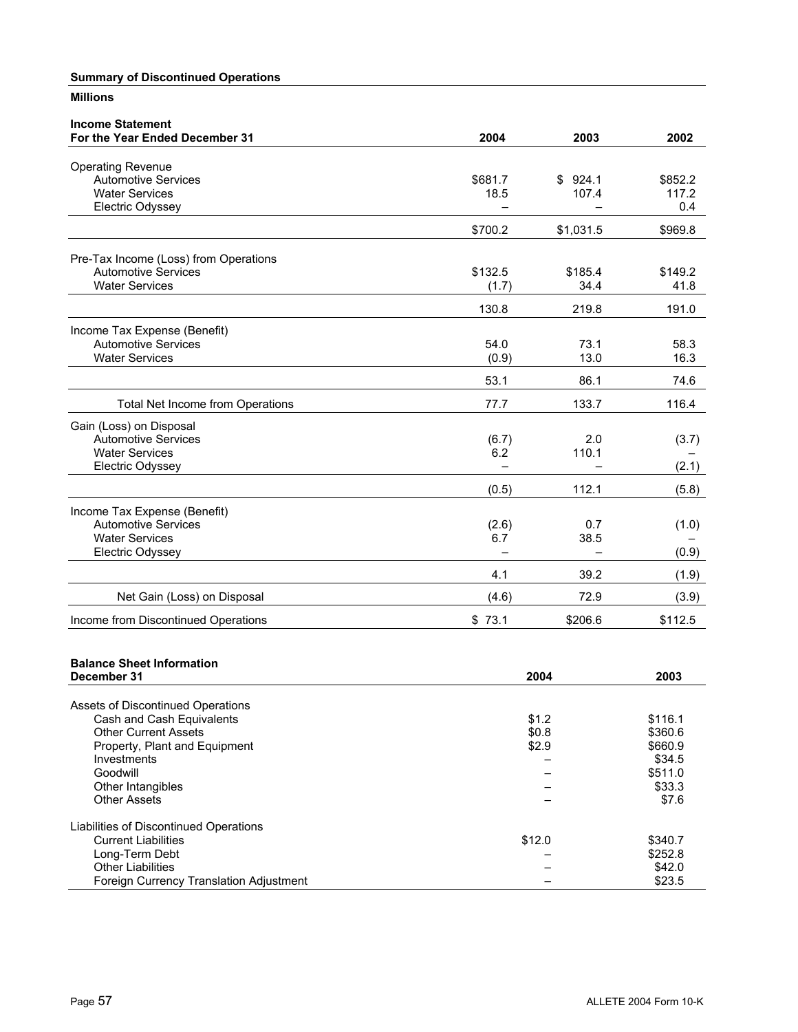**Summary of Discontinued Operations**

**Millions**

| **Income Statement**<br>**For the Year Ended December 31** | **2004** | **2003** | **2002** |
|---|---|---|---|
| Operating Revenue | | | |
| Automotive Services | $681.7 | $ 924.1 | $852.2 |
| Water Services | 18.5 | 107.4 | 117.2 |
| Electric Odyssey | – | – | 0.4 |
| | $700.2 | $1,031.5 | $969.8 |
| Pre-Tax Income (Loss) from Operations | | | |
| Automotive Services | $132.5 | $185.4 | $149.2 |
| Water Services | (1.7) | 34.4 | 41.8 |
| | 130.8 | 219.8 | 191.0 |
| Income Tax Expense (Benefit) | | | |
| Automotive Services | 54.0 | 73.1 | 58.3 |
| Water Services | (0.9) | 13.0 | 16.3 |
| | 53.1 | 86.1 | 74.6 |
| Total Net Income from Operations | 77.7 | 133.7 | 116.4 |
| Gain (Loss) on Disposal | | | |
| Automotive Services | (6.7) | 2.0 | (3.7) |
| Water Services | 6.2 | 110.1 | – |
| Electric Odyssey | – | – | (2.1) |
| | (0.5) | 112.1 | (5.8) |
| Income Tax Expense (Benefit) | | | |
| Automotive Services | (2.6) | 0.7 | (1.0) |
| Water Services | 6.7 | 38.5 | – |
| Electric Odyssey | – | – | (0.9) |
| | 4.1 | 39.2 | (1.9) |
| Net Gain (Loss) on Disposal | (4.6) | 72.9 | (3.9) |
| Income from Discontinued Operations | $ 73.1 | $206.6 | $112.5 |

| **Balance Sheet Information**<br>**December 31** | **2004** | **2003** |
|---|---|---|
| Assets of Discontinued Operations | | |
| Cash and Cash Equivalents | $1.2 | $116.1 |
| Other Current Assets | $0.8 | $360.6 |
| Property, Plant and Equipment | $2.9 | $660.9 |
| Investments | – | $34.5 |
| Goodwill | – | $511.0 |
| Other Intangibles | – | $33.3 |
| Other Assets | – | $7.6 |
| Liabilities of Discontinued Operations | | |
| Current Liabilities | $12.0 | $340.7 |
| Long-Term Debt | – | $252.8 |
| Other Liabilities | – | $42.0 |
| Foreign Currency Translation Adjustment | – | $23.5 |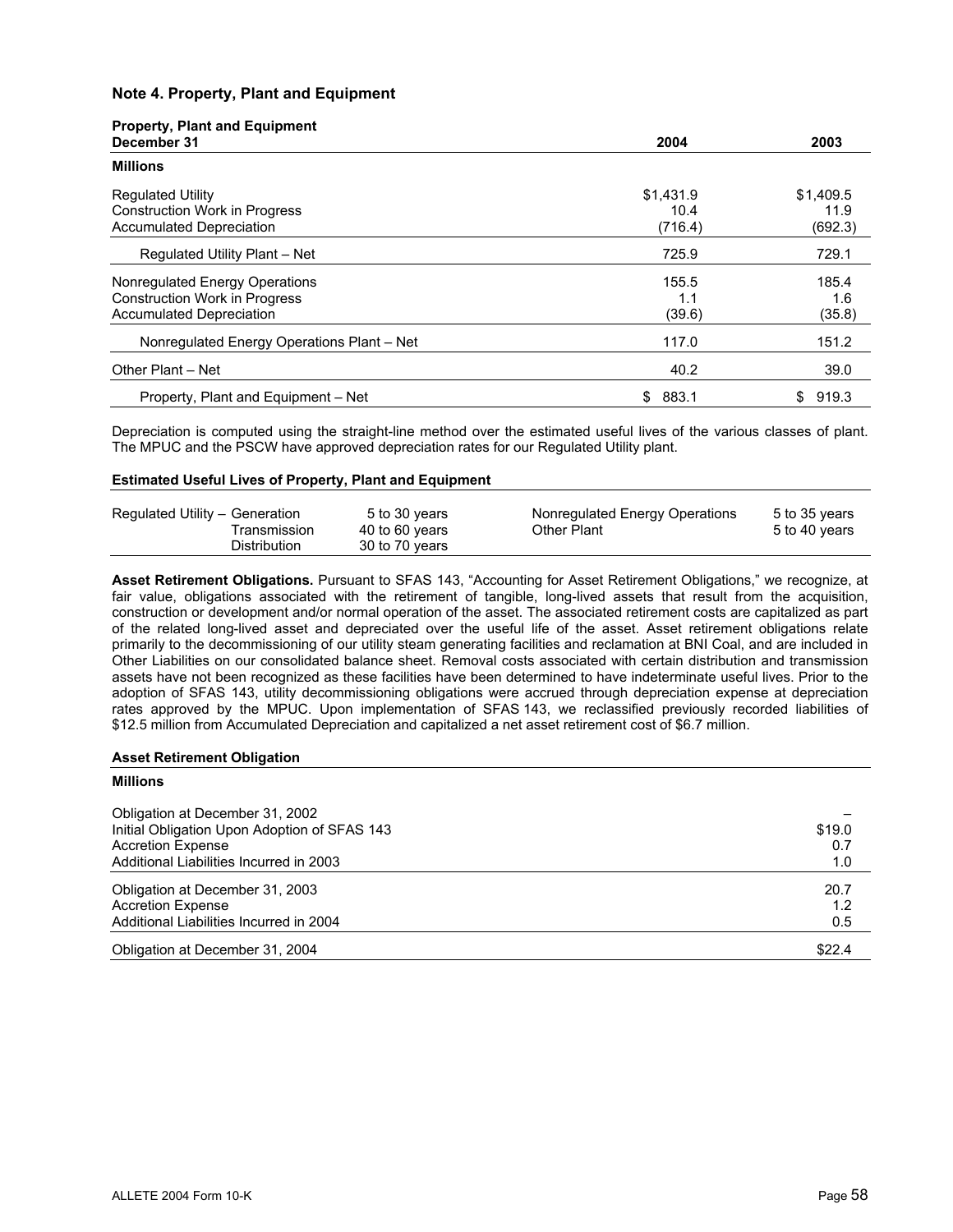## Note 4. Property, Plant and Equipment

| Property, Plant and Equipment<br>December 31 | 2004 | 2003 |
|---|---|---|
| **Millions** | | |
| Regulated Utility | $1,431.9 | $1,409.5 |
| Construction Work in Progress | 10.4 | 11.9 |
| Accumulated Depreciation | (716.4) | (692.3) |
| Regulated Utility Plant – Net | 725.9 | 729.1 |
| Nonregulated Energy Operations | 155.5 | 185.4 |
| Construction Work in Progress | 1.1 | 1.6 |
| Accumulated Depreciation | (39.6) | (35.8) |
| Nonregulated Energy Operations Plant – Net | 117.0 | 151.2 |
| Other Plant – Net | 40.2 | 39.0 |
| Property, Plant and Equipment – Net | $ 883.1 | $ 919.3 |

Depreciation is computed using the straight-line method over the estimated useful lives of the various classes of plant. The MPUC and the PSCW have approved depreciation rates for our Regulated Utility plant.

**Estimated Useful Lives of Property, Plant and Equipment**

| | | | | |
|---|---|---|---|---|
| Regulated Utility – | Generation | 5 to 30 years | Nonregulated Energy Operations | 5 to 35 years |
| | Transmission | 40 to 60 years | Other Plant | 5 to 40 years |
| | Distribution | 30 to 70 years | | |

**Asset Retirement Obligations.** Pursuant to SFAS 143, "Accounting for Asset Retirement Obligations," we recognize, at fair value, obligations associated with the retirement of tangible, long-lived assets that result from the acquisition, construction or development and/or normal operation of the asset. The associated retirement costs are capitalized as part of the related long-lived asset and depreciated over the useful life of the asset. Asset retirement obligations relate primarily to the decommissioning of our utility steam generating facilities and reclamation at BNI Coal, and are included in Other Liabilities on our consolidated balance sheet. Removal costs associated with certain distribution and transmission assets have not been recognized as these facilities have been determined to have indeterminate useful lives. Prior to the adoption of SFAS 143, utility decommissioning obligations were accrued through depreciation expense at depreciation rates approved by the MPUC. Upon implementation of SFAS 143, we reclassified previously recorded liabilities of $12.5 million from Accumulated Depreciation and capitalized a net asset retirement cost of $6.7 million.

**Asset Retirement Obligation**

| Millions | |
|---|---|
| Obligation at December 31, 2002 | – |
| Initial Obligation Upon Adoption of SFAS 143 | $19.0 |
| Accretion Expense | 0.7 |
| Additional Liabilities Incurred in 2003 | 1.0 |
| Obligation at December 31, 2003 | 20.7 |
| Accretion Expense | 1.2 |
| Additional Liabilities Incurred in 2004 | 0.5 |
| Obligation at December 31, 2004 | $22.4 |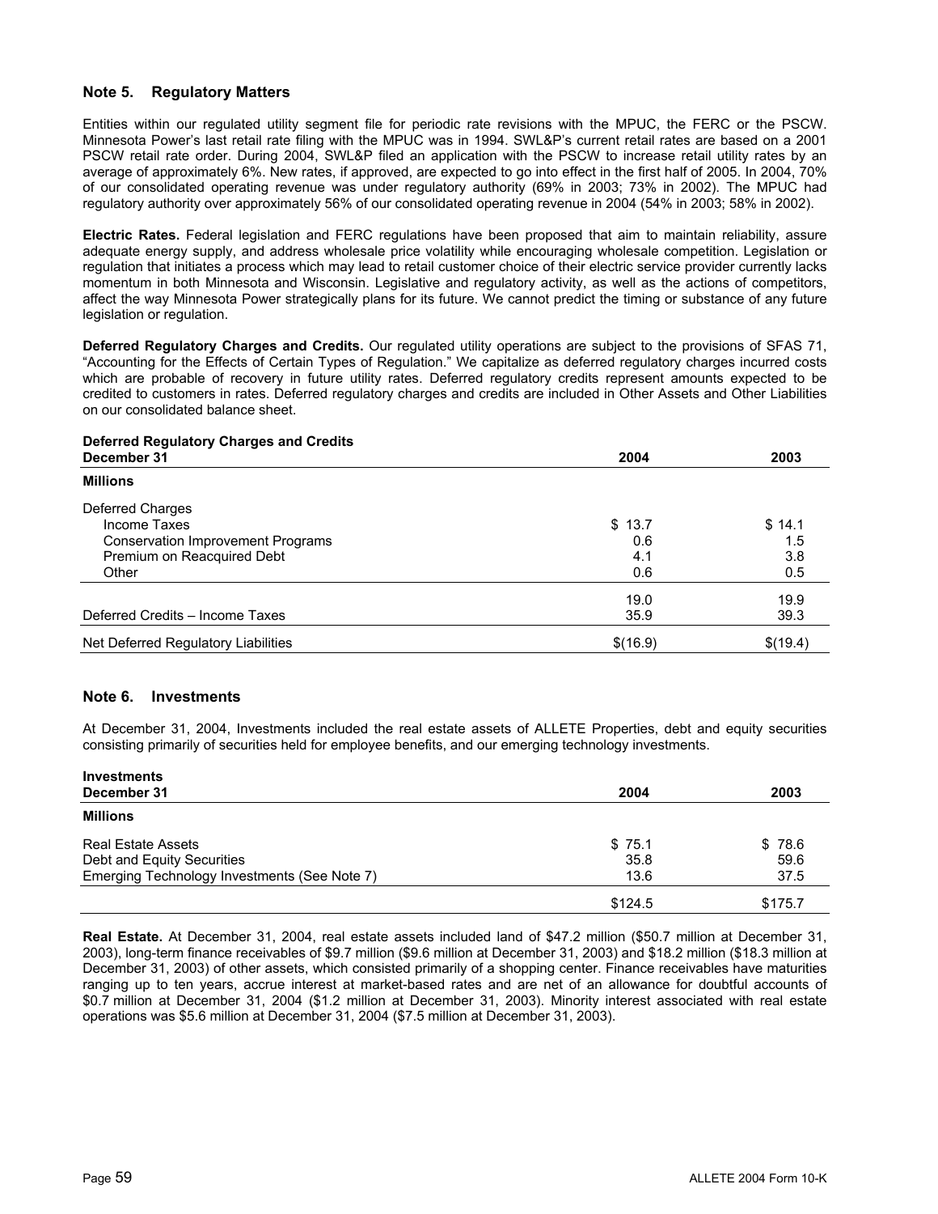### Note 5. Regulatory Matters

Entities within our regulated utility segment file for periodic rate revisions with the MPUC, the FERC or the PSCW. Minnesota Power's last retail rate filing with the MPUC was in 1994. SWL&P's current retail rates are based on a 2001 PSCW retail rate order. During 2004, SWL&P filed an application with the PSCW to increase retail utility rates by an average of approximately 6%. New rates, if approved, are expected to go into effect in the first half of 2005. In 2004, 70% of our consolidated operating revenue was under regulatory authority (69% in 2003; 73% in 2002). The MPUC had regulatory authority over approximately 56% of our consolidated operating revenue in 2004 (54% in 2003; 58% in 2002).

**Electric Rates.** Federal legislation and FERC regulations have been proposed that aim to maintain reliability, assure adequate energy supply, and address wholesale price volatility while encouraging wholesale competition. Legislation or regulation that initiates a process which may lead to retail customer choice of their electric service provider currently lacks momentum in both Minnesota and Wisconsin. Legislative and regulatory activity, as well as the actions of competitors, affect the way Minnesota Power strategically plans for its future. We cannot predict the timing or substance of any future legislation or regulation.

**Deferred Regulatory Charges and Credits.** Our regulated utility operations are subject to the provisions of SFAS 71, "Accounting for the Effects of Certain Types of Regulation." We capitalize as deferred regulatory charges incurred costs which are probable of recovery in future utility rates. Deferred regulatory credits represent amounts expected to be credited to customers in rates. Deferred regulatory charges and credits are included in Other Assets and Other Liabilities on our consolidated balance sheet.

| **Deferred Regulatory Charges and Credits**<br>**December 31** | **2004** | **2003** |
|---|---|---|
| **Millions** | | |
| Deferred Charges | | |
| Income Taxes | $ 13.7 | $ 14.1 |
| Conservation Improvement Programs | 0.6 | 1.5 |
| Premium on Reacquired Debt | 4.1 | 3.8 |
| Other | 0.6 | 0.5 |
| | 19.0 | 19.9 |
| Deferred Credits – Income Taxes | 35.9 | 39.3 |
| Net Deferred Regulatory Liabilities | $(16.9) | $(19.4) |

### Note 6. Investments

At December 31, 2004, Investments included the real estate assets of ALLETE Properties, debt and equity securities consisting primarily of securities held for employee benefits, and our emerging technology investments.

| **Investments**<br>**December 31** | **2004** | **2003** |
|---|---|---|
| **Millions** | | |
| Real Estate Assets | $ 75.1 | $ 78.6 |
| Debt and Equity Securities | 35.8 | 59.6 |
| Emerging Technology Investments (See Note 7) | 13.6 | 37.5 |
| | $124.5 | $175.7 |

**Real Estate.** At December 31, 2004, real estate assets included land of $47.2 million ($50.7 million at December 31, 2003), long-term finance receivables of $9.7 million ($9.6 million at December 31, 2003) and $18.2 million ($18.3 million at December 31, 2003) of other assets, which consisted primarily of a shopping center. Finance receivables have maturities ranging up to ten years, accrue interest at market-based rates and are net of an allowance for doubtful accounts of $0.7 million at December 31, 2004 ($1.2 million at December 31, 2003). Minority interest associated with real estate operations was $5.6 million at December 31, 2004 ($7.5 million at December 31, 2003).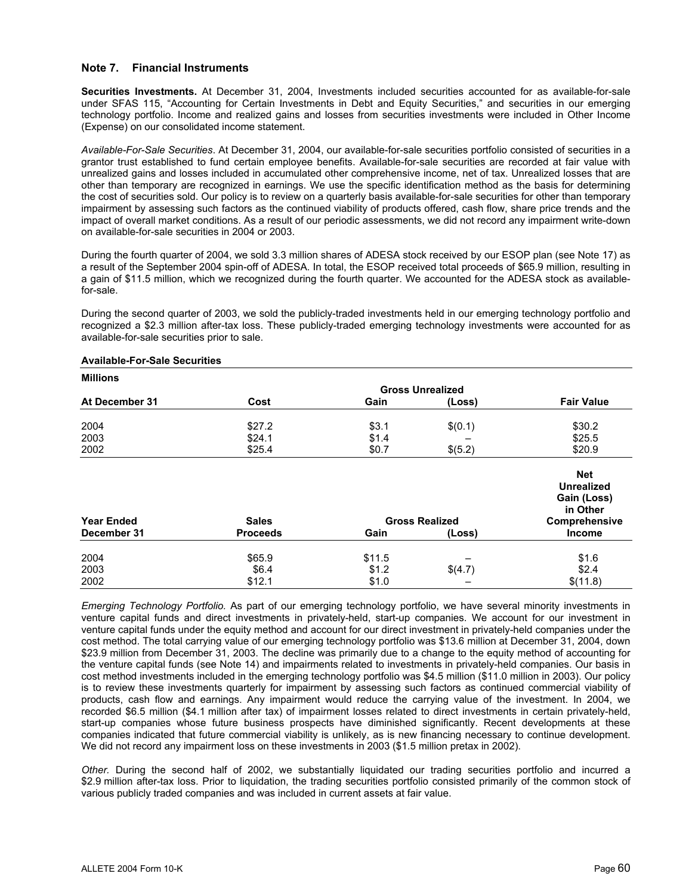## Note 7. Financial Instruments

**Securities Investments.** At December 31, 2004, Investments included securities accounted for as available-for-sale under SFAS 115, "Accounting for Certain Investments in Debt and Equity Securities," and securities in our emerging technology portfolio. Income and realized gains and losses from securities investments were included in Other Income (Expense) on our consolidated income statement.

*Available-For-Sale Securities*. At December 31, 2004, our available-for-sale securities portfolio consisted of securities in a grantor trust established to fund certain employee benefits. Available-for-sale securities are recorded at fair value with unrealized gains and losses included in accumulated other comprehensive income, net of tax. Unrealized losses that are other than temporary are recognized in earnings. We use the specific identification method as the basis for determining the cost of securities sold. Our policy is to review on a quarterly basis available-for-sale securities for other than temporary impairment by assessing such factors as the continued viability of products offered, cash flow, share price trends and the impact of overall market conditions. As a result of our periodic assessments, we did not record any impairment write-down on available-for-sale securities in 2004 or 2003.

During the fourth quarter of 2004, we sold 3.3 million shares of ADESA stock received by our ESOP plan (see Note 17) as a result of the September 2004 spin-off of ADESA. In total, the ESOP received total proceeds of $65.9 million, resulting in a gain of $11.5 million, which we recognized during the fourth quarter. We accounted for the ADESA stock as available-for-sale.

During the second quarter of 2003, we sold the publicly-traded investments held in our emerging technology portfolio and recognized a $2.3 million after-tax loss. These publicly-traded emerging technology investments were accounted for as available-for-sale securities prior to sale.

**Available-For-Sale Securities**

**Millions**

| At December 31 | Cost | Gross Unrealized Gain | Gross Unrealized (Loss) | Fair Value |
|---|---|---|---|---|
| 2004 | $27.2 | $3.1 | $(0.1) | $30.2 |
| 2003 | $24.1 | $1.4 | – | $25.5 |
| 2002 | $25.4 | $0.7 | $(5.2) | $20.9 |

| Year Ended December 31 | Sales Proceeds | Gross Realized Gain | Gross Realized (Loss) | Net Unrealized Gain (Loss) in Other Comprehensive Income |
|---|---|---|---|---|
| 2004 | $65.9 | $11.5 | – | $1.6 |
| 2003 | $6.4 | $1.2 | $(4.7) | $2.4 |
| 2002 | $12.1 | $1.0 | – | $(11.8) |

*Emerging Technology Portfolio.* As part of our emerging technology portfolio, we have several minority investments in venture capital funds and direct investments in privately-held, start-up companies. We account for our investment in venture capital funds under the equity method and account for our direct investment in privately-held companies under the cost method. The total carrying value of our emerging technology portfolio was $13.6 million at December 31, 2004, down $23.9 million from December 31, 2003. The decline was primarily due to a change to the equity method of accounting for the venture capital funds (see Note 14) and impairments related to investments in privately-held companies. Our basis in cost method investments included in the emerging technology portfolio was $4.5 million ($11.0 million in 2003). Our policy is to review these investments quarterly for impairment by assessing such factors as continued commercial viability of products, cash flow and earnings. Any impairment would reduce the carrying value of the investment. In 2004, we recorded $6.5 million ($4.1 million after tax) of impairment losses related to direct investments in certain privately-held, start-up companies whose future business prospects have diminished significantly. Recent developments at these companies indicated that future commercial viability is unlikely, as is new financing necessary to continue development. We did not record any impairment loss on these investments in 2003 ($1.5 million pretax in 2002).

*Other.* During the second half of 2002, we substantially liquidated our trading securities portfolio and incurred a $2.9 million after-tax loss. Prior to liquidation, the trading securities portfolio consisted primarily of the common stock of various publicly traded companies and was included in current assets at fair value.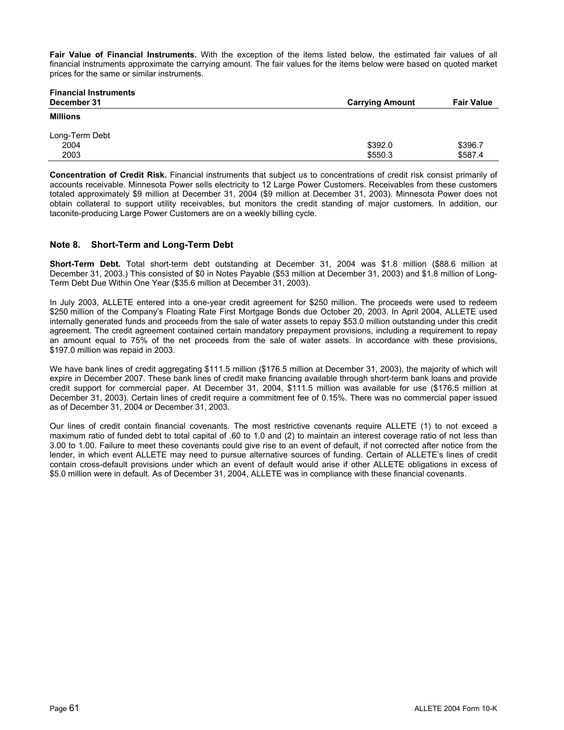**Fair Value of Financial Instruments.** With the exception of the items listed below, the estimated fair values of all financial instruments approximate the carrying amount. The fair values for the items below were based on quoted market prices for the same or similar instruments.

| Financial Instruments<br>December 31 | Carrying Amount | Fair Value |
|---|---|---|
| **Millions** | | |
| Long-Term Debt | | |
| 2004 | $392.0 | $396.7 |
| 2003 | $550.3 | $587.4 |

**Concentration of Credit Risk.** Financial instruments that subject us to concentrations of credit risk consist primarily of accounts receivable. Minnesota Power sells electricity to 12 Large Power Customers. Receivables from these customers totaled approximately $9 million at December 31, 2004 ($9 million at December 31, 2003). Minnesota Power does not obtain collateral to support utility receivables, but monitors the credit standing of major customers. In addition, our taconite-producing Large Power Customers are on a weekly billing cycle.

## Note 8. Short-Term and Long-Term Debt

**Short-Term Debt.** Total short-term debt outstanding at December 31, 2004 was $1.8 million ($88.6 million at December 31, 2003.) This consisted of $0 in Notes Payable ($53 million at December 31, 2003) and $1.8 million of Long-Term Debt Due Within One Year ($35.6 million at December 31, 2003).

In July 2003, ALLETE entered into a one-year credit agreement for $250 million. The proceeds were used to redeem $250 million of the Company's Floating Rate First Mortgage Bonds due October 20, 2003. In April 2004, ALLETE used internally generated funds and proceeds from the sale of water assets to repay $53.0 million outstanding under this credit agreement. The credit agreement contained certain mandatory prepayment provisions, including a requirement to repay an amount equal to 75% of the net proceeds from the sale of water assets. In accordance with these provisions, $197.0 million was repaid in 2003.

We have bank lines of credit aggregating $111.5 million ($176.5 million at December 31, 2003), the majority of which will expire in December 2007. These bank lines of credit make financing available through short-term bank loans and provide credit support for commercial paper. At December 31, 2004, $111.5 million was available for use ($176.5 million at December 31, 2003). Certain lines of credit require a commitment fee of 0.15%. There was no commercial paper issued as of December 31, 2004 or December 31, 2003.

Our lines of credit contain financial covenants. The most restrictive covenants require ALLETE (1) to not exceed a maximum ratio of funded debt to total capital of .60 to 1.0 and (2) to maintain an interest coverage ratio of not less than 3.00 to 1.00. Failure to meet these covenants could give rise to an event of default, if not corrected after notice from the lender, in which event ALLETE may need to pursue alternative sources of funding. Certain of ALLETE's lines of credit contain cross-default provisions under which an event of default would arise if other ALLETE obligations in excess of $5.0 million were in default. As of December 31, 2004, ALLETE was in compliance with these financial covenants.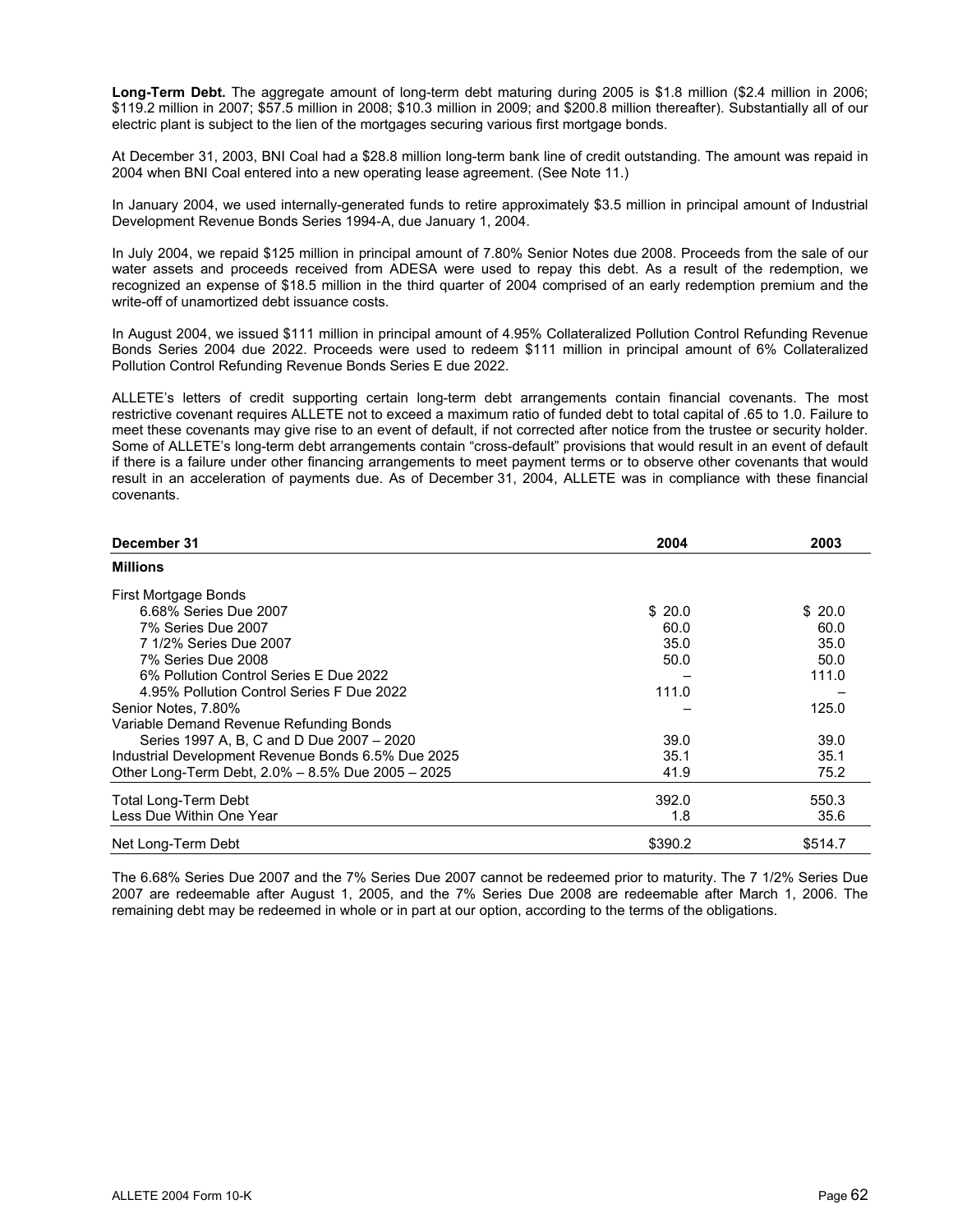**Long-Term Debt.** The aggregate amount of long-term debt maturing during 2005 is $1.8 million ($2.4 million in 2006; $119.2 million in 2007; $57.5 million in 2008; $10.3 million in 2009; and $200.8 million thereafter). Substantially all of our electric plant is subject to the lien of the mortgages securing various first mortgage bonds.

At December 31, 2003, BNI Coal had a $28.8 million long-term bank line of credit outstanding. The amount was repaid in 2004 when BNI Coal entered into a new operating lease agreement. (See Note 11.)

In January 2004, we used internally-generated funds to retire approximately $3.5 million in principal amount of Industrial Development Revenue Bonds Series 1994-A, due January 1, 2004.

In July 2004, we repaid $125 million in principal amount of 7.80% Senior Notes due 2008. Proceeds from the sale of our water assets and proceeds received from ADESA were used to repay this debt. As a result of the redemption, we recognized an expense of $18.5 million in the third quarter of 2004 comprised of an early redemption premium and the write-off of unamortized debt issuance costs.

In August 2004, we issued $111 million in principal amount of 4.95% Collateralized Pollution Control Refunding Revenue Bonds Series 2004 due 2022. Proceeds were used to redeem $111 million in principal amount of 6% Collateralized Pollution Control Refunding Revenue Bonds Series E due 2022.

ALLETE's letters of credit supporting certain long-term debt arrangements contain financial covenants. The most restrictive covenant requires ALLETE not to exceed a maximum ratio of funded debt to total capital of .65 to 1.0. Failure to meet these covenants may give rise to an event of default, if not corrected after notice from the trustee or security holder. Some of ALLETE's long-term debt arrangements contain "cross-default" provisions that would result in an event of default if there is a failure under other financing arrangements to meet payment terms or to observe other covenants that would result in an acceleration of payments due. As of December 31, 2004, ALLETE was in compliance with these financial covenants.

| **December 31** | **2004** | **2003** |
|---|---|---|
| **Millions** | | |
| First Mortgage Bonds | | |
| 6.68% Series Due 2007 | $ 20.0 | $ 20.0 |
| 7% Series Due 2007 | 60.0 | 60.0 |
| 7 1/2% Series Due 2007 | 35.0 | 35.0 |
| 7% Series Due 2008 | 50.0 | 50.0 |
| 6% Pollution Control Series E Due 2022 | – | 111.0 |
| 4.95% Pollution Control Series F Due 2022 | 111.0 | – |
| Senior Notes, 7.80% | – | 125.0 |
| Variable Demand Revenue Refunding Bonds | | |
| Series 1997 A, B, C and D Due 2007 – 2020 | 39.0 | 39.0 |
| Industrial Development Revenue Bonds 6.5% Due 2025 | 35.1 | 35.1 |
| Other Long-Term Debt, 2.0% – 8.5% Due 2005 – 2025 | 41.9 | 75.2 |
| Total Long-Term Debt | 392.0 | 550.3 |
| Less Due Within One Year | 1.8 | 35.6 |
| Net Long-Term Debt | $390.2 | $514.7 |

The 6.68% Series Due 2007 and the 7% Series Due 2007 cannot be redeemed prior to maturity. The 7 1/2% Series Due 2007 are redeemable after August 1, 2005, and the 7% Series Due 2008 are redeemable after March 1, 2006. The remaining debt may be redeemed in whole or in part at our option, according to the terms of the obligations.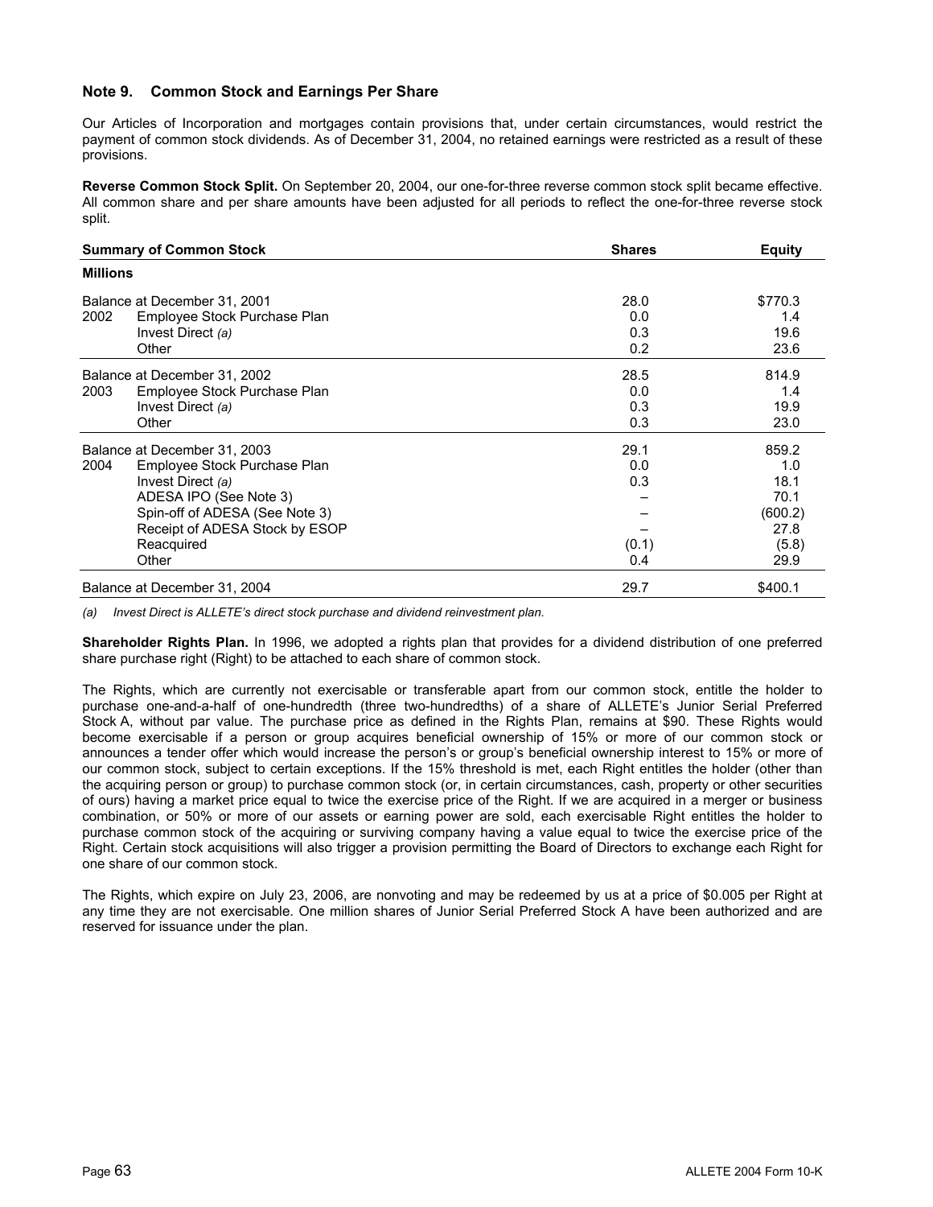## Note 9. Common Stock and Earnings Per Share

Our Articles of Incorporation and mortgages contain provisions that, under certain circumstances, would restrict the payment of common stock dividends. As of December 31, 2004, no retained earnings were restricted as a result of these provisions.

**Reverse Common Stock Split.** On September 20, 2004, our one-for-three reverse common stock split became effective. All common share and per share amounts have been adjusted for all periods to reflect the one-for-three reverse stock split.

| Summary of Common Stock | | Shares | Equity |
|---|---|---|---|
| **Millions** | | | |
| Balance at December 31, 2001 | | 28.0 | $770.3 |
| 2002 | Employee Stock Purchase Plan | 0.0 | 1.4 |
| | Invest Direct *(a)* | 0.3 | 19.6 |
| | Other | 0.2 | 23.6 |
| Balance at December 31, 2002 | | 28.5 | 814.9 |
| 2003 | Employee Stock Purchase Plan | 0.0 | 1.4 |
| | Invest Direct *(a)* | 0.3 | 19.9 |
| | Other | 0.3 | 23.0 |
| Balance at December 31, 2003 | | 29.1 | 859.2 |
| 2004 | Employee Stock Purchase Plan | 0.0 | 1.0 |
| | Invest Direct *(a)* | 0.3 | 18.1 |
| | ADESA IPO (See Note 3) | – | 70.1 |
| | Spin-off of ADESA (See Note 3) | – | (600.2) |
| | Receipt of ADESA Stock by ESOP | – | 27.8 |
| | Reacquired | (0.1) | (5.8) |
| | Other | 0.4 | 29.9 |
| Balance at December 31, 2004 | | 29.7 | $400.1 |

*(a) Invest Direct is ALLETE's direct stock purchase and dividend reinvestment plan.*

**Shareholder Rights Plan.** In 1996, we adopted a rights plan that provides for a dividend distribution of one preferred share purchase right (Right) to be attached to each share of common stock.

The Rights, which are currently not exercisable or transferable apart from our common stock, entitle the holder to purchase one-and-a-half of one-hundredth (three two-hundredths) of a share of ALLETE's Junior Serial Preferred Stock A, without par value. The purchase price as defined in the Rights Plan, remains at $90. These Rights would become exercisable if a person or group acquires beneficial ownership of 15% or more of our common stock or announces a tender offer which would increase the person's or group's beneficial ownership interest to 15% or more of our common stock, subject to certain exceptions. If the 15% threshold is met, each Right entitles the holder (other than the acquiring person or group) to purchase common stock (or, in certain circumstances, cash, property or other securities of ours) having a market price equal to twice the exercise price of the Right. If we are acquired in a merger or business combination, or 50% or more of our assets or earning power are sold, each exercisable Right entitles the holder to purchase common stock of the acquiring or surviving company having a value equal to twice the exercise price of the Right. Certain stock acquisitions will also trigger a provision permitting the Board of Directors to exchange each Right for one share of our common stock.

The Rights, which expire on July 23, 2006, are nonvoting and may be redeemed by us at a price of $0.005 per Right at any time they are not exercisable. One million shares of Junior Serial Preferred Stock A have been authorized and are reserved for issuance under the plan.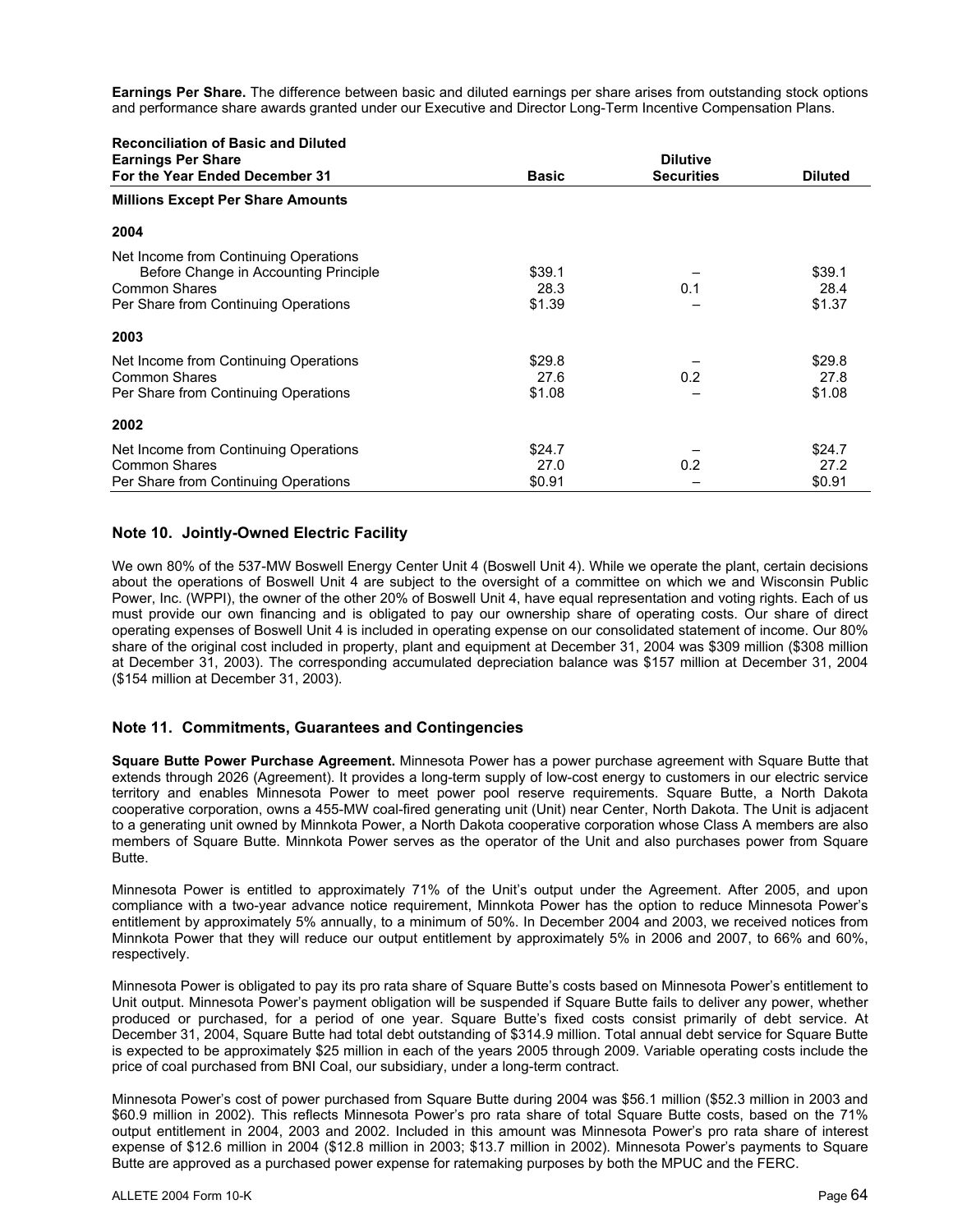**Earnings Per Share.** The difference between basic and diluted earnings per share arises from outstanding stock options and performance share awards granted under our Executive and Director Long-Term Incentive Compensation Plans.

| Reconciliation of Basic and Diluted Earnings Per Share For the Year Ended December 31 | Basic | Dilutive Securities | Diluted |
|---|---|---|---|
| **Millions Except Per Share Amounts** | | | |
| **2004** | | | |
| Net Income from Continuing Operations Before Change in Accounting Principle | $39.1 | – | $39.1 |
| Common Shares | 28.3 | 0.1 | 28.4 |
| Per Share from Continuing Operations | $1.39 | – | $1.37 |
| **2003** | | | |
| Net Income from Continuing Operations | $29.8 | – | $29.8 |
| Common Shares | 27.6 | 0.2 | 27.8 |
| Per Share from Continuing Operations | $1.08 | – | $1.08 |
| **2002** | | | |
| Net Income from Continuing Operations | $24.7 | – | $24.7 |
| Common Shares | 27.0 | 0.2 | 27.2 |
| Per Share from Continuing Operations | $0.91 | – | $0.91 |

## Note 10. Jointly-Owned Electric Facility

We own 80% of the 537-MW Boswell Energy Center Unit 4 (Boswell Unit 4). While we operate the plant, certain decisions about the operations of Boswell Unit 4 are subject to the oversight of a committee on which we and Wisconsin Public Power, Inc. (WPPI), the owner of the other 20% of Boswell Unit 4, have equal representation and voting rights. Each of us must provide our own financing and is obligated to pay our ownership share of operating costs. Our share of direct operating expenses of Boswell Unit 4 is included in operating expense on our consolidated statement of income. Our 80% share of the original cost included in property, plant and equipment at December 31, 2004 was $309 million ($308 million at December 31, 2003). The corresponding accumulated depreciation balance was $157 million at December 31, 2004 ($154 million at December 31, 2003).

## Note 11. Commitments, Guarantees and Contingencies

**Square Butte Power Purchase Agreement.** Minnesota Power has a power purchase agreement with Square Butte that extends through 2026 (Agreement). It provides a long-term supply of low-cost energy to customers in our electric service territory and enables Minnesota Power to meet power pool reserve requirements. Square Butte, a North Dakota cooperative corporation, owns a 455-MW coal-fired generating unit (Unit) near Center, North Dakota. The Unit is adjacent to a generating unit owned by Minnkota Power, a North Dakota cooperative corporation whose Class A members are also members of Square Butte. Minnkota Power serves as the operator of the Unit and also purchases power from Square Butte.

Minnesota Power is entitled to approximately 71% of the Unit's output under the Agreement. After 2005, and upon compliance with a two-year advance notice requirement, Minnkota Power has the option to reduce Minnesota Power's entitlement by approximately 5% annually, to a minimum of 50%. In December 2004 and 2003, we received notices from Minnkota Power that they will reduce our output entitlement by approximately 5% in 2006 and 2007, to 66% and 60%, respectively.

Minnesota Power is obligated to pay its pro rata share of Square Butte's costs based on Minnesota Power's entitlement to Unit output. Minnesota Power's payment obligation will be suspended if Square Butte fails to deliver any power, whether produced or purchased, for a period of one year. Square Butte's fixed costs consist primarily of debt service. At December 31, 2004, Square Butte had total debt outstanding of $314.9 million. Total annual debt service for Square Butte is expected to be approximately $25 million in each of the years 2005 through 2009. Variable operating costs include the price of coal purchased from BNI Coal, our subsidiary, under a long-term contract.

Minnesota Power's cost of power purchased from Square Butte during 2004 was $56.1 million ($52.3 million in 2003 and $60.9 million in 2002). This reflects Minnesota Power's pro rata share of total Square Butte costs, based on the 71% output entitlement in 2004, 2003 and 2002. Included in this amount was Minnesota Power's pro rata share of interest expense of $12.6 million in 2004 ($12.8 million in 2003; $13.7 million in 2002). Minnesota Power's payments to Square Butte are approved as a purchased power expense for ratemaking purposes by both the MPUC and the FERC.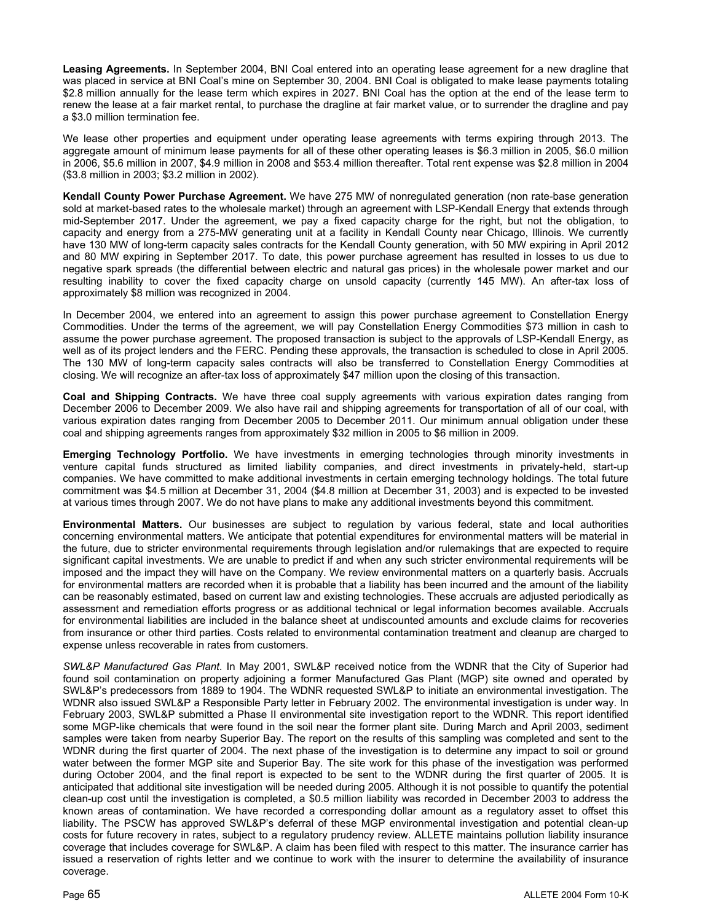**Leasing Agreements.** In September 2004, BNI Coal entered into an operating lease agreement for a new dragline that was placed in service at BNI Coal's mine on September 30, 2004. BNI Coal is obligated to make lease payments totaling $2.8 million annually for the lease term which expires in 2027. BNI Coal has the option at the end of the lease term to renew the lease at a fair market rental, to purchase the dragline at fair market value, or to surrender the dragline and pay a $3.0 million termination fee.

We lease other properties and equipment under operating lease agreements with terms expiring through 2013. The aggregate amount of minimum lease payments for all of these other operating leases is $6.3 million in 2005, $6.0 million in 2006, $5.6 million in 2007, $4.9 million in 2008 and $53.4 million thereafter. Total rent expense was $2.8 million in 2004 ($3.8 million in 2003; $3.2 million in 2002).

**Kendall County Power Purchase Agreement.** We have 275 MW of nonregulated generation (non rate-base generation sold at market-based rates to the wholesale market) through an agreement with LSP-Kendall Energy that extends through mid-September 2017. Under the agreement, we pay a fixed capacity charge for the right, but not the obligation, to capacity and energy from a 275-MW generating unit at a facility in Kendall County near Chicago, Illinois. We currently have 130 MW of long-term capacity sales contracts for the Kendall County generation, with 50 MW expiring in April 2012 and 80 MW expiring in September 2017. To date, this power purchase agreement has resulted in losses to us due to negative spark spreads (the differential between electric and natural gas prices) in the wholesale power market and our resulting inability to cover the fixed capacity charge on unsold capacity (currently 145 MW). An after-tax loss of approximately $8 million was recognized in 2004.

In December 2004, we entered into an agreement to assign this power purchase agreement to Constellation Energy Commodities. Under the terms of the agreement, we will pay Constellation Energy Commodities $73 million in cash to assume the power purchase agreement. The proposed transaction is subject to the approvals of LSP-Kendall Energy, as well as of its project lenders and the FERC. Pending these approvals, the transaction is scheduled to close in April 2005. The 130 MW of long-term capacity sales contracts will also be transferred to Constellation Energy Commodities at closing. We will recognize an after-tax loss of approximately $47 million upon the closing of this transaction.

**Coal and Shipping Contracts.** We have three coal supply agreements with various expiration dates ranging from December 2006 to December 2009. We also have rail and shipping agreements for transportation of all of our coal, with various expiration dates ranging from December 2005 to December 2011. Our minimum annual obligation under these coal and shipping agreements ranges from approximately $32 million in 2005 to $6 million in 2009.

**Emerging Technology Portfolio.** We have investments in emerging technologies through minority investments in venture capital funds structured as limited liability companies, and direct investments in privately-held, start-up companies. We have committed to make additional investments in certain emerging technology holdings. The total future commitment was $4.5 million at December 31, 2004 ($4.8 million at December 31, 2003) and is expected to be invested at various times through 2007. We do not have plans to make any additional investments beyond this commitment.

**Environmental Matters.** Our businesses are subject to regulation by various federal, state and local authorities concerning environmental matters. We anticipate that potential expenditures for environmental matters will be material in the future, due to stricter environmental requirements through legislation and/or rulemakings that are expected to require significant capital investments. We are unable to predict if and when any such stricter environmental requirements will be imposed and the impact they will have on the Company. We review environmental matters on a quarterly basis. Accruals for environmental matters are recorded when it is probable that a liability has been incurred and the amount of the liability can be reasonably estimated, based on current law and existing technologies. These accruals are adjusted periodically as assessment and remediation efforts progress or as additional technical or legal information becomes available. Accruals for environmental liabilities are included in the balance sheet at undiscounted amounts and exclude claims for recoveries from insurance or other third parties. Costs related to environmental contamination treatment and cleanup are charged to expense unless recoverable in rates from customers.

*SWL&P Manufactured Gas Plant*. In May 2001, SWL&P received notice from the WDNR that the City of Superior had found soil contamination on property adjoining a former Manufactured Gas Plant (MGP) site owned and operated by SWL&P's predecessors from 1889 to 1904. The WDNR requested SWL&P to initiate an environmental investigation. The WDNR also issued SWL&P a Responsible Party letter in February 2002. The environmental investigation is under way. In February 2003, SWL&P submitted a Phase II environmental site investigation report to the WDNR. This report identified some MGP-like chemicals that were found in the soil near the former plant site. During March and April 2003, sediment samples were taken from nearby Superior Bay. The report on the results of this sampling was completed and sent to the WDNR during the first quarter of 2004. The next phase of the investigation is to determine any impact to soil or ground water between the former MGP site and Superior Bay. The site work for this phase of the investigation was performed during October 2004, and the final report is expected to be sent to the WDNR during the first quarter of 2005. It is anticipated that additional site investigation will be needed during 2005. Although it is not possible to quantify the potential clean-up cost until the investigation is completed, a $0.5 million liability was recorded in December 2003 to address the known areas of contamination. We have recorded a corresponding dollar amount as a regulatory asset to offset this liability. The PSCW has approved SWL&P's deferral of these MGP environmental investigation and potential clean-up costs for future recovery in rates, subject to a regulatory prudency review. ALLETE maintains pollution liability insurance coverage that includes coverage for SWL&P. A claim has been filed with respect to this matter. The insurance carrier has issued a reservation of rights letter and we continue to work with the insurer to determine the availability of insurance coverage.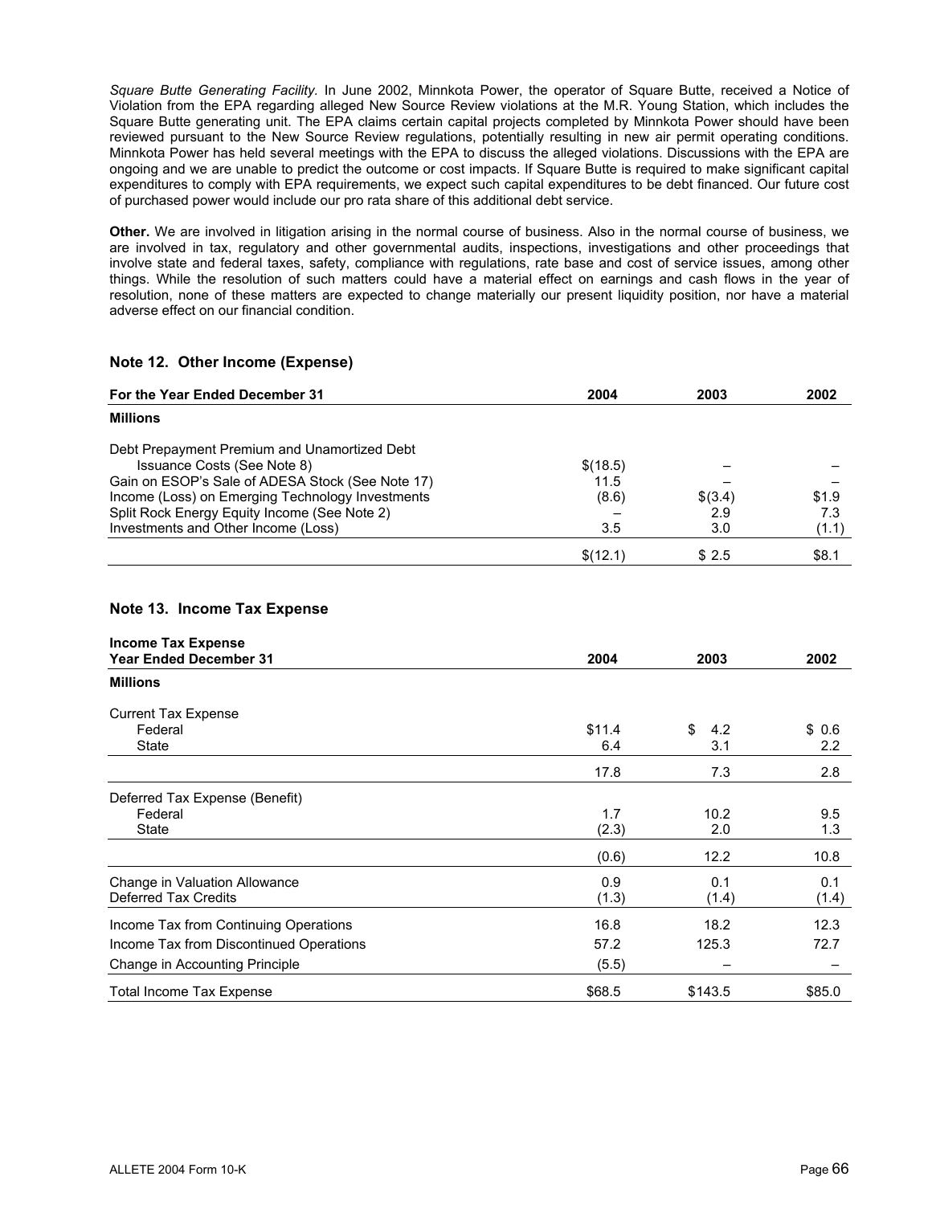*Square Butte Generating Facility.* In June 2002, Minnkota Power, the operator of Square Butte, received a Notice of Violation from the EPA regarding alleged New Source Review violations at the M.R. Young Station, which includes the Square Butte generating unit. The EPA claims certain capital projects completed by Minnkota Power should have been reviewed pursuant to the New Source Review regulations, potentially resulting in new air permit operating conditions. Minnkota Power has held several meetings with the EPA to discuss the alleged violations. Discussions with the EPA are ongoing and we are unable to predict the outcome or cost impacts. If Square Butte is required to make significant capital expenditures to comply with EPA requirements, we expect such capital expenditures to be debt financed. Our future cost of purchased power would include our pro rata share of this additional debt service.

**Other.** We are involved in litigation arising in the normal course of business. Also in the normal course of business, we are involved in tax, regulatory and other governmental audits, inspections, investigations and other proceedings that involve state and federal taxes, safety, compliance with regulations, rate base and cost of service issues, among other things. While the resolution of such matters could have a material effect on earnings and cash flows in the year of resolution, none of these matters are expected to change materially our present liquidity position, nor have a material adverse effect on our financial condition.

## Note 12. Other Income (Expense)

| For the Year Ended December 31 | 2004 | 2003 | 2002 |
|---|---|---|---|
| **Millions** | | | |
| Debt Prepayment Premium and Unamortized Debt Issuance Costs (See Note 8) | $(18.5) | – | – |
| Gain on ESOP's Sale of ADESA Stock (See Note 17) | 11.5 | – | – |
| Income (Loss) on Emerging Technology Investments | (8.6) | $(3.4) | $1.9 |
| Split Rock Energy Equity Income (See Note 2) | – | 2.9 | 7.3 |
| Investments and Other Income (Loss) | 3.5 | 3.0 | (1.1) |
| | $(12.1) | $ 2.5 | $8.1 |

## Note 13. Income Tax Expense

| Income Tax Expense<br>Year Ended December 31 | 2004 | 2003 | 2002 |
|---|---|---|---|
| **Millions** | | | |
| Current Tax Expense | | | |
| Federal | $11.4 | $ 4.2 | $ 0.6 |
| State | 6.4 | 3.1 | 2.2 |
| | 17.8 | 7.3 | 2.8 |
| Deferred Tax Expense (Benefit) | | | |
| Federal | 1.7 | 10.2 | 9.5 |
| State | (2.3) | 2.0 | 1.3 |
| | (0.6) | 12.2 | 10.8 |
| Change in Valuation Allowance | 0.9 | 0.1 | 0.1 |
| Deferred Tax Credits | (1.3) | (1.4) | (1.4) |
| Income Tax from Continuing Operations | 16.8 | 18.2 | 12.3 |
| Income Tax from Discontinued Operations | 57.2 | 125.3 | 72.7 |
| Change in Accounting Principle | (5.5) | – | – |
| Total Income Tax Expense | $68.5 | $143.5 | $85.0 |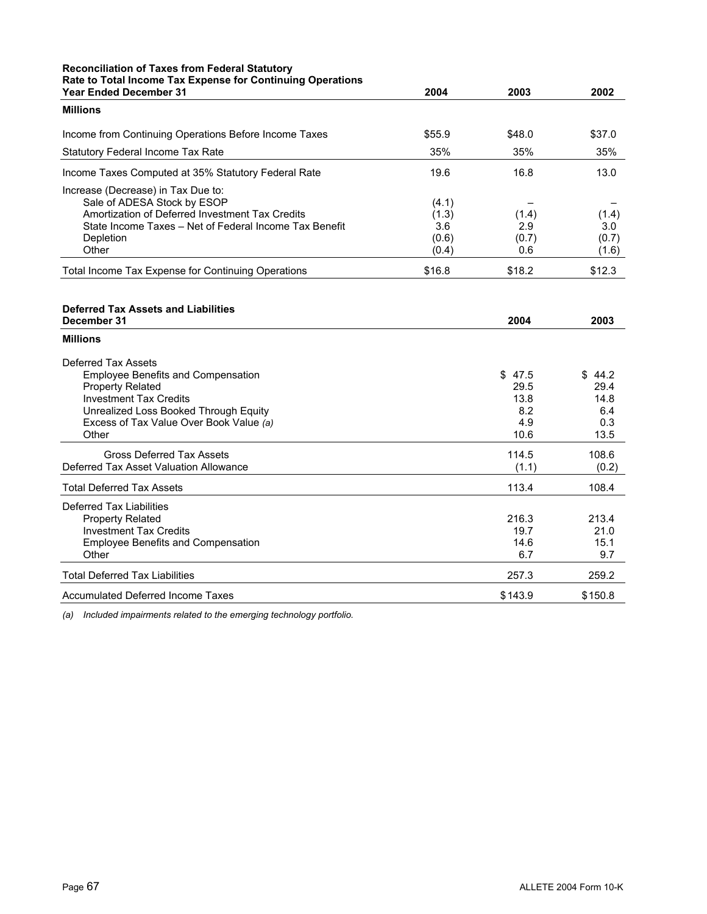| **Reconciliation of Taxes from Federal Statutory Rate to Total Income Tax Expense for Continuing Operations Year Ended December 31** | **2004** | **2003** | **2002** |
|---|---|---|---|
| **Millions** | | | |
| Income from Continuing Operations Before Income Taxes | $55.9 | $48.0 | $37.0 |
| Statutory Federal Income Tax Rate | 35% | 35% | 35% |
| Income Taxes Computed at 35% Statutory Federal Rate | 19.6 | 16.8 | 13.0 |
| Increase (Decrease) in Tax Due to: | | | |
| Sale of ADESA Stock by ESOP | (4.1) | – | – |
| Amortization of Deferred Investment Tax Credits | (1.3) | (1.4) | (1.4) |
| State Income Taxes – Net of Federal Income Tax Benefit | 3.6 | 2.9 | 3.0 |
| Depletion | (0.6) | (0.7) | (0.7) |
| Other | (0.4) | 0.6 | (1.6) |
| Total Income Tax Expense for Continuing Operations | $16.8 | $18.2 | $12.3 |

| **Deferred Tax Assets and Liabilities December 31** | **2004** | **2003** |
|---|---|---|
| **Millions** | | |
| Deferred Tax Assets | | |
| Employee Benefits and Compensation | $ 47.5 | $ 44.2 |
| Property Related | 29.5 | 29.4 |
| Investment Tax Credits | 13.8 | 14.8 |
| Unrealized Loss Booked Through Equity | 8.2 | 6.4 |
| Excess of Tax Value Over Book Value *(a)* | 4.9 | 0.3 |
| Other | 10.6 | 13.5 |
| Gross Deferred Tax Assets | 114.5 | 108.6 |
| Deferred Tax Asset Valuation Allowance | (1.1) | (0.2) |
| Total Deferred Tax Assets | 113.4 | 108.4 |
| Deferred Tax Liabilities | | |
| Property Related | 216.3 | 213.4 |
| Investment Tax Credits | 19.7 | 21.0 |
| Employee Benefits and Compensation | 14.6 | 15.1 |
| Other | 6.7 | 9.7 |
| Total Deferred Tax Liabilities | 257.3 | 259.2 |
| Accumulated Deferred Income Taxes | $143.9 | $150.8 |

*(a) Included impairments related to the emerging technology portfolio.*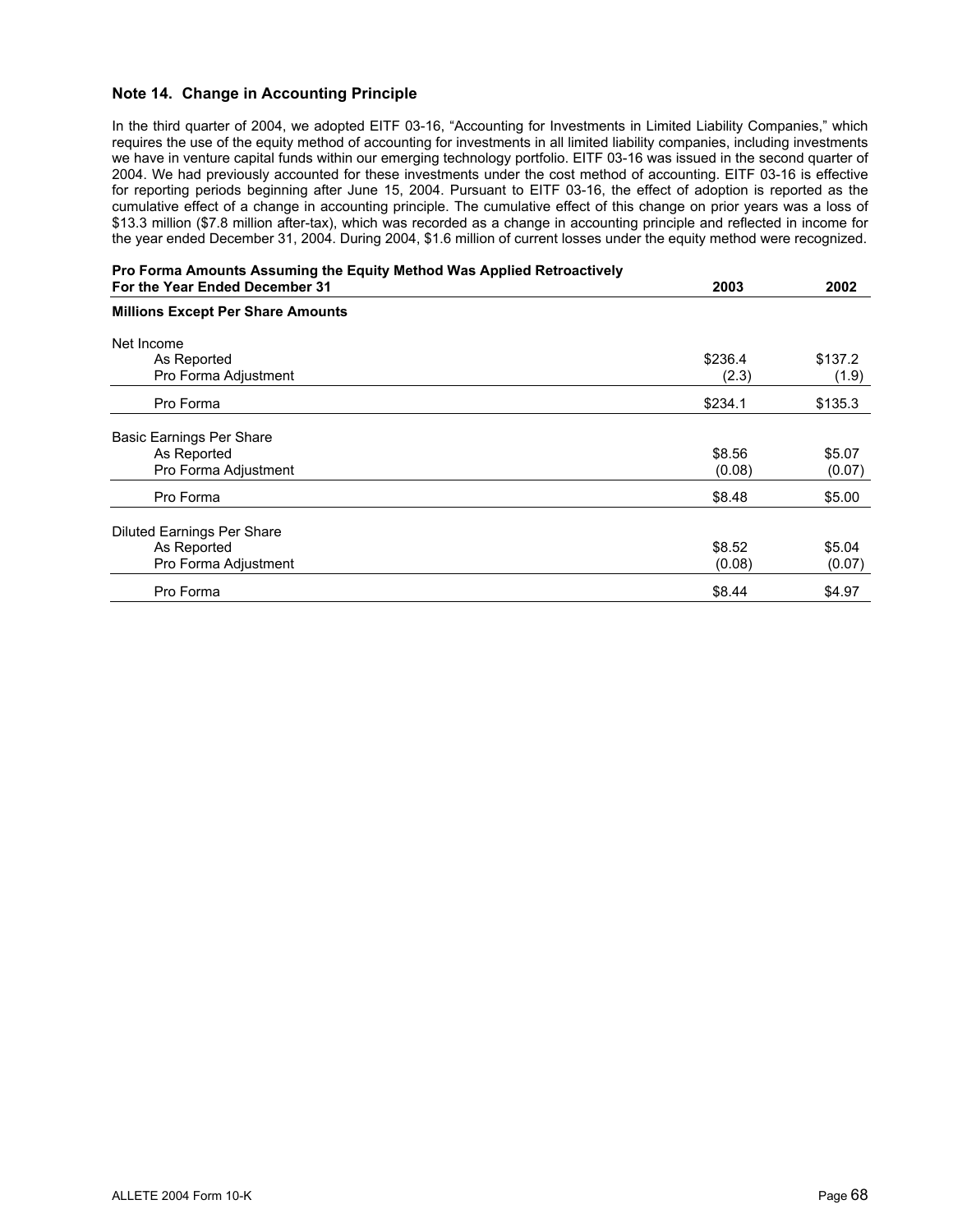### Note 14. Change in Accounting Principle

In the third quarter of 2004, we adopted EITF 03-16, "Accounting for Investments in Limited Liability Companies," which requires the use of the equity method of accounting for investments in all limited liability companies, including investments we have in venture capital funds within our emerging technology portfolio. EITF 03-16 was issued in the second quarter of 2004. We had previously accounted for these investments under the cost method of accounting. EITF 03-16 is effective for reporting periods beginning after June 15, 2004. Pursuant to EITF 03-16, the effect of adoption is reported as the cumulative effect of a change in accounting principle. The cumulative effect of this change on prior years was a loss of $13.3 million ($7.8 million after-tax), which was recorded as a change in accounting principle and reflected in income for the year ended December 31, 2004. During 2004, $1.6 million of current losses under the equity method were recognized.

| **Pro Forma Amounts Assuming the Equity Method Was Applied Retroactively For the Year Ended December 31** | **2003** | **2002** |
|---|---|---|
| **Millions Except Per Share Amounts** | | |
| Net Income | | |
| As Reported | $236.4 | $137.2 |
| Pro Forma Adjustment | (2.3) | (1.9) |
| Pro Forma | $234.1 | $135.3 |
| Basic Earnings Per Share | | |
| As Reported | $8.56 | $5.07 |
| Pro Forma Adjustment | (0.08) | (0.07) |
| Pro Forma | $8.48 | $5.00 |
| Diluted Earnings Per Share | | |
| As Reported | $8.52 | $5.04 |
| Pro Forma Adjustment | (0.08) | (0.07) |
| Pro Forma | $8.44 | $4.97 |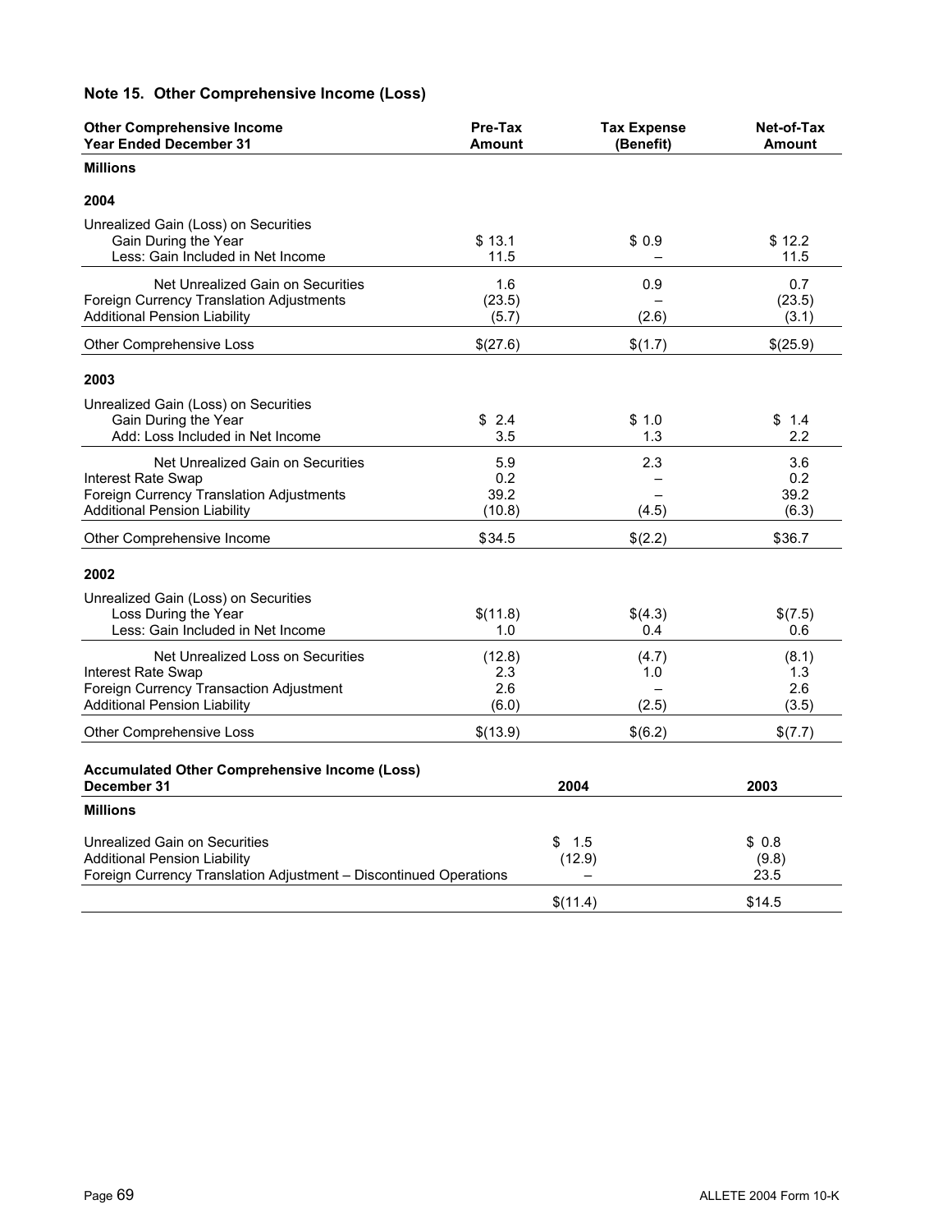## Note 15. Other Comprehensive Income (Loss)

| Other Comprehensive Income Year Ended December 31 | Pre-Tax Amount | Tax Expense (Benefit) | Net-of-Tax Amount |
|---|---|---|---|
| **Millions** | | | |
| **2004** | | | |
| Unrealized Gain (Loss) on Securities | | | |
| Gain During the Year | $ 13.1 | $ 0.9 | $ 12.2 |
| Less: Gain Included in Net Income | 11.5 | – | 11.5 |
| Net Unrealized Gain on Securities | 1.6 | 0.9 | 0.7 |
| Foreign Currency Translation Adjustments | (23.5) | – | (23.5) |
| Additional Pension Liability | (5.7) | (2.6) | (3.1) |
| Other Comprehensive Loss | $(27.6) | $(1.7) | $(25.9) |
| **2003** | | | |
| Unrealized Gain (Loss) on Securities | | | |
| Gain During the Year | $ 2.4 | $ 1.0 | $ 1.4 |
| Add: Loss Included in Net Income | 3.5 | 1.3 | 2.2 |
| Net Unrealized Gain on Securities | 5.9 | 2.3 | 3.6 |
| Interest Rate Swap | 0.2 | – | 0.2 |
| Foreign Currency Translation Adjustments | 39.2 | – | 39.2 |
| Additional Pension Liability | (10.8) | (4.5) | (6.3) |
| Other Comprehensive Income | $34.5 | $(2.2) | $36.7 |
| **2002** | | | |
| Unrealized Gain (Loss) on Securities | | | |
| Loss During the Year | $(11.8) | $(4.3) | $(7.5) |
| Less: Gain Included in Net Income | 1.0 | 0.4 | 0.6 |
| Net Unrealized Loss on Securities | (12.8) | (4.7) | (8.1) |
| Interest Rate Swap | 2.3 | 1.0 | 1.3 |
| Foreign Currency Transaction Adjustment | 2.6 | – | 2.6 |
| Additional Pension Liability | (6.0) | (2.5) | (3.5) |
| Other Comprehensive Loss | $(13.9) | $(6.2) | $(7.7) |

| Accumulated Other Comprehensive Income (Loss) December 31 | 2004 | 2003 |
|---|---|---|
| **Millions** | | |
| Unrealized Gain on Securities | $ 1.5 | $ 0.8 |
| Additional Pension Liability | (12.9) | (9.8) |
| Foreign Currency Translation Adjustment – Discontinued Operations | – | 23.5 |
| | $(11.4) | $14.5 |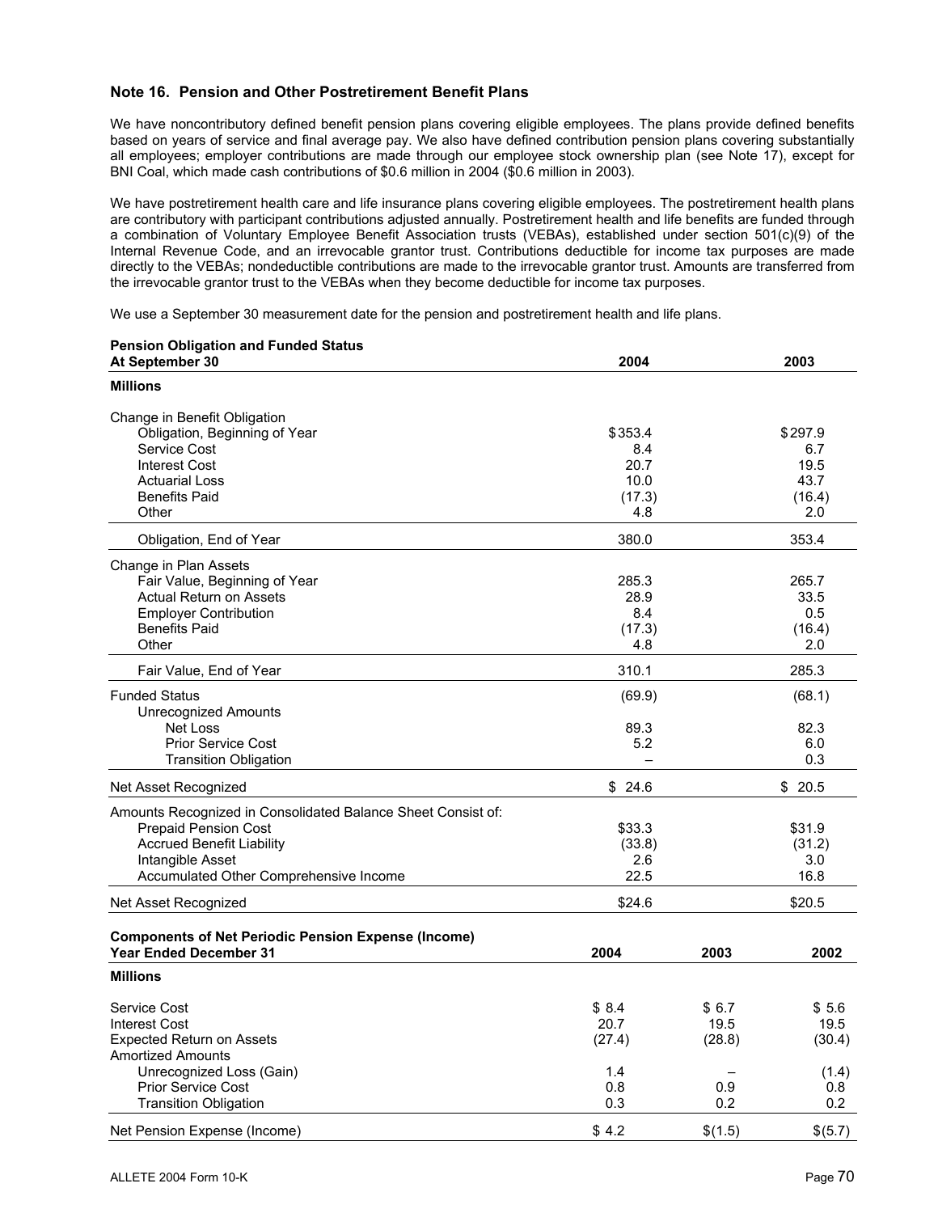### Note 16. Pension and Other Postretirement Benefit Plans

We have noncontributory defined benefit pension plans covering eligible employees. The plans provide defined benefits based on years of service and final average pay. We also have defined contribution pension plans covering substantially all employees; employer contributions are made through our employee stock ownership plan (see Note 17), except for BNI Coal, which made cash contributions of $0.6 million in 2004 ($0.6 million in 2003).

We have postretirement health care and life insurance plans covering eligible employees. The postretirement health plans are contributory with participant contributions adjusted annually. Postretirement health and life benefits are funded through a combination of Voluntary Employee Benefit Association trusts (VEBAs), established under section 501(c)(9) of the Internal Revenue Code, and an irrevocable grantor trust. Contributions deductible for income tax purposes are made directly to the VEBAs; nondeductible contributions are made to the irrevocable grantor trust. Amounts are transferred from the irrevocable grantor trust to the VEBAs when they become deductible for income tax purposes.

We use a September 30 measurement date for the pension and postretirement health and life plans.

| **Pension Obligation and Funded Status At September 30** | **2004** | **2003** |
|---|---|---|
| **Millions** | | |
| Change in Benefit Obligation | | |
| Obligation, Beginning of Year | $353.4 | $297.9 |
| Service Cost | 8.4 | 6.7 |
| Interest Cost | 20.7 | 19.5 |
| Actuarial Loss | 10.0 | 43.7 |
| Benefits Paid | (17.3) | (16.4) |
| Other | 4.8 | 2.0 |
| Obligation, End of Year | 380.0 | 353.4 |
| Change in Plan Assets | | |
| Fair Value, Beginning of Year | 285.3 | 265.7 |
| Actual Return on Assets | 28.9 | 33.5 |
| Employer Contribution | 8.4 | 0.5 |
| Benefits Paid | (17.3) | (16.4) |
| Other | 4.8 | 2.0 |
| Fair Value, End of Year | 310.1 | 285.3 |
| Funded Status | (69.9) | (68.1) |
| Unrecognized Amounts | | |
| Net Loss | 89.3 | 82.3 |
| Prior Service Cost | 5.2 | 6.0 |
| Transition Obligation | – | 0.3 |
| Net Asset Recognized | $ 24.6 | $ 20.5 |
| Amounts Recognized in Consolidated Balance Sheet Consist of: | | |
| Prepaid Pension Cost | $33.3 | $31.9 |
| Accrued Benefit Liability | (33.8) | (31.2) |
| Intangible Asset | 2.6 | 3.0 |
| Accumulated Other Comprehensive Income | 22.5 | 16.8 |
| Net Asset Recognized | $24.6 | $20.5 |

| **Components of Net Periodic Pension Expense (Income) Year Ended December 31** | **2004** | **2003** | **2002** |
|---|---|---|---|
| **Millions** | | | |
| Service Cost | $ 8.4 | $ 6.7 | $ 5.6 |
| Interest Cost | 20.7 | 19.5 | 19.5 |
| Expected Return on Assets | (27.4) | (28.8) | (30.4) |
| Amortized Amounts | | | |
| Unrecognized Loss (Gain) | 1.4 | – | (1.4) |
| Prior Service Cost | 0.8 | 0.9 | 0.8 |
| Transition Obligation | 0.3 | 0.2 | 0.2 |
| Net Pension Expense (Income) | $ 4.2 | $(1.5) | $(5.7) |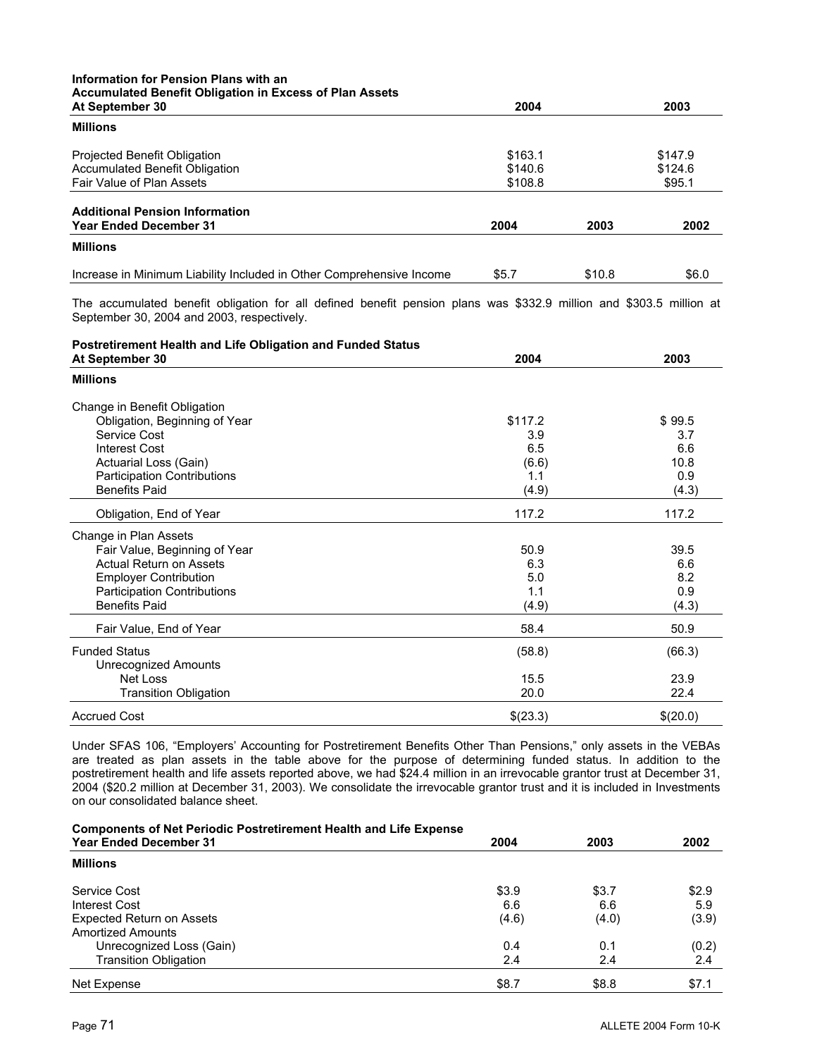| Information for Pension Plans with an Accumulated Benefit Obligation in Excess of Plan Assets At September 30 | 2004 | 2003 |
|---|---|---|
| **Millions** | | |
| Projected Benefit Obligation | $163.1 | $147.9 |
| Accumulated Benefit Obligation | $140.6 | $124.6 |
| Fair Value of Plan Assets | $108.8 | $95.1 |

| Additional Pension Information Year Ended December 31 | 2004 | 2003 | 2002 |
|---|---|---|---|
| **Millions** | | | |
| Increase in Minimum Liability Included in Other Comprehensive Income | $5.7 | $10.8 | $6.0 |

The accumulated benefit obligation for all defined benefit pension plans was $332.9 million and $303.5 million at September 30, 2004 and 2003, respectively.

| Postretirement Health and Life Obligation and Funded Status At September 30 | 2004 | 2003 |
|---|---|---|
| **Millions** | | |
| Change in Benefit Obligation | | |
| Obligation, Beginning of Year | $117.2 | $ 99.5 |
| Service Cost | 3.9 | 3.7 |
| Interest Cost | 6.5 | 6.6 |
| Actuarial Loss (Gain) | (6.6) | 10.8 |
| Participation Contributions | 1.1 | 0.9 |
| Benefits Paid | (4.9) | (4.3) |
| Obligation, End of Year | 117.2 | 117.2 |
| Change in Plan Assets | | |
| Fair Value, Beginning of Year | 50.9 | 39.5 |
| Actual Return on Assets | 6.3 | 6.6 |
| Employer Contribution | 5.0 | 8.2 |
| Participation Contributions | 1.1 | 0.9 |
| Benefits Paid | (4.9) | (4.3) |
| Fair Value, End of Year | 58.4 | 50.9 |
| Funded Status | (58.8) | (66.3) |
| Unrecognized Amounts | | |
| Net Loss | 15.5 | 23.9 |
| Transition Obligation | 20.0 | 22.4 |
| Accrued Cost | $(23.3) | $(20.0) |

Under SFAS 106, "Employers' Accounting for Postretirement Benefits Other Than Pensions," only assets in the VEBAs are treated as plan assets in the table above for the purpose of determining funded status. In addition to the postretirement health and life assets reported above, we had $24.4 million in an irrevocable grantor trust at December 31, 2004 ($20.2 million at December 31, 2003). We consolidate the irrevocable grantor trust and it is included in Investments on our consolidated balance sheet.

| Components of Net Periodic Postretirement Health and Life Expense Year Ended December 31 | 2004 | 2003 | 2002 |
|---|---|---|---|
| **Millions** | | | |
| Service Cost | $3.9 | $3.7 | $2.9 |
| Interest Cost | 6.6 | 6.6 | 5.9 |
| Expected Return on Assets | (4.6) | (4.0) | (3.9) |
| Amortized Amounts | | | |
| Unrecognized Loss (Gain) | 0.4 | 0.1 | (0.2) |
| Transition Obligation | 2.4 | 2.4 | 2.4 |
| Net Expense | $8.7 | $8.8 | $7.1 |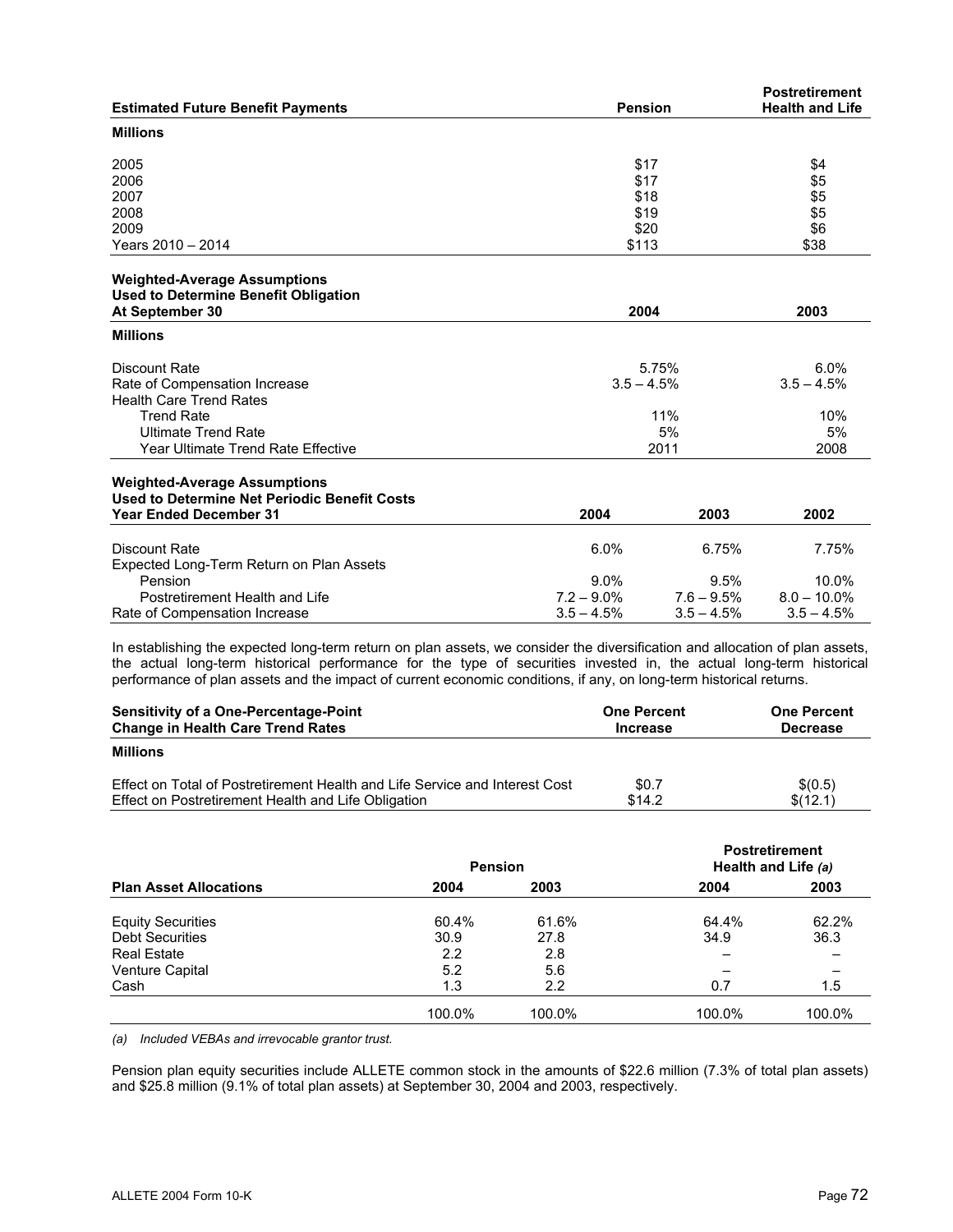| Estimated Future Benefit Payments | Pension | Postretirement Health and Life |
|---|---|---|
| **Millions** | | |
| 2005 | $17 | $4 |
| 2006 | $17 | $5 |
| 2007 | $18 | $5 |
| 2008 | $19 | $5 |
| 2009 | $20 | $6 |
| Years 2010 – 2014 | $113 | $38 |

| Weighted-Average Assumptions Used to Determine Benefit Obligation At September 30 | 2004 | 2003 |
|---|---|---|
| **Millions** | | |
| Discount Rate | 5.75% | 6.0% |
| Rate of Compensation Increase | 3.5 – 4.5% | 3.5 – 4.5% |
| Health Care Trend Rates | | |
| Trend Rate | 11% | 10% |
| Ultimate Trend Rate | 5% | 5% |
| Year Ultimate Trend Rate Effective | 2011 | 2008 |

| Weighted-Average Assumptions Used to Determine Net Periodic Benefit Costs Year Ended December 31 | 2004 | 2003 | 2002 |
|---|---|---|---|
| Discount Rate | 6.0% | 6.75% | 7.75% |
| Expected Long-Term Return on Plan Assets | | | |
| Pension | 9.0% | 9.5% | 10.0% |
| Postretirement Health and Life | 7.2 – 9.0% | 7.6 – 9.5% | 8.0 – 10.0% |
| Rate of Compensation Increase | 3.5 – 4.5% | 3.5 – 4.5% | 3.5 – 4.5% |

In establishing the expected long-term return on plan assets, we consider the diversification and allocation of plan assets, the actual long-term historical performance for the type of securities invested in, the actual long-term historical performance of plan assets and the impact of current economic conditions, if any, on long-term historical returns.

| Sensitivity of a One-Percentage-Point Change in Health Care Trend Rates | One Percent Increase | One Percent Decrease |
|---|---|---|
| **Millions** | | |
| Effect on Total of Postretirement Health and Life Service and Interest Cost | $0.7 | $(0.5) |
| Effect on Postretirement Health and Life Obligation | $14.2 | $(12.1) |

| | Pension | | Postretirement Health and Life *(a)* | |
|---|---|---|---|---|
| **Plan Asset Allocations** | **2004** | **2003** | **2004** | **2003** |
| Equity Securities | 60.4% | 61.6% | 64.4% | 62.2% |
| Debt Securities | 30.9 | 27.8 | 34.9 | 36.3 |
| Real Estate | 2.2 | 2.8 | – | – |
| Venture Capital | 5.2 | 5.6 | – | – |
| Cash | 1.3 | 2.2 | 0.7 | 1.5 |
| | 100.0% | 100.0% | 100.0% | 100.0% |

*(a) Included VEBAs and irrevocable grantor trust.*

Pension plan equity securities include ALLETE common stock in the amounts of $22.6 million (7.3% of total plan assets) and $25.8 million (9.1% of total plan assets) at September 30, 2004 and 2003, respectively.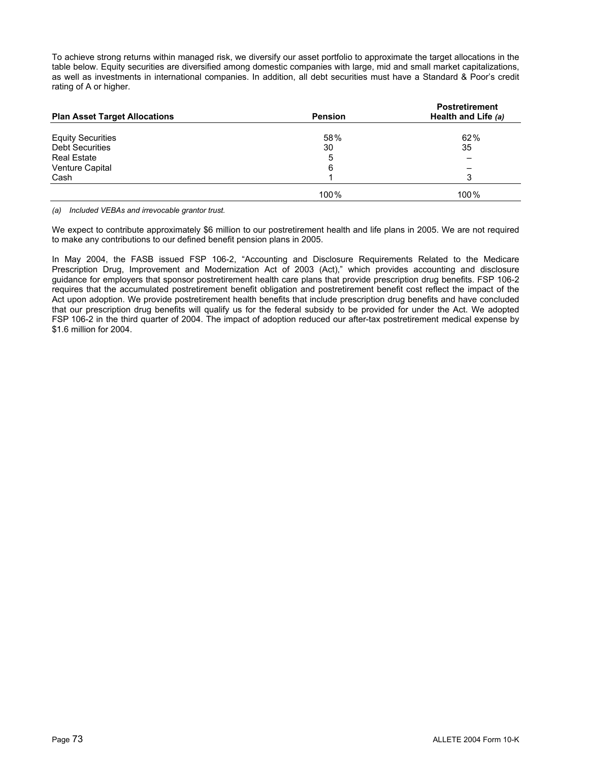To achieve strong returns within managed risk, we diversify our asset portfolio to approximate the target allocations in the table below. Equity securities are diversified among domestic companies with large, mid and small market capitalizations, as well as investments in international companies. In addition, all debt securities must have a Standard & Poor's credit rating of A or higher.

| Plan Asset Target Allocations | Pension | Postretirement Health and Life *(a)* |
|---|---|---|
| Equity Securities | 58% | 62% |
| Debt Securities | 30 | 35 |
| Real Estate | 5 | – |
| Venture Capital | 6 | – |
| Cash | 1 | 3 |
| | 100% | 100% |

*(a) Included VEBAs and irrevocable grantor trust.*

We expect to contribute approximately $6 million to our postretirement health and life plans in 2005. We are not required to make any contributions to our defined benefit pension plans in 2005.

In May 2004, the FASB issued FSP 106-2, "Accounting and Disclosure Requirements Related to the Medicare Prescription Drug, Improvement and Modernization Act of 2003 (Act)," which provides accounting and disclosure guidance for employers that sponsor postretirement health care plans that provide prescription drug benefits. FSP 106-2 requires that the accumulated postretirement benefit obligation and postretirement benefit cost reflect the impact of the Act upon adoption. We provide postretirement health benefits that include prescription drug benefits and have concluded that our prescription drug benefits will qualify us for the federal subsidy to be provided for under the Act. We adopted FSP 106-2 in the third quarter of 2004. The impact of adoption reduced our after-tax postretirement medical expense by $1.6 million for 2004.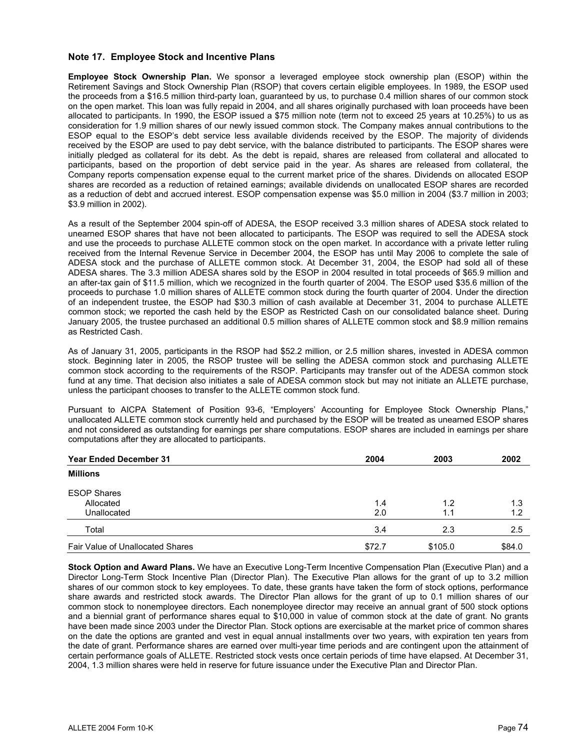## Note 17. Employee Stock and Incentive Plans

**Employee Stock Ownership Plan.** We sponsor a leveraged employee stock ownership plan (ESOP) within the Retirement Savings and Stock Ownership Plan (RSOP) that covers certain eligible employees. In 1989, the ESOP used the proceeds from a $16.5 million third-party loan, guaranteed by us, to purchase 0.4 million shares of our common stock on the open market. This loan was fully repaid in 2004, and all shares originally purchased with loan proceeds have been allocated to participants. In 1990, the ESOP issued a $75 million note (term not to exceed 25 years at 10.25%) to us as consideration for 1.9 million shares of our newly issued common stock. The Company makes annual contributions to the ESOP equal to the ESOP's debt service less available dividends received by the ESOP. The majority of dividends received by the ESOP are used to pay debt service, with the balance distributed to participants. The ESOP shares were initially pledged as collateral for its debt. As the debt is repaid, shares are released from collateral and allocated to participants, based on the proportion of debt service paid in the year. As shares are released from collateral, the Company reports compensation expense equal to the current market price of the shares. Dividends on allocated ESOP shares are recorded as a reduction of retained earnings; available dividends on unallocated ESOP shares are recorded as a reduction of debt and accrued interest. ESOP compensation expense was $5.0 million in 2004 ($3.7 million in 2003; $3.9 million in 2002).

As a result of the September 2004 spin-off of ADESA, the ESOP received 3.3 million shares of ADESA stock related to unearned ESOP shares that have not been allocated to participants. The ESOP was required to sell the ADESA stock and use the proceeds to purchase ALLETE common stock on the open market. In accordance with a private letter ruling received from the Internal Revenue Service in December 2004, the ESOP has until May 2006 to complete the sale of ADESA stock and the purchase of ALLETE common stock. At December 31, 2004, the ESOP had sold all of these ADESA shares. The 3.3 million ADESA shares sold by the ESOP in 2004 resulted in total proceeds of $65.9 million and an after-tax gain of $11.5 million, which we recognized in the fourth quarter of 2004. The ESOP used $35.6 million of the proceeds to purchase 1.0 million shares of ALLETE common stock during the fourth quarter of 2004. Under the direction of an independent trustee, the ESOP had $30.3 million of cash available at December 31, 2004 to purchase ALLETE common stock; we reported the cash held by the ESOP as Restricted Cash on our consolidated balance sheet. During January 2005, the trustee purchased an additional 0.5 million shares of ALLETE common stock and $8.9 million remains as Restricted Cash.

As of January 31, 2005, participants in the RSOP had $52.2 million, or 2.5 million shares, invested in ADESA common stock. Beginning later in 2005, the RSOP trustee will be selling the ADESA common stock and purchasing ALLETE common stock according to the requirements of the RSOP. Participants may transfer out of the ADESA common stock fund at any time. That decision also initiates a sale of ADESA common stock but may not initiate an ALLETE purchase, unless the participant chooses to transfer to the ALLETE common stock fund.

Pursuant to AICPA Statement of Position 93-6, "Employers' Accounting for Employee Stock Ownership Plans," unallocated ALLETE common stock currently held and purchased by the ESOP will be treated as unearned ESOP shares and not considered as outstanding for earnings per share computations. ESOP shares are included in earnings per share computations after they are allocated to participants.

| Year Ended December 31 | 2004 | 2003 | 2002 |
|---|---|---|---|
| **Millions** | | | |
| ESOP Shares | | | |
| Allocated | 1.4 | 1.2 | 1.3 |
| Unallocated | 2.0 | 1.1 | 1.2 |
| Total | 3.4 | 2.3 | 2.5 |
| Fair Value of Unallocated Shares | $72.7 | $105.0 | $84.0 |

**Stock Option and Award Plans.** We have an Executive Long-Term Incentive Compensation Plan (Executive Plan) and a Director Long-Term Stock Incentive Plan (Director Plan). The Executive Plan allows for the grant of up to 3.2 million shares of our common stock to key employees. To date, these grants have taken the form of stock options, performance share awards and restricted stock awards. The Director Plan allows for the grant of up to 0.1 million shares of our common stock to nonemployee directors. Each nonemployee director may receive an annual grant of 500 stock options and a biennial grant of performance shares equal to $10,000 in value of common stock at the date of grant. No grants have been made since 2003 under the Director Plan. Stock options are exercisable at the market price of common shares on the date the options are granted and vest in equal annual installments over two years, with expiration ten years from the date of grant. Performance shares are earned over multi-year time periods and are contingent upon the attainment of certain performance goals of ALLETE. Restricted stock vests once certain periods of time have elapsed. At December 31, 2004, 1.3 million shares were held in reserve for future issuance under the Executive Plan and Director Plan.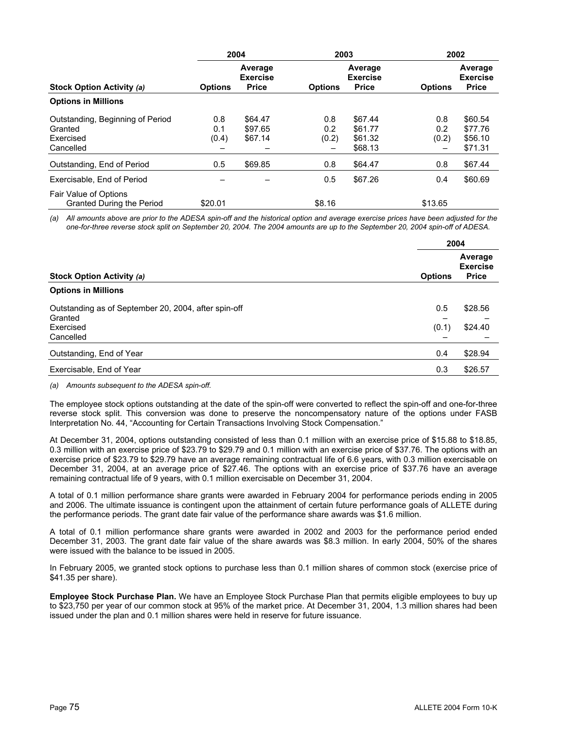| Stock Option Activity *(a)* | 2004 | | 2003 | | 2002 | |
|---|---|---|---|---|---|---|
| | Options | Average Exercise Price | Options | Average Exercise Price | Options | Average Exercise Price |
| **Options in Millions** | | | | | | |
| Outstanding, Beginning of Period | 0.8 | $64.47 | 0.8 | $67.44 | 0.8 | $60.54 |
| Granted | 0.1 | $97.65 | 0.2 | $61.77 | 0.2 | $77.76 |
| Exercised | (0.4) | $67.14 | (0.2) | $61.32 | (0.2) | $56.10 |
| Cancelled | – | – | – | $68.13 | – | $71.31 |
| Outstanding, End of Period | 0.5 | $69.85 | 0.8 | $64.47 | 0.8 | $67.44 |
| Exercisable, End of Period | – | – | 0.5 | $67.26 | 0.4 | $60.69 |
| Fair Value of Options Granted During the Period | $20.01 | | $8.16 | | $13.65 | |

*(a) All amounts above are prior to the ADESA spin-off and the historical option and average exercise prices have been adjusted for the one-for-three reverse stock split on September 20, 2004. The 2004 amounts are up to the September 20, 2004 spin-off of ADESA.*

| Stock Option Activity *(a)* | 2004 | |
|---|---|---|
| | Options | Average Exercise Price |
| **Options in Millions** | | |
| Outstanding as of September 20, 2004, after spin-off | 0.5 | $28.56 |
| Granted | – | – |
| Exercised | (0.1) | $24.40 |
| Cancelled | – | – |
| Outstanding, End of Year | 0.4 | $28.94 |
| Exercisable, End of Year | 0.3 | $26.57 |

*(a) Amounts subsequent to the ADESA spin-off.*

The employee stock options outstanding at the date of the spin-off were converted to reflect the spin-off and one-for-three reverse stock split. This conversion was done to preserve the noncompensatory nature of the options under FASB Interpretation No. 44, "Accounting for Certain Transactions Involving Stock Compensation."

At December 31, 2004, options outstanding consisted of less than 0.1 million with an exercise price of $15.88 to $18.85, 0.3 million with an exercise price of $23.79 to $29.79 and 0.1 million with an exercise price of $37.76. The options with an exercise price of $23.79 to $29.79 have an average remaining contractual life of 6.6 years, with 0.3 million exercisable on December 31, 2004, at an average price of $27.46. The options with an exercise price of $37.76 have an average remaining contractual life of 9 years, with 0.1 million exercisable on December 31, 2004.

A total of 0.1 million performance share grants were awarded in February 2004 for performance periods ending in 2005 and 2006. The ultimate issuance is contingent upon the attainment of certain future performance goals of ALLETE during the performance periods. The grant date fair value of the performance share awards was $1.6 million.

A total of 0.1 million performance share grants were awarded in 2002 and 2003 for the performance period ended December 31, 2003. The grant date fair value of the share awards was $8.3 million. In early 2004, 50% of the shares were issued with the balance to be issued in 2005.

In February 2005, we granted stock options to purchase less than 0.1 million shares of common stock (exercise price of $41.35 per share).

**Employee Stock Purchase Plan.** We have an Employee Stock Purchase Plan that permits eligible employees to buy up to $23,750 per year of our common stock at 95% of the market price. At December 31, 2004, 1.3 million shares had been issued under the plan and 0.1 million shares were held in reserve for future issuance.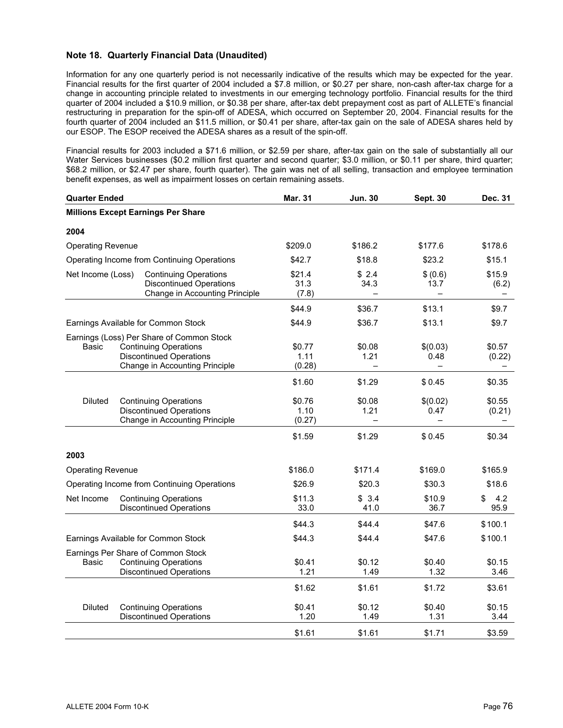### Note 18. Quarterly Financial Data (Unaudited)

Information for any one quarterly period is not necessarily indicative of the results which may be expected for the year. Financial results for the first quarter of 2004 included a $7.8 million, or $0.27 per share, non-cash after-tax charge for a change in accounting principle related to investments in our emerging technology portfolio. Financial results for the third quarter of 2004 included a $10.9 million, or $0.38 per share, after-tax debt prepayment cost as part of ALLETE's financial restructuring in preparation for the spin-off of ADESA, which occurred on September 20, 2004. Financial results for the fourth quarter of 2004 included an $11.5 million, or $0.41 per share, after-tax gain on the sale of ADESA shares held by our ESOP. The ESOP received the ADESA shares as a result of the spin-off.

Financial results for 2003 included a $71.6 million, or $2.59 per share, after-tax gain on the sale of substantially all our Water Services businesses ($0.2 million first quarter and second quarter; $3.0 million, or $0.11 per share, third quarter; $68.2 million, or $2.47 per share, fourth quarter). The gain was net of all selling, transaction and employee termination benefit expenses, as well as impairment losses on certain remaining assets.

| Quarter Ended | | Mar. 31 | Jun. 30 | Sept. 30 | Dec. 31 |
|---|---|---|---|---|---|
| **Millions Except Earnings Per Share** | | | | | |
| **2004** | | | | | |
| Operating Revenue | | $209.0 | $186.2 | $177.6 | $178.6 |
| Operating Income from Continuing Operations | | $42.7 | $18.8 | $23.2 | $15.1 |
| Net Income (Loss) | Continuing Operations | $21.4 | $ 2.4 | $ (0.6) | $15.9 |
| | Discontinued Operations | 31.3 | 34.3 | 13.7 | (6.2) |
| | Change in Accounting Principle | (7.8) | – | – | – |
| | | $44.9 | $36.7 | $13.1 | $9.7 |
| Earnings Available for Common Stock | | $44.9 | $36.7 | $13.1 | $9.7 |
| Earnings (Loss) Per Share of Common Stock | | | | | |
| Basic | Continuing Operations | $0.77 | $0.08 | $(0.03) | $0.57 |
| | Discontinued Operations | 1.11 | 1.21 | 0.48 | (0.22) |
| | Change in Accounting Principle | (0.28) | – | – | – |
| | | $1.60 | $1.29 | $ 0.45 | $0.35 |
| Diluted | Continuing Operations | $0.76 | $0.08 | $(0.02) | $0.55 |
| | Discontinued Operations | 1.10 | 1.21 | 0.47 | (0.21) |
| | Change in Accounting Principle | (0.27) | – | – | – |
| | | $1.59 | $1.29 | $ 0.45 | $0.34 |
| **2003** | | | | | |
| Operating Revenue | | $186.0 | $171.4 | $169.0 | $165.9 |
| Operating Income from Continuing Operations | | $26.9 | $20.3 | $30.3 | $18.6 |
| Net Income | Continuing Operations | $11.3 | $ 3.4 | $10.9 | $ 4.2 |
| | Discontinued Operations | 33.0 | 41.0 | 36.7 | 95.9 |
| | | $44.3 | $44.4 | $47.6 | $100.1 |
| Earnings Available for Common Stock | | $44.3 | $44.4 | $47.6 | $100.1 |
| Earnings Per Share of Common Stock | | | | | |
| Basic | Continuing Operations | $0.41 | $0.12 | $0.40 | $0.15 |
| | Discontinued Operations | 1.21 | 1.49 | 1.32 | 3.46 |
| | | $1.62 | $1.61 | $1.72 | $3.61 |
| Diluted | Continuing Operations | $0.41 | $0.12 | $0.40 | $0.15 |
| | Discontinued Operations | 1.20 | 1.49 | 1.31 | 3.44 |
| | | $1.61 | $1.61 | $1.71 | $3.59 |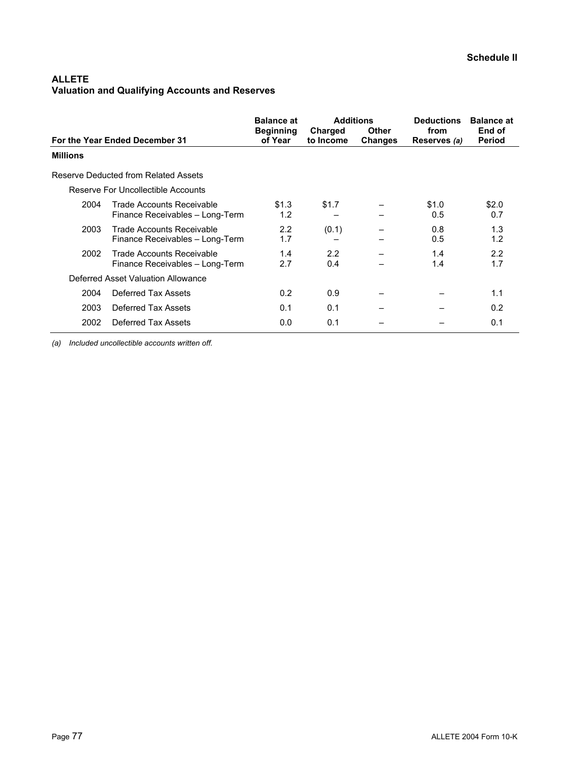Schedule II

**ALLETE**
**Valuation and Qualifying Accounts and Reserves**

| For the Year Ended December 31 | | Balance at Beginning of Year | Additions | | Deductions from Reserves *(a)* | Balance at End of Period |
|---|---|---|---|---|---|---|
| | | | Charged to Income | Other Changes | | |
| **Millions** | | | | | | |
| Reserve Deducted from Related Assets | | | | | | |
| Reserve For Uncollectible Accounts | | | | | | |
| 2004 | Trade Accounts Receivable | $1.3 | $1.7 | – | $1.0 | $2.0 |
| | Finance Receivables – Long-Term | 1.2 | – | – | 0.5 | 0.7 |
| 2003 | Trade Accounts Receivable | 2.2 | (0.1) | – | 0.8 | 1.3 |
| | Finance Receivables – Long-Term | 1.7 | – | – | 0.5 | 1.2 |
| 2002 | Trade Accounts Receivable | 1.4 | 2.2 | – | 1.4 | 2.2 |
| | Finance Receivables – Long-Term | 2.7 | 0.4 | – | 1.4 | 1.7 |
| Deferred Asset Valuation Allowance | | | | | | |
| 2004 | Deferred Tax Assets | 0.2 | 0.9 | – | – | 1.1 |
| 2003 | Deferred Tax Assets | 0.1 | 0.1 | – | – | 0.2 |
| 2002 | Deferred Tax Assets | 0.0 | 0.1 | – | – | 0.1 |

*(a) Included uncollectible accounts written off.*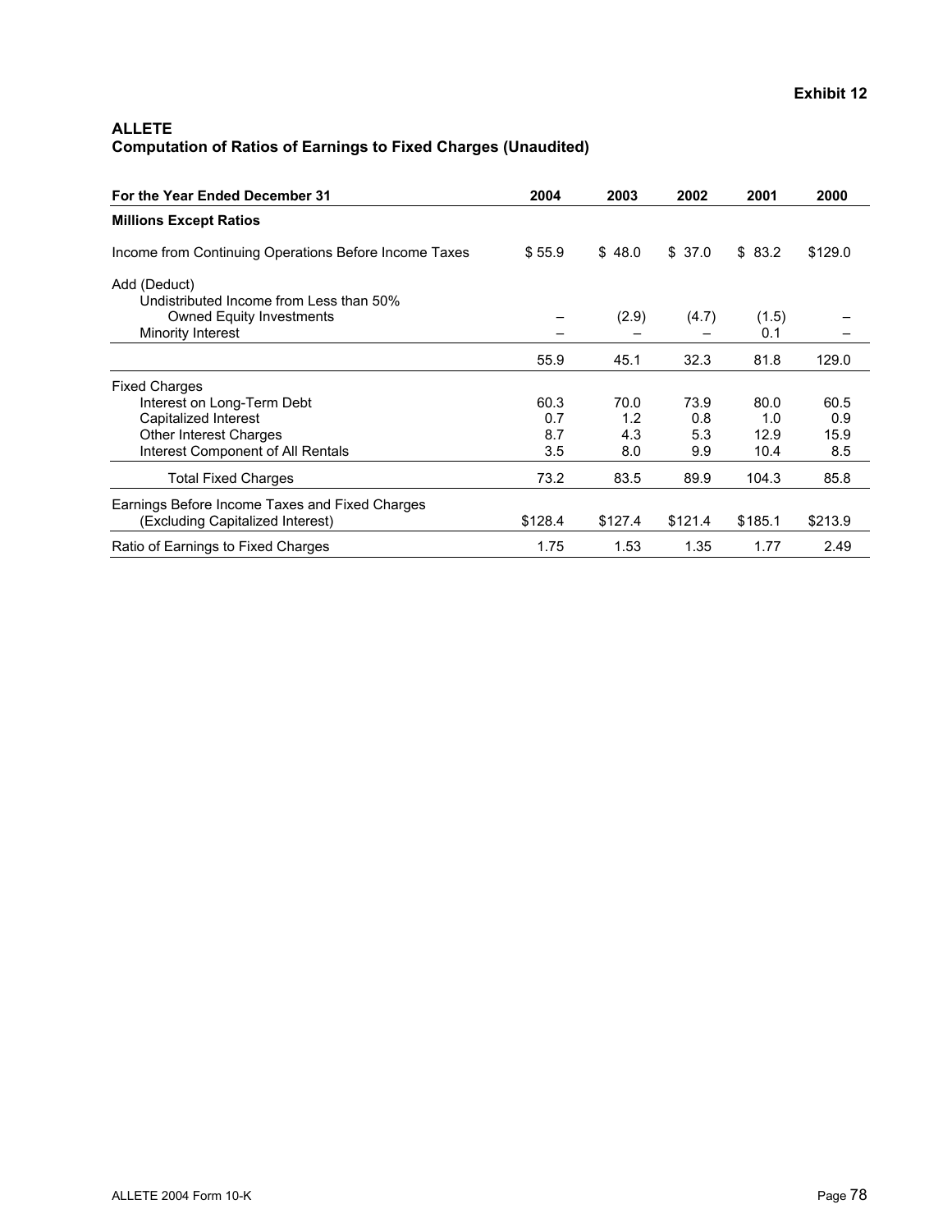**Exhibit 12**

**ALLETE**
**Computation of Ratios of Earnings to Fixed Charges (Unaudited)**

| For the Year Ended December 31 | 2004 | 2003 | 2002 | 2001 | 2000 |
|---|---|---|---|---|---|
| **Millions Except Ratios** | | | | | |
| Income from Continuing Operations Before Income Taxes | $ 55.9 | $ 48.0 | $ 37.0 | $ 83.2 | $129.0 |
| Add (Deduct) | | | | | |
| Undistributed Income from Less than 50% Owned Equity Investments | – | (2.9) | (4.7) | (1.5) | – |
| Minority Interest | – | – | – | 0.1 | – |
| | 55.9 | 45.1 | 32.3 | 81.8 | 129.0 |
| Fixed Charges | | | | | |
| Interest on Long-Term Debt | 60.3 | 70.0 | 73.9 | 80.0 | 60.5 |
| Capitalized Interest | 0.7 | 1.2 | 0.8 | 1.0 | 0.9 |
| Other Interest Charges | 8.7 | 4.3 | 5.3 | 12.9 | 15.9 |
| Interest Component of All Rentals | 3.5 | 8.0 | 9.9 | 10.4 | 8.5 |
| Total Fixed Charges | 73.2 | 83.5 | 89.9 | 104.3 | 85.8 |
| Earnings Before Income Taxes and Fixed Charges (Excluding Capitalized Interest) | $128.4 | $127.4 | $121.4 | $185.1 | $213.9 |
| Ratio of Earnings to Fixed Charges | 1.75 | 1.53 | 1.35 | 1.77 | 2.49 |